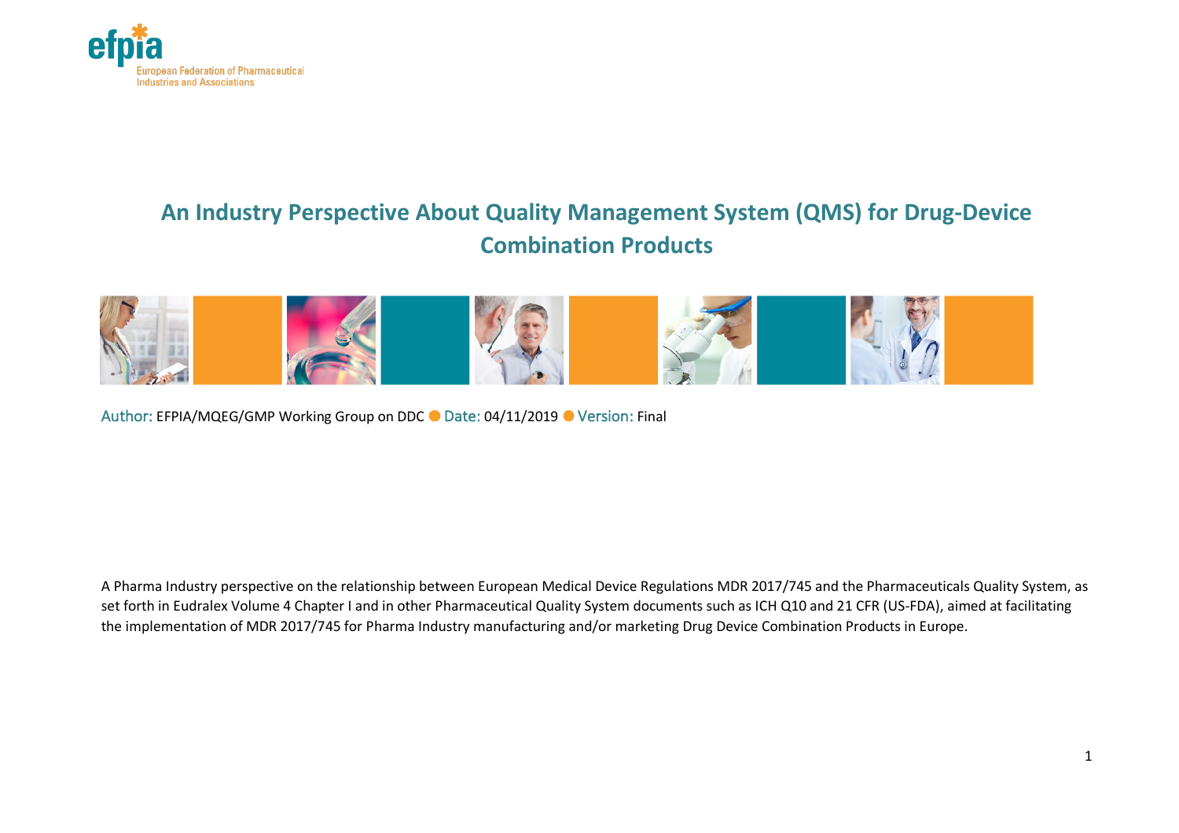efpia

European Federation of Pharmaceutical Industries and Associations

# An Industry Perspective About Quality Management System (QMS) for Drug-Device Combination Products

Author: EFPIA/MQEG/GMP Working Group on DDC ● Date: 04/11/2019 ● Version: Final

A Pharma Industry perspective on the relationship between European Medical Device Regulations MDR 2017/745 and the Pharmaceuticals Quality System, as set forth in Eudralex Volume 4 Chapter I and in other Pharmaceutical Quality System documents such as ICH Q10 and 21 CFR (US-FDA), aimed at facilitating the implementation of MDR 2017/745 for Pharma Industry manufacturing and/or marketing Drug Device Combination Products in Europe.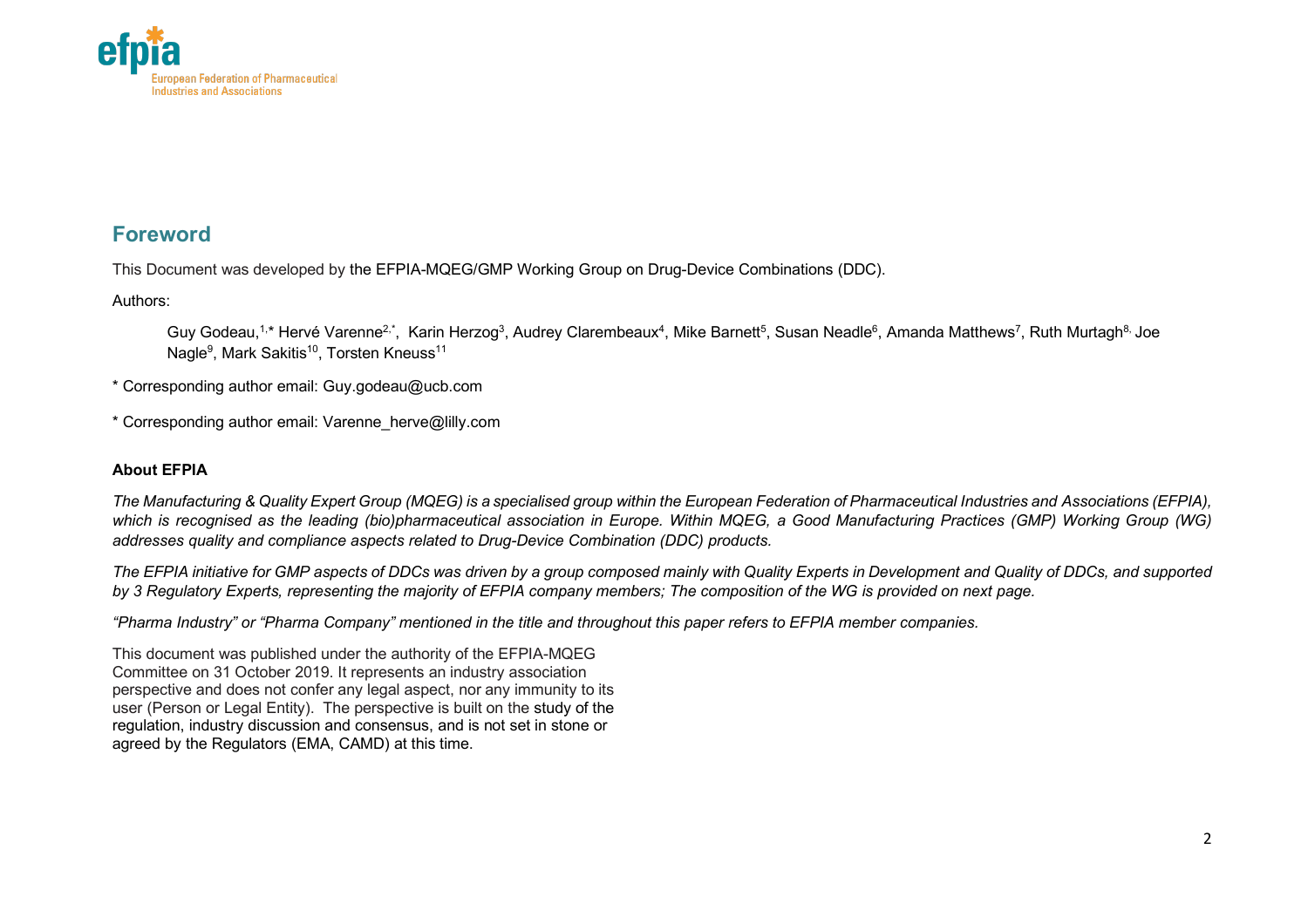## Foreword

This Document was developed by the EFPIA-MQEG/GMP Working Group on Drug-Device Combinations (DDC).

Authors:

Guy Godeau,[1,*] Hervé Varenne[2,*], Karin Herzog[3], Audrey Clarembeaux[4], Mike Barnett[5], Susan Neadle[6], Amanda Matthews[7], Ruth Murtagh[8,] Joe Nagle[9], Mark Sakitis[10], Torsten Kneuss[11]

* Corresponding author email: Guy.godeau@ucb.com

* Corresponding author email: Varenne_herve@lilly.com

**About EFPIA**

*The Manufacturing & Quality Expert Group (MQEG) is a specialised group within the European Federation of Pharmaceutical Industries and Associations (EFPIA), which is recognised as the leading (bio)pharmaceutical association in Europe. Within MQEG, a Good Manufacturing Practices (GMP) Working Group (WG) addresses quality and compliance aspects related to Drug-Device Combination (DDC) products.*

*The EFPIA initiative for GMP aspects of DDCs was driven by a group composed mainly with Quality Experts in Development and Quality of DDCs, and supported by 3 Regulatory Experts, representing the majority of EFPIA company members; The composition of the WG is provided on next page.*

*"Pharma Industry" or "Pharma Company" mentioned in the title and throughout this paper refers to EFPIA member companies.*

This document was published under the authority of the EFPIA-MQEG Committee on 31 October 2019. It represents an industry association perspective and does not confer any legal aspect, nor any immunity to its user (Person or Legal Entity). The perspective is built on the study of the regulation, industry discussion and consensus, and is not set in stone or agreed by the Regulators (EMA, CAMD) at this time.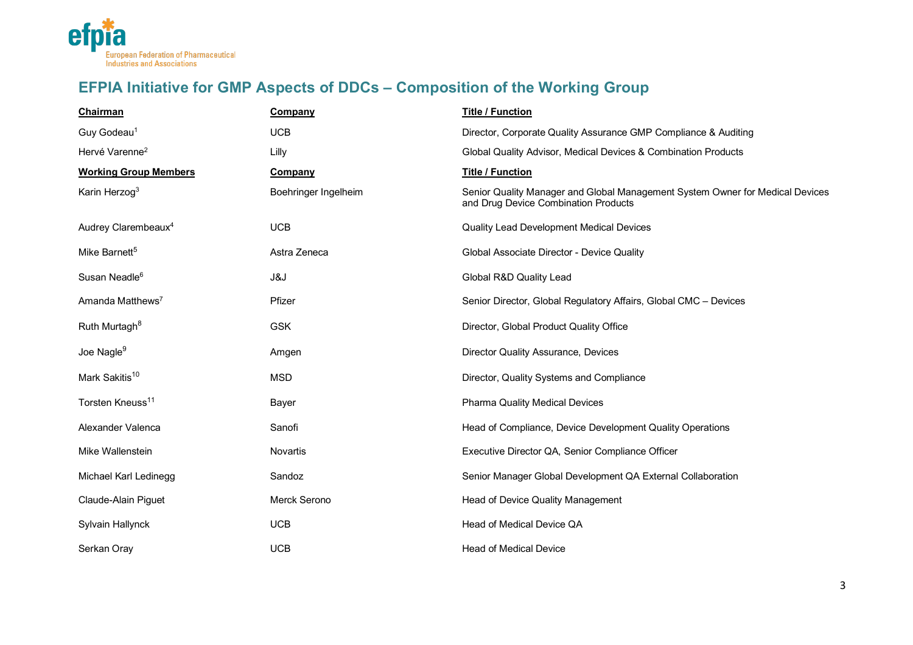## EFPIA Initiative for GMP Aspects of DDCs – Composition of the Working Group

| Chairman | Company | Title / Function |
|---|---|---|
| Guy Godeau[1] | UCB | Director, Corporate Quality Assurance GMP Compliance & Auditing |
| Hervé Varenne[2] | Lilly | Global Quality Advisor, Medical Devices & Combination Products |
| **Working Group Members** | **Company** | **Title / Function** |
| Karin Herzog[3] | Boehringer Ingelheim | Senior Quality Manager and Global Management System Owner for Medical Devices and Drug Device Combination Products |
| Audrey Clarembeaux[4] | UCB | Quality Lead Development Medical Devices |
| Mike Barnett[5] | Astra Zeneca | Global Associate Director - Device Quality |
| Susan Neadle[6] | J&J | Global R&D Quality Lead |
| Amanda Matthews[7] | Pfizer | Senior Director, Global Regulatory Affairs, Global CMC – Devices |
| Ruth Murtagh[8] | GSK | Director, Global Product Quality Office |
| Joe Nagle[9] | Amgen | Director Quality Assurance, Devices |
| Mark Sakitis[10] | MSD | Director, Quality Systems and Compliance |
| Torsten Kneuss[11] | Bayer | Pharma Quality Medical Devices |
| Alexander Valenca | Sanofi | Head of Compliance, Device Development Quality Operations |
| Mike Wallenstein | Novartis | Executive Director QA, Senior Compliance Officer |
| Michael Karl Ledinegg | Sandoz | Senior Manager Global Development QA External Collaboration |
| Claude-Alain Piguet | Merck Serono | Head of Device Quality Management |
| Sylvain Hallynck | UCB | Head of Medical Device QA |
| Serkan Oray | UCB | Head of Medical Device |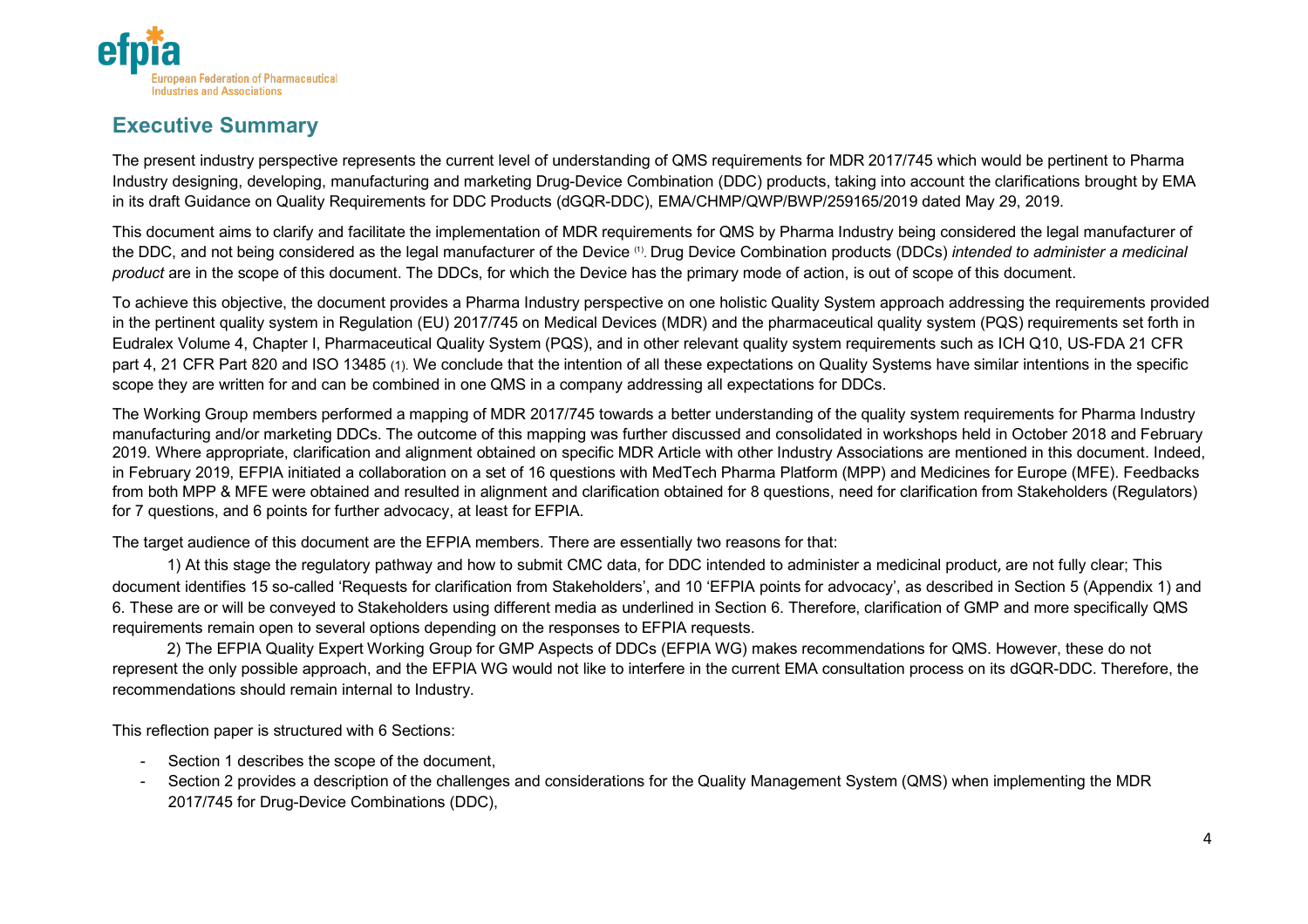## Executive Summary

The present industry perspective represents the current level of understanding of QMS requirements for MDR 2017/745 which would be pertinent to Pharma Industry designing, developing, manufacturing and marketing Drug-Device Combination (DDC) products, taking into account the clarifications brought by EMA in its draft Guidance on Quality Requirements for DDC Products (dGQR-DDC), EMA/CHMP/QWP/BWP/259165/2019 dated May 29, 2019.

This document aims to clarify and facilitate the implementation of MDR requirements for QMS by Pharma Industry being considered the legal manufacturer of the DDC, and not being considered as the legal manufacturer of the Device [(1)]. Drug Device Combination products (DDCs) *intended to administer a medicinal product* are in the scope of this document. The DDCs, for which the Device has the primary mode of action, is out of scope of this document.

To achieve this objective, the document provides a Pharma Industry perspective on one holistic Quality System approach addressing the requirements provided in the pertinent quality system in Regulation (EU) 2017/745 on Medical Devices (MDR) and the pharmaceutical quality system (PQS) requirements set forth in Eudralex Volume 4, Chapter I, Pharmaceutical Quality System (PQS), and in other relevant quality system requirements such as ICH Q10, US-FDA 21 CFR part 4, 21 CFR Part 820 and ISO 13485 (1). We conclude that the intention of all these expectations on Quality Systems have similar intentions in the specific scope they are written for and can be combined in one QMS in a company addressing all expectations for DDCs.

The Working Group members performed a mapping of MDR 2017/745 towards a better understanding of the quality system requirements for Pharma Industry manufacturing and/or marketing DDCs. The outcome of this mapping was further discussed and consolidated in workshops held in October 2018 and February 2019. Where appropriate, clarification and alignment obtained on specific MDR Article with other Industry Associations are mentioned in this document. Indeed, in February 2019, EFPIA initiated a collaboration on a set of 16 questions with MedTech Pharma Platform (MPP) and Medicines for Europe (MFE). Feedbacks from both MPP & MFE were obtained and resulted in alignment and clarification obtained for 8 questions, need for clarification from Stakeholders (Regulators) for 7 questions, and 6 points for further advocacy, at least for EFPIA.

The target audience of this document are the EFPIA members. There are essentially two reasons for that:

1) At this stage the regulatory pathway and how to submit CMC data, for DDC intended to administer a medicinal product, are not fully clear; This document identifies 15 so-called 'Requests for clarification from Stakeholders', and 10 'EFPIA points for advocacy', as described in Section 5 (Appendix 1) and 6. These are or will be conveyed to Stakeholders using different media as underlined in Section 6. Therefore, clarification of GMP and more specifically QMS requirements remain open to several options depending on the responses to EFPIA requests.

2) The EFPIA Quality Expert Working Group for GMP Aspects of DDCs (EFPIA WG) makes recommendations for QMS. However, these do not represent the only possible approach, and the EFPIA WG would not like to interfere in the current EMA consultation process on its dGQR-DDC. Therefore, the recommendations should remain internal to Industry.

This reflection paper is structured with 6 Sections:

- Section 1 describes the scope of the document,
- Section 2 provides a description of the challenges and considerations for the Quality Management System (QMS) when implementing the MDR 2017/745 for Drug-Device Combinations (DDC),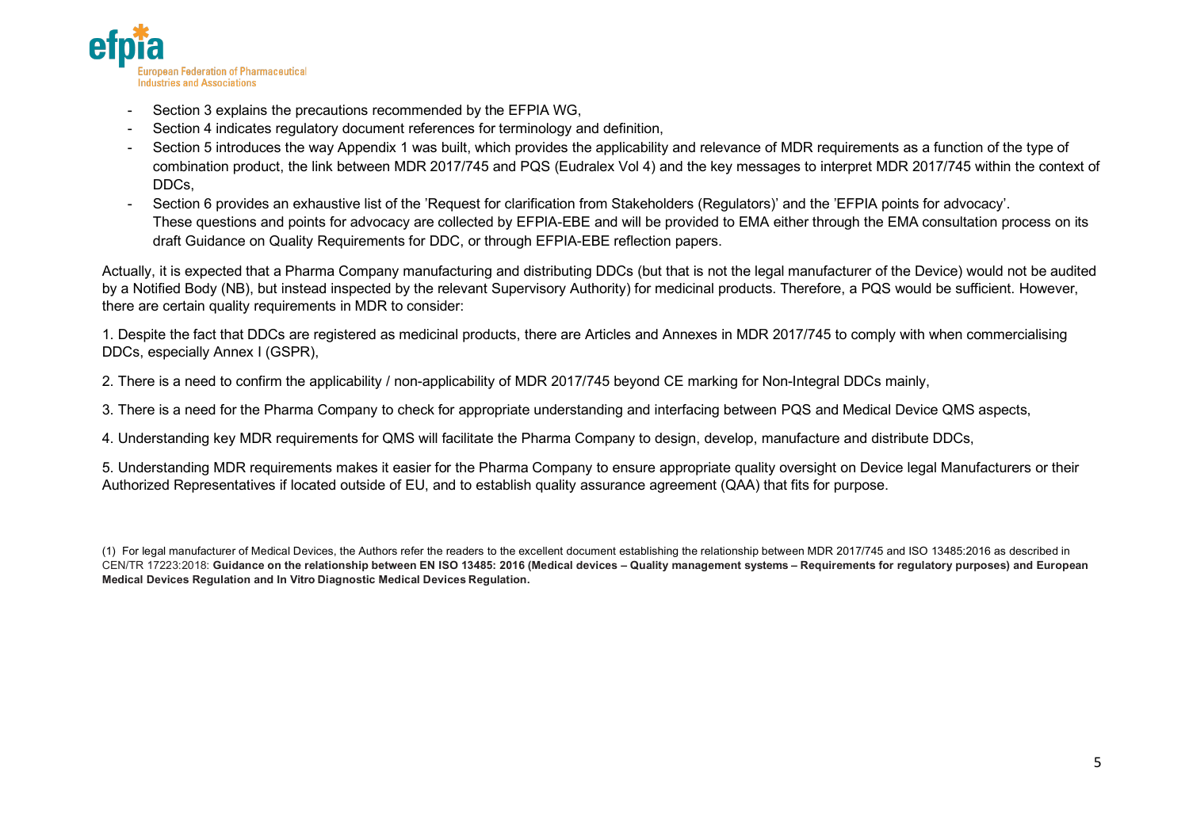- Section 3 explains the precautions recommended by the EFPIA WG,
- Section 4 indicates regulatory document references for terminology and definition,
- Section 5 introduces the way Appendix 1 was built, which provides the applicability and relevance of MDR requirements as a function of the type of combination product, the link between MDR 2017/745 and PQS (Eudralex Vol 4) and the key messages to interpret MDR 2017/745 within the context of DDCs,
- Section 6 provides an exhaustive list of the 'Request for clarification from Stakeholders (Regulators)' and the 'EFPIA points for advocacy'.
  These questions and points for advocacy are collected by EFPIA-EBE and will be provided to EMA either through the EMA consultation process on its draft Guidance on Quality Requirements for DDC, or through EFPIA-EBE reflection papers.

Actually, it is expected that a Pharma Company manufacturing and distributing DDCs (but that is not the legal manufacturer of the Device) would not be audited by a Notified Body (NB), but instead inspected by the relevant Supervisory Authority) for medicinal products. Therefore, a PQS would be sufficient. However, there are certain quality requirements in MDR to consider:

1. Despite the fact that DDCs are registered as medicinal products, there are Articles and Annexes in MDR 2017/745 to comply with when commercialising DDCs, especially Annex I (GSPR),

2. There is a need to confirm the applicability / non-applicability of MDR 2017/745 beyond CE marking for Non-Integral DDCs mainly,

3. There is a need for the Pharma Company to check for appropriate understanding and interfacing between PQS and Medical Device QMS aspects,

4. Understanding key MDR requirements for QMS will facilitate the Pharma Company to design, develop, manufacture and distribute DDCs,

5. Understanding MDR requirements makes it easier for the Pharma Company to ensure appropriate quality oversight on Device legal Manufacturers or their Authorized Representatives if located outside of EU, and to establish quality assurance agreement (QAA) that fits for purpose.

(1) For legal manufacturer of Medical Devices, the Authors refer the readers to the excellent document establishing the relationship between MDR 2017/745 and ISO 13485:2016 as described in CEN/TR 17223:2018: **Guidance on the relationship between EN ISO 13485: 2016 (Medical devices – Quality management systems – Requirements for regulatory purposes) and European Medical Devices Regulation and In Vitro Diagnostic Medical Devices Regulation.**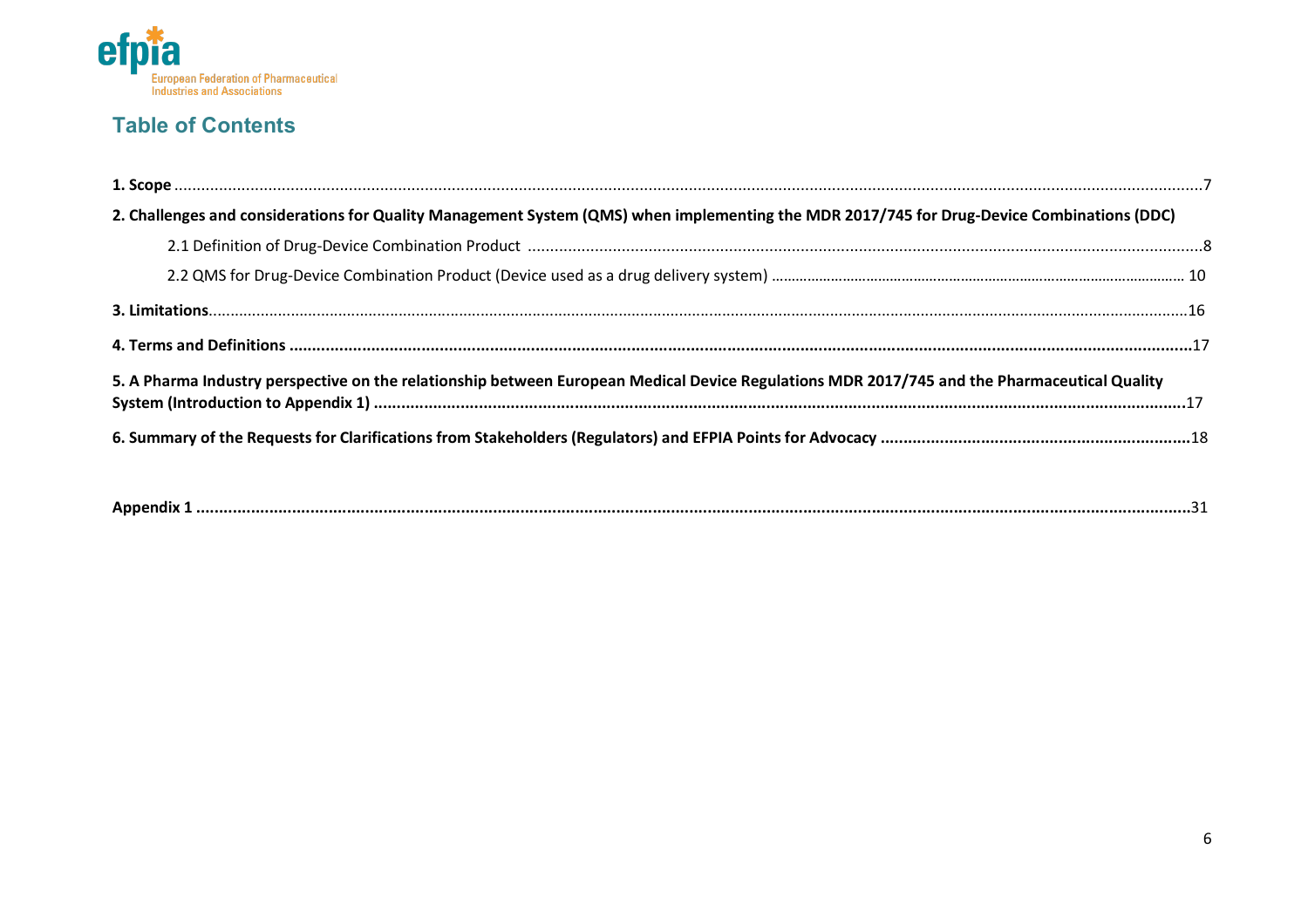## Table of Contents

**1. Scope** .......................................................................................................................................................7

**2. Challenges and considerations for Quality Management System (QMS) when implementing the MDR 2017/745 for Drug-Device Combinations (DDC)**

2.1 Definition of Drug-Device Combination Product .......................................................................................8

2.2 QMS for Drug-Device Combination Product (Device used as a drug delivery system) .................................10

**3. Limitations**......................................................................................................................................................16

**4. Terms and Definitions** .....................................................................................................................................17

**5. A Pharma Industry perspective on the relationship between European Medical Device Regulations MDR 2017/745 and the Pharmaceutical Quality System (Introduction to Appendix 1)** .......................................................................................................................17

**6. Summary of the Requests for Clarifications from Stakeholders (Regulators) and EFPIA Points for Advocacy** ............................18

**Appendix 1** .......................................................................................................................................................31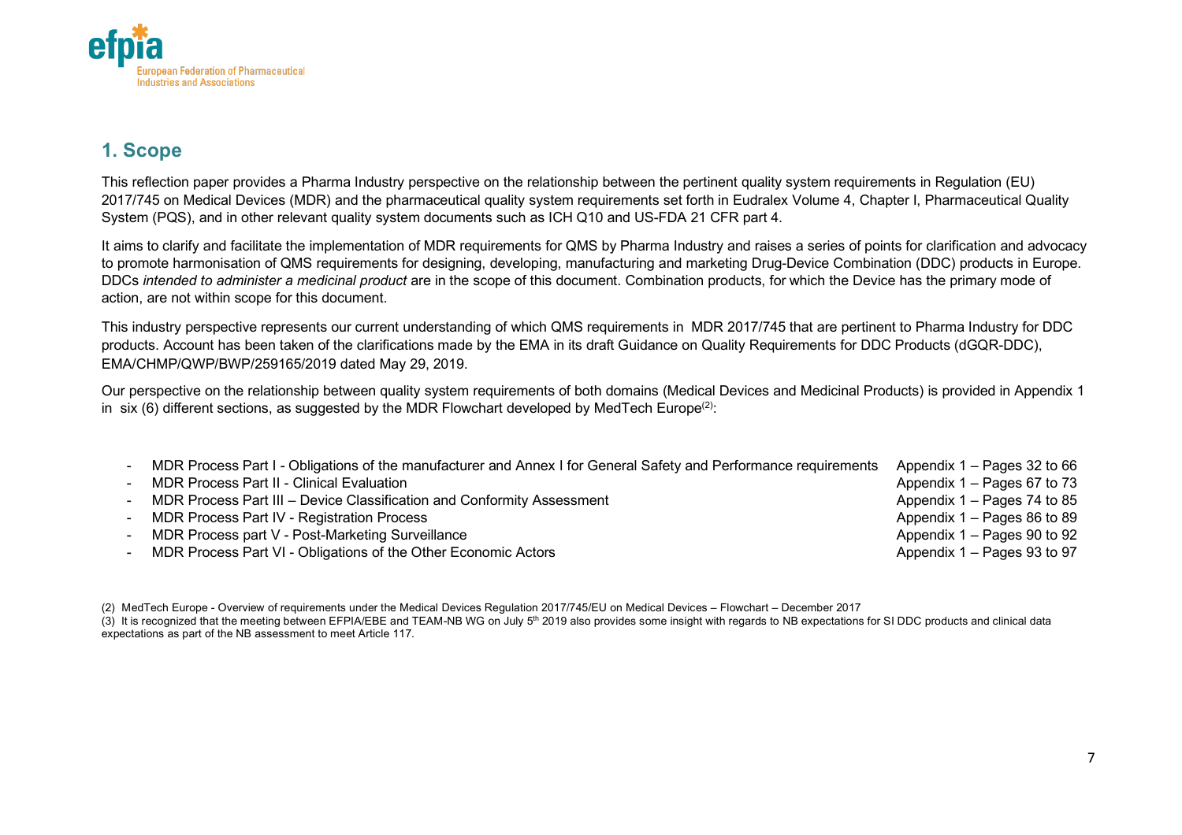## 1. Scope

This reflection paper provides a Pharma Industry perspective on the relationship between the pertinent quality system requirements in Regulation (EU) 2017/745 on Medical Devices (MDR) and the pharmaceutical quality system requirements set forth in Eudralex Volume 4, Chapter I, Pharmaceutical Quality System (PQS), and in other relevant quality system documents such as ICH Q10 and US-FDA 21 CFR part 4.

It aims to clarify and facilitate the implementation of MDR requirements for QMS by Pharma Industry and raises a series of points for clarification and advocacy to promote harmonisation of QMS requirements for designing, developing, manufacturing and marketing Drug-Device Combination (DDC) products in Europe. DDCs *intended to administer a medicinal product* are in the scope of this document. Combination products, for which the Device has the primary mode of action, are not within scope for this document.

This industry perspective represents our current understanding of which QMS requirements in MDR 2017/745 that are pertinent to Pharma Industry for DDC products. Account has been taken of the clarifications made by the EMA in its draft Guidance on Quality Requirements for DDC Products (dGQR-DDC), EMA/CHMP/QWP/BWP/259165/2019 dated May 29, 2019.

Our perspective on the relationship between quality system requirements of both domains (Medical Devices and Medicinal Products) is provided in Appendix 1 in six (6) different sections, as suggested by the MDR Flowchart developed by MedTech Europe[2]:

- MDR Process Part I - Obligations of the manufacturer and Annex I for General Safety and Performance requirements — Appendix 1 – Pages 32 to 66
- MDR Process Part II - Clinical Evaluation — Appendix 1 – Pages 67 to 73
- MDR Process Part III – Device Classification and Conformity Assessment — Appendix 1 – Pages 74 to 85
- MDR Process Part IV - Registration Process — Appendix 1 – Pages 86 to 89
- MDR Process part V - Post-Marketing Surveillance — Appendix 1 – Pages 90 to 92
- MDR Process Part VI - Obligations of the Other Economic Actors — Appendix 1 – Pages 93 to 97

(2) MedTech Europe - Overview of requirements under the Medical Devices Regulation 2017/745/EU on Medical Devices – Flowchart – December 2017

(3) It is recognized that the meeting between EFPIA/EBE and TEAM-NB WG on July 5th 2019 also provides some insight with regards to NB expectations for SI DDC products and clinical data expectations as part of the NB assessment to meet Article 117.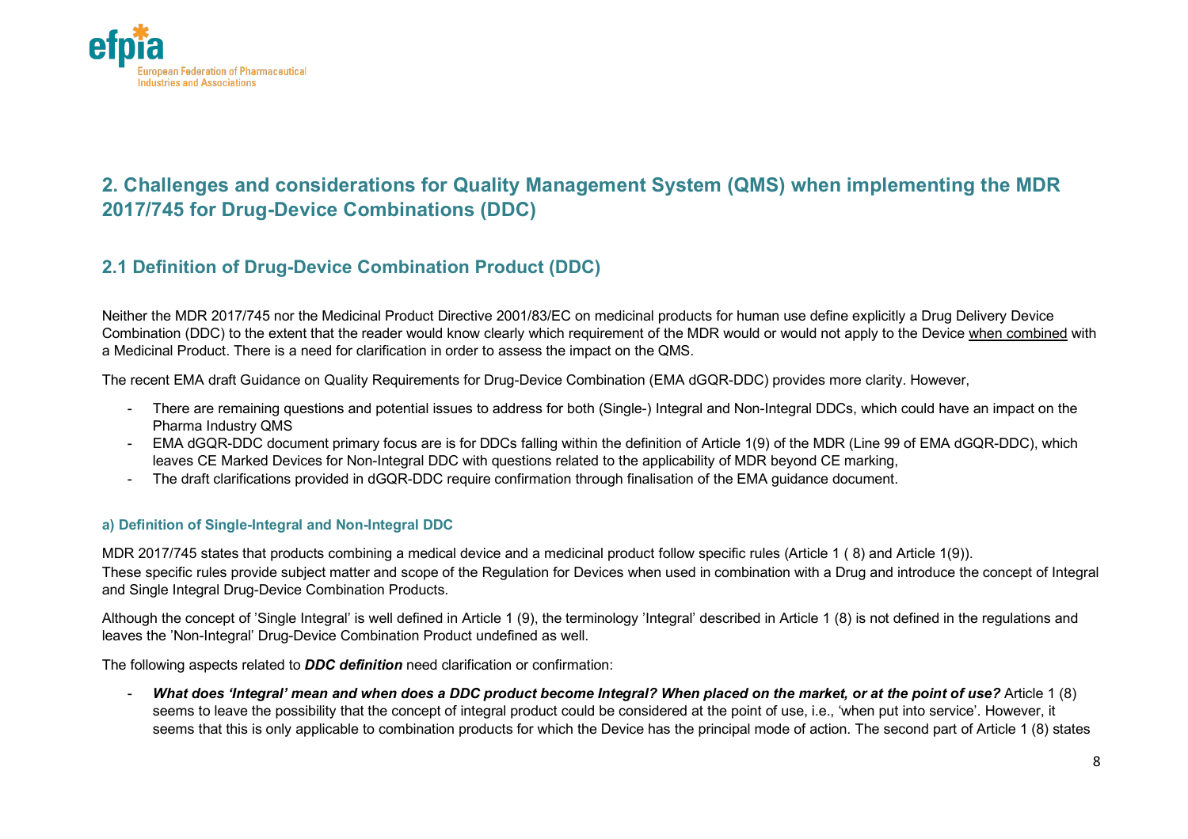## 2. Challenges and considerations for Quality Management System (QMS) when implementing the MDR 2017/745 for Drug-Device Combinations (DDC)

### 2.1 Definition of Drug-Device Combination Product (DDC)

Neither the MDR 2017/745 nor the Medicinal Product Directive 2001/83/EC on medicinal products for human use define explicitly a Drug Delivery Device Combination (DDC) to the extent that the reader would know clearly which requirement of the MDR would or would not apply to the Device when combined with a Medicinal Product. There is a need for clarification in order to assess the impact on the QMS.

The recent EMA draft Guidance on Quality Requirements for Drug-Device Combination (EMA dGQR-DDC) provides more clarity. However,

- There are remaining questions and potential issues to address for both (Single-) Integral and Non-Integral DDCs, which could have an impact on the Pharma Industry QMS
- EMA dGQR-DDC document primary focus are is for DDCs falling within the definition of Article 1(9) of the MDR (Line 99 of EMA dGQR-DDC), which leaves CE Marked Devices for Non-Integral DDC with questions related to the applicability of MDR beyond CE marking,
- The draft clarifications provided in dGQR-DDC require confirmation through finalisation of the EMA guidance document.

#### a) Definition of Single-Integral and Non-Integral DDC

MDR 2017/745 states that products combining a medical device and a medicinal product follow specific rules (Article 1 ( 8) and Article 1(9)).
These specific rules provide subject matter and scope of the Regulation for Devices when used in combination with a Drug and introduce the concept of Integral and Single Integral Drug-Device Combination Products.

Although the concept of 'Single Integral' is well defined in Article 1 (9), the terminology 'Integral' described in Article 1 (8) is not defined in the regulations and leaves the 'Non-Integral' Drug-Device Combination Product undefined as well.

The following aspects related to ***DDC definition*** need clarification or confirmation:

- ***What does 'Integral' mean and when does a DDC product become Integral? When placed on the market, or at the point of use?*** Article 1 (8) seems to leave the possibility that the concept of integral product could be considered at the point of use, i.e., 'when put into service'. However, it seems that this is only applicable to combination products for which the Device has the principal mode of action. The second part of Article 1 (8) states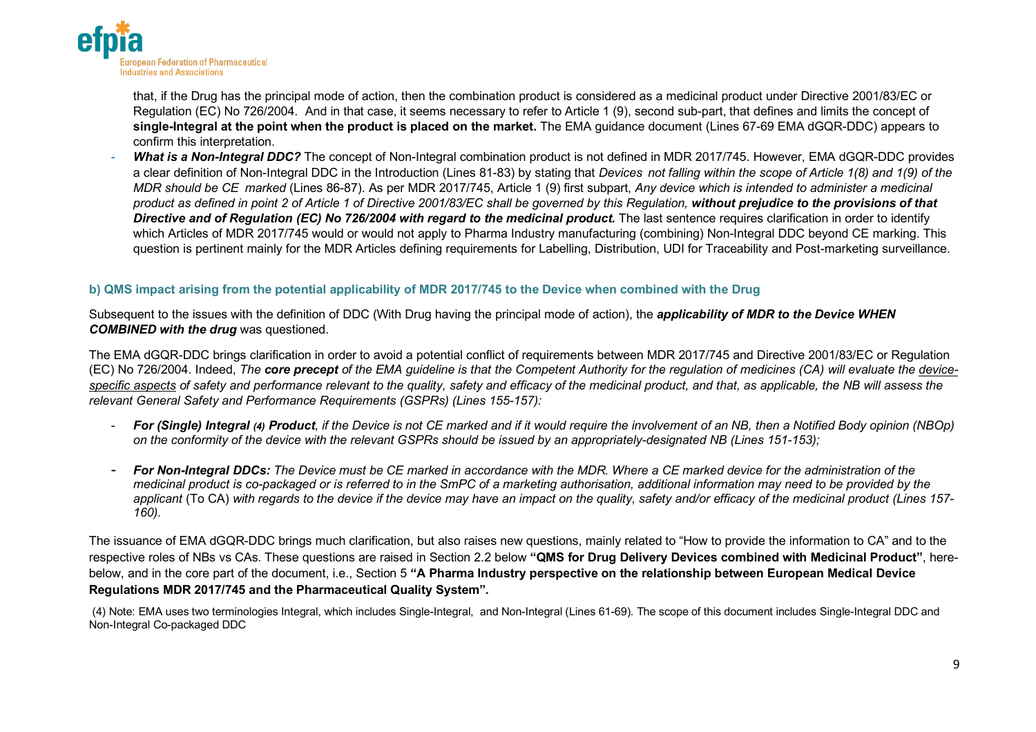that, if the Drug has the principal mode of action, then the combination product is considered as a medicinal product under Directive 2001/83/EC or Regulation (EC) No 726/2004. And in that case, it seems necessary to refer to Article 1 (9), second sub-part, that defines and limits the concept of **single-Integral at the point when the product is placed on the market.** The EMA guidance document (Lines 67-69 EMA dGQR-DDC) appears to confirm this interpretation.

- ***What is a Non-Integral DDC?*** The concept of Non-Integral combination product is not defined in MDR 2017/745. However, EMA dGQR-DDC provides a clear definition of Non-Integral DDC in the Introduction (Lines 81-83) by stating that *Devices not falling within the scope of Article 1(8) and 1(9) of the MDR should be CE marked* (Lines 86-87). As per MDR 2017/745, Article 1 (9) first subpart, *Any device which is intended to administer a medicinal product as defined in point 2 of Article 1 of Directive 2001/83/EC shall be governed by this Regulation, **without prejudice to the provisions of that Directive and of Regulation (EC) No 726/2004 with regard to the medicinal product.*** The last sentence requires clarification in order to identify which Articles of MDR 2017/745 would or would not apply to Pharma Industry manufacturing (combining) Non-Integral DDC beyond CE marking. This question is pertinent mainly for the MDR Articles defining requirements for Labelling, Distribution, UDI for Traceability and Post-marketing surveillance.

### b) QMS impact arising from the potential applicability of MDR 2017/745 to the Device when combined with the Drug

Subsequent to the issues with the definition of DDC (With Drug having the principal mode of action), the ***applicability of MDR to the Device WHEN COMBINED with the drug*** was questioned.

The EMA dGQR-DDC brings clarification in order to avoid a potential conflict of requirements between MDR 2017/745 and Directive 2001/83/EC or Regulation (EC) No 726/2004. Indeed, *The **core precept** of the EMA guideline is that the Competent Authority for the regulation of medicines (CA) will evaluate the device-specific aspects of safety and performance relevant to the quality, safety and efficacy of the medicinal product, and that, as applicable, the NB will assess the relevant General Safety and Performance Requirements (GSPRs) (Lines 155-157):*

- ***For (Single) Integral (4) Product**, if the Device is not CE marked and if it would require the involvement of an NB, then a Notified Body opinion (NBOp) on the conformity of the device with the relevant GSPRs should be issued by an appropriately-designated NB (Lines 151-153);*

- ***For Non-Integral DDCs:** The Device must be CE marked in accordance with the MDR. Where a CE marked device for the administration of the medicinal product is co-packaged or is referred to in the SmPC of a marketing authorisation, additional information may need to be provided by the applicant* (To CA) *with regards to the device if the device may have an impact on the quality, safety and/or efficacy of the medicinal product (Lines 157-160).*

The issuance of EMA dGQR-DDC brings much clarification, but also raises new questions, mainly related to "How to provide the information to CA" and to the respective roles of NBs vs CAs. These questions are raised in Section 2.2 below **"QMS for Drug Delivery Devices combined with Medicinal Product"**, here-below, and in the core part of the document, i.e., Section 5 **"A Pharma Industry perspective on the relationship between European Medical Device Regulations MDR 2017/745 and the Pharmaceutical Quality System".**

(4) Note: EMA uses two terminologies Integral, which includes Single-Integral, and Non-Integral (Lines 61-69). The scope of this document includes Single-Integral DDC and Non-Integral Co-packaged DDC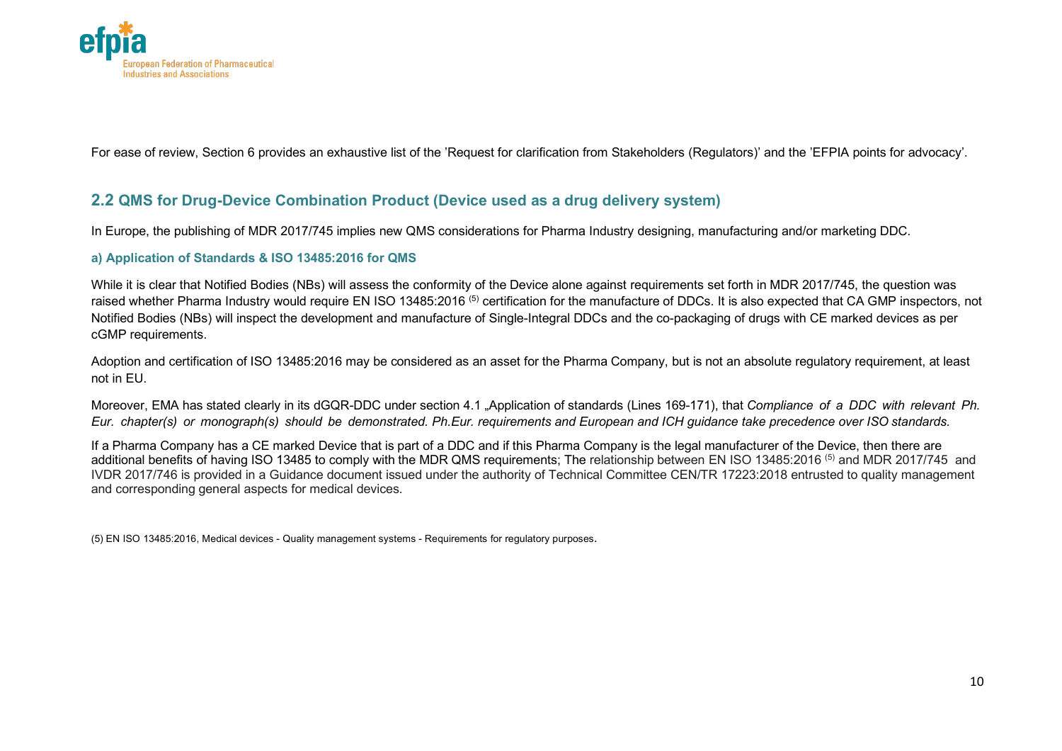For ease of review, Section 6 provides an exhaustive list of the 'Request for clarification from Stakeholders (Regulators)' and the 'EFPIA points for advocacy'.

## 2.2 QMS for Drug-Device Combination Product (Device used as a drug delivery system)

In Europe, the publishing of MDR 2017/745 implies new QMS considerations for Pharma Industry designing, manufacturing and/or marketing DDC.

### a) Application of Standards & ISO 13485:2016 for QMS

While it is clear that Notified Bodies (NBs) will assess the conformity of the Device alone against requirements set forth in MDR 2017/745, the question was raised whether Pharma Industry would require EN ISO 13485:2016 [5] certification for the manufacture of DDCs. It is also expected that CA GMP inspectors, not Notified Bodies (NBs) will inspect the development and manufacture of Single-Integral DDCs and the co-packaging of drugs with CE marked devices as per cGMP requirements.

Adoption and certification of ISO 13485:2016 may be considered as an asset for the Pharma Company, but is not an absolute regulatory requirement, at least not in EU.

Moreover, EMA has stated clearly in its dGQR-DDC under section 4.1 „Application of standards (Lines 169-171), that *Compliance of a DDC with relevant Ph. Eur. chapter(s) or monograph(s) should be demonstrated. Ph.Eur. requirements and European and ICH guidance take precedence over ISO standards.*

If a Pharma Company has a CE marked Device that is part of a DDC and if this Pharma Company is the legal manufacturer of the Device, then there are additional benefits of having ISO 13485 to comply with the MDR QMS requirements; The relationship between EN ISO 13485:2016 [5] and MDR 2017/745 and IVDR 2017/746 is provided in a Guidance document issued under the authority of Technical Committee CEN/TR 17223:2018 entrusted to quality management and corresponding general aspects for medical devices.

(5) EN ISO 13485:2016, Medical devices - Quality management systems - Requirements for regulatory purposes.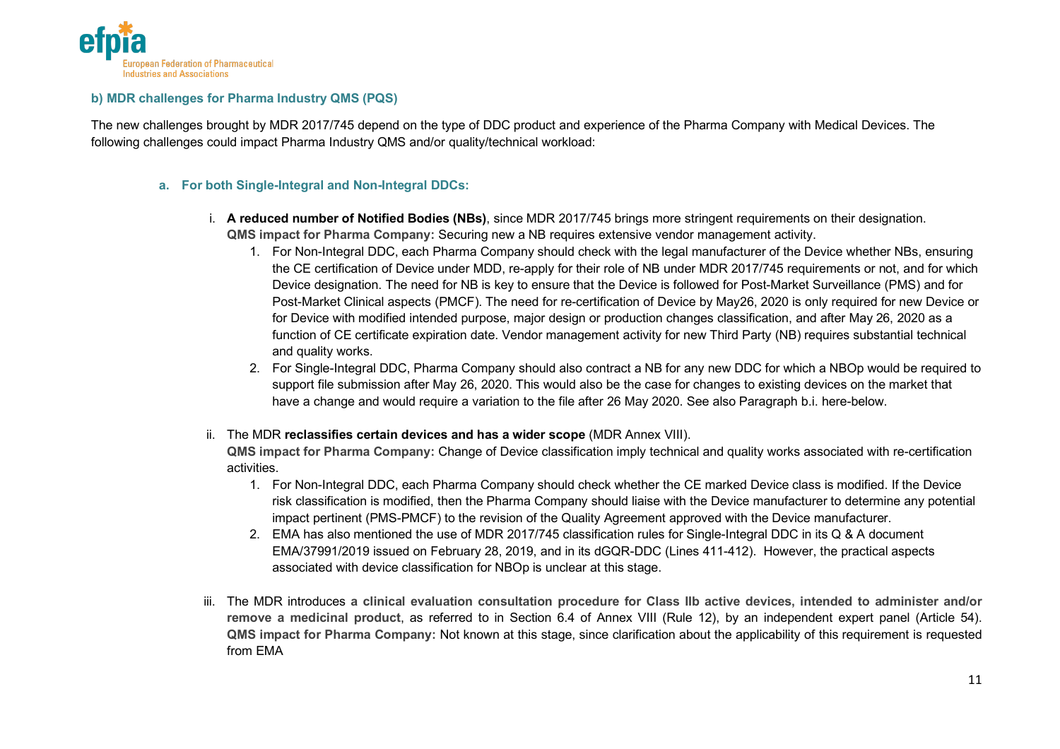### b) MDR challenges for Pharma Industry QMS (PQS)

The new challenges brought by MDR 2017/745 depend on the type of DDC product and experience of the Pharma Company with Medical Devices. The following challenges could impact Pharma Industry QMS and/or quality/technical workload:

#### a. For both Single-Integral and Non-Integral DDCs:

i. **A reduced number of Notified Bodies (NBs)**, since MDR 2017/745 brings more stringent requirements on their designation.
**QMS impact for Pharma Company:** Securing new a NB requires extensive vendor management activity.

1. For Non-Integral DDC, each Pharma Company should check with the legal manufacturer of the Device whether NBs, ensuring the CE certification of Device under MDD, re-apply for their role of NB under MDR 2017/745 requirements or not, and for which Device designation. The need for NB is key to ensure that the Device is followed for Post-Market Surveillance (PMS) and for Post-Market Clinical aspects (PMCF). The need for re-certification of Device by May26, 2020 is only required for new Device or for Device with modified intended purpose, major design or production changes classification, and after May 26, 2020 as a function of CE certificate expiration date. Vendor management activity for new Third Party (NB) requires substantial technical and quality works.
2. For Single-Integral DDC, Pharma Company should also contract a NB for any new DDC for which a NBOp would be required to support file submission after May 26, 2020. This would also be the case for changes to existing devices on the market that have a change and would require a variation to the file after 26 May 2020. See also Paragraph b.i. here-below.

ii. The MDR **reclassifies certain devices and has a wider scope** (MDR Annex VIII).
**QMS impact for Pharma Company:** Change of Device classification imply technical and quality works associated with re-certification activities.

1. For Non-Integral DDC, each Pharma Company should check whether the CE marked Device class is modified. If the Device risk classification is modified, then the Pharma Company should liaise with the Device manufacturer to determine any potential impact pertinent (PMS-PMCF) to the revision of the Quality Agreement approved with the Device manufacturer.
2. EMA has also mentioned the use of MDR 2017/745 classification rules for Single-Integral DDC in its Q & A document EMA/37991/2019 issued on February 28, 2019, and in its dGQR-DDC (Lines 411-412). However, the practical aspects associated with device classification for NBOp is unclear at this stage.

iii. The MDR introduces **a clinical evaluation consultation procedure for Class IIb active devices, intended to administer and/or remove a medicinal product**, as referred to in Section 6.4 of Annex VIII (Rule 12), by an independent expert panel (Article 54).
**QMS impact for Pharma Company:** Not known at this stage, since clarification about the applicability of this requirement is requested from EMA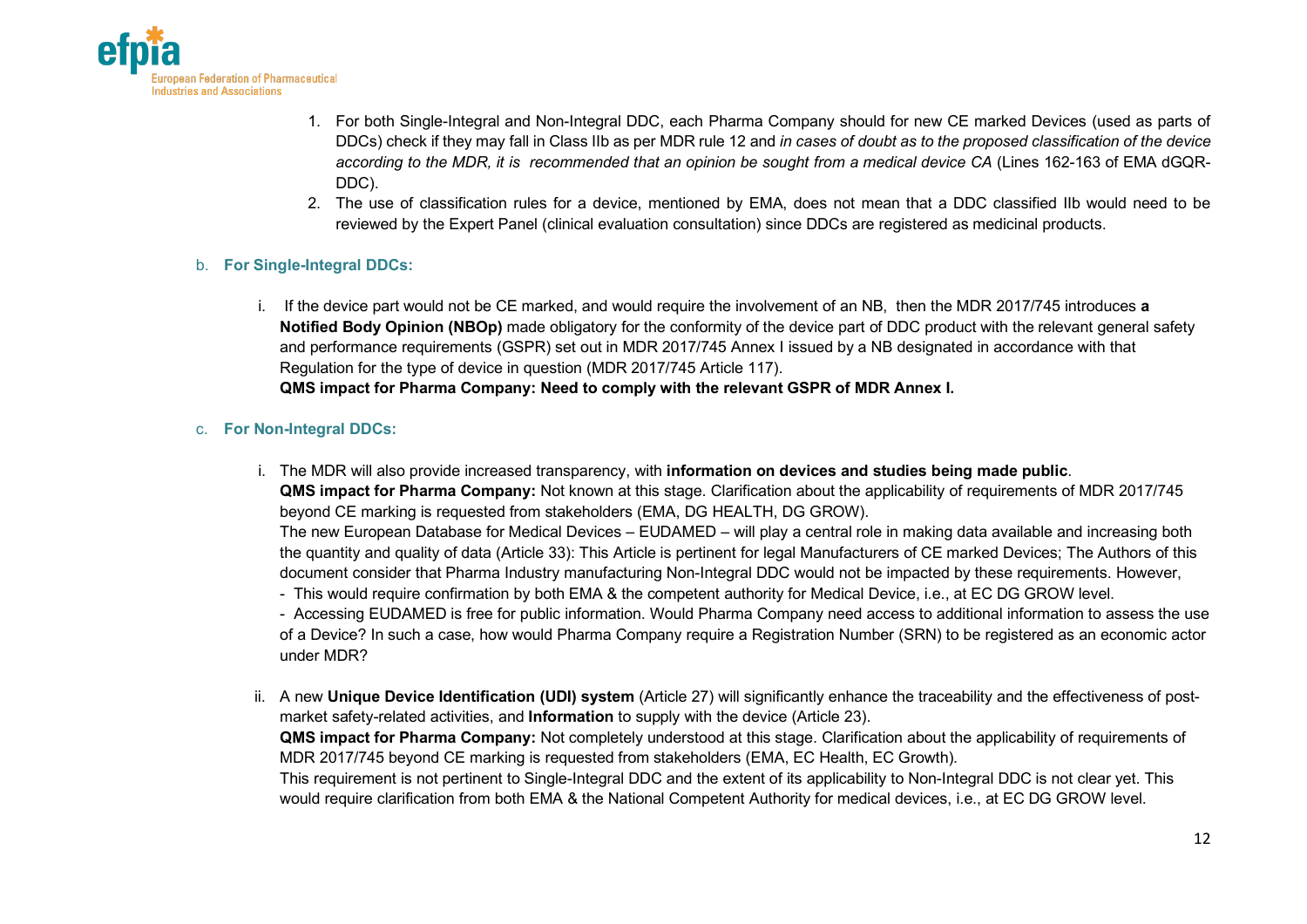1. For both Single-Integral and Non-Integral DDC, each Pharma Company should for new CE marked Devices (used as parts of DDCs) check if they may fall in Class IIb as per MDR rule 12 and *in cases of doubt as to the proposed classification of the device according to the MDR, it is recommended that an opinion be sought from a medical device CA* (Lines 162-163 of EMA dGQR-DDC).
2. The use of classification rules for a device, mentioned by EMA, does not mean that a DDC classified IIb would need to be reviewed by the Expert Panel (clinical evaluation consultation) since DDCs are registered as medicinal products.

b. **For Single-Integral DDCs:**

i. If the device part would not be CE marked, and would require the involvement of an NB, then the MDR 2017/745 introduces **a Notified Body Opinion (NBOp)** made obligatory for the conformity of the device part of DDC product with the relevant general safety and performance requirements (GSPR) set out in MDR 2017/745 Annex I issued by a NB designated in accordance with that Regulation for the type of device in question (MDR 2017/745 Article 117).
**QMS impact for Pharma Company: Need to comply with the relevant GSPR of MDR Annex I.**

c. **For Non-Integral DDCs:**

i. The MDR will also provide increased transparency, with **information on devices and studies being made public**.
**QMS impact for Pharma Company:** Not known at this stage. Clarification about the applicability of requirements of MDR 2017/745 beyond CE marking is requested from stakeholders (EMA, DG HEALTH, DG GROW).
The new European Database for Medical Devices – EUDAMED – will play a central role in making data available and increasing both the quantity and quality of data (Article 33): This Article is pertinent for legal Manufacturers of CE marked Devices; The Authors of this document consider that Pharma Industry manufacturing Non-Integral DDC would not be impacted by these requirements. However,
- This would require confirmation by both EMA & the competent authority for Medical Device, i.e., at EC DG GROW level.
- Accessing EUDAMED is free for public information. Would Pharma Company need access to additional information to assess the use of a Device? In such a case, how would Pharma Company require a Registration Number (SRN) to be registered as an economic actor under MDR?

ii. A new **Unique Device Identification (UDI) system** (Article 27) will significantly enhance the traceability and the effectiveness of post-market safety-related activities, and **Information** to supply with the device (Article 23).
**QMS impact for Pharma Company:** Not completely understood at this stage. Clarification about the applicability of requirements of MDR 2017/745 beyond CE marking is requested from stakeholders (EMA, EC Health, EC Growth).
This requirement is not pertinent to Single-Integral DDC and the extent of its applicability to Non-Integral DDC is not clear yet. This would require clarification from both EMA & the National Competent Authority for medical devices, i.e., at EC DG GROW level.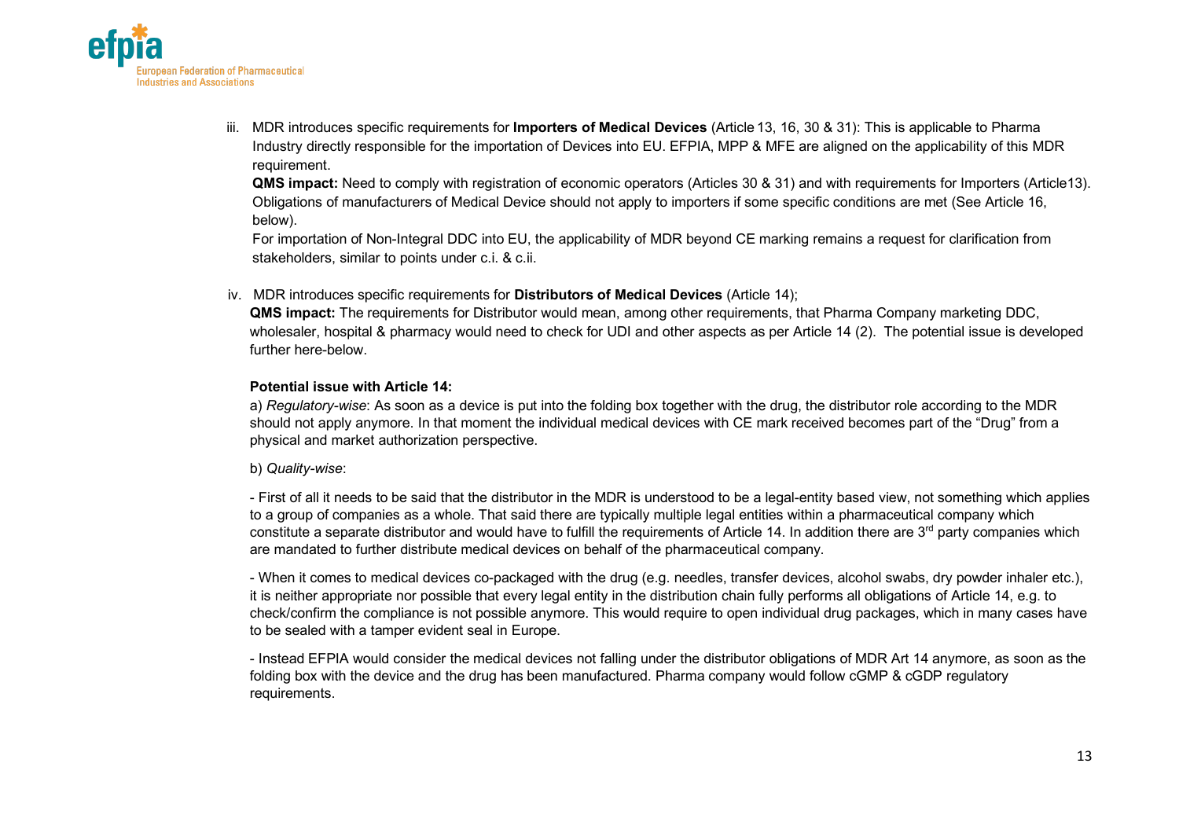iii. MDR introduces specific requirements for **Importers of Medical Devices** (Article 13, 16, 30 & 31): This is applicable to Pharma Industry directly responsible for the importation of Devices into EU. EFPIA, MPP & MFE are aligned on the applicability of this MDR requirement.
**QMS impact:** Need to comply with registration of economic operators (Articles 30 & 31) and with requirements for Importers (Article13). Obligations of manufacturers of Medical Device should not apply to importers if some specific conditions are met (See Article 16, below).
For importation of Non-Integral DDC into EU, the applicability of MDR beyond CE marking remains a request for clarification from stakeholders, similar to points under c.i. & c.ii.

iv. MDR introduces specific requirements for **Distributors of Medical Devices** (Article 14);
**QMS impact:** The requirements for Distributor would mean, among other requirements, that Pharma Company marketing DDC, wholesaler, hospital & pharmacy would need to check for UDI and other aspects as per Article 14 (2). The potential issue is developed further here-below.

**Potential issue with Article 14:**

a) *Regulatory-wise*: As soon as a device is put into the folding box together with the drug, the distributor role according to the MDR should not apply anymore. In that moment the individual medical devices with CE mark received becomes part of the "Drug" from a physical and market authorization perspective.

b) *Quality-wise*:

- First of all it needs to be said that the distributor in the MDR is understood to be a legal-entity based view, not something which applies to a group of companies as a whole. That said there are typically multiple legal entities within a pharmaceutical company which constitute a separate distributor and would have to fulfill the requirements of Article 14. In addition there are 3rd party companies which are mandated to further distribute medical devices on behalf of the pharmaceutical company.

- When it comes to medical devices co-packaged with the drug (e.g. needles, transfer devices, alcohol swabs, dry powder inhaler etc.), it is neither appropriate nor possible that every legal entity in the distribution chain fully performs all obligations of Article 14, e.g. to check/confirm the compliance is not possible anymore. This would require to open individual drug packages, which in many cases have to be sealed with a tamper evident seal in Europe.

- Instead EFPIA would consider the medical devices not falling under the distributor obligations of MDR Art 14 anymore, as soon as the folding box with the device and the drug has been manufactured. Pharma company would follow cGMP & cGDP regulatory requirements.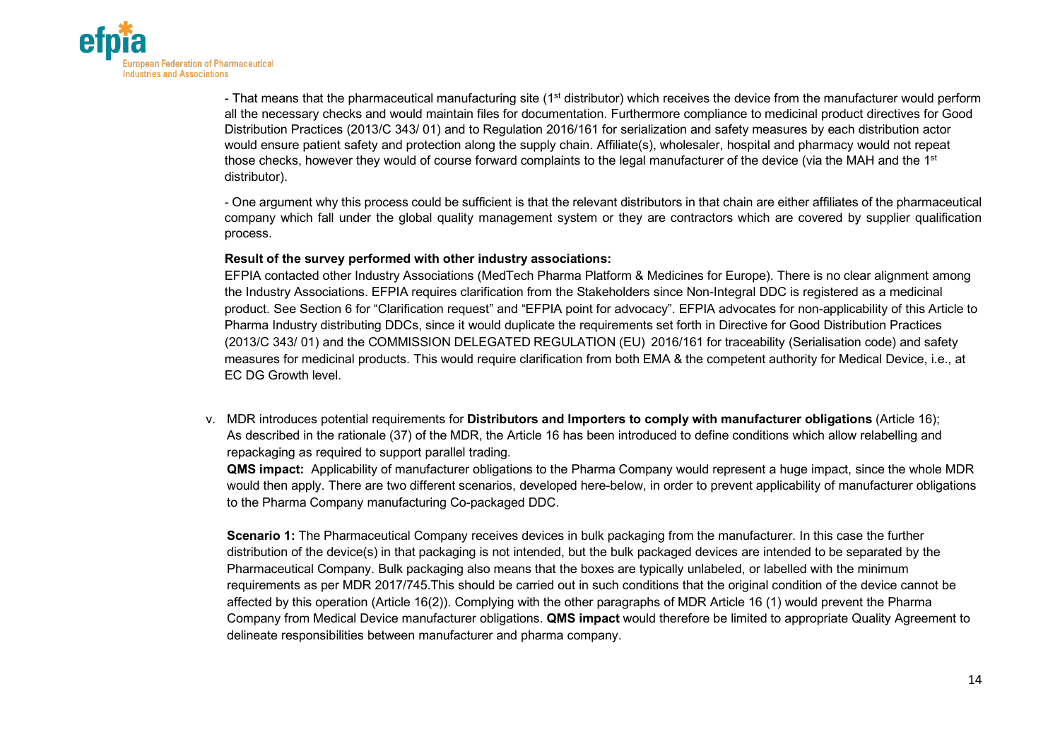- That means that the pharmaceutical manufacturing site (1st distributor) which receives the device from the manufacturer would perform all the necessary checks and would maintain files for documentation. Furthermore compliance to medicinal product directives for Good Distribution Practices (2013/C 343/ 01) and to Regulation 2016/161 for serialization and safety measures by each distribution actor would ensure patient safety and protection along the supply chain. Affiliate(s), wholesaler, hospital and pharmacy would not repeat those checks, however they would of course forward complaints to the legal manufacturer of the device (via the MAH and the 1st distributor).

- One argument why this process could be sufficient is that the relevant distributors in that chain are either affiliates of the pharmaceutical company which fall under the global quality management system or they are contractors which are covered by supplier qualification process.

**Result of the survey performed with other industry associations:**
EFPIA contacted other Industry Associations (MedTech Pharma Platform & Medicines for Europe). There is no clear alignment among the Industry Associations. EFPIA requires clarification from the Stakeholders since Non-Integral DDC is registered as a medicinal product. See Section 6 for "Clarification request" and "EFPIA point for advocacy". EFPIA advocates for non-applicability of this Article to Pharma Industry distributing DDCs, since it would duplicate the requirements set forth in Directive for Good Distribution Practices (2013/C 343/ 01) and the COMMISSION DELEGATED REGULATION (EU) 2016/161 for traceability (Serialisation code) and safety measures for medicinal products. This would require clarification from both EMA & the competent authority for Medical Device, i.e., at EC DG Growth level.

v. MDR introduces potential requirements for **Distributors and Importers to comply with manufacturer obligations** (Article 16); As described in the rationale (37) of the MDR, the Article 16 has been introduced to define conditions which allow relabelling and repackaging as required to support parallel trading.
**QMS impact:** Applicability of manufacturer obligations to the Pharma Company would represent a huge impact, since the whole MDR would then apply. There are two different scenarios, developed here-below, in order to prevent applicability of manufacturer obligations to the Pharma Company manufacturing Co-packaged DDC.

**Scenario 1:** The Pharmaceutical Company receives devices in bulk packaging from the manufacturer. In this case the further distribution of the device(s) in that packaging is not intended, but the bulk packaged devices are intended to be separated by the Pharmaceutical Company. Bulk packaging also means that the boxes are typically unlabeled, or labelled with the minimum requirements as per MDR 2017/745.This should be carried out in such conditions that the original condition of the device cannot be affected by this operation (Article 16(2)). Complying with the other paragraphs of MDR Article 16 (1) would prevent the Pharma Company from Medical Device manufacturer obligations. **QMS impact** would therefore be limited to appropriate Quality Agreement to delineate responsibilities between manufacturer and pharma company.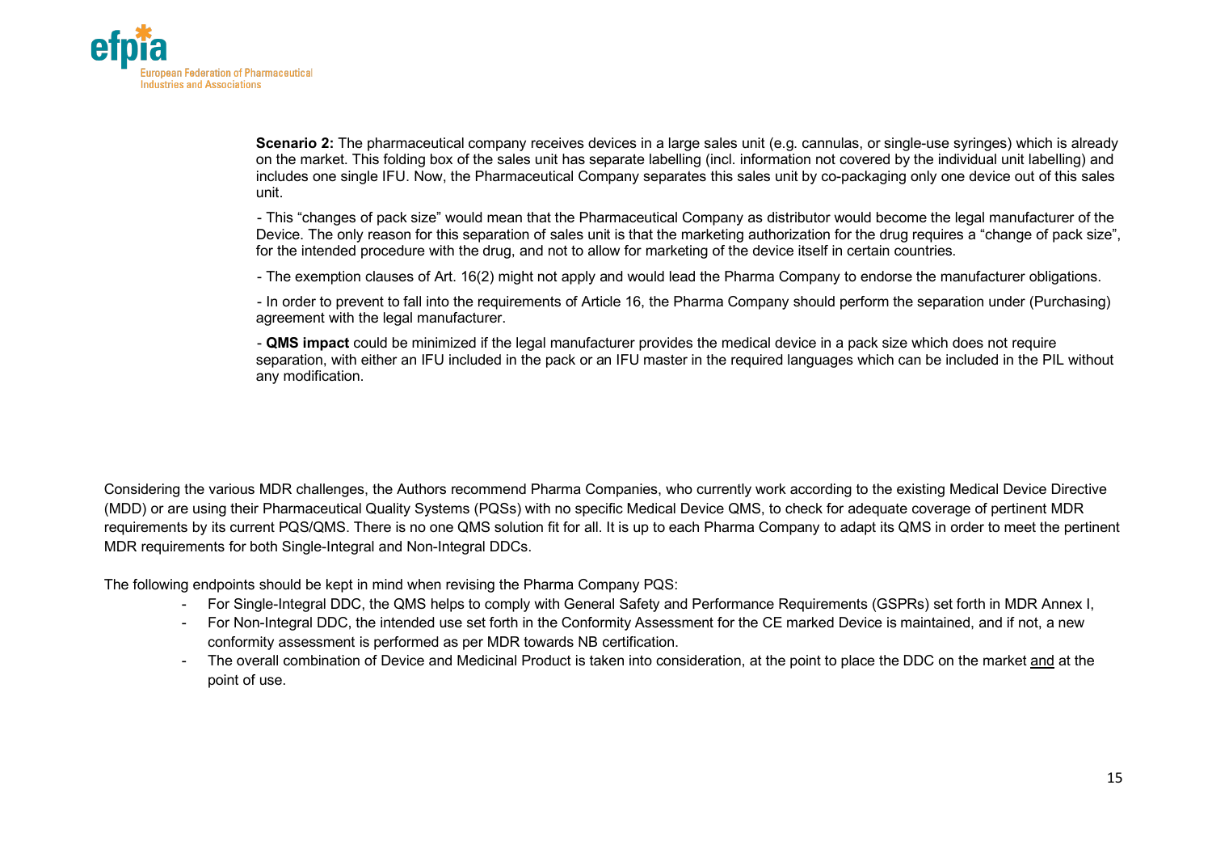**Scenario 2:** The pharmaceutical company receives devices in a large sales unit (e.g. cannulas, or single-use syringes) which is already on the market. This folding box of the sales unit has separate labelling (incl. information not covered by the individual unit labelling) and includes one single IFU. Now, the Pharmaceutical Company separates this sales unit by co-packaging only one device out of this sales unit.

- This "changes of pack size" would mean that the Pharmaceutical Company as distributor would become the legal manufacturer of the Device. The only reason for this separation of sales unit is that the marketing authorization for the drug requires a "change of pack size", for the intended procedure with the drug, and not to allow for marketing of the device itself in certain countries.

- The exemption clauses of Art. 16(2) might not apply and would lead the Pharma Company to endorse the manufacturer obligations.

- In order to prevent to fall into the requirements of Article 16, the Pharma Company should perform the separation under (Purchasing) agreement with the legal manufacturer.

- **QMS impact** could be minimized if the legal manufacturer provides the medical device in a pack size which does not require separation, with either an IFU included in the pack or an IFU master in the required languages which can be included in the PIL without any modification.

Considering the various MDR challenges, the Authors recommend Pharma Companies, who currently work according to the existing Medical Device Directive (MDD) or are using their Pharmaceutical Quality Systems (PQSs) with no specific Medical Device QMS, to check for adequate coverage of pertinent MDR requirements by its current PQS/QMS. There is no one QMS solution fit for all. It is up to each Pharma Company to adapt its QMS in order to meet the pertinent MDR requirements for both Single-Integral and Non-Integral DDCs.

The following endpoints should be kept in mind when revising the Pharma Company PQS:

- For Single-Integral DDC, the QMS helps to comply with General Safety and Performance Requirements (GSPRs) set forth in MDR Annex I,
- For Non-Integral DDC, the intended use set forth in the Conformity Assessment for the CE marked Device is maintained, and if not, a new conformity assessment is performed as per MDR towards NB certification.
- The overall combination of Device and Medicinal Product is taken into consideration, at the point to place the DDC on the market <u>and</u> at the point of use.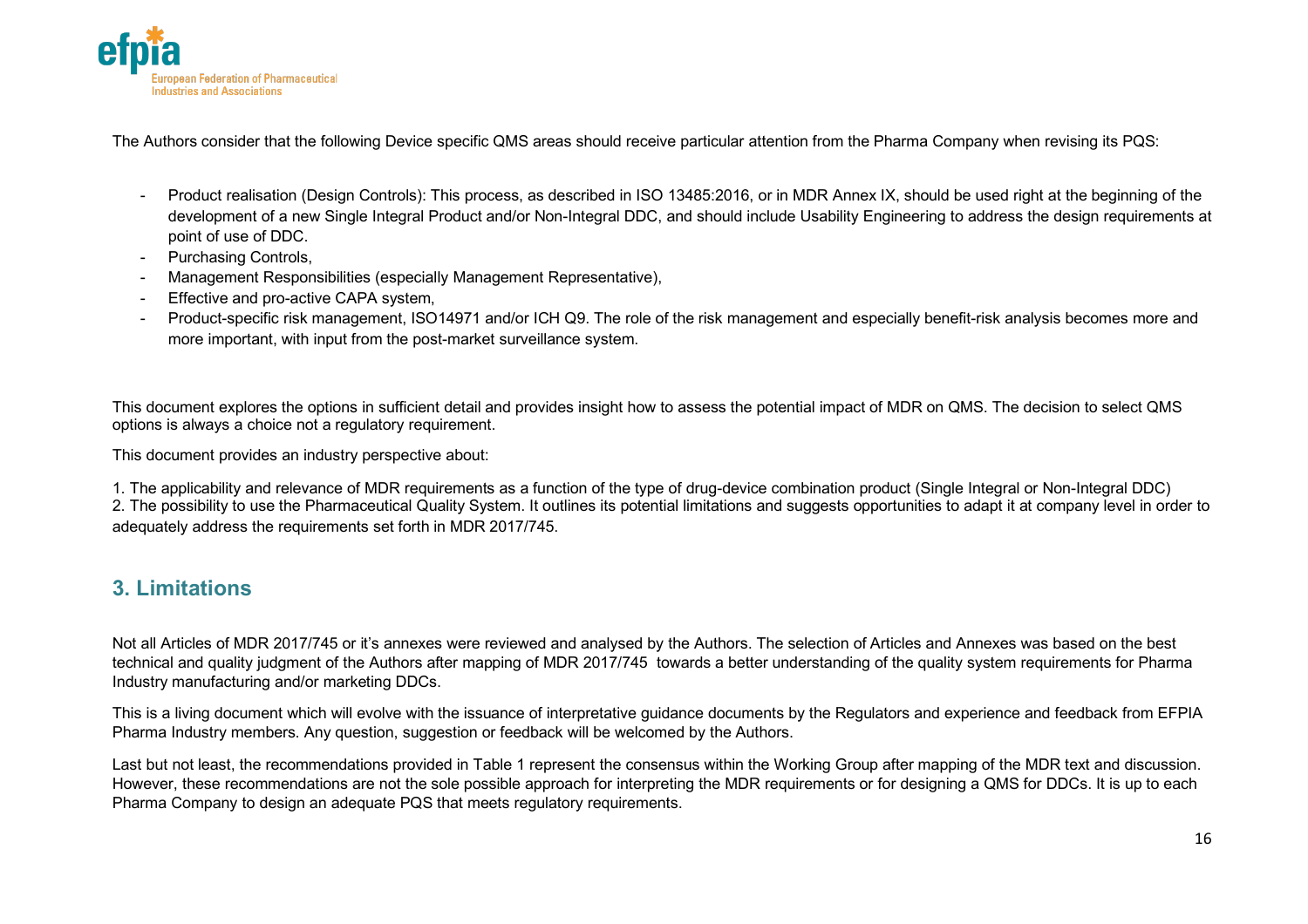The Authors consider that the following Device specific QMS areas should receive particular attention from the Pharma Company when revising its PQS:

- Product realisation (Design Controls): This process, as described in ISO 13485:2016, or in MDR Annex IX, should be used right at the beginning of the development of a new Single Integral Product and/or Non-Integral DDC, and should include Usability Engineering to address the design requirements at point of use of DDC.
- Purchasing Controls,
- Management Responsibilities (especially Management Representative),
- Effective and pro-active CAPA system,
- Product-specific risk management, ISO14971 and/or ICH Q9. The role of the risk management and especially benefit-risk analysis becomes more and more important, with input from the post-market surveillance system.

This document explores the options in sufficient detail and provides insight how to assess the potential impact of MDR on QMS. The decision to select QMS options is always a choice not a regulatory requirement.

This document provides an industry perspective about:

1. The applicability and relevance of MDR requirements as a function of the type of drug-device combination product (Single Integral or Non-Integral DDC)
2. The possibility to use the Pharmaceutical Quality System. It outlines its potential limitations and suggests opportunities to adapt it at company level in order to adequately address the requirements set forth in MDR 2017/745.

## 3. Limitations

Not all Articles of MDR 2017/745 or it's annexes were reviewed and analysed by the Authors. The selection of Articles and Annexes was based on the best technical and quality judgment of the Authors after mapping of MDR 2017/745 towards a better understanding of the quality system requirements for Pharma Industry manufacturing and/or marketing DDCs.

This is a living document which will evolve with the issuance of interpretative guidance documents by the Regulators and experience and feedback from EFPIA Pharma Industry members. Any question, suggestion or feedback will be welcomed by the Authors.

Last but not least, the recommendations provided in Table 1 represent the consensus within the Working Group after mapping of the MDR text and discussion. However, these recommendations are not the sole possible approach for interpreting the MDR requirements or for designing a QMS for DDCs. It is up to each Pharma Company to design an adequate PQS that meets regulatory requirements.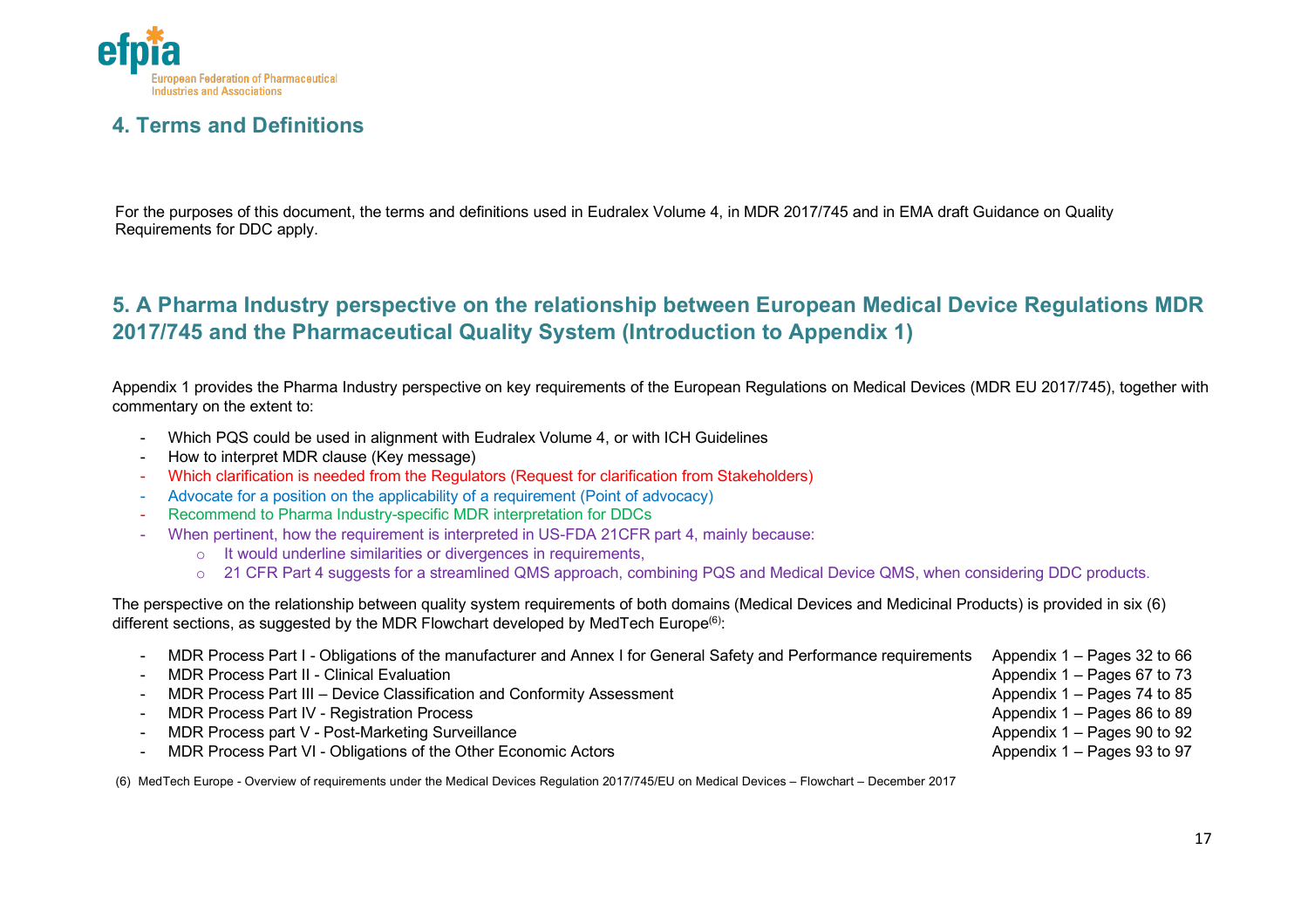## 4. Terms and Definitions

For the purposes of this document, the terms and definitions used in Eudralex Volume 4, in MDR 2017/745 and in EMA draft Guidance on Quality Requirements for DDC apply.

## 5. A Pharma Industry perspective on the relationship between European Medical Device Regulations MDR 2017/745 and the Pharmaceutical Quality System (Introduction to Appendix 1)

Appendix 1 provides the Pharma Industry perspective on key requirements of the European Regulations on Medical Devices (MDR EU 2017/745), together with commentary on the extent to:

- Which PQS could be used in alignment with Eudralex Volume 4, or with ICH Guidelines
- How to interpret MDR clause (Key message)
- Which clarification is needed from the Regulators (Request for clarification from Stakeholders)
- Advocate for a position on the applicability of a requirement (Point of advocacy)
- Recommend to Pharma Industry-specific MDR interpretation for DDCs
- When pertinent, how the requirement is interpreted in US-FDA 21CFR part 4, mainly because:
  - It would underline similarities or divergences in requirements,
  - 21 CFR Part 4 suggests for a streamlined QMS approach, combining PQS and Medical Device QMS, when considering DDC products.

The perspective on the relationship between quality system requirements of both domains (Medical Devices and Medicinal Products) is provided in six (6) different sections, as suggested by the MDR Flowchart developed by MedTech Europe[6]:

- MDR Process Part I - Obligations of the manufacturer and Annex I for General Safety and Performance requirements — Appendix 1 – Pages 32 to 66
- MDR Process Part II - Clinical Evaluation — Appendix 1 – Pages 67 to 73
- MDR Process Part III – Device Classification and Conformity Assessment — Appendix 1 – Pages 74 to 85
- MDR Process Part IV - Registration Process — Appendix 1 – Pages 86 to 89
- MDR Process part V - Post-Marketing Surveillance — Appendix 1 – Pages 90 to 92
- MDR Process Part VI - Obligations of the Other Economic Actors — Appendix 1 – Pages 93 to 97

(6) MedTech Europe - Overview of requirements under the Medical Devices Regulation 2017/745/EU on Medical Devices – Flowchart – December 2017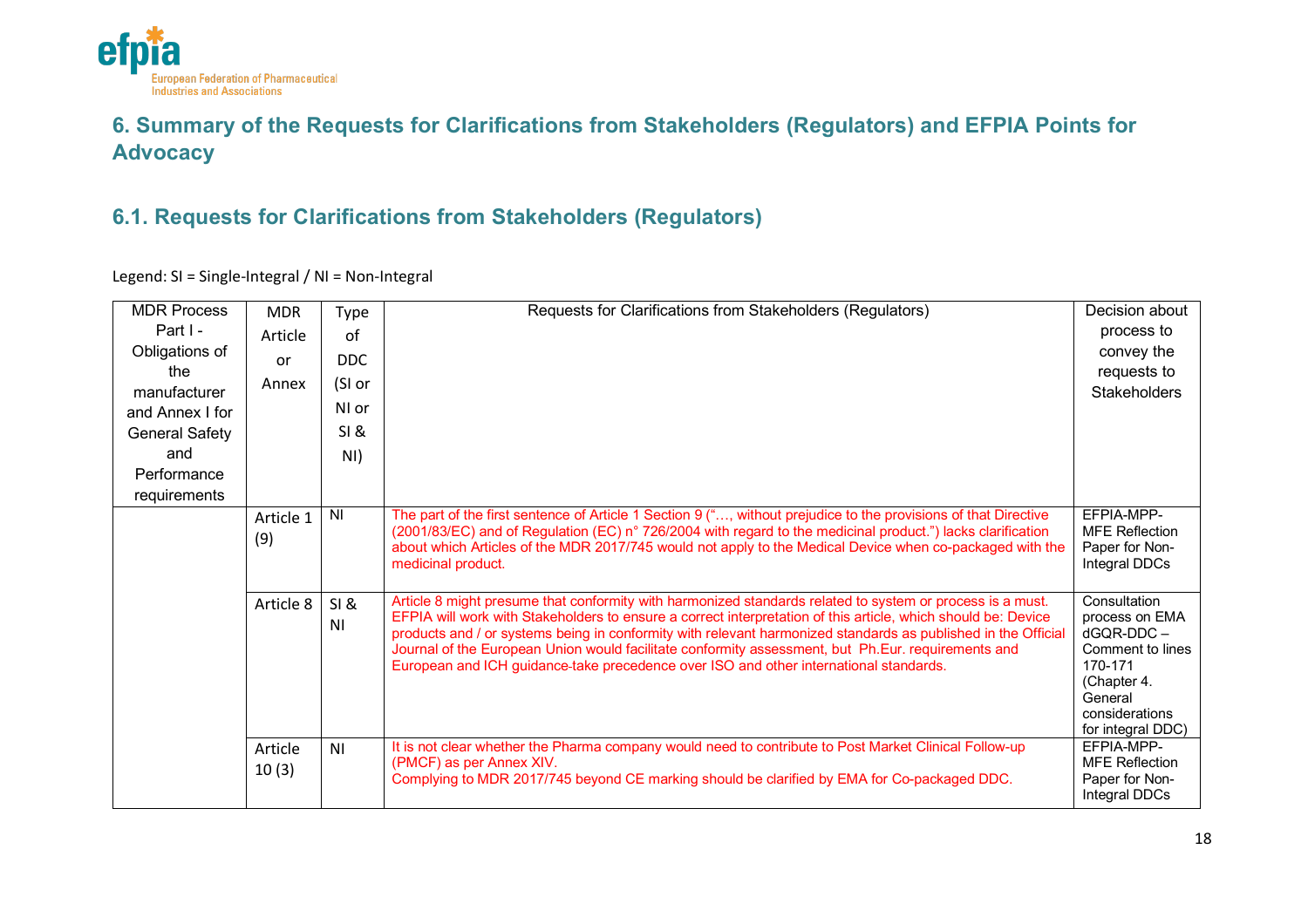## 6. Summary of the Requests for Clarifications from Stakeholders (Regulators) and EFPIA Points for Advocacy

### 6.1. Requests for Clarifications from Stakeholders (Regulators)

Legend: SI = Single-Integral / NI = Non-Integral

| MDR Process Part I - Obligations of the manufacturer and Annex I for General Safety and Performance requirements | MDR Article or Annex | Type of DDC (SI or NI or SI & NI) | Requests for Clarifications from Stakeholders (Regulators) | Decision about process to convey the requests to Stakeholders |
|---|---|---|---|---|
| | Article 1 (9) | NI | The part of the first sentence of Article 1 Section 9 ("…, without prejudice to the provisions of that Directive (2001/83/EC) and of Regulation (EC) n° 726/2004 with regard to the medicinal product.") lacks clarification about which Articles of the MDR 2017/745 would not apply to the Medical Device when co-packaged with the medicinal product. | EFPIA-MPP-MFE Reflection Paper for Non-Integral DDCs |
| | Article 8 | SI & NI | Article 8 might presume that conformity with harmonized standards related to system or process is a must. EFPIA will work with Stakeholders to ensure a correct interpretation of this article, which should be: Device products and / or systems being in conformity with relevant harmonized standards as published in the Official Journal of the European Union would facilitate conformity assessment, but Ph.Eur. requirements and European and ICH guidance-take precedence over ISO and other international standards. | Consultation process on EMA dGQR-DDC – Comment to lines 170-171 (Chapter 4. General considerations for integral DDC) |
| | Article 10 (3) | NI | It is not clear whether the Pharma company would need to contribute to Post Market Clinical Follow-up (PMCF) as per Annex XIV.<br>Complying to MDR 2017/745 beyond CE marking should be clarified by EMA for Co-packaged DDC. | EFPIA-MPP-MFE Reflection Paper for Non-Integral DDCs |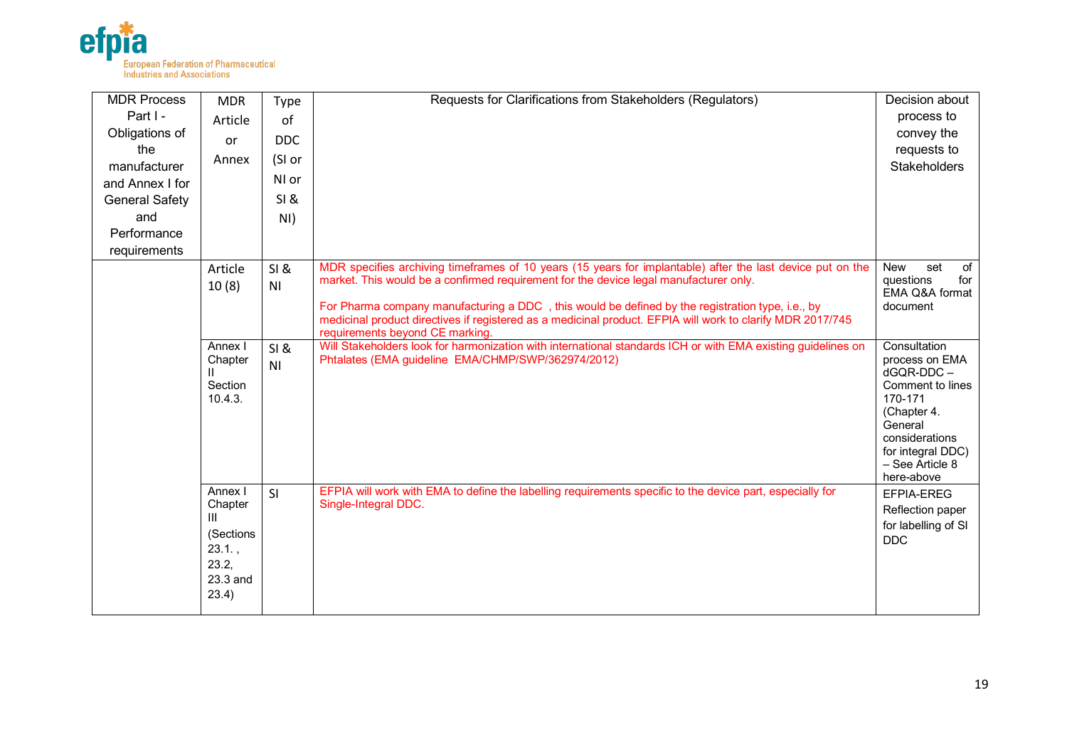| MDR Process Part I - Obligations of the manufacturer and Annex I for General Safety and Performance requirements | MDR Article or Annex | Type of DDC (SI or NI or SI & NI) | Requests for Clarifications from Stakeholders (Regulators) | Decision about process to convey the requests to Stakeholders |
|---|---|---|---|---|
| | Article 10 (8) | SI & NI | MDR specifies archiving timeframes of 10 years (15 years for implantable) after the last device put on the market. This would be a confirmed requirement for the device legal manufacturer only.<br><br>For Pharma company manufacturing a DDC , this would be defined by the registration type, i.e., by medicinal product directives if registered as a medicinal product. EFPIA will work to clarify MDR 2017/745 requirements beyond CE marking. | New set of questions for EMA Q&A format document |
| | Annex I Chapter II Section 10.4.3. | SI & NI | Will Stakeholders look for harmonization with international standards ICH or with EMA existing guidelines on Phtalates (EMA guideline EMA/CHMP/SWP/362974/2012) | Consultation process on EMA dGQR-DDC – Comment to lines 170-171 (Chapter 4. General considerations for integral DDC) – See Article 8 here-above |
| | Annex I Chapter III (Sections 23.1. , 23.2, 23.3 and 23.4) | SI | EFPIA will work with EMA to define the labelling requirements specific to the device part, especially for Single-Integral DDC. | EFPIA-EREG Reflection paper for labelling of SI DDC |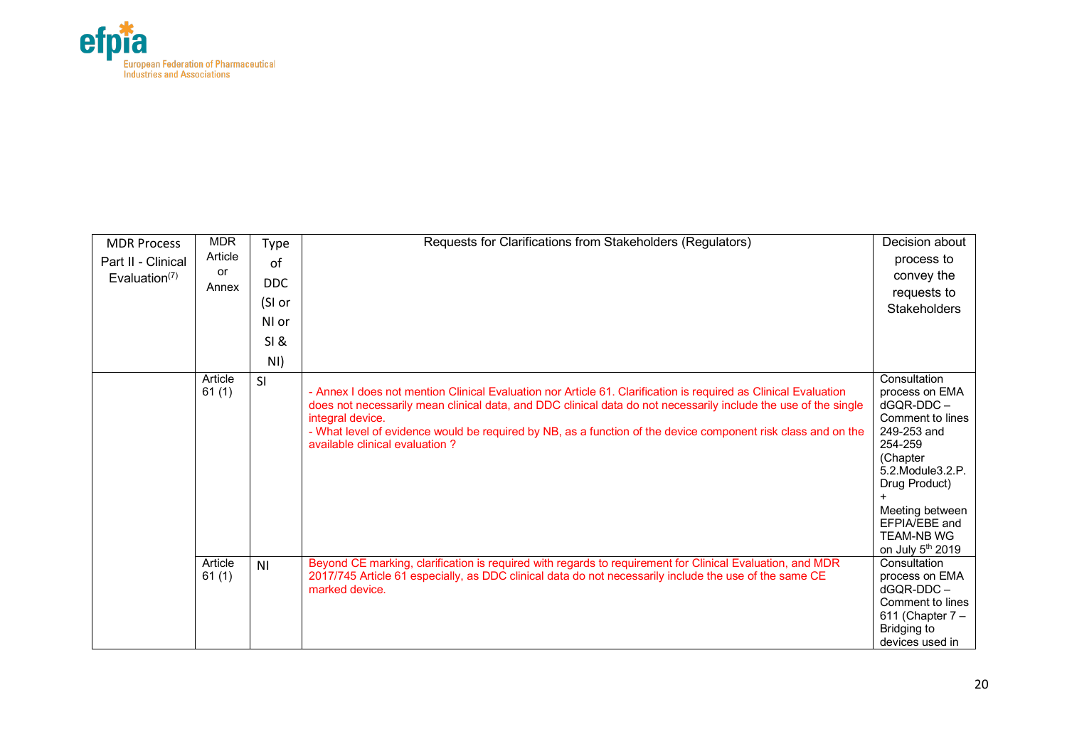| MDR Process Part II - Clinical Evaluation[7] | MDR Article or Annex | Type of DDC (SI or NI or SI & NI) | Requests for Clarifications from Stakeholders (Regulators) | Decision about process to convey the requests to Stakeholders |
|---|---|---|---|---|
| | Article 61 (1) | SI | - Annex I does not mention Clinical Evaluation nor Article 61. Clarification is required as Clinical Evaluation does not necessarily mean clinical data, and DDC clinical data do not necessarily include the use of the single integral device.<br>- What level of evidence would be required by NB, as a function of the device component risk class and on the available clinical evaluation ? | Consultation process on EMA dGQR-DDC – Comment to lines 249-253 and 254-259 (Chapter 5.2.Module3.2.P. Drug Product)<br>+<br>Meeting between EFPIA/EBE and TEAM-NB WG on July 5th 2019 |
| | Article 61 (1) | NI | Beyond CE marking, clarification is required with regards to requirement for Clinical Evaluation, and MDR 2017/745 Article 61 especially, as DDC clinical data do not necessarily include the use of the same CE marked device. | Consultation process on EMA dGQR-DDC – Comment to lines 611 (Chapter 7 – Bridging to devices used in |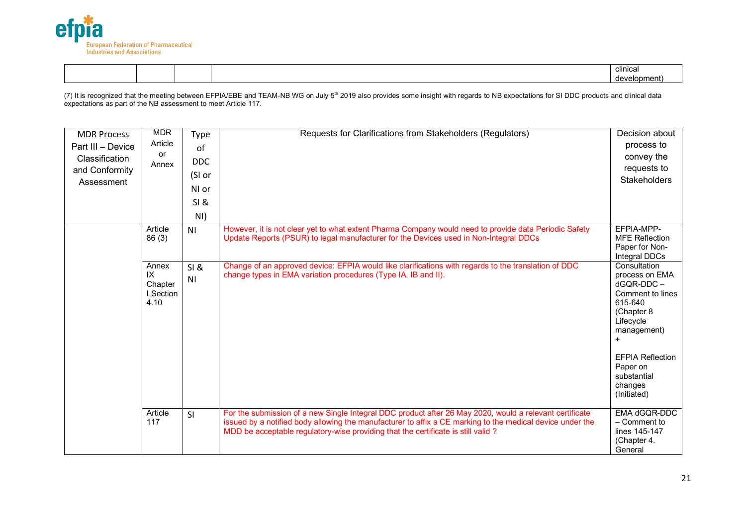| | | | | clinical development) |
|---|---|---|---|---|

(7) It is recognized that the meeting between EFPIA/EBE and TEAM-NB WG on July 5th 2019 also provides some insight with regards to NB expectations for SI DDC products and clinical data expectations as part of the NB assessment to meet Article 117.

| MDR Process Part III – Device Classification and Conformity Assessment | MDR Article or Annex | Type of DDC (SI or NI or SI & NI) | Requests for Clarifications from Stakeholders (Regulators) | Decision about process to convey the requests to Stakeholders |
|---|---|---|---|---|
| | Article 86 (3) | NI | However, it is not clear yet to what extent Pharma Company would need to provide data Periodic Safety Update Reports (PSUR) to legal manufacturer for the Devices used in Non-Integral DDCs | EFPIA-MPP-MFE Reflection Paper for Non-Integral DDCs |
| | Annex IX Chapter I,Section 4.10 | SI & NI | Change of an approved device: EFPIA would like clarifications with regards to the translation of DDC change types in EMA variation procedures (Type IA, IB and II). | Consultation process on EMA dGQR-DDC – Comment to lines 615-640 (Chapter 8 Lifecycle management) + EFPIA Reflection Paper on substantial changes (Initiated) |
| | Article 117 | SI | For the submission of a new Single Integral DDC product after 26 May 2020, would a relevant certificate issued by a notified body allowing the manufacturer to affix a CE marking to the medical device under the MDD be acceptable regulatory-wise providing that the certificate is still valid ? | EMA dGQR-DDC – Comment to lines 145-147 (Chapter 4. General |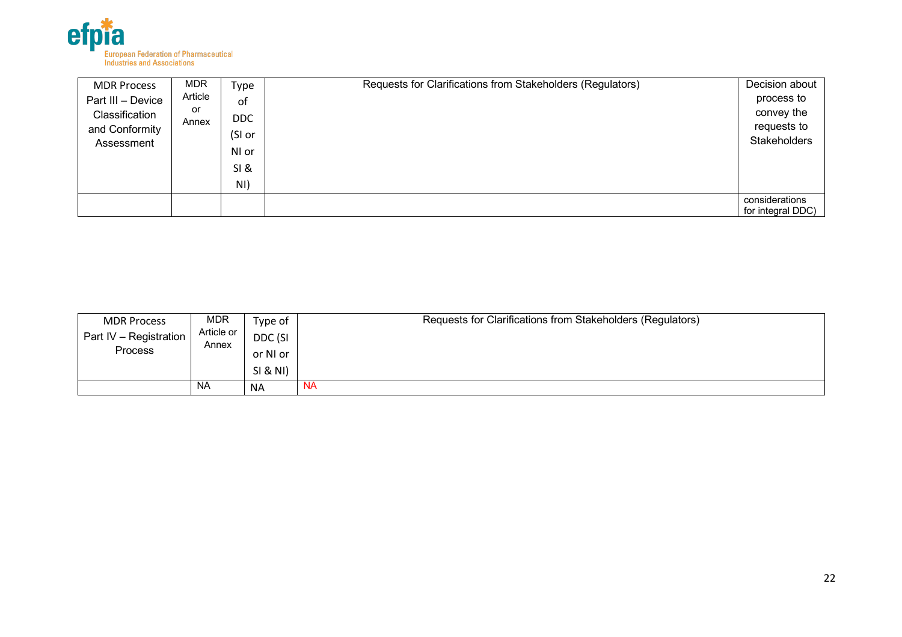| MDR Process Part III – Device Classification and Conformity Assessment | MDR Article or Annex | Type of DDC (SI or NI or SI & NI) | Requests for Clarifications from Stakeholders (Regulators) | Decision about process to convey the requests to Stakeholders |
|---|---|---|---|---|
| | | | | considerations for integral DDC) |

| MDR Process Part IV – Registration Process | MDR Article or Annex | Type of DDC (SI or NI or SI & NI) | Requests for Clarifications from Stakeholders (Regulators) |
|---|---|---|---|
| | NA | NA | NA |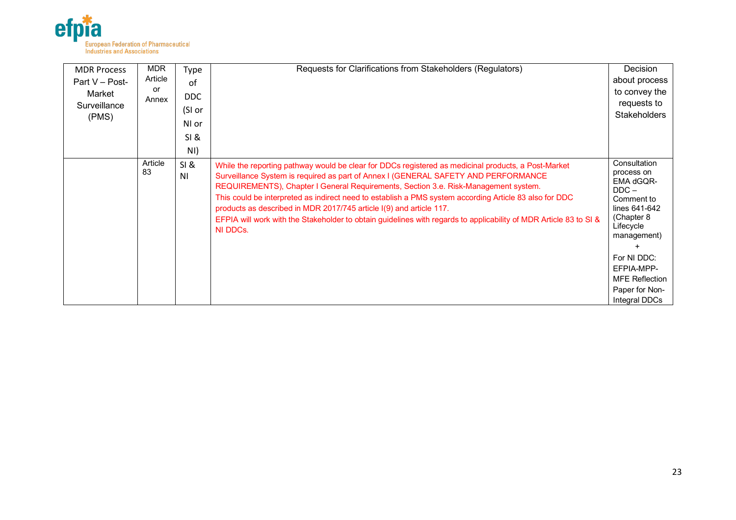| MDR Process Part V – Post-Market Surveillance (PMS) | MDR Article or Annex | Type of DDC (SI or NI or SI & NI) | Requests for Clarifications from Stakeholders (Regulators) | Decision about process to convey the requests to Stakeholders |
|---|---|---|---|---|
| | Article 83 | SI & NI | While the reporting pathway would be clear for DDCs registered as medicinal products, a Post-Market Surveillance System is required as part of Annex I (GENERAL SAFETY AND PERFORMANCE REQUIREMENTS), Chapter I General Requirements, Section 3.e. Risk-Management system. This could be interpreted as indirect need to establish a PMS system according Article 83 also for DDC products as described in MDR 2017/745 article I(9) and article 117. EFPIA will work with the Stakeholder to obtain guidelines with regards to applicability of MDR Article 83 to SI & NI DDCs. | Consultation process on EMA dGQR-DDC – Comment to lines 641-642 (Chapter 8 Lifecycle management) + For NI DDC: EFPIA-MPP-MFE Reflection Paper for Non-Integral DDCs |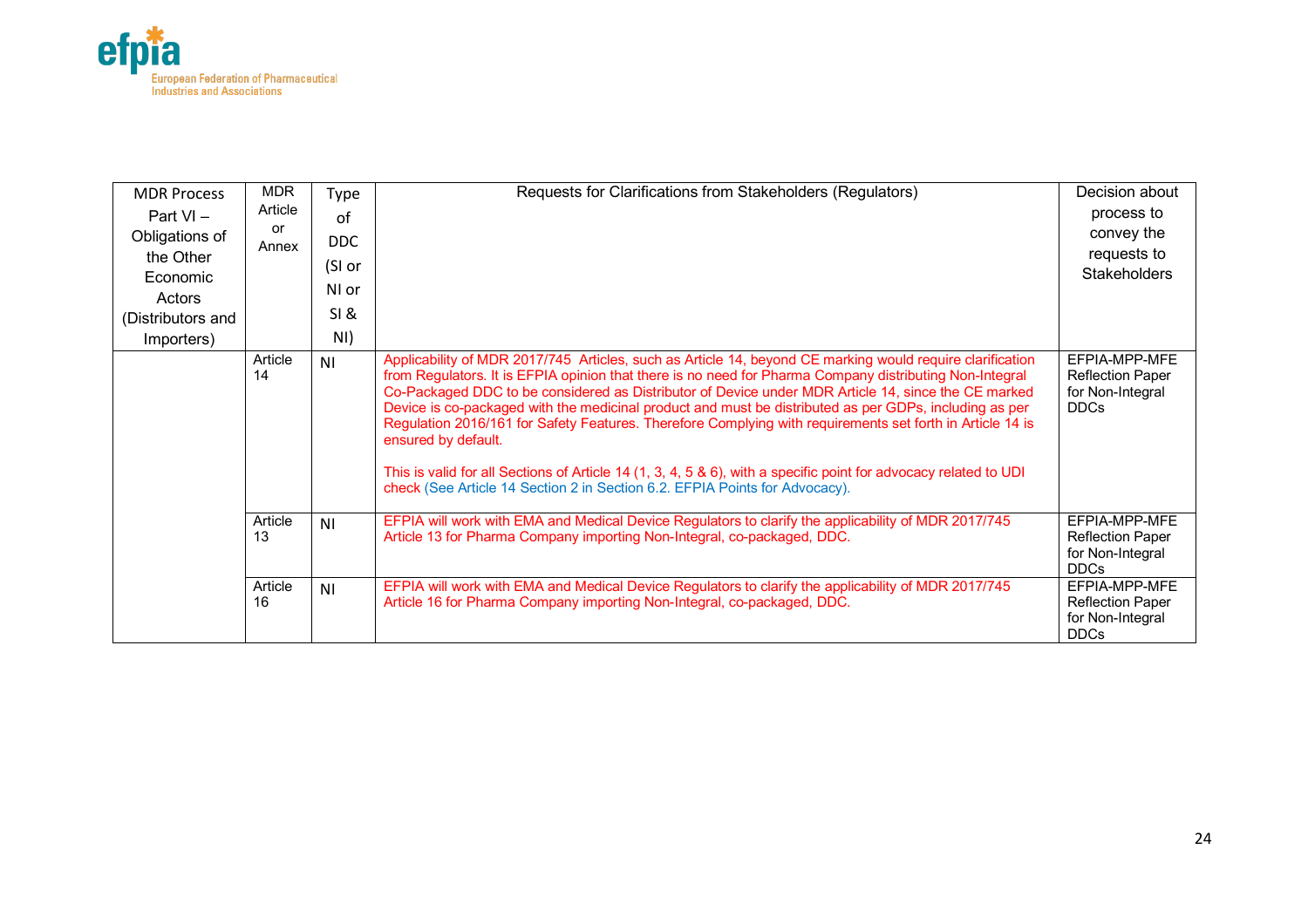| MDR Process Part VI – Obligations of the Other Economic Actors (Distributors and Importers) | MDR Article or Annex | Type of DDC (SI or NI or SI & NI) | Requests for Clarifications from Stakeholders (Regulators) | Decision about process to convey the requests to Stakeholders |
|---|---|---|---|---|
| | Article 14 | NI | Applicability of MDR 2017/745 Articles, such as Article 14, beyond CE marking would require clarification from Regulators. It is EFPIA opinion that there is no need for Pharma Company distributing Non-Integral Co-Packaged DDC to be considered as Distributor of Device under MDR Article 14, since the CE marked Device is co-packaged with the medicinal product and must be distributed as per GDPs, including as per Regulation 2016/161 for Safety Features. Therefore Complying with requirements set forth in Article 14 is ensured by default.<br><br>This is valid for all Sections of Article 14 (1, 3, 4, 5 & 6), with a specific point for advocacy related to UDI check (See Article 14 Section 2 in Section 6.2. EFPIA Points for Advocacy). | EFPIA-MPP-MFE Reflection Paper for Non-Integral DDCs |
| | Article 13 | NI | EFPIA will work with EMA and Medical Device Regulators to clarify the applicability of MDR 2017/745 Article 13 for Pharma Company importing Non-Integral, co-packaged, DDC. | EFPIA-MPP-MFE Reflection Paper for Non-Integral DDCs |
| | Article 16 | NI | EFPIA will work with EMA and Medical Device Regulators to clarify the applicability of MDR 2017/745 Article 16 for Pharma Company importing Non-Integral, co-packaged, DDC. | EFPIA-MPP-MFE Reflection Paper for Non-Integral DDCs |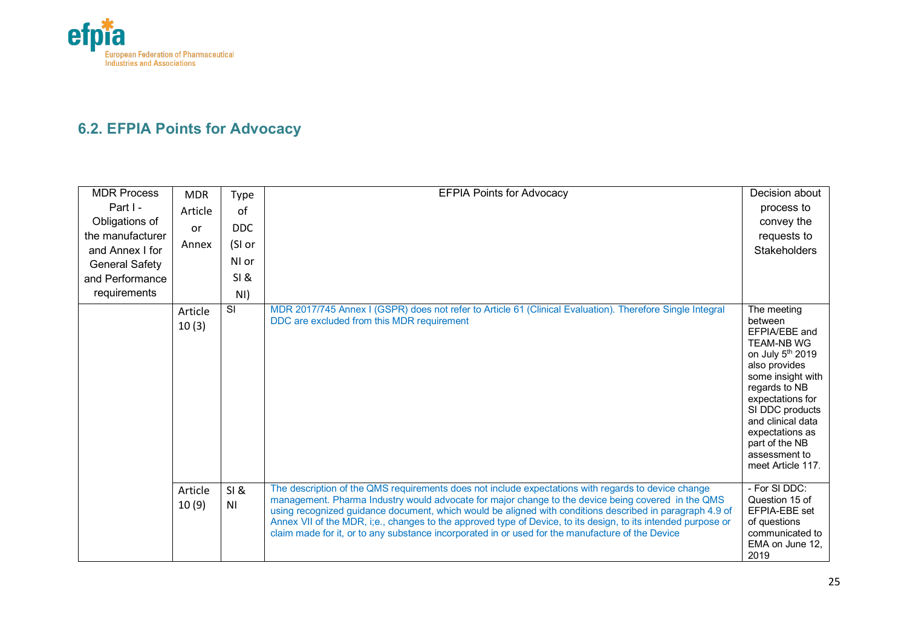## 6.2. EFPIA Points for Advocacy

| MDR Process Part I - Obligations of the manufacturer and Annex I for General Safety and Performance requirements | MDR Article or Annex | Type of DDC (SI or NI or SI & NI) | EFPIA Points for Advocacy | Decision about process to convey the requests to Stakeholders |
|---|---|---|---|---|
| | Article 10 (3) | SI | MDR 2017/745 Annex I (GSPR) does not refer to Article 61 (Clinical Evaluation). Therefore Single Integral DDC are excluded from this MDR requirement | The meeting between EFPIA/EBE and TEAM-NB WG on July 5th 2019 also provides some insight with regards to NB expectations for SI DDC products and clinical data expectations as part of the NB assessment to meet Article 117. |
| | Article 10 (9) | SI & NI | The description of the QMS requirements does not include expectations with regards to device change management. Pharma Industry would advocate for major change to the device being covered in the QMS using recognized guidance document, which would be aligned with conditions described in paragraph 4.9 of Annex VII of the MDR, i;e., changes to the approved type of Device, to its design, to its intended purpose or claim made for it, or to any substance incorporated in or used for the manufacture of the Device | - For SI DDC: Question 15 of EFPIA-EBE set of questions communicated to EMA on June 12, 2019 |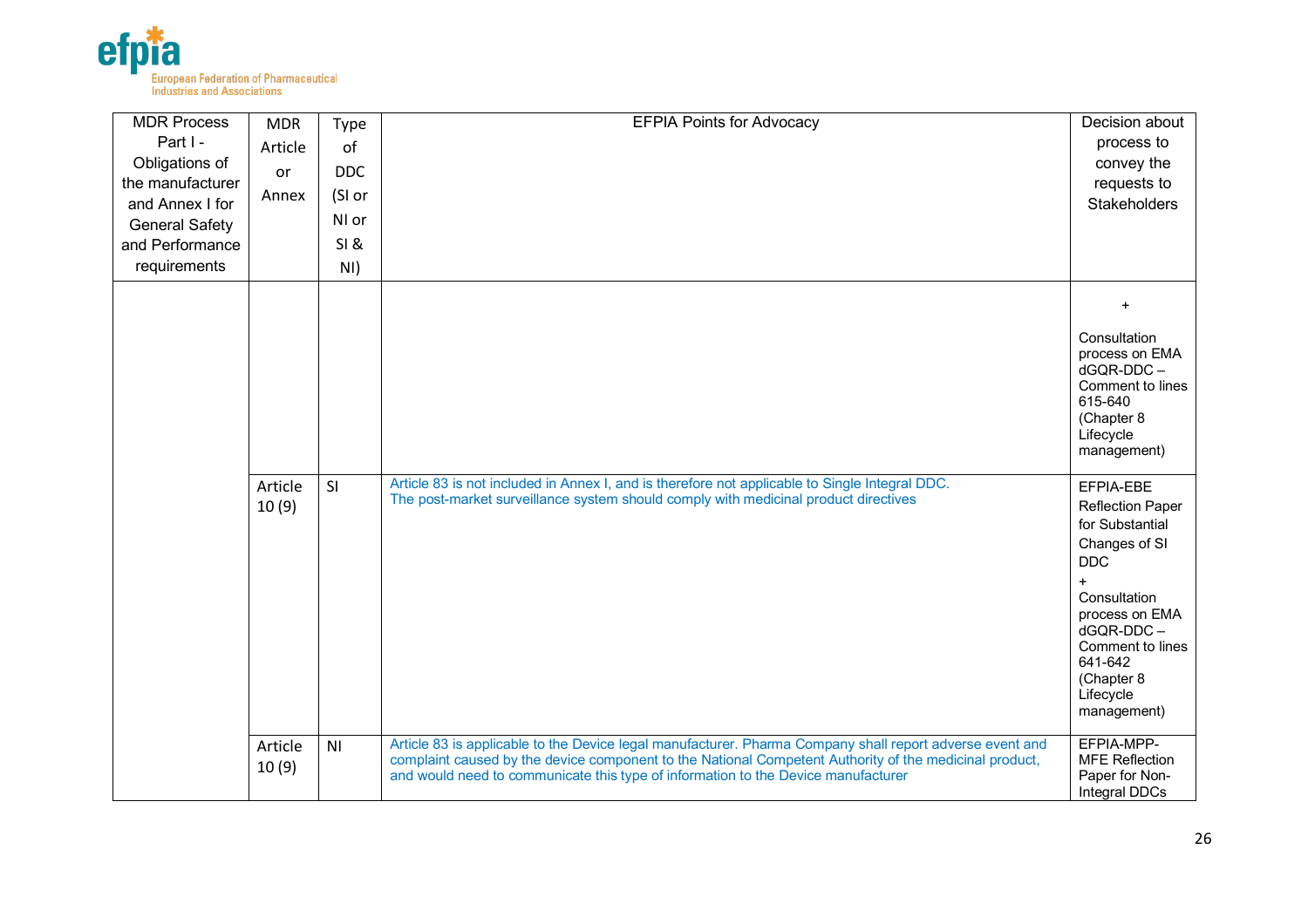| MDR Process Part I - Obligations of the manufacturer and Annex I for General Safety and Performance requirements | MDR Article or Annex | Type of DDC (SI or NI or SI & NI) | EFPIA Points for Advocacy | Decision about process to convey the requests to Stakeholders |
|---|---|---|---|---|
| | | | | + Consultation process on EMA dGQR-DDC – Comment to lines 615-640 (Chapter 8 Lifecycle management) |
| | Article 10 (9) | SI | Article 83 is not included in Annex I, and is therefore not applicable to Single Integral DDC. The post-market surveillance system should comply with medicinal product directives | EFPIA-EBE Reflection Paper for Substantial Changes of SI DDC + Consultation process on EMA dGQR-DDC – Comment to lines 641-642 (Chapter 8 Lifecycle management) |
| | Article 10 (9) | NI | Article 83 is applicable to the Device legal manufacturer. Pharma Company shall report adverse event and complaint caused by the device component to the National Competent Authority of the medicinal product, and would need to communicate this type of information to the Device manufacturer | EFPIA-MPP-MFE Reflection Paper for Non-Integral DDCs |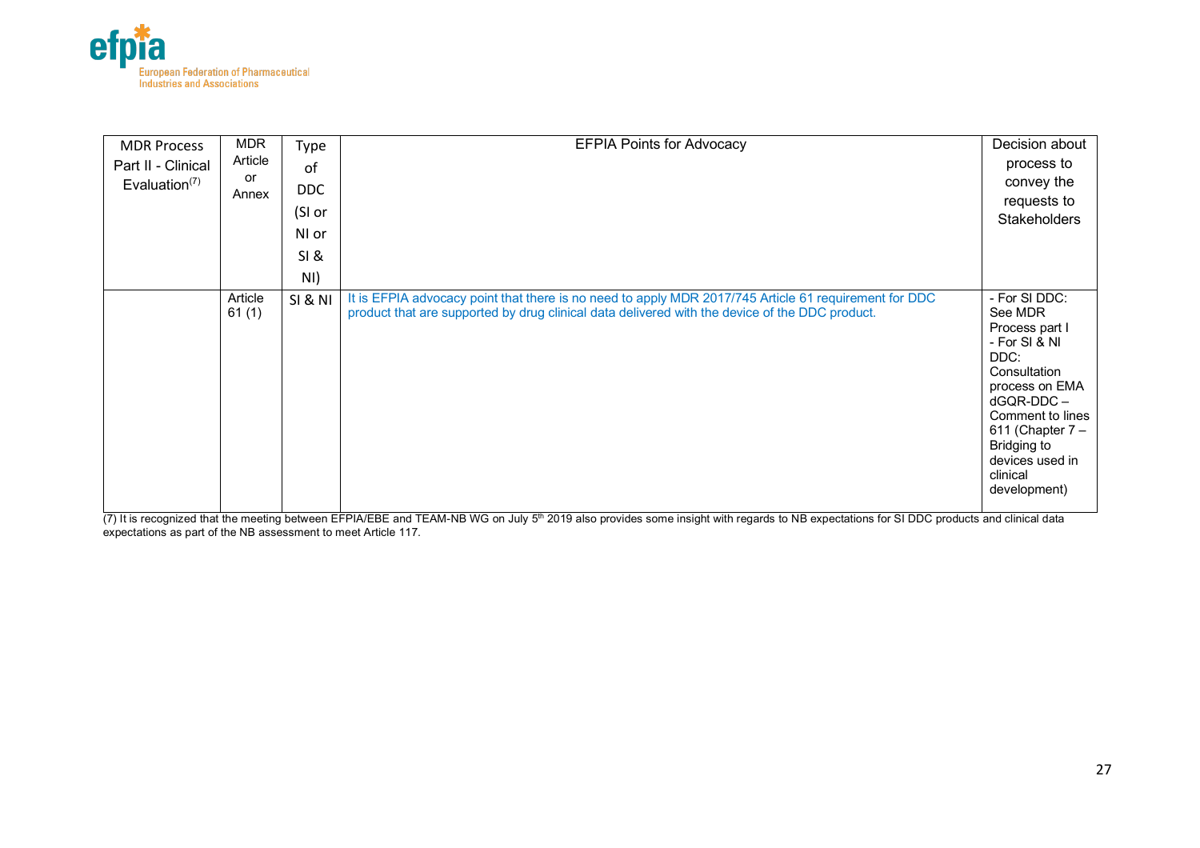| MDR Process Part II - Clinical Evaluation[7] | MDR Article or Annex | Type of DDC (SI or NI or SI & NI) | EFPIA Points for Advocacy | Decision about process to convey the requests to Stakeholders |
|---|---|---|---|---|
| | Article 61 (1) | SI & NI | It is EFPIA advocacy point that there is no need to apply MDR 2017/745 Article 61 requirement for DDC product that are supported by drug clinical data delivered with the device of the DDC product. | - For SI DDC: See MDR Process part I<br>- For SI & NI DDC: Consultation process on EMA dGQR-DDC – Comment to lines 611 (Chapter 7 – Bridging to devices used in clinical development) |

(7) It is recognized that the meeting between EFPIA/EBE and TEAM-NB WG on July 5th 2019 also provides some insight with regards to NB expectations for SI DDC products and clinical data expectations as part of the NB assessment to meet Article 117.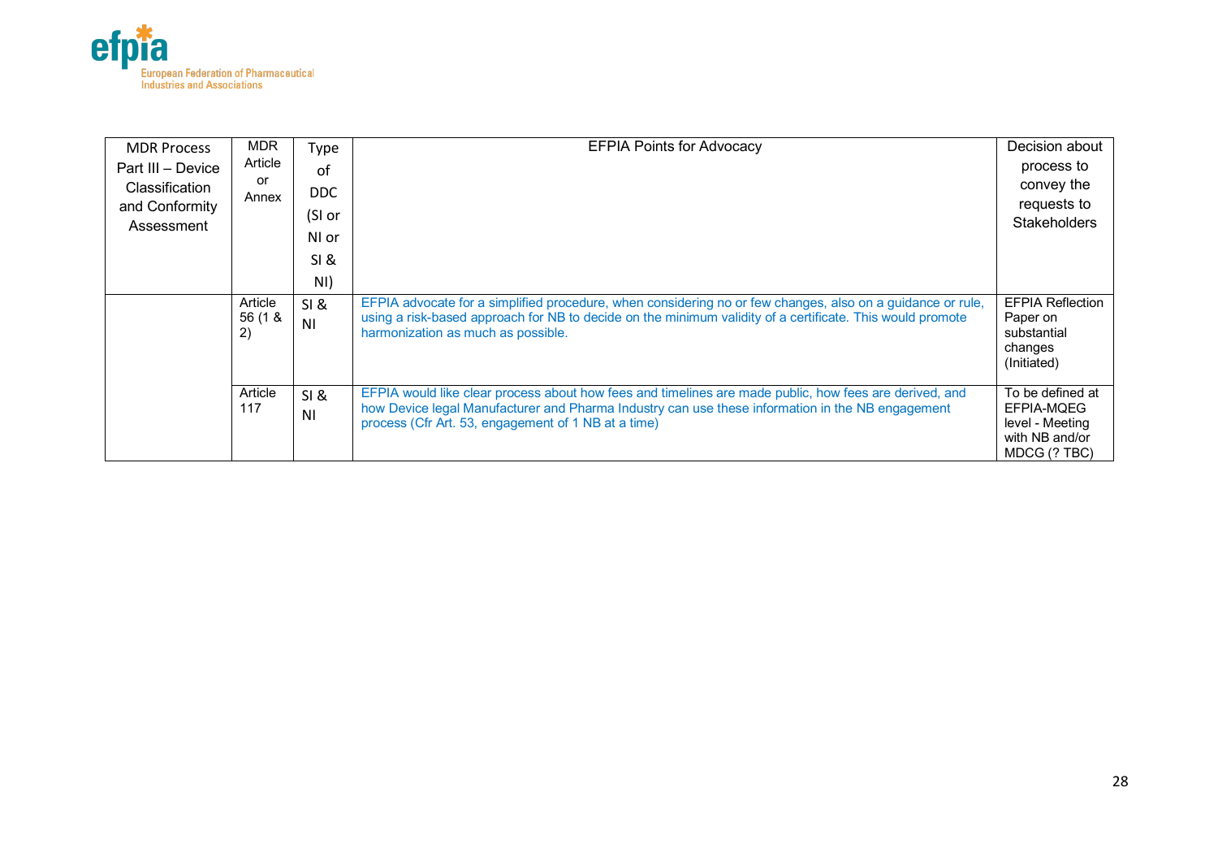| MDR Process Part III – Device Classification and Conformity Assessment | MDR Article or Annex | Type of DDC (SI or NI or SI & NI) | EFPIA Points for Advocacy | Decision about process to convey the requests to Stakeholders |
|---|---|---|---|---|
| | Article 56 (1 & 2) | SI & NI | EFPIA advocate for a simplified procedure, when considering no or few changes, also on a guidance or rule, using a risk-based approach for NB to decide on the minimum validity of a certificate. This would promote harmonization as much as possible. | EFPIA Reflection Paper on substantial changes (Initiated) |
| | Article 117 | SI & NI | EFPIA would like clear process about how fees and timelines are made public, how fees are derived, and how Device legal Manufacturer and Pharma Industry can use these information in the NB engagement process (Cfr Art. 53, engagement of 1 NB at a time) | To be defined at EFPIA-MQEG level - Meeting with NB and/or MDCG (? TBC) |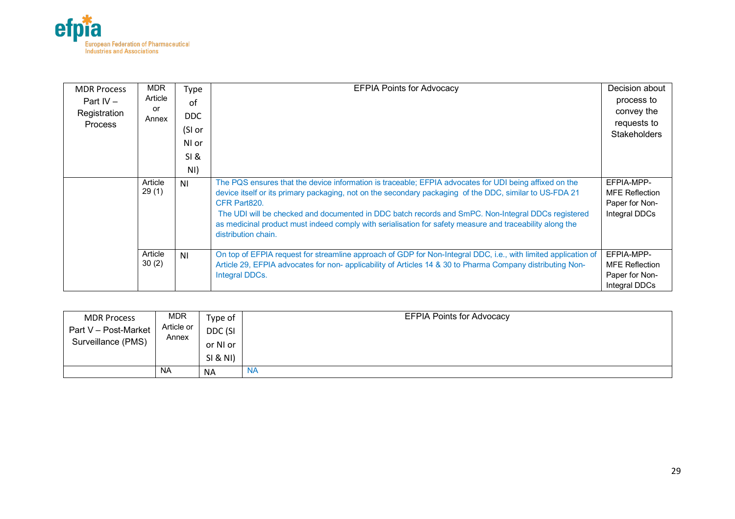| MDR Process Part IV – Registration Process | MDR Article or Annex | Type of DDC (SI or NI or SI & NI) | EFPIA Points for Advocacy | Decision about process to convey the requests to Stakeholders |
|---|---|---|---|---|
| | Article 29 (1) | NI | The PQS ensures that the device information is traceable; EFPIA advocates for UDI being affixed on the device itself or its primary packaging, not on the secondary packaging of the DDC, similar to US-FDA 21 CFR Part820. The UDI will be checked and documented in DDC batch records and SmPC. Non-Integral DDCs registered as medicinal product must indeed comply with serialisation for safety measure and traceability along the distribution chain. | EFPIA-MPP-MFE Reflection Paper for Non-Integral DDCs |
| | Article 30 (2) | NI | On top of EFPIA request for streamline approach of GDP for Non-Integral DDC, i.e., with limited application of Article 29, EFPIA advocates for non- applicability of Articles 14 & 30 to Pharma Company distributing Non-Integral DDCs. | EFPIA-MPP-MFE Reflection Paper for Non-Integral DDCs |

| MDR Process Part V – Post-Market Surveillance (PMS) | MDR Article or Annex | Type of DDC (SI or NI or SI & NI) | EFPIA Points for Advocacy |
|---|---|---|---|
| | NA | NA | NA |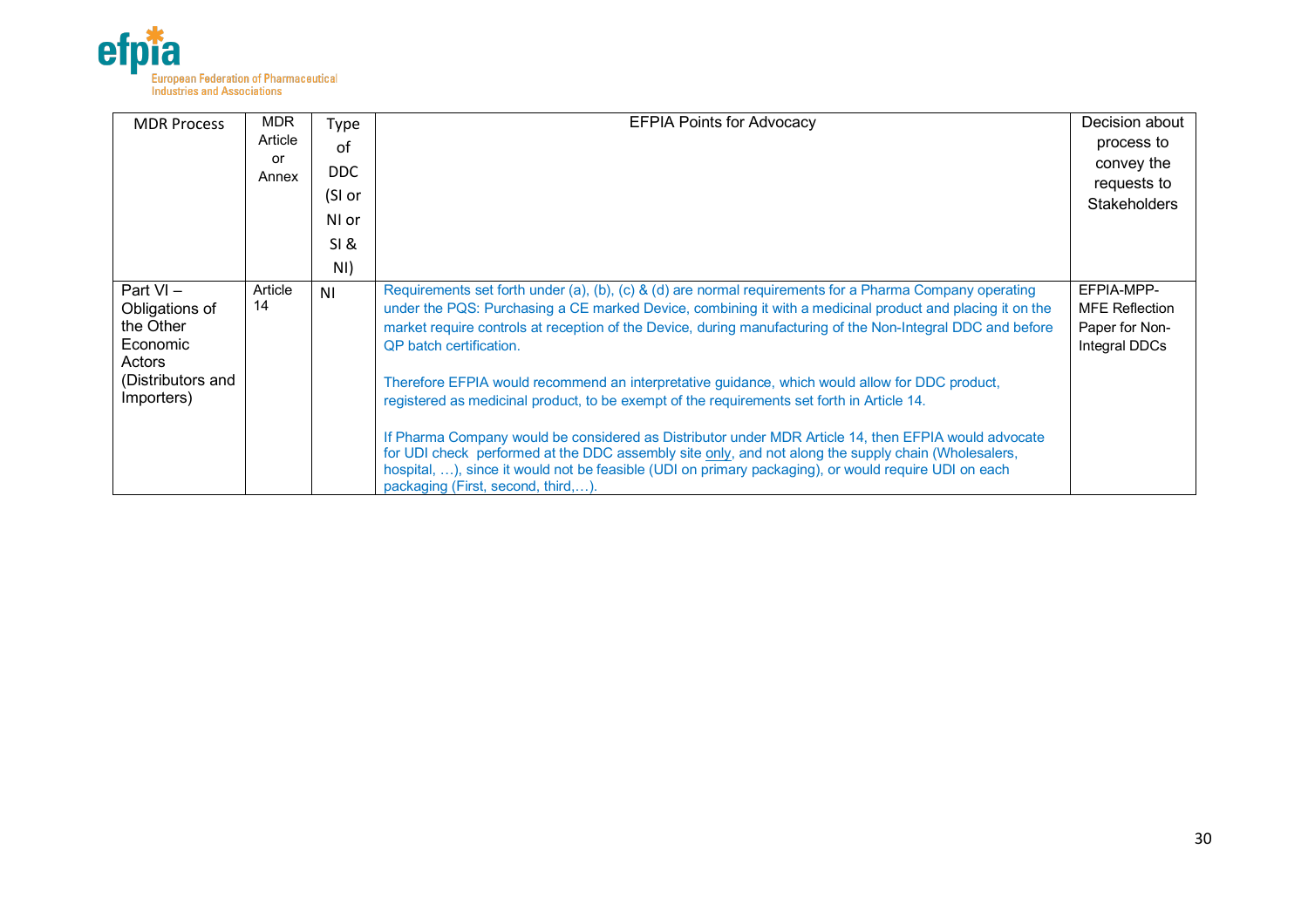| MDR Process | MDR Article or Annex | Type of DDC (SI or NI or SI & NI) | EFPIA Points for Advocacy | Decision about process to convey the requests to Stakeholders |
|---|---|---|---|---|
| Part VI – Obligations of the Other Economic Actors (Distributors and Importers) | Article 14 | NI | Requirements set forth under (a), (b), (c) & (d) are normal requirements for a Pharma Company operating under the PQS: Purchasing a CE marked Device, combining it with a medicinal product and placing it on the market require controls at reception of the Device, during manufacturing of the Non-Integral DDC and before QP batch certification.<br><br>Therefore EFPIA would recommend an interpretative guidance, which would allow for DDC product, registered as medicinal product, to be exempt of the requirements set forth in Article 14.<br><br>If Pharma Company would be considered as Distributor under MDR Article 14, then EFPIA would advocate for UDI check performed at the DDC assembly site only, and not along the supply chain (Wholesalers, hospital, …), since it would not be feasible (UDI on primary packaging), or would require UDI on each packaging (First, second, third,…). | EFPIA-MPP-MFE Reflection Paper for Non-Integral DDCs |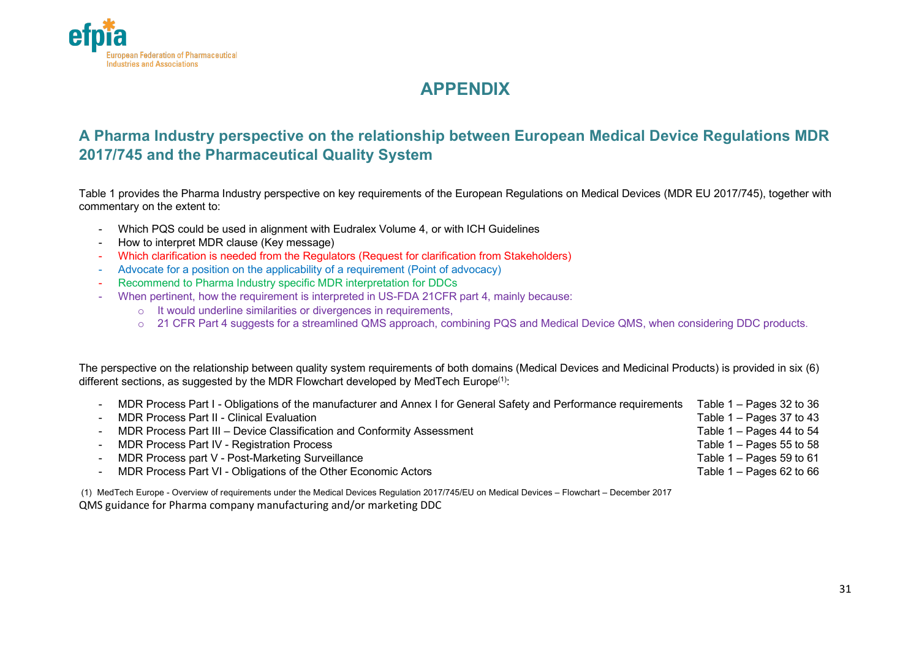# APPENDIX

## A Pharma Industry perspective on the relationship between European Medical Device Regulations MDR 2017/745 and the Pharmaceutical Quality System

Table 1 provides the Pharma Industry perspective on key requirements of the European Regulations on Medical Devices (MDR EU 2017/745), together with commentary on the extent to:

- Which PQS could be used in alignment with Eudralex Volume 4, or with ICH Guidelines
- How to interpret MDR clause (Key message)
- Which clarification is needed from the Regulators (Request for clarification from Stakeholders)
- Advocate for a position on the applicability of a requirement (Point of advocacy)
- Recommend to Pharma Industry specific MDR interpretation for DDCs
- When pertinent, how the requirement is interpreted in US-FDA 21CFR part 4, mainly because:
  - It would underline similarities or divergences in requirements,
  - 21 CFR Part 4 suggests for a streamlined QMS approach, combining PQS and Medical Device QMS, when considering DDC products.

The perspective on the relationship between quality system requirements of both domains (Medical Devices and Medicinal Products) is provided in six (6) different sections, as suggested by the MDR Flowchart developed by MedTech Europe[(1)]:

- MDR Process Part I - Obligations of the manufacturer and Annex I for General Safety and Performance requirements — Table 1 – Pages 32 to 36
- MDR Process Part II - Clinical Evaluation — Table 1 – Pages 37 to 43
- MDR Process Part III – Device Classification and Conformity Assessment — Table 1 – Pages 44 to 54
- MDR Process Part IV - Registration Process — Table 1 – Pages 55 to 58
- MDR Process part V - Post-Marketing Surveillance — Table 1 – Pages 59 to 61
- MDR Process Part VI - Obligations of the Other Economic Actors — Table 1 – Pages 62 to 66

(1) MedTech Europe - Overview of requirements under the Medical Devices Regulation 2017/745/EU on Medical Devices – Flowchart – December 2017

QMS guidance for Pharma company manufacturing and/or marketing DDC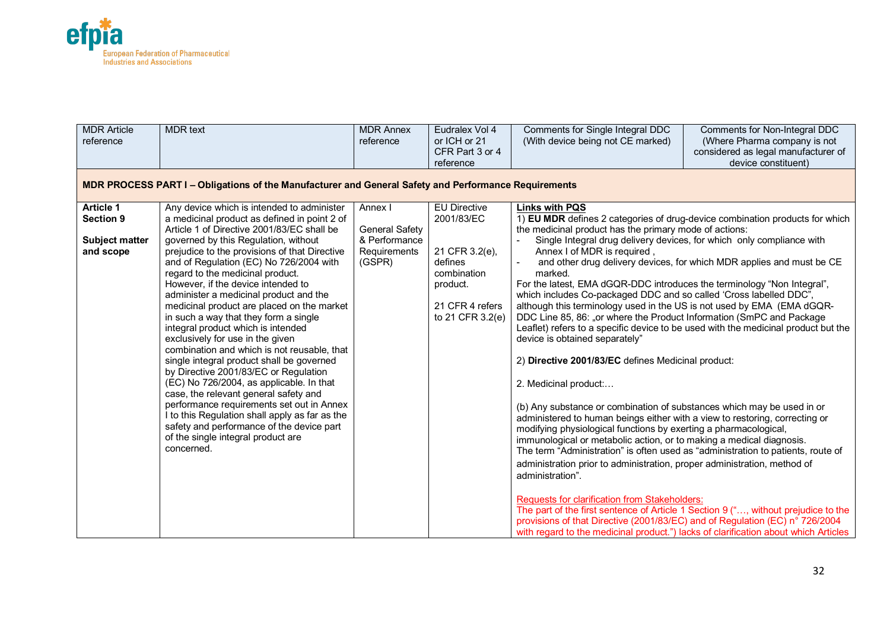| MDR Article reference | MDR text | MDR Annex reference | Eudralex Vol 4 or ICH or 21 CFR Part 3 or 4 reference | Comments for Single Integral DDC (With device being not CE marked) | Comments for Non-Integral DDC (Where Pharma company is not considered as legal manufacturer of device constituent) |
|---|---|---|---|---|---|
| **MDR PROCESS PART I – Obligations of the Manufacturer and General Safety and Performance Requirements** | | | | | |
| **Article 1 Section 9**<br><br>**Subject matter and scope** | Any device which is intended to administer a medicinal product as defined in point 2 of Article 1 of Directive 2001/83/EC shall be governed by this Regulation, without prejudice to the provisions of that Directive and of Regulation (EC) No 726/2004 with regard to the medicinal product.<br>However, if the device intended to administer a medicinal product and the medicinal product are placed on the market in such a way that they form a single integral product which is intended exclusively for use in the given combination and which is not reusable, that single integral product shall be governed by Directive 2001/83/EC or Regulation (EC) No 726/2004, as applicable. In that case, the relevant general safety and performance requirements set out in Annex I to this Regulation shall apply as far as the safety and performance of the device part of the single integral product are concerned. | Annex I<br><br>General Safety & Performance Requirements (GSPR) | EU Directive 2001/83/EC<br><br>21 CFR 3.2(e), defines combination product.<br><br>21 CFR 4 refers to 21 CFR 3.2(e) | **Links with PQS**<br>1) **EU MDR** defines 2 categories of drug-device combination products for which the medicinal product has the primary mode of actions:<br>- Single Integral drug delivery devices, for which only compliance with Annex I of MDR is required ,<br>- and other drug delivery devices, for which MDR applies and must be CE marked.<br>For the latest, EMA dGQR-DDC introduces the terminology "Non Integral", which includes Co-packaged DDC and so called 'Cross labelled DDC", although this terminology used in the US is not used by EMA (EMA dGQR-DDC Line 85, 86: „or where the Product Information (SmPC and Package Leaflet) refers to a specific device to be used with the medicinal product but the device is obtained separately"<br><br>2) **Directive 2001/83/EC** defines Medicinal product:<br><br>2. Medicinal product:…<br><br>(b) Any substance or combination of substances which may be used in or administered to human beings either with a view to restoring, correcting or modifying physiological functions by exerting a pharmacological, immunological or metabolic action, or to making a medical diagnosis.<br>The term "Administration" is often used as "administration to patients, route of administration prior to administration, proper administration, method of administration".<br><br>Requests for clarification from Stakeholders:<br>The part of the first sentence of Article 1 Section 9 ("…, without prejudice to the provisions of that Directive (2001/83/EC) and of Regulation (EC) n° 726/2004 with regard to the medicinal product.") lacks of clarification about which Articles | |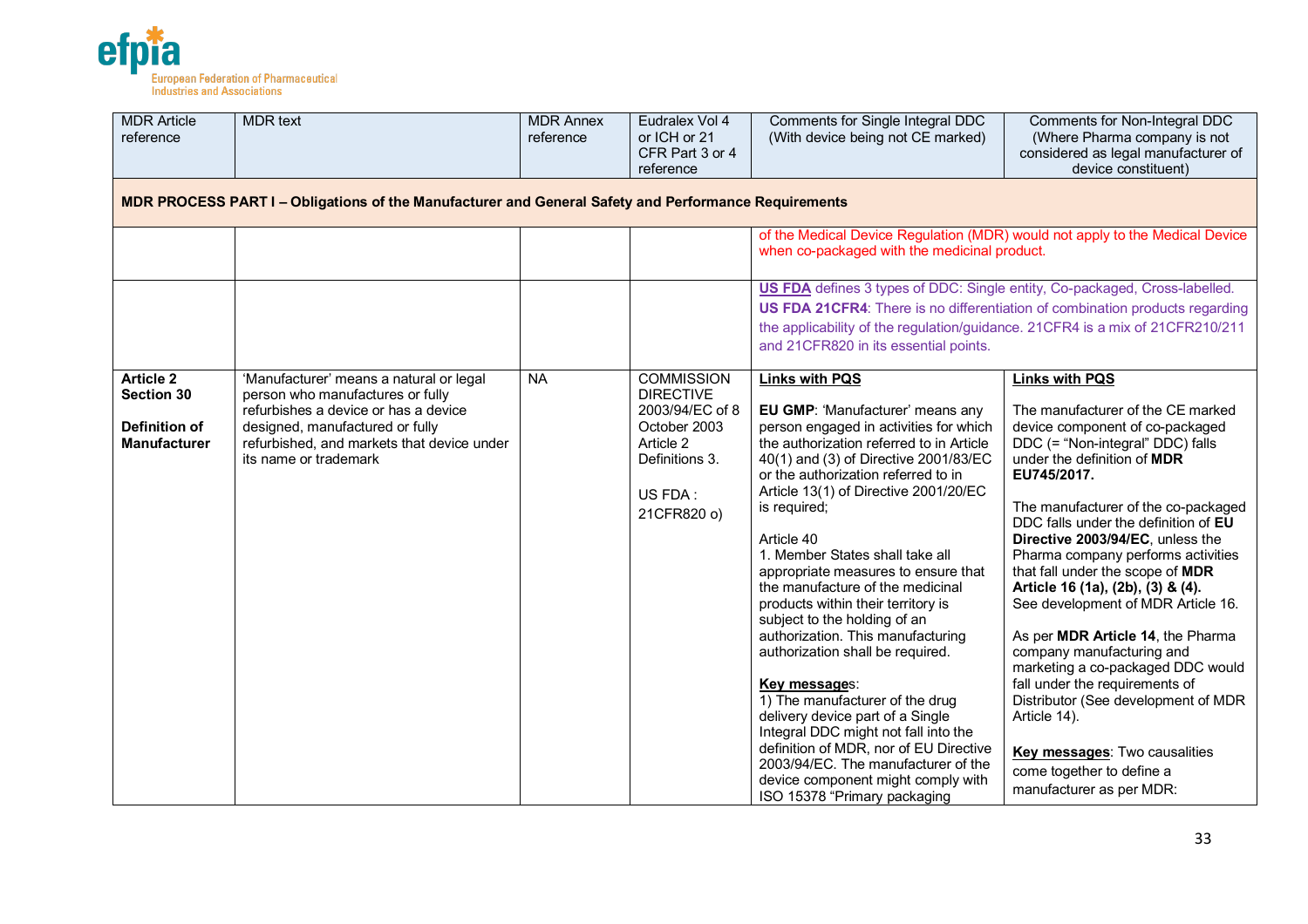| MDR Article reference | MDR text | MDR Annex reference | Eudralex Vol 4 or ICH or 21 CFR Part 3 or 4 reference | Comments for Single Integral DDC (With device being not CE marked) | Comments for Non-Integral DDC (Where Pharma company is not considered as legal manufacturer of device constituent) |
|---|---|---|---|---|---|
| **MDR PROCESS PART I – Obligations of the Manufacturer and General Safety and Performance Requirements** | | | | | |
| | | | | of the Medical Device Regulation (MDR) would not apply to the Medical Device when co-packaged with the medicinal product. | |
| | | | | **US FDA** defines 3 types of DDC: Single entity, Co-packaged, Cross-labelled. **US FDA 21CFR4**: There is no differentiation of combination products regarding the applicability of the regulation/guidance. 21CFR4 is a mix of 21CFR210/211 and 21CFR820 in its essential points. | |
| **Article 2 Section 30** <br><br> **Definition of Manufacturer** | 'Manufacturer' means a natural or legal person who manufactures or fully refurbishes a device or has a device designed, manufactured or fully refurbished, and markets that device under its name or trademark | NA | COMMISSION DIRECTIVE 2003/94/EC of 8 October 2003 Article 2 Definitions 3. <br><br> US FDA : 21CFR820 o) | **Links with PQS** <br><br> **EU GMP**: 'Manufacturer' means any person engaged in activities for which the authorization referred to in Article 40(1) and (3) of Directive 2001/83/EC or the authorization referred to in Article 13(1) of Directive 2001/20/EC is required; <br><br> Article 40 <br> 1. Member States shall take all appropriate measures to ensure that the manufacture of the medicinal products within their territory is subject to the holding of an authorization. This manufacturing authorization shall be required. <br><br> **Key messages**: <br> 1) The manufacturer of the drug delivery device part of a Single Integral DDC might not fall into the definition of MDR, nor of EU Directive 2003/94/EC. The manufacturer of the device component might comply with ISO 15378 "Primary packaging | **Links with PQS** <br><br> The manufacturer of the CE marked device component of co-packaged DDC (= "Non-integral" DDC) falls under the definition of **MDR EU745/2017.** <br><br> The manufacturer of the co-packaged DDC falls under the definition of **EU Directive 2003/94/EC**, unless the Pharma company performs activities that fall under the scope of **MDR Article 16 (1a), (2b), (3) & (4).** See development of MDR Article 16. <br><br> As per **MDR Article 14**, the Pharma company manufacturing and marketing a co-packaged DDC would fall under the requirements of Distributor (See development of MDR Article 14). <br><br> **Key messages**: Two causalities come together to define a manufacturer as per MDR: |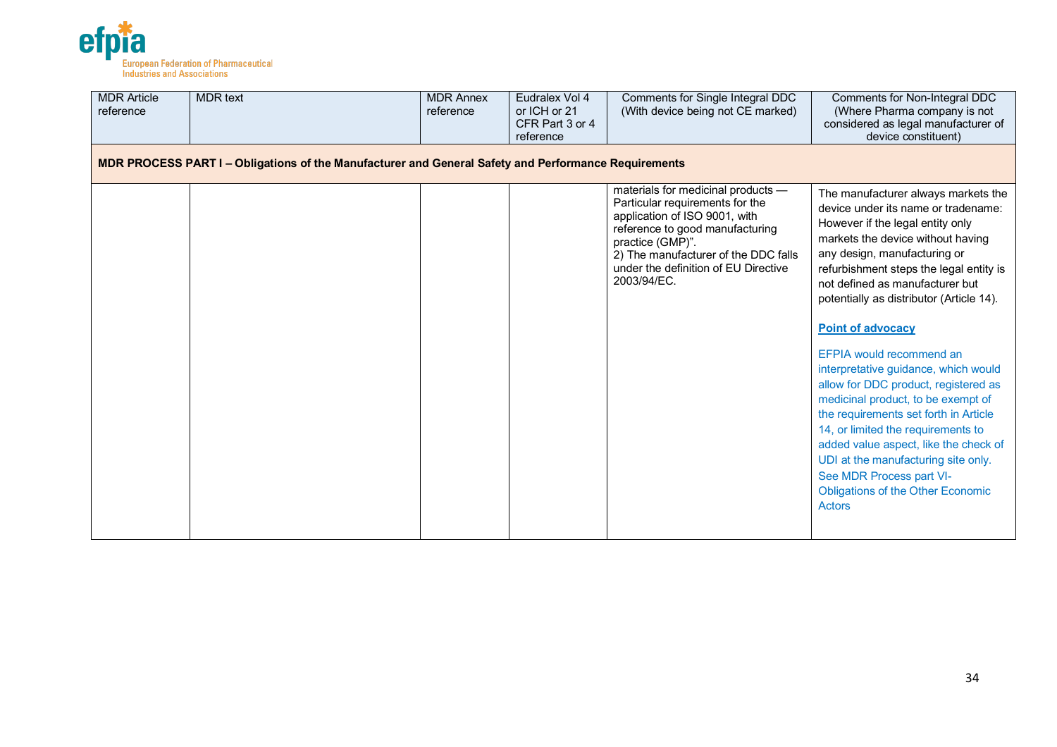| MDR Article reference | MDR text | MDR Annex reference | Eudralex Vol 4 or ICH or 21 CFR Part 3 or 4 reference | Comments for Single Integral DDC (With device being not CE marked) | Comments for Non-Integral DDC (Where Pharma company is not considered as legal manufacturer of device constituent) |
|---|---|---|---|---|---|
| **MDR PROCESS PART I – Obligations of the Manufacturer and General Safety and Performance Requirements** | | | | | |
| | | | | materials for medicinal products — Particular requirements for the application of ISO 9001, with reference to good manufacturing practice (GMP)".<br>2) The manufacturer of the DDC falls under the definition of EU Directive 2003/94/EC. | The manufacturer always markets the device under its name or tradename: However if the legal entity only markets the device without having any design, manufacturing or refurbishment steps the legal entity is not defined as manufacturer but potentially as distributor (Article 14).<br><br>**Point of advocacy**<br><br>EFPIA would recommend an interpretative guidance, which would allow for DDC product, registered as medicinal product, to be exempt of the requirements set forth in Article 14, or limited the requirements to added value aspect, like the check of UDI at the manufacturing site only. See MDR Process part VI-Obligations of the Other Economic Actors |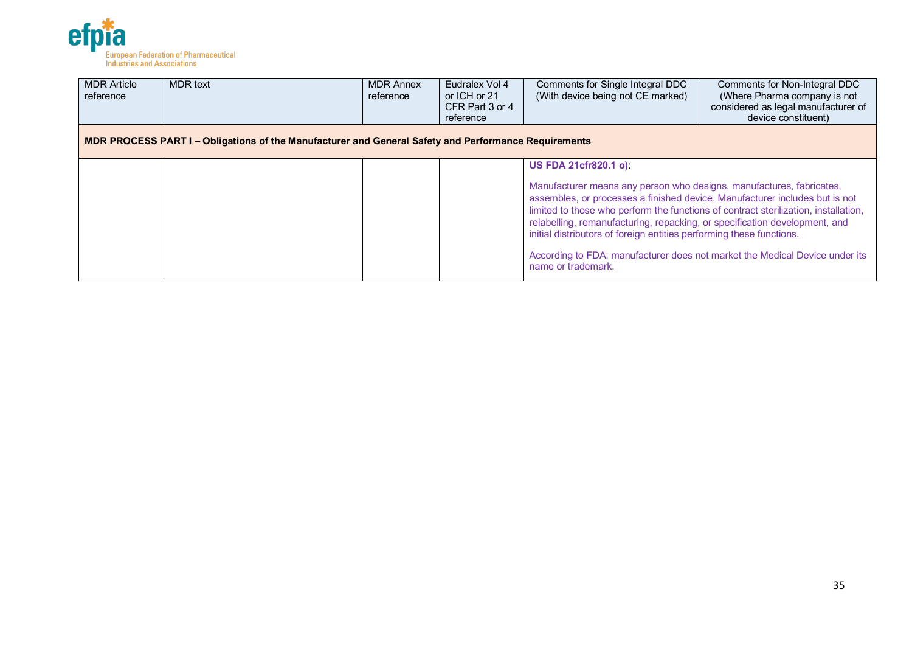| MDR Article reference | MDR text | MDR Annex reference | Eudralex Vol 4 or ICH or 21 CFR Part 3 or 4 reference | Comments for Single Integral DDC (With device being not CE marked) | Comments for Non-Integral DDC (Where Pharma company is not considered as legal manufacturer of device constituent) |
|---|---|---|---|---|---|
| **MDR PROCESS PART I – Obligations of the Manufacturer and General Safety and Performance Requirements** | | | | | |
| | | | | **US FDA 21cfr820.1 o)**:<br><br>Manufacturer means any person who designs, manufactures, fabricates, assembles, or processes a finished device. Manufacturer includes but is not limited to those who perform the functions of contract sterilization, installation, relabelling, remanufacturing, repacking, or specification development, and initial distributors of foreign entities performing these functions.<br><br>According to FDA: manufacturer does not market the Medical Device under its name or trademark. | |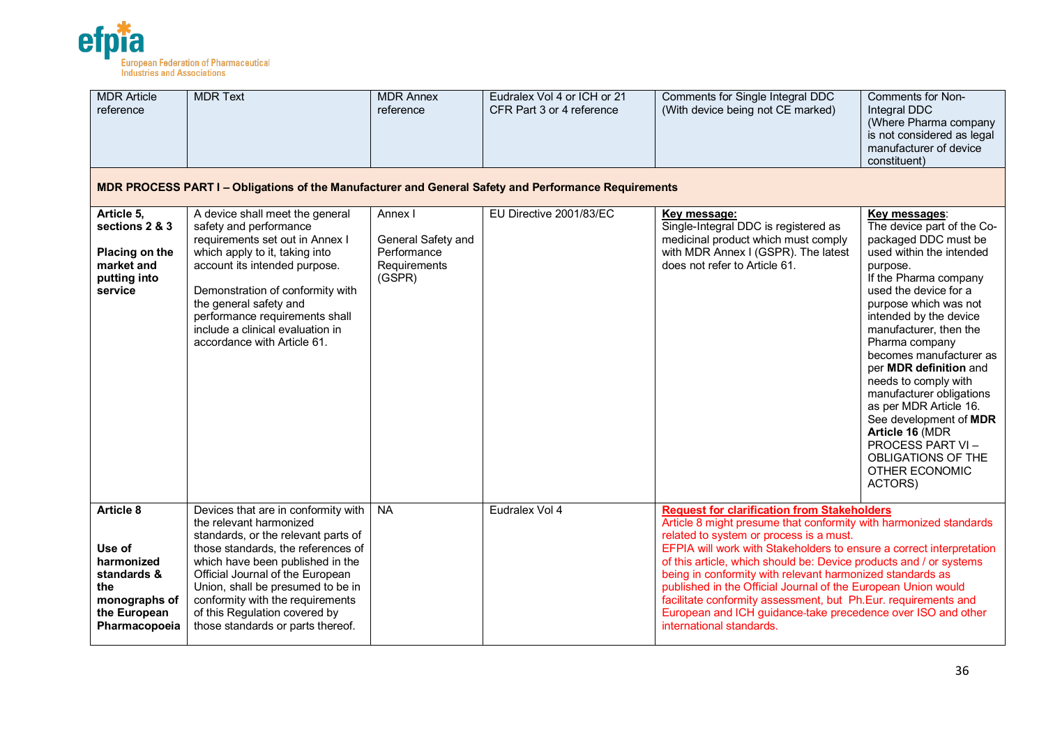| MDR Article reference | MDR Text | MDR Annex reference | Eudralex Vol 4 or ICH or 21 CFR Part 3 or 4 reference | Comments for Single Integral DDC (With device being not CE marked) | Comments for Non-Integral DDC (Where Pharma company is not considered as legal manufacturer of device constituent) |
|---|---|---|---|---|---|
| **MDR PROCESS PART I – Obligations of the Manufacturer and General Safety and Performance Requirements** | | | | | |
| **Article 5, sections 2 & 3**<br><br>**Placing on the market and putting into service** | A device shall meet the general safety and performance requirements set out in Annex I which apply to it, taking into account its intended purpose.<br><br>Demonstration of conformity with the general safety and performance requirements shall include a clinical evaluation in accordance with Article 61. | Annex I<br><br>General Safety and Performance Requirements (GSPR) | EU Directive 2001/83/EC | **Key message:**<br>Single-Integral DDC is registered as medicinal product which must comply with MDR Annex I (GSPR). The latest does not refer to Article 61. | **Key messages**:<br>The device part of the Co-packaged DDC must be used within the intended purpose.<br>If the Pharma company used the device for a purpose which was not intended by the device manufacturer, then the Pharma company becomes manufacturer as per **MDR definition** and needs to comply with manufacturer obligations as per MDR Article 16.<br>See development of **MDR Article 16** (MDR PROCESS PART VI – OBLIGATIONS OF THE OTHER ECONOMIC ACTORS) |
| **Article 8**<br><br>**Use of harmonized standards & the monographs of the European Pharmacopoeia** | Devices that are in conformity with the relevant harmonized standards, or the relevant parts of those standards, the references of which have been published in the Official Journal of the European Union, shall be presumed to be in conformity with the requirements of this Regulation covered by those standards or parts thereof. | NA | Eudralex Vol 4 | **Request for clarification from Stakeholders**<br>Article 8 might presume that conformity with harmonized standards related to system or process is a must.<br>EFPIA will work with Stakeholders to ensure a correct interpretation of this article, which should be: Device products and / or systems being in conformity with relevant harmonized standards as published in the Official Journal of the European Union would facilitate conformity assessment, but Ph.Eur. requirements and European and ICH guidance-take precedence over ISO and other international standards. | |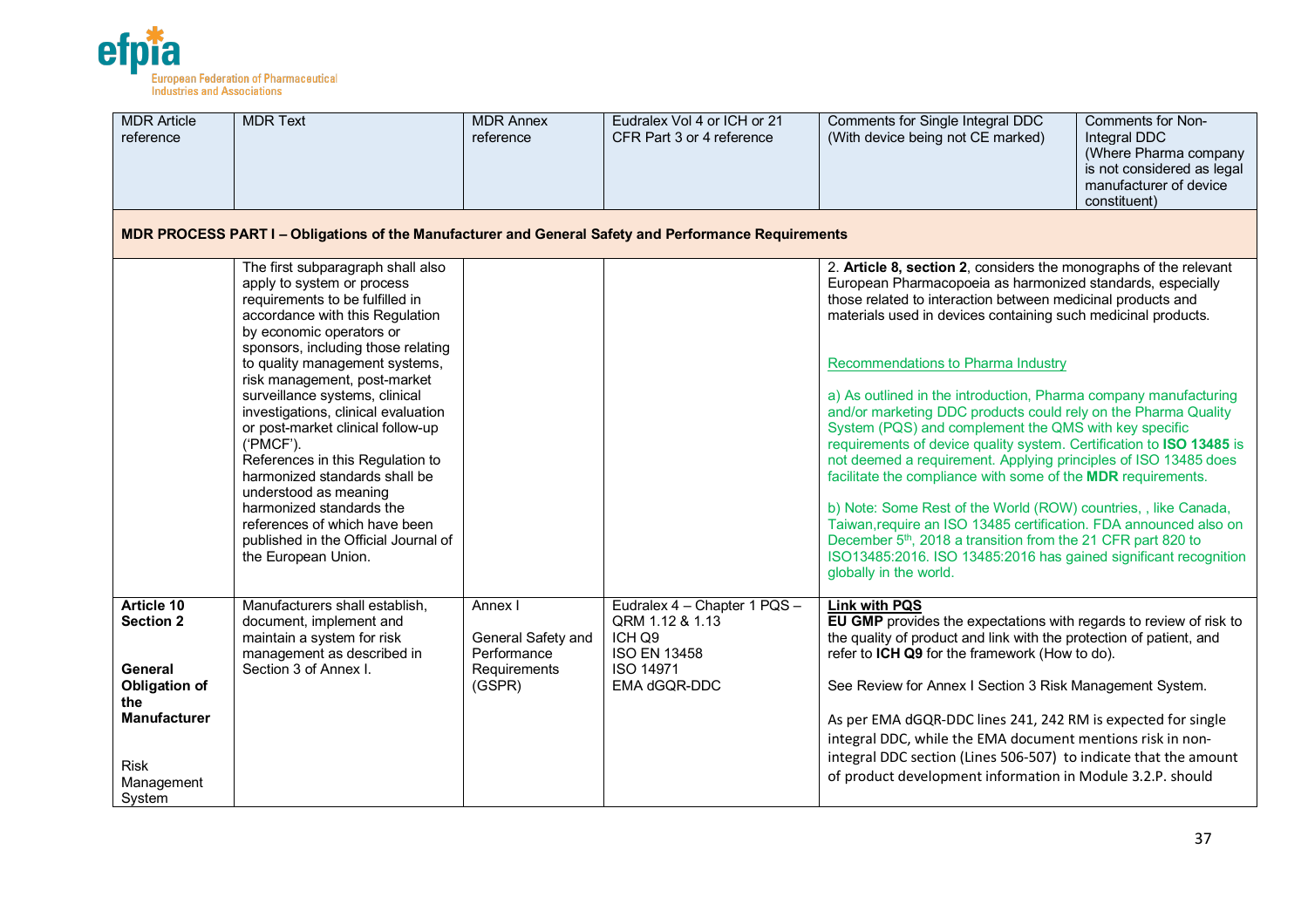| MDR Article reference | MDR Text | MDR Annex reference | Eudralex Vol 4 or ICH or 21 CFR Part 3 or 4 reference | Comments for Single Integral DDC (With device being not CE marked) | Comments for Non-Integral DDC (Where Pharma company is not considered as legal manufacturer of device constituent) |
|---|---|---|---|---|---|
| **MDR PROCESS PART I – Obligations of the Manufacturer and General Safety and Performance Requirements** | | | | | |
| | The first subparagraph shall also apply to system or process requirements to be fulfilled in accordance with this Regulation by economic operators or sponsors, including those relating to quality management systems, risk management, post-market surveillance systems, clinical investigations, clinical evaluation or post-market clinical follow-up ('PMCF').<br>References in this Regulation to harmonized standards shall be understood as meaning harmonized standards the references of which have been published in the Official Journal of the European Union. | | | 2. **Article 8, section 2**, considers the monographs of the relevant European Pharmacopoeia as harmonized standards, especially those related to interaction between medicinal products and materials used in devices containing such medicinal products.<br><br>Recommendations to Pharma Industry<br><br>a) As outlined in the introduction, Pharma company manufacturing and/or marketing DDC products could rely on the Pharma Quality System (PQS) and complement the QMS with key specific requirements of device quality system. Certification to **ISO 13485** is not deemed a requirement. Applying principles of ISO 13485 does facilitate the compliance with some of the **MDR** requirements.<br><br>b) Note: Some Rest of the World (ROW) countries, , like Canada, Taiwan,require an ISO 13485 certification. FDA announced also on December 5th, 2018 a transition from the 21 CFR part 820 to ISO13485:2016. ISO 13485:2016 has gained significant recognition globally in the world. | |
| **Article 10 Section 2**<br><br>**General Obligation of the Manufacturer**<br><br>Risk Management System | Manufacturers shall establish, document, implement and maintain a system for risk management as described in Section 3 of Annex I. | Annex I<br><br>General Safety and Performance Requirements (GSPR) | Eudralex 4 – Chapter 1 PQS – QRM 1.12 & 1.13<br>ICH Q9<br>ISO EN 13458<br>ISO 14971<br>EMA dGQR-DDC | **Link with PQS**<br>**EU GMP** provides the expectations with regards to review of risk to the quality of product and link with the protection of patient, and refer to **ICH Q9** for the framework (How to do).<br><br>See Review for Annex I Section 3 Risk Management System.<br><br>As per EMA dGQR-DDC lines 241, 242 RM is expected for single integral DDC, while the EMA document mentions risk in non-integral DDC section (Lines 506-507) to indicate that the amount of product development information in Module 3.2.P. should | |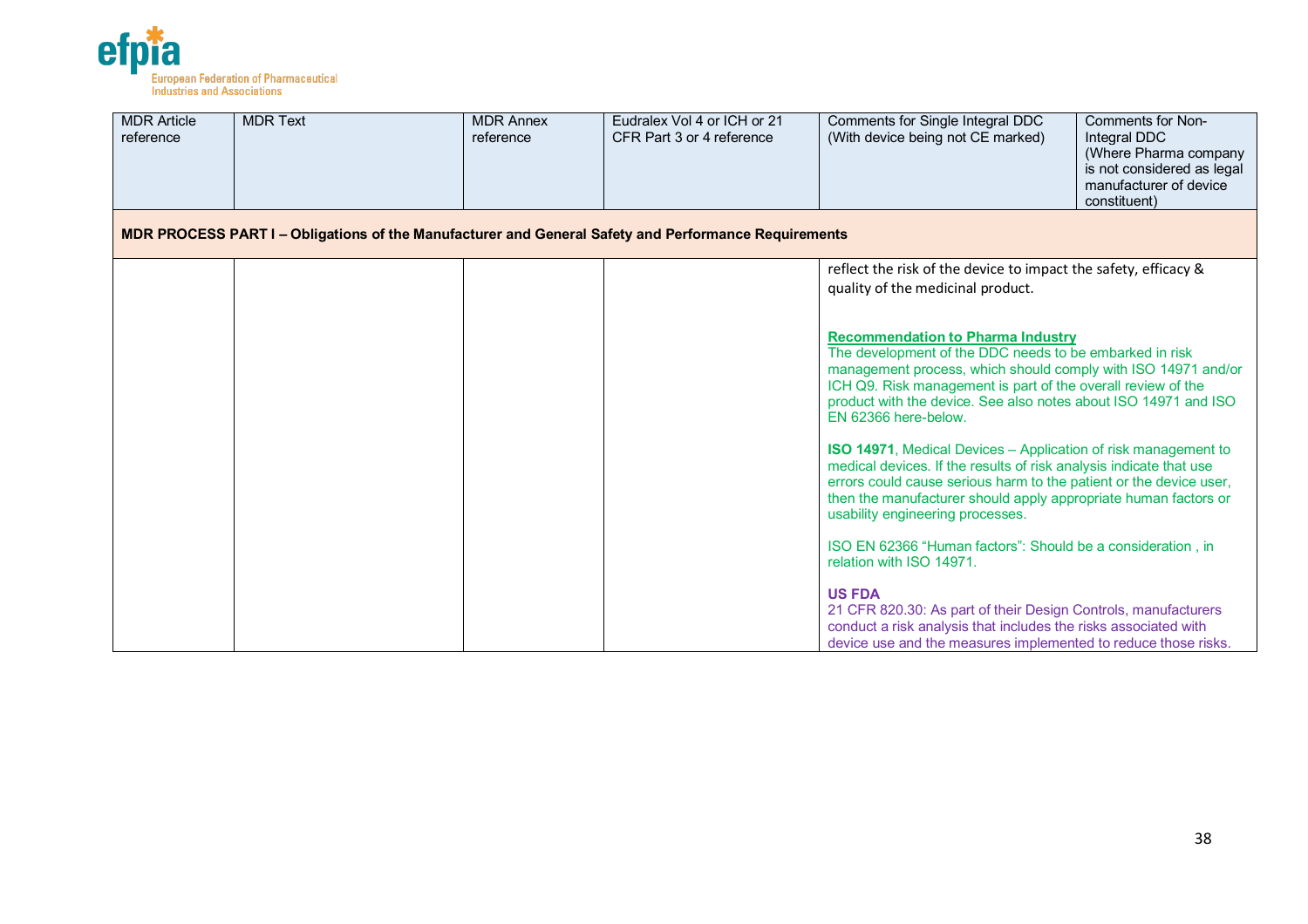| MDR Article reference | MDR Text | MDR Annex reference | Eudralex Vol 4 or ICH or 21 CFR Part 3 or 4 reference | Comments for Single Integral DDC (With device being not CE marked) | Comments for Non-Integral DDC (Where Pharma company is not considered as legal manufacturer of device constituent) |
|---|---|---|---|---|---|
| **MDR PROCESS PART I – Obligations of the Manufacturer and General Safety and Performance Requirements** | | | | | |
| | | | | reflect the risk of the device to impact the safety, efficacy & quality of the medicinal product.<br><br>**Recommendation to Pharma Industry**<br>The development of the DDC needs to be embarked in risk management process, which should comply with ISO 14971 and/or ICH Q9. Risk management is part of the overall review of the product with the device. See also notes about ISO 14971 and ISO EN 62366 here-below.<br><br>**ISO 14971**, Medical Devices – Application of risk management to medical devices. If the results of risk analysis indicate that use errors could cause serious harm to the patient or the device user, then the manufacturer should apply appropriate human factors or usability engineering processes.<br><br>ISO EN 62366 "Human factors": Should be a consideration , in relation with ISO 14971.<br><br>**US FDA**<br>21 CFR 820.30: As part of their Design Controls, manufacturers conduct a risk analysis that includes the risks associated with device use and the measures implemented to reduce those risks. | |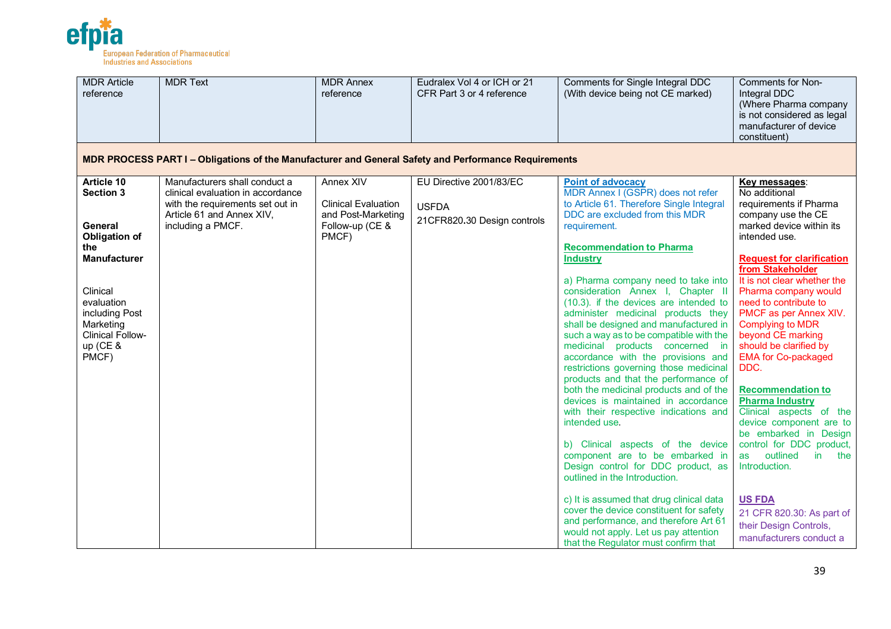| MDR Article reference | MDR Text | MDR Annex reference | Eudralex Vol 4 or ICH or 21 CFR Part 3 or 4 reference | Comments for Single Integral DDC (With device being not CE marked) | Comments for Non-Integral DDC (Where Pharma company is not considered as legal manufacturer of device constituent) |
|---|---|---|---|---|---|
| **MDR PROCESS PART I – Obligations of the Manufacturer and General Safety and Performance Requirements** | | | | | |
| **Article 10 Section 3**<br><br>**General Obligation of the Manufacturer**<br><br>Clinical evaluation including Post Marketing Clinical Follow-up (CE & PMCF) | Manufacturers shall conduct a clinical evaluation in accordance with the requirements set out in Article 61 and Annex XIV, including a PMCF. | Annex XIV<br><br>Clinical Evaluation and Post-Marketing Follow-up (CE & PMCF) | EU Directive 2001/83/EC<br><br>USFDA<br>21CFR820.30 Design controls | **Point of advocacy**<br>MDR Annex I (GSPR) does not refer to Article 61. Therefore Single Integral DDC are excluded from this MDR requirement.<br><br>**Recommendation to Pharma Industry**<br><br>a) Pharma company need to take into consideration Annex I, Chapter II (10.3). if the devices are intended to administer medicinal products they shall be designed and manufactured in such a way as to be compatible with the medicinal products concerned in accordance with the provisions and restrictions governing those medicinal products and that the performance of both the medicinal products and of the devices is maintained in accordance with their respective indications and intended use.<br><br>b) Clinical aspects of the device component are to be embarked in Design control for DDC product, as outlined in the Introduction.<br><br>c) It is assumed that drug clinical data cover the device constituent for safety and performance, and therefore Art 61 would not apply. Let us pay attention that the Regulator must confirm that | **Key messages**:<br>No additional requirements if Pharma company use the CE marked device within its intended use.<br><br>**Request for clarification from Stakeholder**<br>It is not clear whether the Pharma company would need to contribute to PMCF as per Annex XIV. Complying to MDR beyond CE marking should be clarified by EMA for Co-packaged DDC.<br><br>**Recommendation to Pharma Industry**<br>Clinical aspects of the device component are to be embarked in Design control for DDC product, as outlined in the Introduction.<br><br>**US FDA**<br>21 CFR 820.30: As part of their Design Controls, manufacturers conduct a |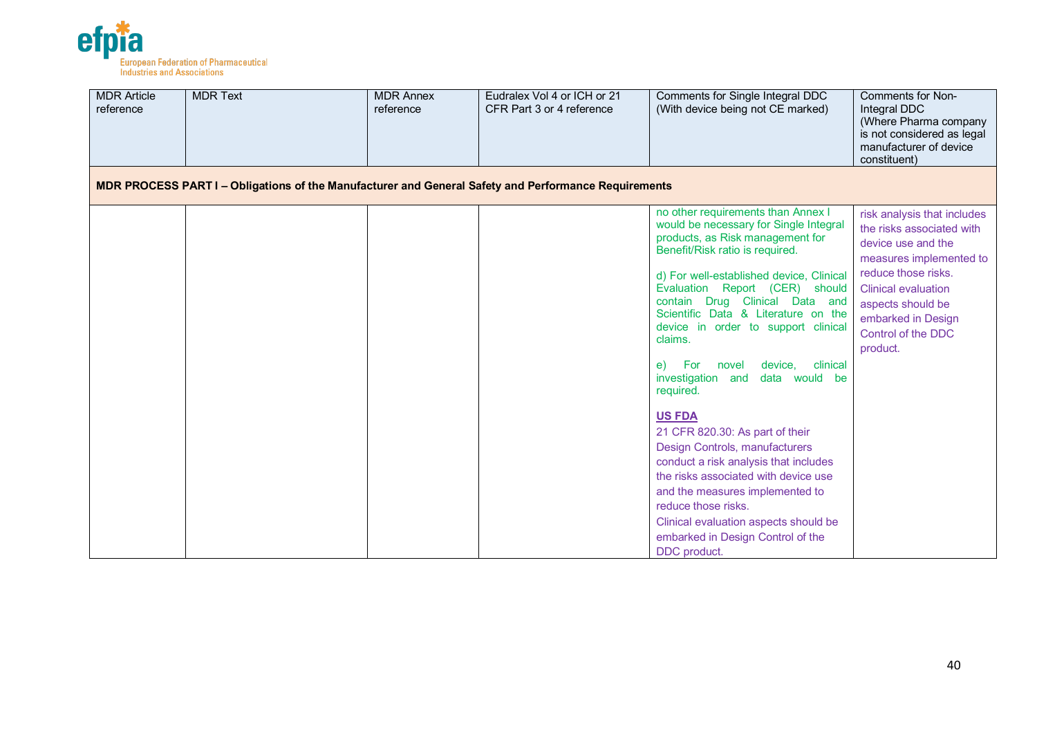| MDR Article reference | MDR Text | MDR Annex reference | Eudralex Vol 4 or ICH or 21 CFR Part 3 or 4 reference | Comments for Single Integral DDC (With device being not CE marked) | Comments for Non-Integral DDC (Where Pharma company is not considered as legal manufacturer of device constituent) |
|---|---|---|---|---|---|
| **MDR PROCESS PART I – Obligations of the Manufacturer and General Safety and Performance Requirements** | | | | | |
| | | | | no other requirements than Annex I would be necessary for Single Integral products, as Risk management for Benefit/Risk ratio is required.<br><br>d) For well-established device, Clinical Evaluation Report (CER) should contain Drug Clinical Data and Scientific Data & Literature on the device in order to support clinical claims.<br><br>e) For novel device, clinical investigation and data would be required.<br><br>**US FDA**<br>21 CFR 820.30: As part of their Design Controls, manufacturers conduct a risk analysis that includes the risks associated with device use and the measures implemented to reduce those risks.<br>Clinical evaluation aspects should be embarked in Design Control of the DDC product. | risk analysis that includes the risks associated with device use and the measures implemented to reduce those risks.<br>Clinical evaluation aspects should be embarked in Design Control of the DDC product. |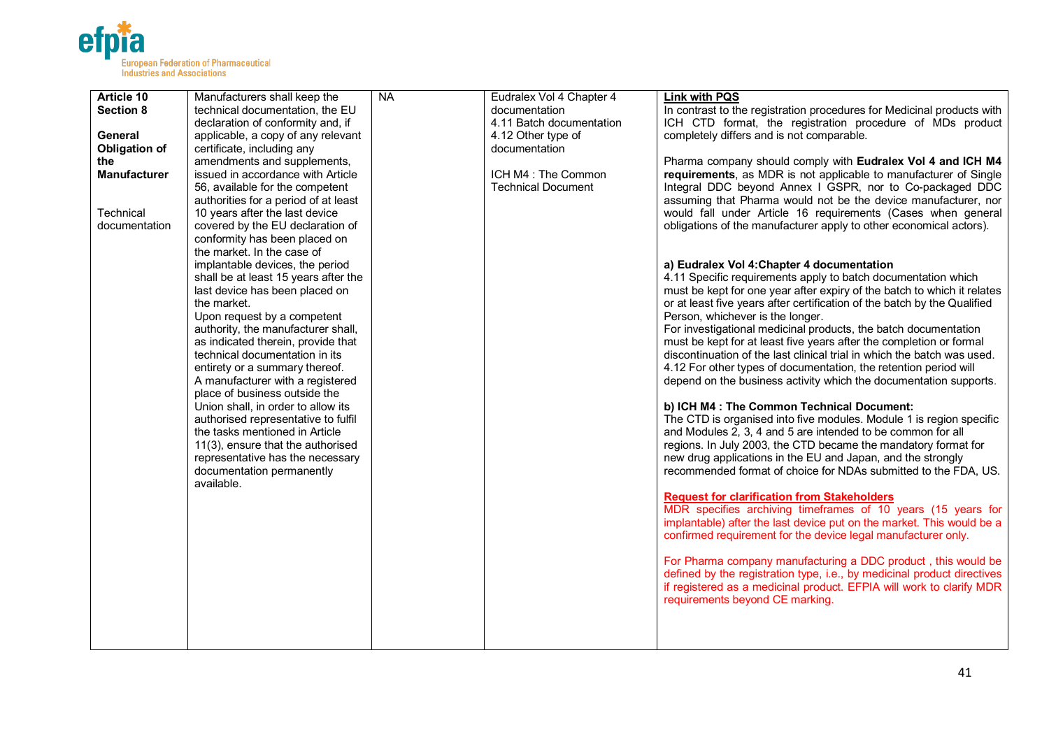| | | | | |
|---|---|---|---|---|
| **Article 10 Section 8**<br><br>**General Obligation of the Manufacturer**<br><br>Technical documentation | Manufacturers shall keep the technical documentation, the EU declaration of conformity and, if applicable, a copy of any relevant certificate, including any amendments and supplements, issued in accordance with Article 56, available for the competent authorities for a period of at least 10 years after the last device covered by the EU declaration of conformity has been placed on the market. In the case of implantable devices, the period shall be at least 15 years after the last device has been placed on the market.<br>Upon request by a competent authority, the manufacturer shall, as indicated therein, provide that technical documentation in its entirety or a summary thereof.<br>A manufacturer with a registered place of business outside the Union shall, in order to allow its authorised representative to fulfil the tasks mentioned in Article 11(3), ensure that the authorised representative has the necessary documentation permanently available. | NA | Eudralex Vol 4 Chapter 4 documentation<br>4.11 Batch documentation<br>4.12 Other type of documentation<br><br>ICH M4 : The Common Technical Document | **Link with PQS**<br>In contrast to the registration procedures for Medicinal products with ICH CTD format, the registration procedure of MDs product completely differs and is not comparable.<br><br>Pharma company should comply with **Eudralex Vol 4 and ICH M4 requirements**, as MDR is not applicable to manufacturer of Single Integral DDC beyond Annex I GSPR, nor to Co-packaged DDC assuming that Pharma would not be the device manufacturer, nor would fall under Article 16 requirements (Cases when general obligations of the manufacturer apply to other economical actors).<br><br>**a) Eudralex Vol 4:Chapter 4 documentation**<br>4.11 Specific requirements apply to batch documentation which must be kept for one year after expiry of the batch to which it relates or at least five years after certification of the batch by the Qualified Person, whichever is the longer.<br>For investigational medicinal products, the batch documentation must be kept for at least five years after the completion or formal discontinuation of the last clinical trial in which the batch was used.<br>4.12 For other types of documentation, the retention period will depend on the business activity which the documentation supports.<br><br>**b) ICH M4 : The Common Technical Document:**<br>The CTD is organised into five modules. Module 1 is region specific and Modules 2, 3, 4 and 5 are intended to be common for all regions. In July 2003, the CTD became the mandatory format for new drug applications in the EU and Japan, and the strongly recommended format of choice for NDAs submitted to the FDA, US.<br><br>**Request for clarification from Stakeholders**<br>MDR specifies archiving timeframes of 10 years (15 years for implantable) after the last device put on the market. This would be a confirmed requirement for the device legal manufacturer only.<br><br>For Pharma company manufacturing a DDC product , this would be defined by the registration type, i.e., by medicinal product directives if registered as a medicinal product. EFPIA will work to clarify MDR requirements beyond CE marking. |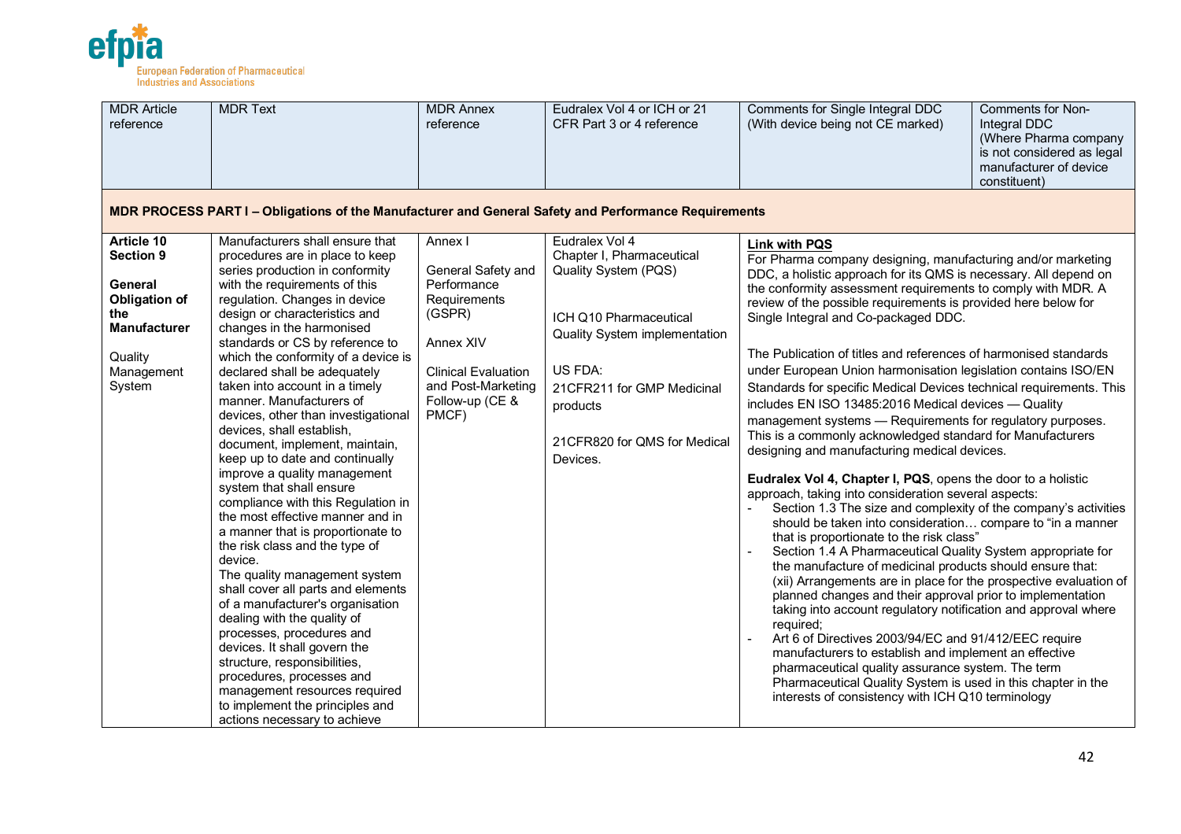| MDR Article reference | MDR Text | MDR Annex reference | Eudralex Vol 4 or ICH or 21 CFR Part 3 or 4 reference | Comments for Single Integral DDC (With device being not CE marked) | Comments for Non-Integral DDC (Where Pharma company is not considered as legal manufacturer of device constituent) |
|---|---|---|---|---|---|
| **MDR PROCESS PART I – Obligations of the Manufacturer and General Safety and Performance Requirements** | | | | | |
| **Article 10 Section 9**<br><br>**General Obligation of the Manufacturer**<br><br>Quality Management System | Manufacturers shall ensure that procedures are in place to keep series production in conformity with the requirements of this regulation. Changes in device design or characteristics and changes in the harmonised standards or CS by reference to which the conformity of a device is declared shall be adequately taken into account in a timely manner. Manufacturers of devices, other than investigational devices, shall establish, document, implement, maintain, keep up to date and continually improve a quality management system that shall ensure compliance with this Regulation in the most effective manner and in a manner that is proportionate to the risk class and the type of device.<br>The quality management system shall cover all parts and elements of a manufacturer's organisation dealing with the quality of processes, procedures and devices. It shall govern the structure, responsibilities, procedures, processes and management resources required to implement the principles and actions necessary to achieve | Annex I<br><br>General Safety and Performance Requirements (GSPR)<br><br>Annex XIV<br><br>Clinical Evaluation and Post-Marketing Follow-up (CE & PMCF) | Eudralex Vol 4 Chapter I, Pharmaceutical Quality System (PQS)<br><br>ICH Q10 Pharmaceutical Quality System implementation<br><br>US FDA:<br>21CFR211 for GMP Medicinal products<br><br>21CFR820 for QMS for Medical Devices. | <u>**Link with PQS**</u><br>For Pharma company designing, manufacturing and/or marketing DDC, a holistic approach for its QMS is necessary. All depend on the conformity assessment requirements to comply with MDR. A review of the possible requirements is provided here below for Single Integral and Co-packaged DDC.<br><br>The Publication of titles and references of harmonised standards under European Union harmonisation legislation contains ISO/EN Standards for specific Medical Devices technical requirements. This includes EN ISO 13485:2016 Medical devices — Quality management systems — Requirements for regulatory purposes. This is a commonly acknowledged standard for Manufacturers designing and manufacturing medical devices.<br><br>**Eudralex Vol 4, Chapter I, PQS**, opens the door to a holistic approach, taking into consideration several aspects:<br>- Section 1.3 The size and complexity of the company's activities should be taken into consideration… compare to "in a manner that is proportionate to the risk class"<br>- Section 1.4 A Pharmaceutical Quality System appropriate for the manufacture of medicinal products should ensure that: (xii) Arrangements are in place for the prospective evaluation of planned changes and their approval prior to implementation taking into account regulatory notification and approval where required;<br>- Art 6 of Directives 2003/94/EC and 91/412/EEC require manufacturers to establish and implement an effective pharmaceutical quality assurance system. The term Pharmaceutical Quality System is used in this chapter in the interests of consistency with ICH Q10 terminology | |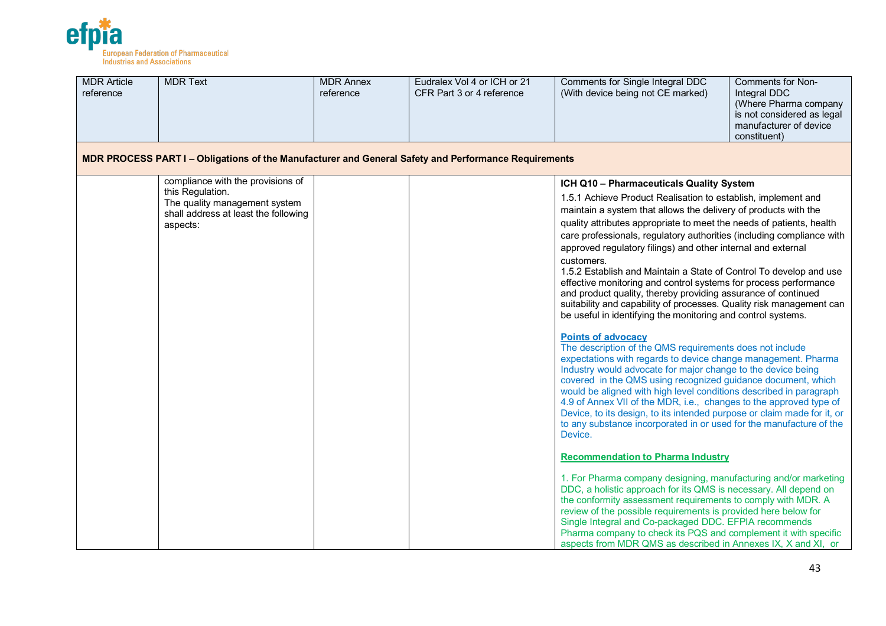| MDR Article reference | MDR Text | MDR Annex reference | Eudralex Vol 4 or ICH or 21 CFR Part 3 or 4 reference | Comments for Single Integral DDC (With device being not CE marked) | Comments for Non-Integral DDC (Where Pharma company is not considered as legal manufacturer of device constituent) |
|---|---|---|---|---|---|
| **MDR PROCESS PART I – Obligations of the Manufacturer and General Safety and Performance Requirements** | | | | | |
| | compliance with the provisions of this Regulation.<br>The quality management system shall address at least the following aspects: | | | **ICH Q10 – Pharmaceuticals Quality System**<br>1.5.1 Achieve Product Realisation to establish, implement and maintain a system that allows the delivery of products with the quality attributes appropriate to meet the needs of patients, health care professionals, regulatory authorities (including compliance with approved regulatory filings) and other internal and external customers.<br>1.5.2 Establish and Maintain a State of Control To develop and use effective monitoring and control systems for process performance and product quality, thereby providing assurance of continued suitability and capability of processes. Quality risk management can be useful in identifying the monitoring and control systems.<br><br>**Points of advocacy**<br>The description of the QMS requirements does not include expectations with regards to device change management. Pharma Industry would advocate for major change to the device being covered in the QMS using recognized guidance document, which would be aligned with high level conditions described in paragraph 4.9 of Annex VII of the MDR, i.e., changes to the approved type of Device, to its design, to its intended purpose or claim made for it, or to any substance incorporated in or used for the manufacture of the Device.<br><br>**Recommendation to Pharma Industry**<br><br>1. For Pharma company designing, manufacturing and/or marketing DDC, a holistic approach for its QMS is necessary. All depend on the conformity assessment requirements to comply with MDR. A review of the possible requirements is provided here below for Single Integral and Co-packaged DDC. EFPIA recommends Pharma company to check its PQS and complement it with specific aspects from MDR QMS as described in Annexes IX, X and XI, or | |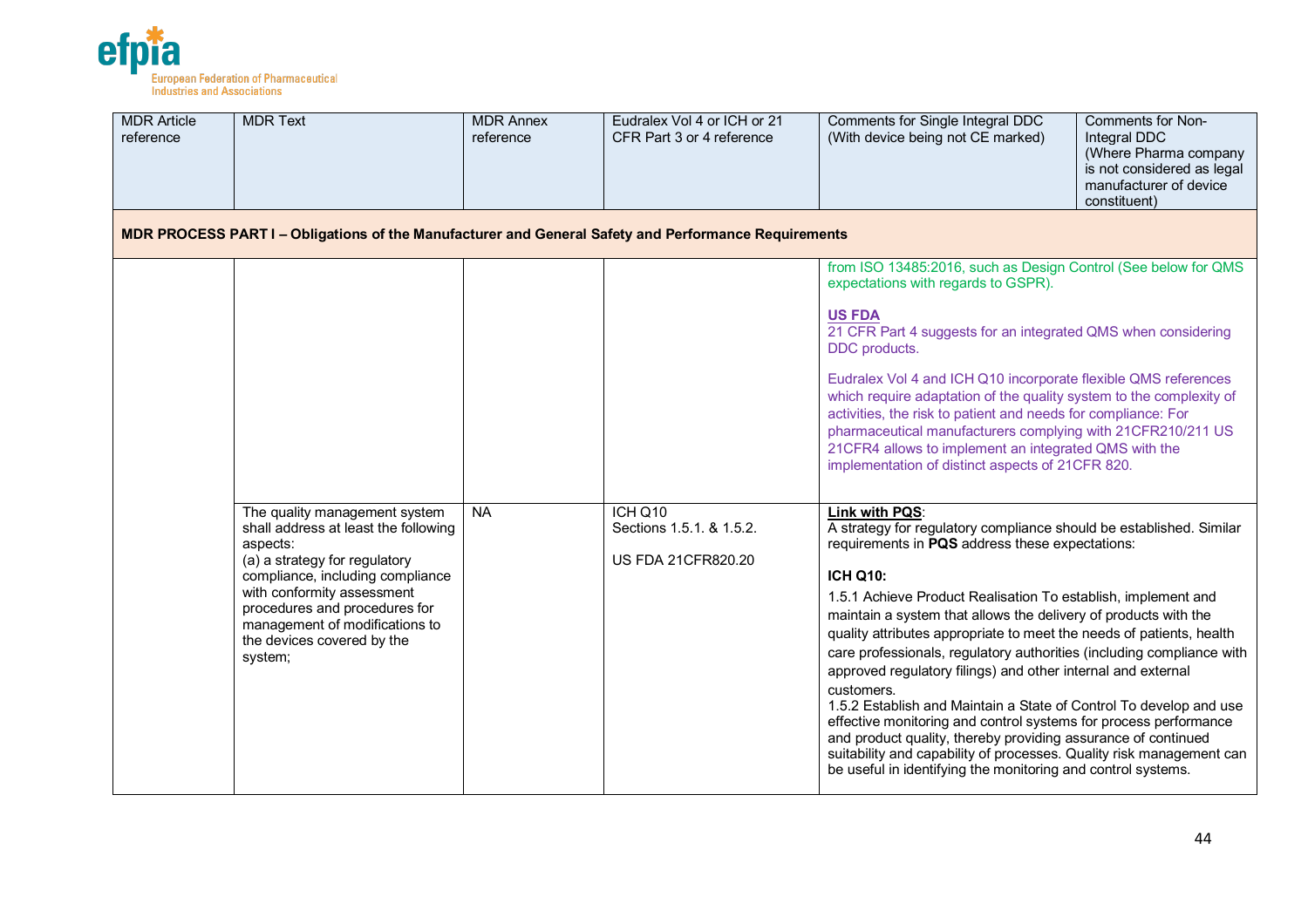| MDR Article reference | MDR Text | MDR Annex reference | Eudralex Vol 4 or ICH or 21 CFR Part 3 or 4 reference | Comments for Single Integral DDC (With device being not CE marked) | Comments for Non-Integral DDC (Where Pharma company is not considered as legal manufacturer of device constituent) |
|---|---|---|---|---|---|
| **MDR PROCESS PART I – Obligations of the Manufacturer and General Safety and Performance Requirements** | | | | | |
| | | | | from ISO 13485:2016, such as Design Control (See below for QMS expectations with regards to GSPR).<br><br>**US FDA**<br>21 CFR Part 4 suggests for an integrated QMS when considering DDC products.<br><br>Eudralex Vol 4 and ICH Q10 incorporate flexible QMS references which require adaptation of the quality system to the complexity of activities, the risk to patient and needs for compliance: For pharmaceutical manufacturers complying with 21CFR210/211 US 21CFR4 allows to implement an integrated QMS with the implementation of distinct aspects of 21CFR 820. | |
| | The quality management system shall address at least the following aspects:<br>(a) a strategy for regulatory compliance, including compliance with conformity assessment procedures and procedures for management of modifications to the devices covered by the system; | NA | ICH Q10<br>Sections 1.5.1. & 1.5.2.<br><br>US FDA 21CFR820.20 | **Link with PQS**:<br>A strategy for regulatory compliance should be established. Similar requirements in **PQS** address these expectations:<br><br>**ICH Q10:**<br>1.5.1 Achieve Product Realisation To establish, implement and maintain a system that allows the delivery of products with the quality attributes appropriate to meet the needs of patients, health care professionals, regulatory authorities (including compliance with approved regulatory filings) and other internal and external customers.<br>1.5.2 Establish and Maintain a State of Control To develop and use effective monitoring and control systems for process performance and product quality, thereby providing assurance of continued suitability and capability of processes. Quality risk management can be useful in identifying the monitoring and control systems. | |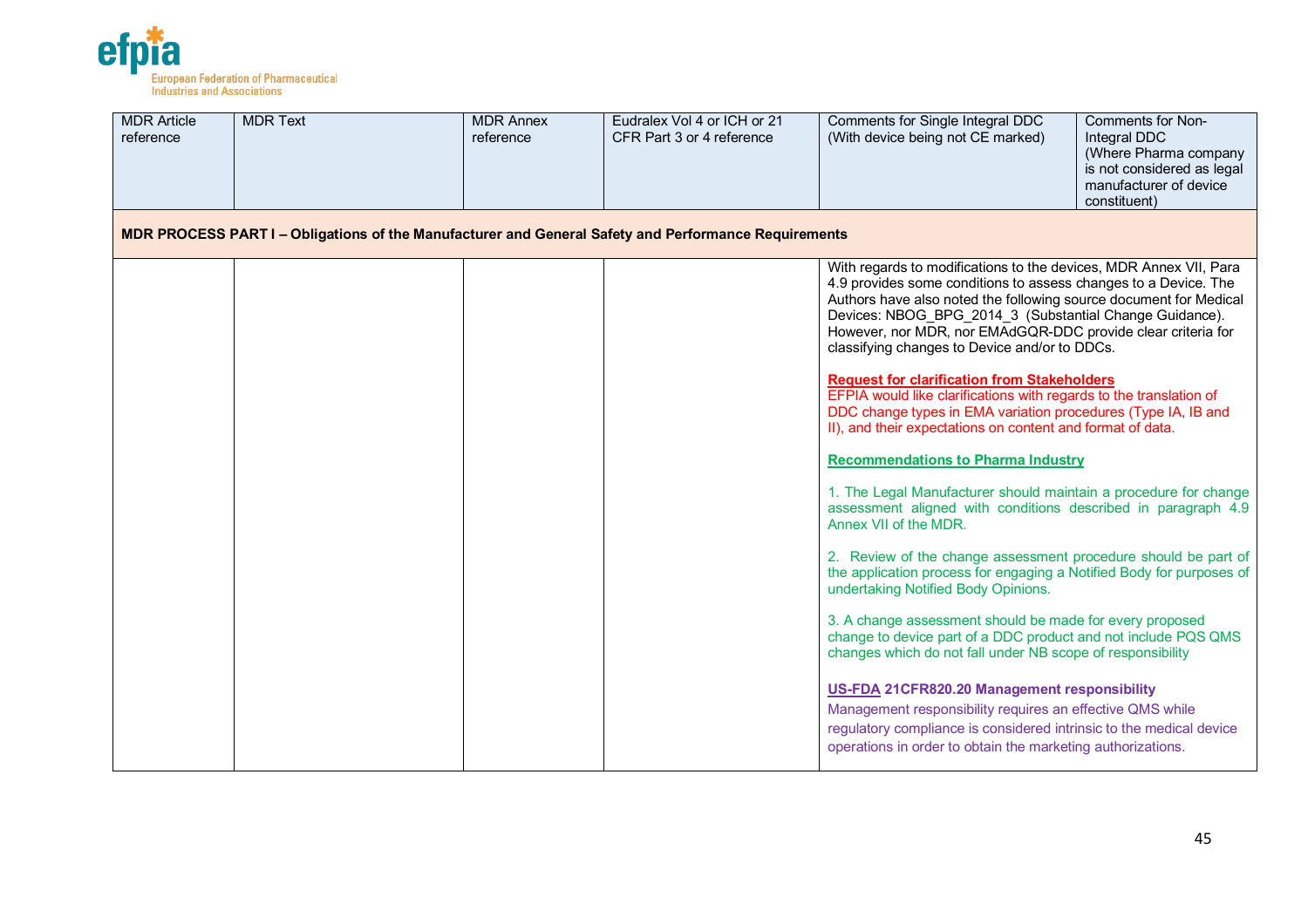| MDR Article reference | MDR Text | MDR Annex reference | Eudralex Vol 4 or ICH or 21 CFR Part 3 or 4 reference | Comments for Single Integral DDC (With device being not CE marked) | Comments for Non-Integral DDC (Where Pharma company is not considered as legal manufacturer of device constituent) |
|---|---|---|---|---|---|
| **MDR PROCESS PART I – Obligations of the Manufacturer and General Safety and Performance Requirements** | | | | | |
| | | | | With regards to modifications to the devices, MDR Annex VII, Para 4.9 provides some conditions to assess changes to a Device. The Authors have also noted the following source document for Medical Devices: NBOG_BPG_2014_3 (Substantial Change Guidance). However, nor MDR, nor EMAdGQR-DDC provide clear criteria for classifying changes to Device and/or to DDCs.<br><br>**Request for clarification from Stakeholders**<br>EFPIA would like clarifications with regards to the translation of DDC change types in EMA variation procedures (Type IA, IB and II), and their expectations on content and format of data.<br><br>**Recommendations to Pharma Industry**<br><br>1. The Legal Manufacturer should maintain a procedure for change assessment aligned with conditions described in paragraph 4.9 Annex VII of the MDR.<br><br>2. Review of the change assessment procedure should be part of the application process for engaging a Notified Body for purposes of undertaking Notified Body Opinions.<br><br>3. A change assessment should be made for every proposed change to device part of a DDC product and not include PQS QMS changes which do not fall under NB scope of responsibility<br><br>**US-FDA 21CFR820.20 Management responsibility**<br>Management responsibility requires an effective QMS while regulatory compliance is considered intrinsic to the medical device operations in order to obtain the marketing authorizations. | |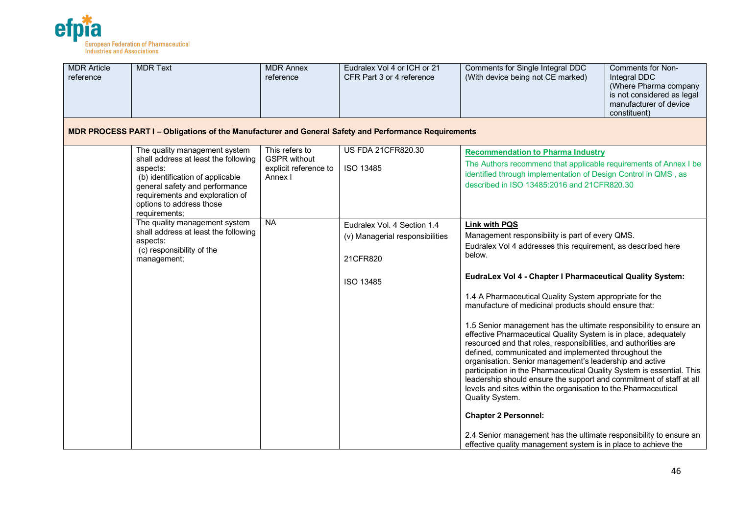| MDR Article reference | MDR Text | MDR Annex reference | Eudralex Vol 4 or ICH or 21 CFR Part 3 or 4 reference | Comments for Single Integral DDC (With device being not CE marked) | Comments for Non-Integral DDC (Where Pharma company is not considered as legal manufacturer of device constituent) |
|---|---|---|---|---|---|
| **MDR PROCESS PART I – Obligations of the Manufacturer and General Safety and Performance Requirements** | | | | | |
| | The quality management system shall address at least the following aspects: (b) identification of applicable general safety and performance requirements and exploration of options to address those requirements; | This refers to GSPR without explicit reference to Annex I | US FDA 21CFR820.30<br><br>ISO 13485 | **Recommendation to Pharma Industry**<br>The Authors recommend that applicable requirements of Annex I be identified through implementation of Design Control in QMS , as described in ISO 13485:2016 and 21CFR820.30 | |
| | The quality management system shall address at least the following aspects: (c) responsibility of the management; | NA | Eudralex Vol. 4 Section 1.4<br>(v) Managerial responsibilities<br><br>21CFR820<br><br>ISO 13485 | **Link with PQS**<br>Management responsibility is part of every QMS.<br>Eudralex Vol 4 addresses this requirement, as described here below.<br><br>**EudraLex Vol 4 - Chapter I Pharmaceutical Quality System:**<br><br>1.4 A Pharmaceutical Quality System appropriate for the manufacture of medicinal products should ensure that:<br><br>1.5 Senior management has the ultimate responsibility to ensure an effective Pharmaceutical Quality System is in place, adequately resourced and that roles, responsibilities, and authorities are defined, communicated and implemented throughout the organisation. Senior management's leadership and active participation in the Pharmaceutical Quality System is essential. This leadership should ensure the support and commitment of staff at all levels and sites within the organisation to the Pharmaceutical Quality System.<br><br>**Chapter 2 Personnel:**<br><br>2.4 Senior management has the ultimate responsibility to ensure an effective quality management system is in place to achieve the | |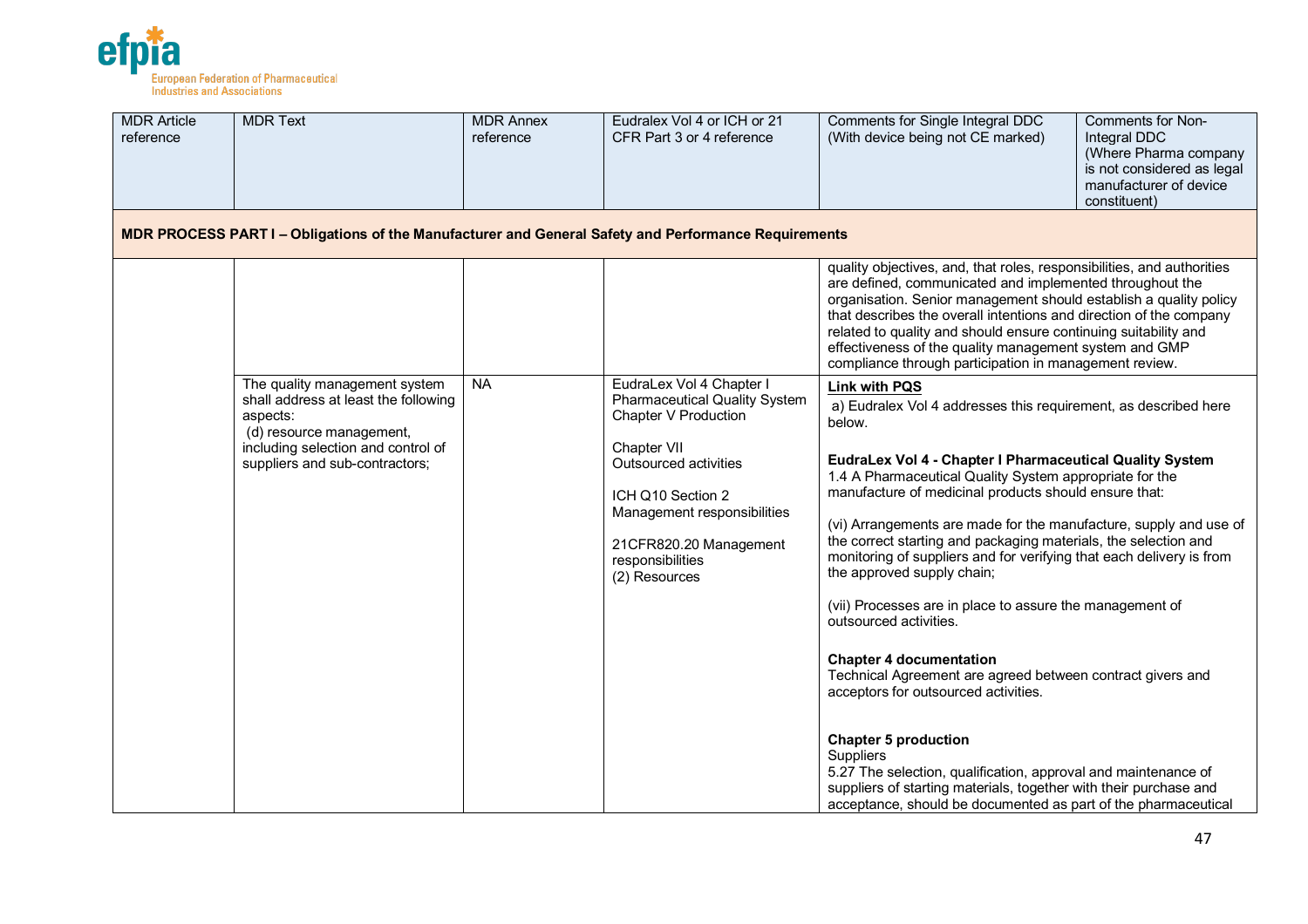| MDR Article reference | MDR Text | MDR Annex reference | Eudralex Vol 4 or ICH or 21 CFR Part 3 or 4 reference | Comments for Single Integral DDC (With device being not CE marked) | Comments for Non-Integral DDC (Where Pharma company is not considered as legal manufacturer of device constituent) |
|---|---|---|---|---|---|
| **MDR PROCESS PART I – Obligations of the Manufacturer and General Safety and Performance Requirements** | | | | | |
| | | | | quality objectives, and, that roles, responsibilities, and authorities are defined, communicated and implemented throughout the organisation. Senior management should establish a quality policy that describes the overall intentions and direction of the company related to quality and should ensure continuing suitability and effectiveness of the quality management system and GMP compliance through participation in management review. | |
| | The quality management system shall address at least the following aspects:<br>(d) resource management, including selection and control of suppliers and sub-contractors; | NA | EudraLex Vol 4 Chapter I Pharmaceutical Quality System Chapter V Production<br><br>Chapter VII Outsourced activities<br><br>ICH Q10 Section 2 Management responsibilities<br><br>21CFR820.20 Management responsibilities (2) Resources | **Link with PQS**<br>a) Eudralex Vol 4 addresses this requirement, as described here below.<br><br>**EudraLex Vol 4 - Chapter I Pharmaceutical Quality System**<br>1.4 A Pharmaceutical Quality System appropriate for the manufacture of medicinal products should ensure that:<br><br>(vi) Arrangements are made for the manufacture, supply and use of the correct starting and packaging materials, the selection and monitoring of suppliers and for verifying that each delivery is from the approved supply chain;<br><br>(vii) Processes are in place to assure the management of outsourced activities.<br><br>**Chapter 4 documentation**<br>Technical Agreement are agreed between contract givers and acceptors for outsourced activities.<br><br>**Chapter 5 production**<br>Suppliers<br>5.27 The selection, qualification, approval and maintenance of suppliers of starting materials, together with their purchase and acceptance, should be documented as part of the pharmaceutical | |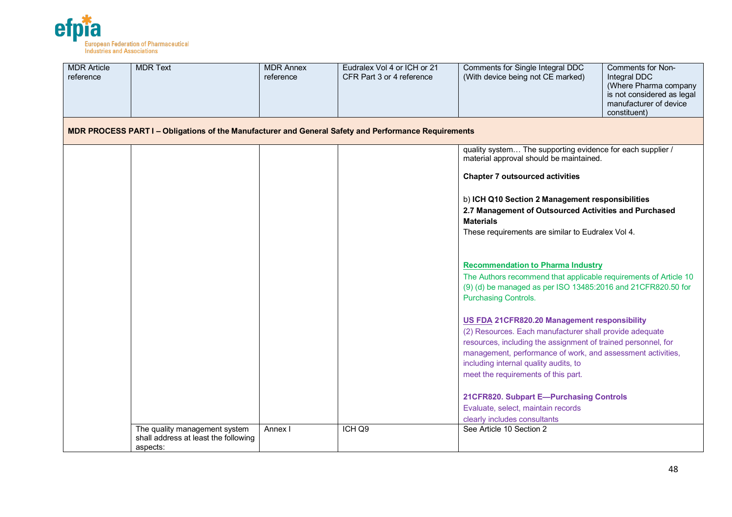| MDR Article reference | MDR Text | MDR Annex reference | Eudralex Vol 4 or ICH or 21 CFR Part 3 or 4 reference | Comments for Single Integral DDC (With device being not CE marked) | Comments for Non-Integral DDC (Where Pharma company is not considered as legal manufacturer of device constituent) |
|---|---|---|---|---|---|
| **MDR PROCESS PART I – Obligations of the Manufacturer and General Safety and Performance Requirements** | | | | | |
| | | | | quality system… The supporting evidence for each supplier / material approval should be maintained.<br><br>**Chapter 7 outsourced activities**<br><br>b) **ICH Q10 Section 2 Management responsibilities**<br>**2.7 Management of Outsourced Activities and Purchased Materials**<br>These requirements are similar to Eudralex Vol 4.<br><br>**Recommendation to Pharma Industry**<br>The Authors recommend that applicable requirements of Article 10 (9) (d) be managed as per ISO 13485:2016 and 21CFR820.50 for Purchasing Controls.<br><br>**US FDA 21CFR820.20 Management responsibility**<br>(2) Resources. Each manufacturer shall provide adequate resources, including the assignment of trained personnel, for management, performance of work, and assessment activities, including internal quality audits, to meet the requirements of this part.<br><br>**21CFR820. Subpart E—Purchasing Controls**<br>Evaluate, select, maintain records<br>clearly includes consultants | |
| | The quality management system shall address at least the following aspects: | Annex I | ICH Q9 | See Article 10 Section 2 | |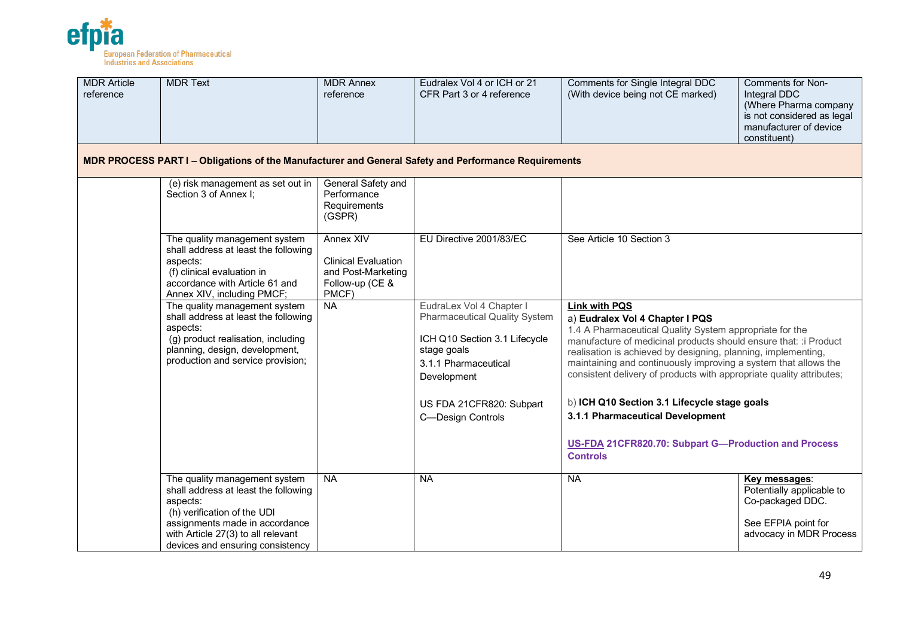| MDR Article reference | MDR Text | MDR Annex reference | Eudralex Vol 4 or ICH or 21 CFR Part 3 or 4 reference | Comments for Single Integral DDC (With device being not CE marked) | Comments for Non-Integral DDC (Where Pharma company is not considered as legal manufacturer of device constituent) |
|---|---|---|---|---|---|
| **MDR PROCESS PART I – Obligations of the Manufacturer and General Safety and Performance Requirements** | | | | | |
| | (e) risk management as set out in Section 3 of Annex I; | General Safety and Performance Requirements (GSPR) | | | |
| | The quality management system shall address at least the following aspects: (f) clinical evaluation in accordance with Article 61 and Annex XIV, including PMCF; | Annex XIV<br><br>Clinical Evaluation and Post-Marketing Follow-up (CE & PMCF) | EU Directive 2001/83/EC | See Article 10 Section 3 | |
| | The quality management system shall address at least the following aspects: (g) product realisation, including planning, design, development, production and service provision; | NA | EudraLex Vol 4 Chapter I Pharmaceutical Quality System<br><br>ICH Q10 Section 3.1 Lifecycle stage goals<br>3.1.1 Pharmaceutical Development<br><br>US FDA 21CFR820: Subpart C—Design Controls | **Link with PQS**<br>a) **Eudralex Vol 4 Chapter I PQS**<br>1.4 A Pharmaceutical Quality System appropriate for the manufacture of medicinal products should ensure that: :i Product realisation is achieved by designing, planning, implementing, maintaining and continuously improving a system that allows the consistent delivery of products with appropriate quality attributes;<br><br>b) **ICH Q10 Section 3.1 Lifecycle stage goals**<br>**3.1.1 Pharmaceutical Development**<br><br>**US-FDA 21CFR820.70: Subpart G—Production and Process Controls** | |
| | The quality management system shall address at least the following aspects: (h) verification of the UDI assignments made in accordance with Article 27(3) to all relevant devices and ensuring consistency | NA | NA | NA | **Key messages**: Potentially applicable to Co-packaged DDC.<br><br>See EFPIA point for advocacy in MDR Process |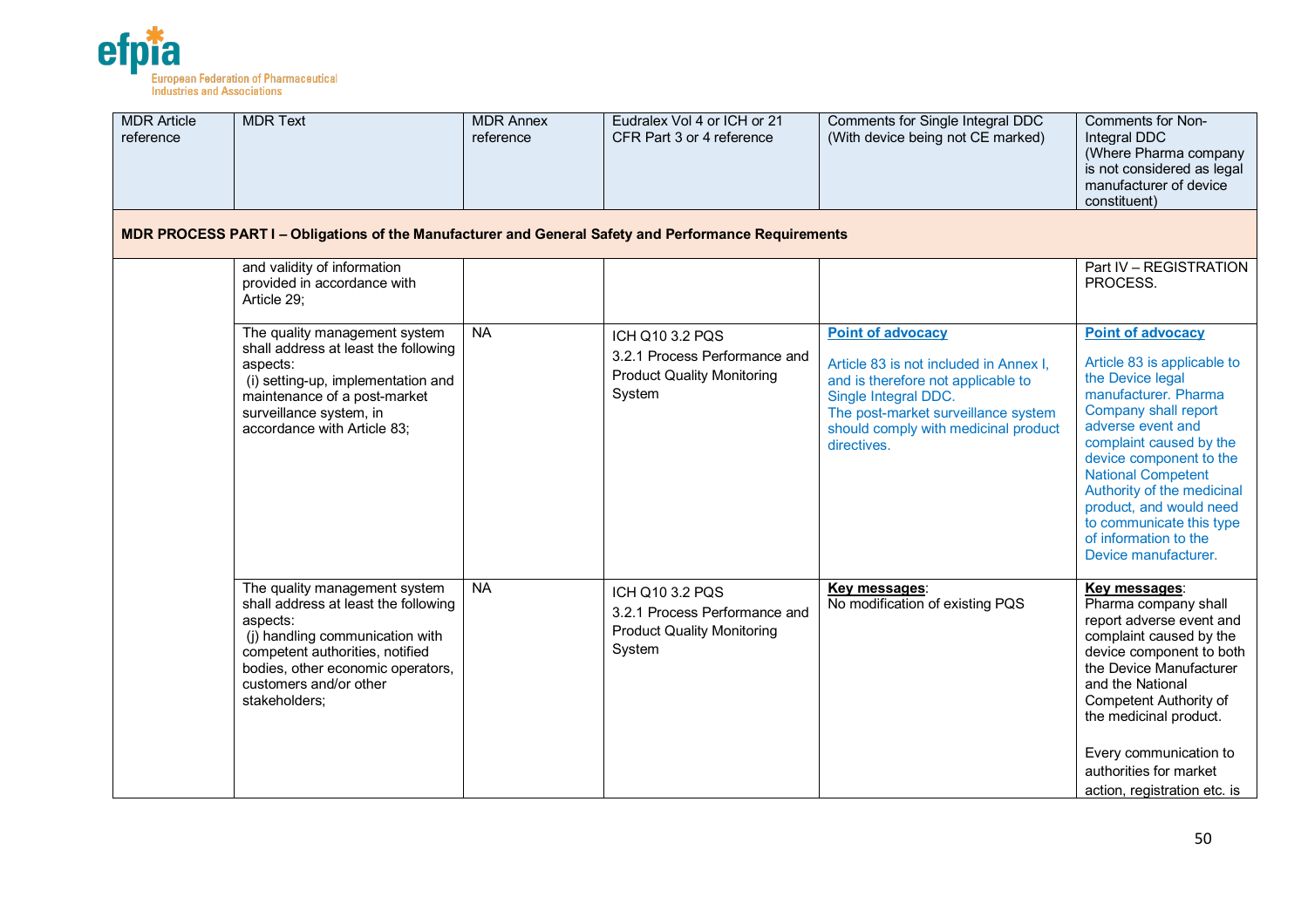| MDR Article reference | MDR Text | MDR Annex reference | Eudralex Vol 4 or ICH or 21 CFR Part 3 or 4 reference | Comments for Single Integral DDC (With device being not CE marked) | Comments for Non-Integral DDC (Where Pharma company is not considered as legal manufacturer of device constituent) |
|---|---|---|---|---|---|
| **MDR PROCESS PART I – Obligations of the Manufacturer and General Safety and Performance Requirements** | | | | | |
| | and validity of information provided in accordance with Article 29; | | | | Part IV – REGISTRATION PROCESS. |
| | The quality management system shall address at least the following aspects:<br>(i) setting-up, implementation and maintenance of a post-market surveillance system, in accordance with Article 83; | NA | ICH Q10 3.2 PQS<br>3.2.1 Process Performance and Product Quality Monitoring System | **Point of advocacy**<br><br>Article 83 is not included in Annex I, and is therefore not applicable to Single Integral DDC.<br>The post-market surveillance system should comply with medicinal product directives. | **Point of advocacy**<br><br>Article 83 is applicable to the Device legal manufacturer. Pharma Company shall report adverse event and complaint caused by the device component to the National Competent Authority of the medicinal product, and would need to communicate this type of information to the Device manufacturer. |
| | The quality management system shall address at least the following aspects:<br>(j) handling communication with competent authorities, notified bodies, other economic operators, customers and/or other stakeholders; | NA | ICH Q10 3.2 PQS<br>3.2.1 Process Performance and Product Quality Monitoring System | **Key messages**:<br>No modification of existing PQS | **Key messages**:<br>Pharma company shall report adverse event and complaint caused by the device component to both the Device Manufacturer and the National Competent Authority of the medicinal product.<br><br>Every communication to authorities for market action, registration etc. is |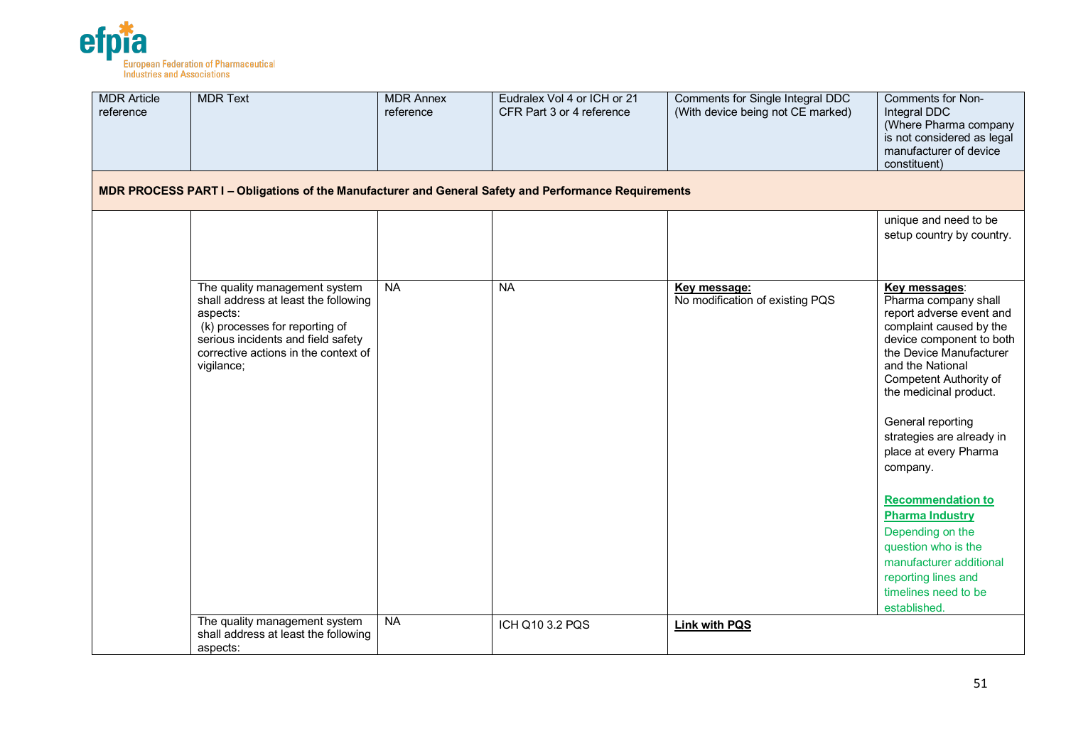| MDR Article reference | MDR Text | MDR Annex reference | Eudralex Vol 4 or ICH or 21 CFR Part 3 or 4 reference | Comments for Single Integral DDC (With device being not CE marked) | Comments for Non-Integral DDC (Where Pharma company is not considered as legal manufacturer of device constituent) |
|---|---|---|---|---|---|
| **MDR PROCESS PART I – Obligations of the Manufacturer and General Safety and Performance Requirements** | | | | | |
| | | | | | unique and need to be setup country by country. |
| | The quality management system shall address at least the following aspects: (k) processes for reporting of serious incidents and field safety corrective actions in the context of vigilance; | NA | NA | **Key message:** No modification of existing PQS | **Key messages**: Pharma company shall report adverse event and complaint caused by the device component to both the Device Manufacturer and the National Competent Authority of the medicinal product.<br><br>General reporting strategies are already in place at every Pharma company.<br><br>**Recommendation to Pharma Industry** Depending on the question who is the manufacturer additional reporting lines and timelines need to be established. |
| | The quality management system shall address at least the following aspects: | NA | ICH Q10 3.2 PQS | **Link with PQS** | |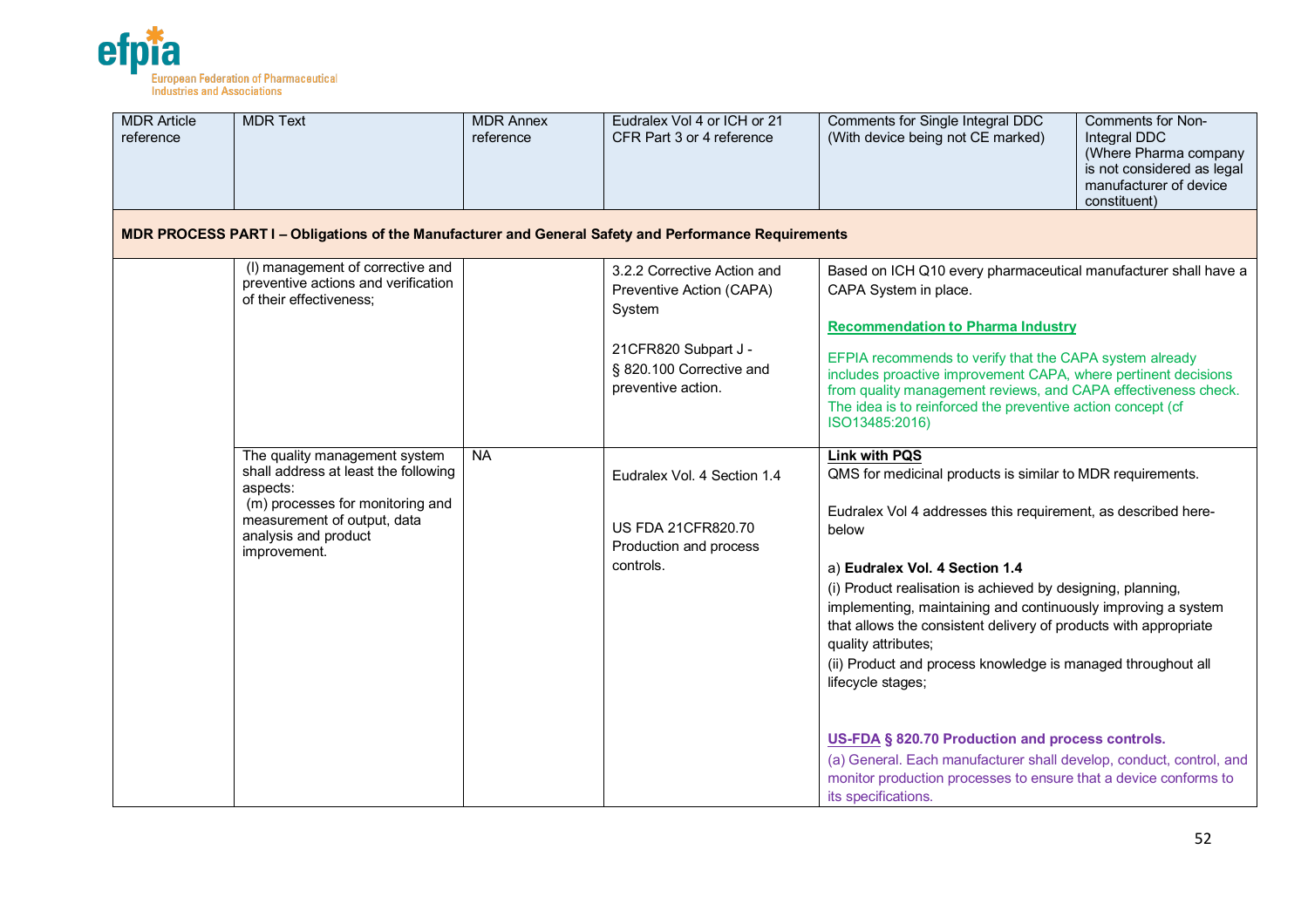| MDR Article reference | MDR Text | MDR Annex reference | Eudralex Vol 4 or ICH or 21 CFR Part 3 or 4 reference | Comments for Single Integral DDC (With device being not CE marked) | Comments for Non-Integral DDC (Where Pharma company is not considered as legal manufacturer of device constituent) |
|---|---|---|---|---|---|
| **MDR PROCESS PART I – Obligations of the Manufacturer and General Safety and Performance Requirements** | | | | | |
| | (l) management of corrective and preventive actions and verification of their effectiveness; | | 3.2.2 Corrective Action and Preventive Action (CAPA) System<br><br>21CFR820 Subpart J - § 820.100 Corrective and preventive action. | Based on ICH Q10 every pharmaceutical manufacturer shall have a CAPA System in place.<br><br>**Recommendation to Pharma Industry**<br><br>EFPIA recommends to verify that the CAPA system already includes proactive improvement CAPA, where pertinent decisions from quality management reviews, and CAPA effectiveness check. The idea is to reinforced the preventive action concept (cf ISO13485:2016) | |
| | The quality management system shall address at least the following aspects:<br>(m) processes for monitoring and measurement of output, data analysis and product improvement. | NA | Eudralex Vol. 4 Section 1.4<br><br>US FDA 21CFR820.70 Production and process controls. | **Link with PQS**<br>QMS for medicinal products is similar to MDR requirements.<br><br>Eudralex Vol 4 addresses this requirement, as described here-below<br><br>a) **Eudralex Vol. 4 Section 1.4**<br>(i) Product realisation is achieved by designing, planning, implementing, maintaining and continuously improving a system that allows the consistent delivery of products with appropriate quality attributes;<br>(ii) Product and process knowledge is managed throughout all lifecycle stages;<br><br>**US-FDA § 820.70 Production and process controls.**<br>(a) General. Each manufacturer shall develop, conduct, control, and monitor production processes to ensure that a device conforms to its specifications. | |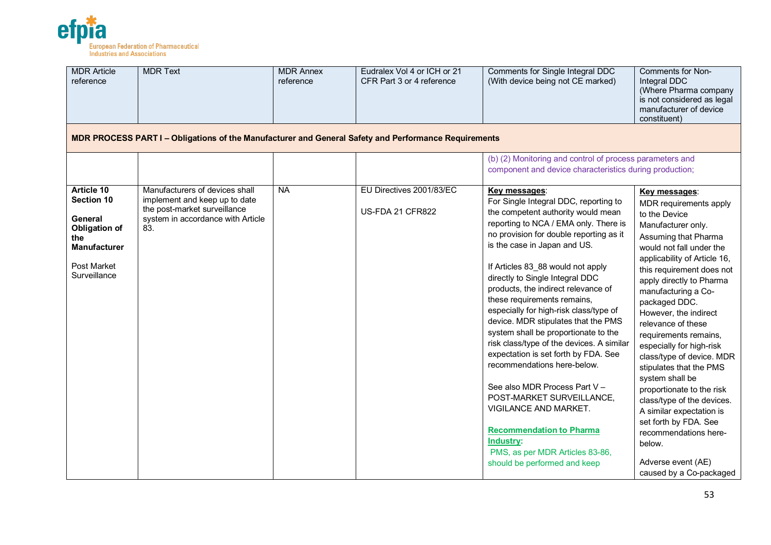| MDR Article reference | MDR Text | MDR Annex reference | Eudralex Vol 4 or ICH or 21 CFR Part 3 or 4 reference | Comments for Single Integral DDC (With device being not CE marked) | Comments for Non-Integral DDC (Where Pharma company is not considered as legal manufacturer of device constituent) |
|---|---|---|---|---|---|
| **MDR PROCESS PART I – Obligations of the Manufacturer and General Safety and Performance Requirements** | | | | | |
| | | | | (b) (2) Monitoring and control of process parameters and component and device characteristics during production; | |
| **Article 10 Section 10**<br><br>**General Obligation of the Manufacturer**<br><br>Post Market Surveillance | Manufacturers of devices shall implement and keep up to date the post-market surveillance system in accordance with Article 83. | NA | EU Directives 2001/83/EC<br><br>US-FDA 21 CFR822 | **Key messages**:<br>For Single Integral DDC, reporting to the competent authority would mean reporting to NCA / EMA only. There is no provision for double reporting as it is the case in Japan and US.<br><br>If Articles 83_88 would not apply directly to Single Integral DDC products, the indirect relevance of these requirements remains, especially for high-risk class/type of device. MDR stipulates that the PMS system shall be proportionate to the risk class/type of the devices. A similar expectation is set forth by FDA. See recommendations here-below.<br><br>See also MDR Process Part V – POST-MARKET SURVEILLANCE, VIGILANCE AND MARKET.<br><br>**Recommendation to Pharma Industry:**<br>PMS, as per MDR Articles 83-86, should be performed and keep | **Key messages**:<br>MDR requirements apply to the Device Manufacturer only.<br>Assuming that Pharma would not fall under the applicability of Article 16, this requirement does not apply directly to Pharma manufacturing a Co-packaged DDC.<br>However, the indirect relevance of these requirements remains, especially for high-risk class/type of device. MDR stipulates that the PMS system shall be proportionate to the risk class/type of the devices. A similar expectation is set forth by FDA. See recommendations here-below.<br><br>Adverse event (AE) caused by a Co-packaged |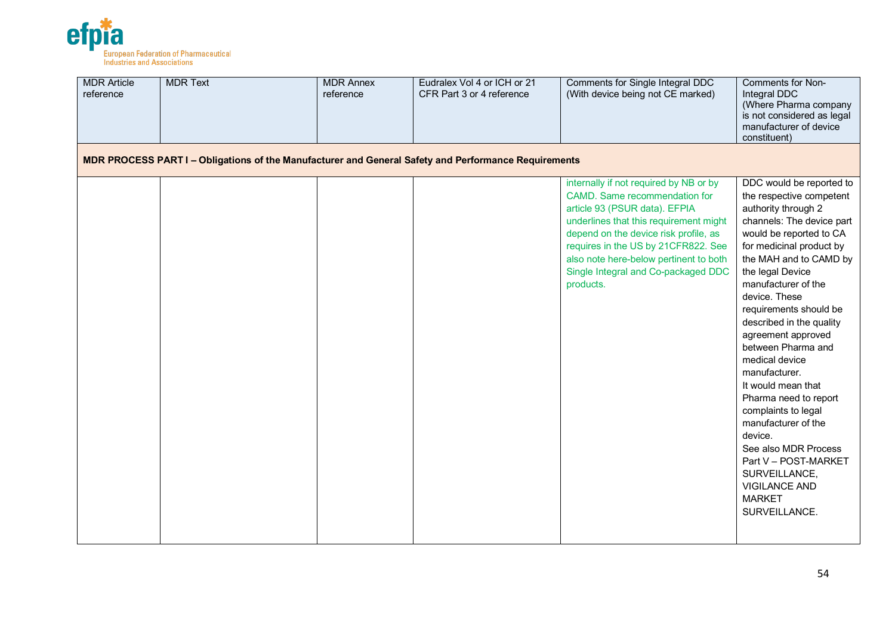| MDR Article reference | MDR Text | MDR Annex reference | Eudralex Vol 4 or ICH or 21 CFR Part 3 or 4 reference | Comments for Single Integral DDC (With device being not CE marked) | Comments for Non-Integral DDC (Where Pharma company is not considered as legal manufacturer of device constituent) |
|---|---|---|---|---|---|
| **MDR PROCESS PART I – Obligations of the Manufacturer and General Safety and Performance Requirements** | | | | | |
| | | | | internally if not required by NB or by CAMD. Same recommendation for article 93 (PSUR data). EFPIA underlines that this requirement might depend on the device risk profile, as requires in the US by 21CFR822. See also note here-below pertinent to both Single Integral and Co-packaged DDC products. | DDC would be reported to the respective competent authority through 2 channels: The device part would be reported to CA for medicinal product by the MAH and to CAMD by the legal Device manufacturer of the device. These requirements should be described in the quality agreement approved between Pharma and medical device manufacturer.<br>It would mean that Pharma need to report complaints to legal manufacturer of the device.<br>See also MDR Process Part V – POST-MARKET SURVEILLANCE, VIGILANCE AND MARKET SURVEILLANCE. |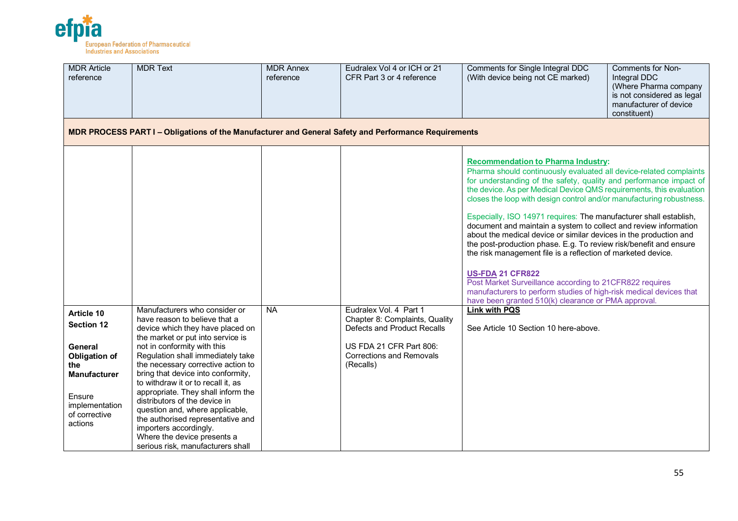| MDR Article reference | MDR Text | MDR Annex reference | Eudralex Vol 4 or ICH or 21 CFR Part 3 or 4 reference | Comments for Single Integral DDC (With device being not CE marked) | Comments for Non-Integral DDC (Where Pharma company is not considered as legal manufacturer of device constituent) |
|---|---|---|---|---|---|
| **MDR PROCESS PART I – Obligations of the Manufacturer and General Safety and Performance Requirements** | | | | | |
| | | | | **Recommendation to Pharma Industry:**<br>Pharma should continuously evaluated all device-related complaints for understanding of the safety, quality and performance impact of the device. As per Medical Device QMS requirements, this evaluation closes the loop with design control and/or manufacturing robustness.<br><br>Especially, ISO 14971 requires: The manufacturer shall establish, document and maintain a system to collect and review information about the medical device or similar devices in the production and the post-production phase. E.g. To review risk/benefit and ensure the risk management file is a reflection of marketed device.<br><br>**US-FDA 21 CFR822**<br>Post Market Surveillance according to 21CFR822 requires manufacturers to perform studies of high-risk medical devices that have been granted 510(k) clearance or PMA approval. | |
| **Article 10**<br>**Section 12**<br><br>**General Obligation of the Manufacturer**<br><br>Ensure implementation of corrective actions | Manufacturers who consider or have reason to believe that a device which they have placed on the market or put into service is not in conformity with this Regulation shall immediately take the necessary corrective action to bring that device into conformity, to withdraw it or to recall it, as appropriate. They shall inform the distributors of the device in question and, where applicable, the authorised representative and importers accordingly.<br>Where the device presents a serious risk, manufacturers shall | NA | Eudralex Vol. 4 Part 1 Chapter 8: Complaints, Quality Defects and Product Recalls<br><br>US FDA 21 CFR Part 806: Corrections and Removals (Recalls) | **Link with PQS**<br><br>See Article 10 Section 10 here-above. | |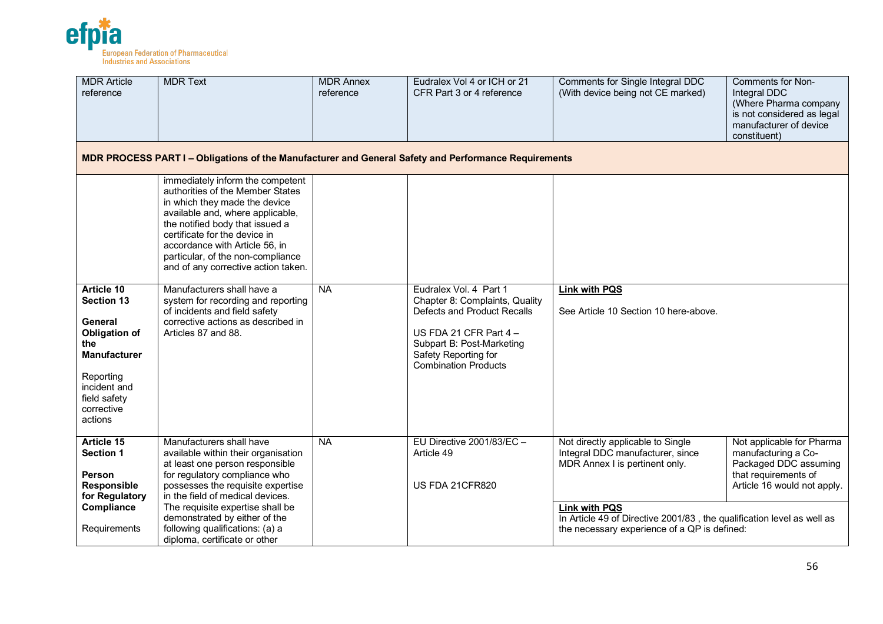| MDR Article reference | MDR Text | MDR Annex reference | Eudralex Vol 4 or ICH or 21 CFR Part 3 or 4 reference | Comments for Single Integral DDC (With device being not CE marked) | Comments for Non-Integral DDC (Where Pharma company is not considered as legal manufacturer of device constituent) |
|---|---|---|---|---|---|
| **MDR PROCESS PART I – Obligations of the Manufacturer and General Safety and Performance Requirements** | | | | | |
| | immediately inform the competent authorities of the Member States in which they made the device available and, where applicable, the notified body that issued a certificate for the device in accordance with Article 56, in particular, of the non-compliance and of any corrective action taken. | | | | |
| **Article 10 Section 13**<br><br>**General Obligation of the Manufacturer**<br><br>Reporting incident and field safety corrective actions | Manufacturers shall have a system for recording and reporting of incidents and field safety corrective actions as described in Articles 87 and 88. | NA | Eudralex Vol. 4 Part 1 Chapter 8: Complaints, Quality Defects and Product Recalls<br><br>US FDA 21 CFR Part 4 – Subpart B: Post-Marketing Safety Reporting for Combination Products | **Link with PQS**<br><br>See Article 10 Section 10 here-above. | |
| **Article 15 Section 1**<br><br>**Person Responsible for Regulatory Compliance**<br><br>Requirements | Manufacturers shall have available within their organisation at least one person responsible for regulatory compliance who possesses the requisite expertise in the field of medical devices. The requisite expertise shall be demonstrated by either of the following qualifications: (a) a diploma, certificate or other | NA | EU Directive 2001/83/EC – Article 49<br><br>US FDA 21CFR820 | Not directly applicable to Single Integral DDC manufacturer, since MDR Annex I is pertinent only.<br><br>**Link with PQS**<br>In Article 49 of Directive 2001/83 , the qualification level as well as the necessary experience of a QP is defined: | Not applicable for Pharma manufacturing a Co-Packaged DDC assuming that requirements of Article 16 would not apply. |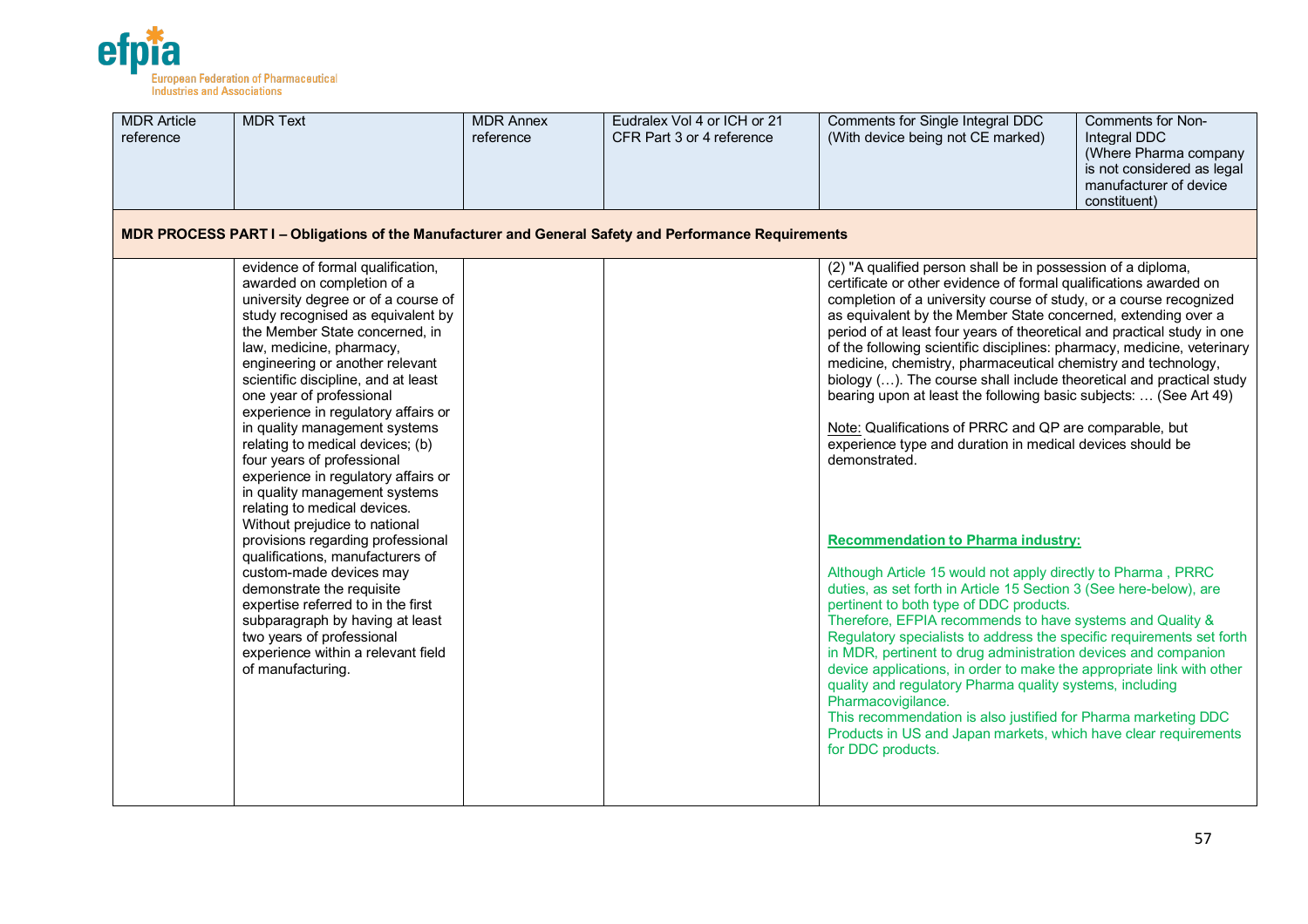| MDR Article reference | MDR Text | MDR Annex reference | Eudralex Vol 4 or ICH or 21 CFR Part 3 or 4 reference | Comments for Single Integral DDC (With device being not CE marked) | Comments for Non-Integral DDC (Where Pharma company is not considered as legal manufacturer of device constituent) |
|---|---|---|---|---|---|
| **MDR PROCESS PART I – Obligations of the Manufacturer and General Safety and Performance Requirements** | | | | | |
| | evidence of formal qualification, awarded on completion of a university degree or of a course of study recognised as equivalent by the Member State concerned, in law, medicine, pharmacy, engineering or another relevant scientific discipline, and at least one year of professional experience in regulatory affairs or in quality management systems relating to medical devices; (b) four years of professional experience in regulatory affairs or in quality management systems relating to medical devices. Without prejudice to national provisions regarding professional qualifications, manufacturers of custom-made devices may demonstrate the requisite expertise referred to in the first subparagraph by having at least two years of professional experience within a relevant field of manufacturing. | | | (2) "A qualified person shall be in possession of a diploma, certificate or other evidence of formal qualifications awarded on completion of a university course of study, or a course recognized as equivalent by the Member State concerned, extending over a period of at least four years of theoretical and practical study in one of the following scientific disciplines: pharmacy, medicine, veterinary medicine, chemistry, pharmaceutical chemistry and technology, biology (…). The course shall include theoretical and practical study bearing upon at least the following basic subjects: … (See Art 49)<br><br>Note: Qualifications of PRRC and QP are comparable, but experience type and duration in medical devices should be demonstrated.<br><br>**Recommendation to Pharma industry:**<br><br>Although Article 15 would not apply directly to Pharma , PRRC duties, as set forth in Article 15 Section 3 (See here-below), are pertinent to both type of DDC products.<br>Therefore, EFPIA recommends to have systems and Quality & Regulatory specialists to address the specific requirements set forth in MDR, pertinent to drug administration devices and companion device applications, in order to make the appropriate link with other quality and regulatory Pharma quality systems, including Pharmacovigilance.<br>This recommendation is also justified for Pharma marketing DDC Products in US and Japan markets, which have clear requirements for DDC products. | |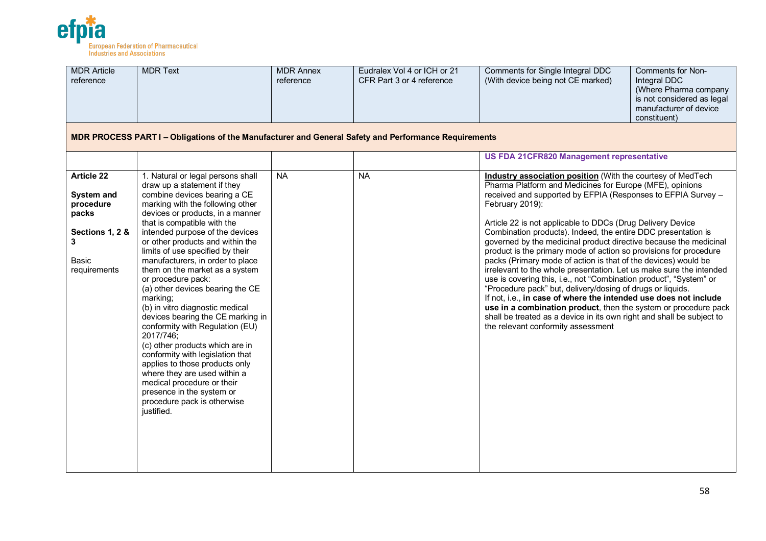| MDR Article reference | MDR Text | MDR Annex reference | Eudralex Vol 4 or ICH or 21 CFR Part 3 or 4 reference | Comments for Single Integral DDC (With device being not CE marked) | Comments for Non-Integral DDC (Where Pharma company is not considered as legal manufacturer of device constituent) |
|---|---|---|---|---|---|
| **MDR PROCESS PART I – Obligations of the Manufacturer and General Safety and Performance Requirements** | | | | | |
| | | | | **US FDA 21CFR820 Management representative** | |
| **Article 22**<br><br>**System and procedure packs**<br><br>**Sections 1, 2 & 3**<br><br>Basic requirements | 1. Natural or legal persons shall draw up a statement if they combine devices bearing a CE marking with the following other devices or products, in a manner that is compatible with the intended purpose of the devices or other products and within the limits of use specified by their manufacturers, in order to place them on the market as a system or procedure pack:<br>(a) other devices bearing the CE marking;<br>(b) in vitro diagnostic medical devices bearing the CE marking in conformity with Regulation (EU) 2017/746;<br>(c) other products which are in conformity with legislation that applies to those products only where they are used within a medical procedure or their presence in the system or procedure pack is otherwise justified. | NA | NA | **Industry association position** (With the courtesy of MedTech Pharma Platform and Medicines for Europe (MFE), opinions received and supported by EFPIA (Responses to EFPIA Survey – February 2019):<br><br>Article 22 is not applicable to DDCs (Drug Delivery Device Combination products). Indeed, the entire DDC presentation is governed by the medicinal product directive because the medicinal product is the primary mode of action so provisions for procedure packs (Primary mode of action is that of the devices) would be irrelevant to the whole presentation. Let us make sure the intended use is covering this, i.e., not "Combination product", "System" or "Procedure pack" but, delivery/dosing of drugs or liquids.<br>If not, i.e., **in case of where the intended use does not include use in a combination product**, then the system or procedure pack shall be treated as a device in its own right and shall be subject to the relevant conformity assessment | |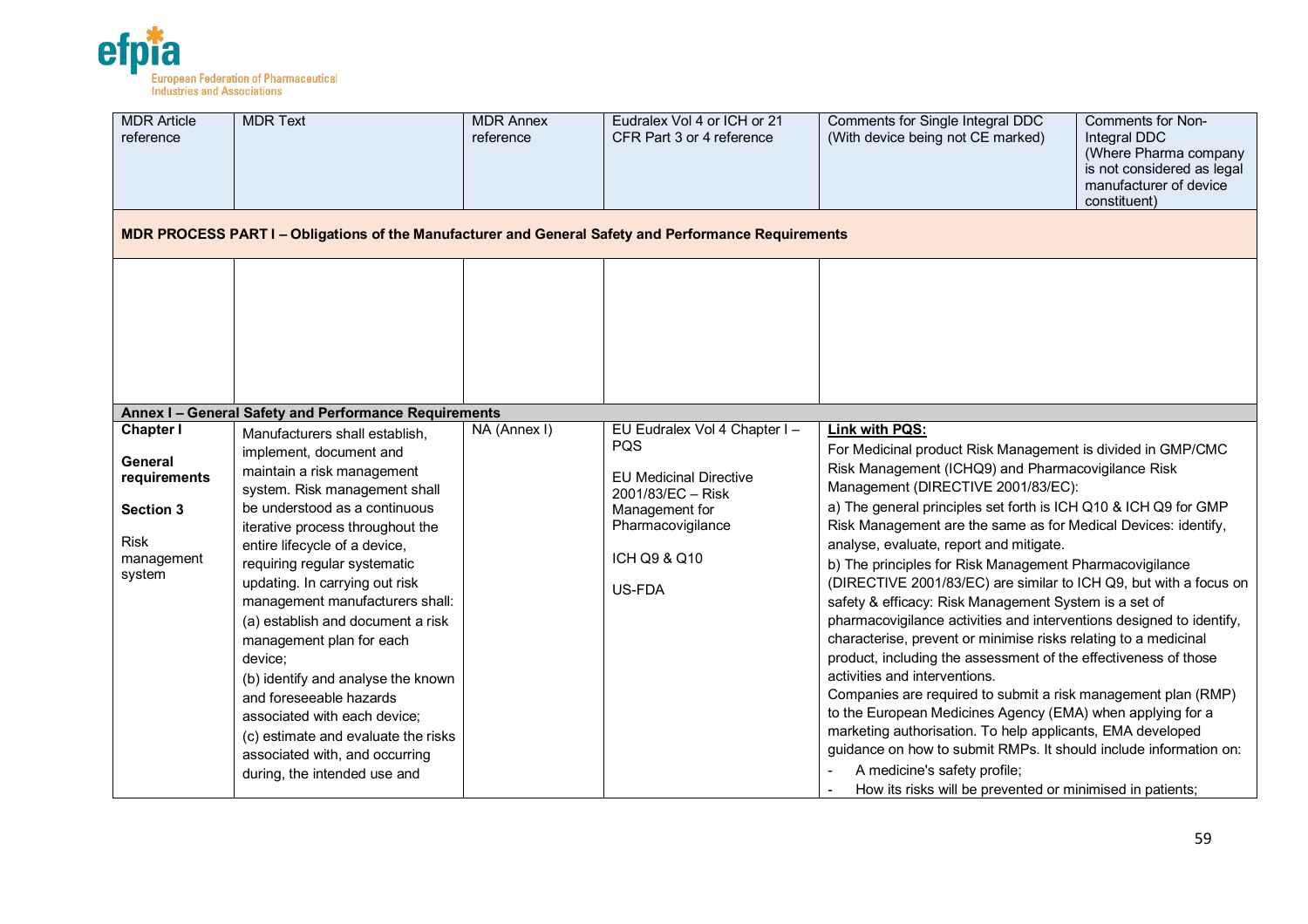| MDR Article reference | MDR Text | MDR Annex reference | Eudralex Vol 4 or ICH or 21 CFR Part 3 or 4 reference | Comments for Single Integral DDC (With device being not CE marked) | Comments for Non-Integral DDC (Where Pharma company is not considered as legal manufacturer of device constituent) |
|---|---|---|---|---|---|
| **MDR PROCESS PART I – Obligations of the Manufacturer and General Safety and Performance Requirements** | | | | | |
| | | | | | |
| **Annex I – General Safety and Performance Requirements** | | | | | |
| **Chapter I**<br><br>**General requirements**<br><br>**Section 3**<br><br>Risk management system | Manufacturers shall establish, implement, document and maintain a risk management system. Risk management shall be understood as a continuous iterative process throughout the entire lifecycle of a device, requiring regular systematic updating. In carrying out risk management manufacturers shall:<br>(a) establish and document a risk management plan for each device;<br>(b) identify and analyse the known and foreseeable hazards associated with each device;<br>(c) estimate and evaluate the risks associated with, and occurring during, the intended use and | NA (Annex I) | EU Eudralex Vol 4 Chapter I – PQS<br><br>EU Medicinal Directive 2001/83/EC – Risk Management for Pharmacovigilance<br><br>ICH Q9 & Q10<br><br>US-FDA | **Link with PQS:**<br>For Medicinal product Risk Management is divided in GMP/CMC Risk Management (ICHQ9) and Pharmacovigilance Risk Management (DIRECTIVE 2001/83/EC):<br>a) The general principles set forth is ICH Q10 & ICH Q9 for GMP Risk Management are the same as for Medical Devices: identify, analyse, evaluate, report and mitigate.<br>b) The principles for Risk Management Pharmacovigilance (DIRECTIVE 2001/83/EC) are similar to ICH Q9, but with a focus on safety & efficacy: Risk Management System is a set of pharmacovigilance activities and interventions designed to identify, characterise, prevent or minimise risks relating to a medicinal product, including the assessment of the effectiveness of those activities and interventions.<br>Companies are required to submit a risk management plan (RMP) to the European Medicines Agency (EMA) when applying for a marketing authorisation. To help applicants, EMA developed guidance on how to submit RMPs. It should include information on:<br>- A medicine's safety profile;<br>- How its risks will be prevented or minimised in patients; | |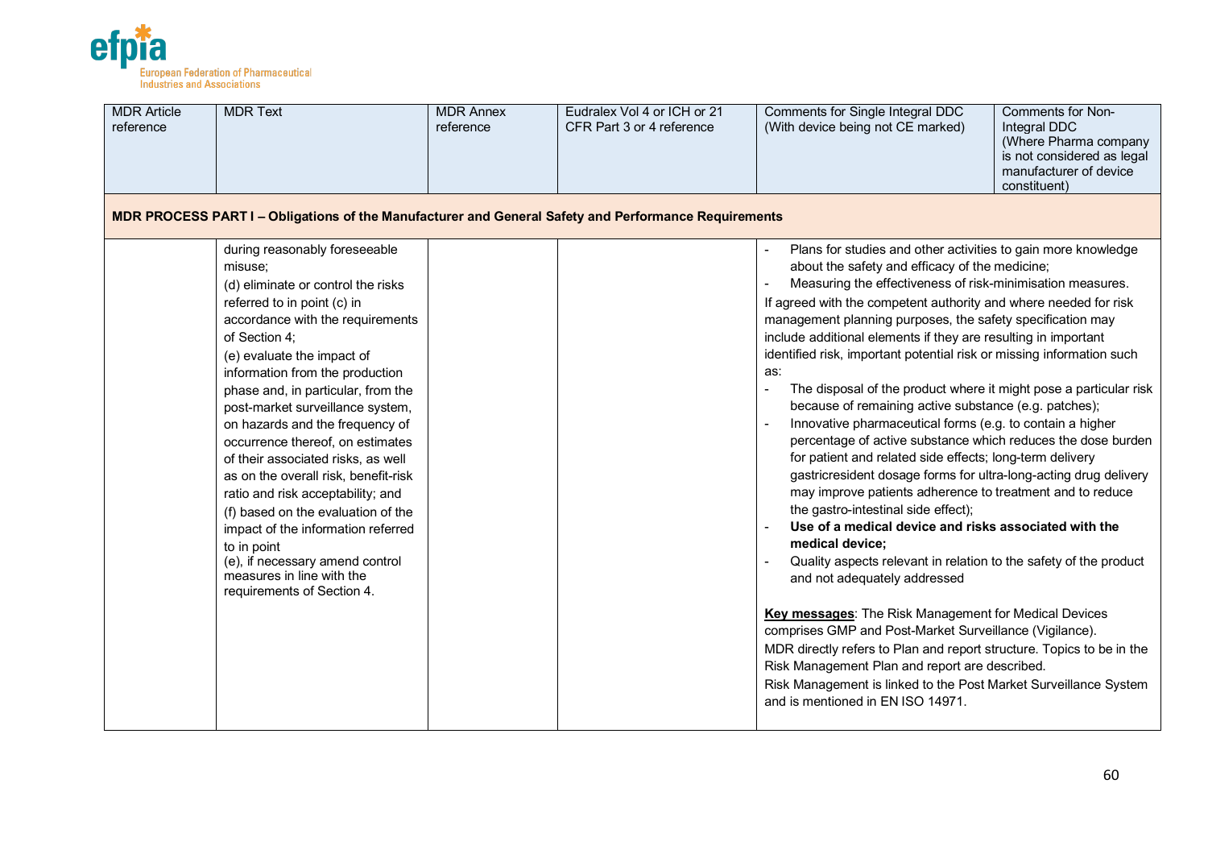| MDR Article reference | MDR Text | MDR Annex reference | Eudralex Vol 4 or ICH or 21 CFR Part 3 or 4 reference | Comments for Single Integral DDC (With device being not CE marked) | Comments for Non-Integral DDC (Where Pharma company is not considered as legal manufacturer of device constituent) |
|---|---|---|---|---|---|
| **MDR PROCESS PART I – Obligations of the Manufacturer and General Safety and Performance Requirements** | | | | | |
| | during reasonably foreseeable misuse;<br>(d) eliminate or control the risks referred to in point (c) in accordance with the requirements of Section 4;<br>(e) evaluate the impact of information from the production phase and, in particular, from the post-market surveillance system, on hazards and the frequency of occurrence thereof, on estimates of their associated risks, as well as on the overall risk, benefit-risk ratio and risk acceptability; and<br>(f) based on the evaluation of the impact of the information referred to in point (e), if necessary amend control measures in line with the requirements of Section 4. | | | - Plans for studies and other activities to gain more knowledge about the safety and efficacy of the medicine;<br>- Measuring the effectiveness of risk-minimisation measures.<br>If agreed with the competent authority and where needed for risk management planning purposes, the safety specification may include additional elements if they are resulting in important identified risk, important potential risk or missing information such as:<br>- The disposal of the product where it might pose a particular risk because of remaining active substance (e.g. patches);<br>- Innovative pharmaceutical forms (e.g. to contain a higher percentage of active substance which reduces the dose burden for patient and related side effects; long-term delivery gastricresident dosage forms for ultra-long-acting drug delivery may improve patients adherence to treatment and to reduce the gastro-intestinal side effect);<br>- **Use of a medical device and risks associated with the medical device;**<br>- Quality aspects relevant in relation to the safety of the product and not adequately addressed<br><br>**Key messages**: The Risk Management for Medical Devices comprises GMP and Post-Market Surveillance (Vigilance).<br>MDR directly refers to Plan and report structure. Topics to be in the Risk Management Plan and report are described.<br>Risk Management is linked to the Post Market Surveillance System and is mentioned in EN ISO 14971. | |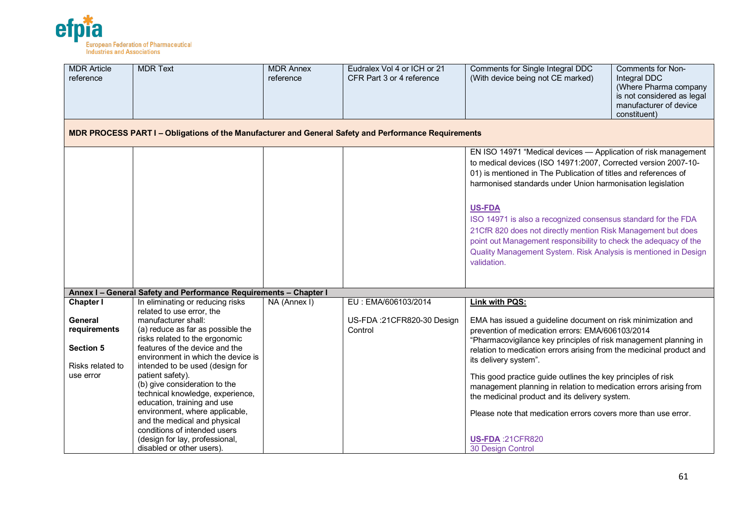| MDR Article reference | MDR Text | MDR Annex reference | Eudralex Vol 4 or ICH or 21 CFR Part 3 or 4 reference | Comments for Single Integral DDC (With device being not CE marked) | Comments for Non-Integral DDC (Where Pharma company is not considered as legal manufacturer of device constituent) |
|---|---|---|---|---|---|
| **MDR PROCESS PART I – Obligations of the Manufacturer and General Safety and Performance Requirements** | | | | | |
| | | | | EN ISO 14971 "Medical devices — Application of risk management to medical devices (ISO 14971:2007, Corrected version 2007-10-01) is mentioned in The Publication of titles and references of harmonised standards under Union harmonisation legislation<br><br>**US-FDA**<br>ISO 14971 is also a recognized consensus standard for the FDA<br>21CfR 820 does not directly mention Risk Management but does point out Management responsibility to check the adequacy of the Quality Management System. Risk Analysis is mentioned in Design validation. | |
| **Annex I – General Safety and Performance Requirements – Chapter I** | | | | | |
| **Chapter I**<br><br>**General requirements**<br><br>**Section 5**<br><br>Risks related to use error | In eliminating or reducing risks related to use error, the manufacturer shall:<br>(a) reduce as far as possible the risks related to the ergonomic features of the device and the environment in which the device is intended to be used (design for patient safety).<br>(b) give consideration to the technical knowledge, experience, education, training and use environment, where applicable, and the medical and physical conditions of intended users (design for lay, professional, disabled or other users). | NA (Annex I) | EU : EMA/606103/2014<br><br>US-FDA :21CFR820-30 Design Control | **Link with PQS:**<br><br>EMA has issued a guideline document on risk minimization and prevention of medication errors: EMA/606103/2014 "Pharmacovigilance key principles of risk management planning in relation to medication errors arising from the medicinal product and its delivery system".<br><br>This good practice guide outlines the key principles of risk management planning in relation to medication errors arising from the medicinal product and its delivery system.<br><br>Please note that medication errors covers more than use error.<br><br>**US-FDA** :21CFR820<br>30 Design Control | |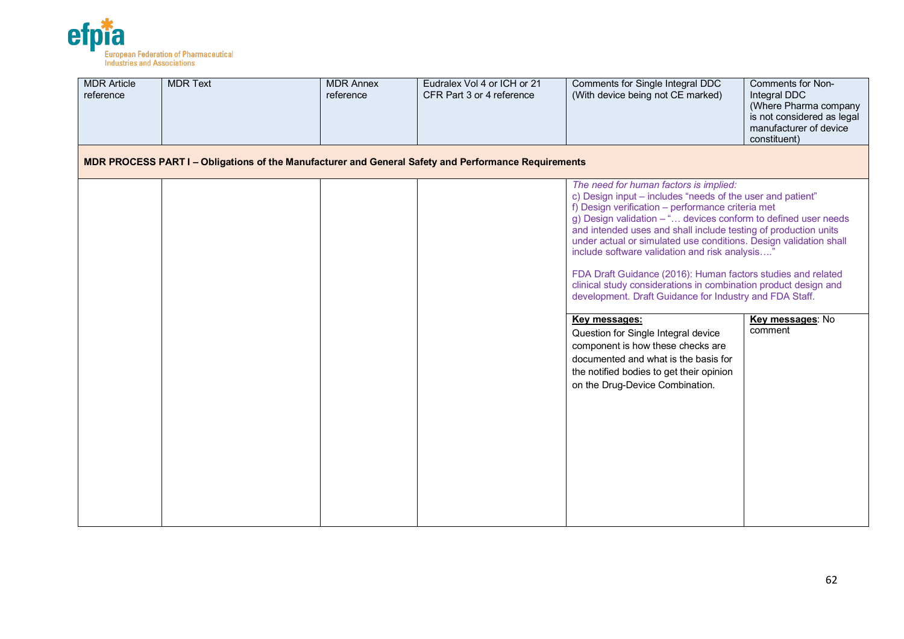| MDR Article reference | MDR Text | MDR Annex reference | Eudralex Vol 4 or ICH or 21 CFR Part 3 or 4 reference | Comments for Single Integral DDC (With device being not CE marked) | Comments for Non-Integral DDC (Where Pharma company is not considered as legal manufacturer of device constituent) |
|---|---|---|---|---|---|
| **MDR PROCESS PART I – Obligations of the Manufacturer and General Safety and Performance Requirements** | | | | | |
| | | | | *The need for human factors is implied:*<br>c) Design input – includes "needs of the user and patient"<br>f) Design verification – performance criteria met<br>g) Design validation – "… devices conform to defined user needs and intended uses and shall include testing of production units under actual or simulated use conditions. Design validation shall include software validation and risk analysis…."<br><br>FDA Draft Guidance (2016): Human factors studies and related clinical study considerations in combination product design and development. Draft Guidance for Industry and FDA Staff. | |
| | | | | **Key messages:**<br>Question for Single Integral device component is how these checks are documented and what is the basis for the notified bodies to get their opinion on the Drug-Device Combination. | **Key messages**: No comment |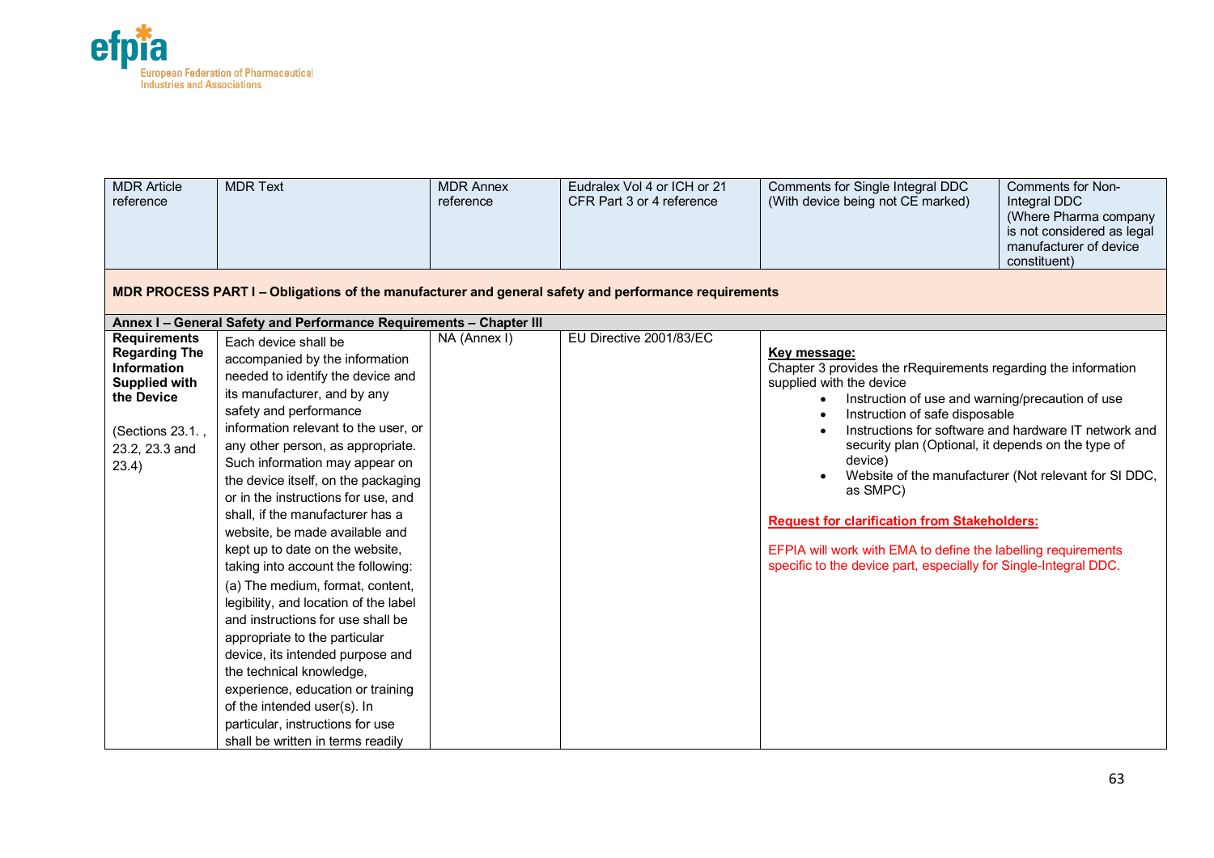| MDR Article reference | MDR Text | MDR Annex reference | Eudralex Vol 4 or ICH or 21 CFR Part 3 or 4 reference | Comments for Single Integral DDC (With device being not CE marked) | Comments for Non-Integral DDC (Where Pharma company is not considered as legal manufacturer of device constituent) |
|---|---|---|---|---|---|
| **MDR PROCESS PART I – Obligations of the manufacturer and general safety and performance requirements** | | | | | |
| **Annex I – General Safety and Performance Requirements – Chapter III** | | | | | |
| **Requirements Regarding The Information Supplied with the Device**<br><br>(Sections 23.1., 23.2, 23.3 and 23.4) | Each device shall be accompanied by the information needed to identify the device and its manufacturer, and by any safety and performance information relevant to the user, or any other person, as appropriate. Such information may appear on the device itself, on the packaging or in the instructions for use, and shall, if the manufacturer has a website, be made available and kept up to date on the website, taking into account the following:<br>(a) The medium, format, content, legibility, and location of the label and instructions for use shall be appropriate to the particular device, its intended purpose and the technical knowledge, experience, education or training of the intended user(s). In particular, instructions for use shall be written in terms readily | NA (Annex I) | EU Directive 2001/83/EC | **Key message:**<br>Chapter 3 provides the rRequirements regarding the information supplied with the device<br>• Instruction of use and warning/precaution of use<br>• Instruction of safe disposable<br>• Instructions for software and hardware IT network and security plan (Optional, it depends on the type of device)<br>• Website of the manufacturer (Not relevant for SI DDC, as SMPC)<br><br>**Request for clarification from Stakeholders:**<br><br>EFPIA will work with EMA to define the labelling requirements specific to the device part, especially for Single-Integral DDC. | |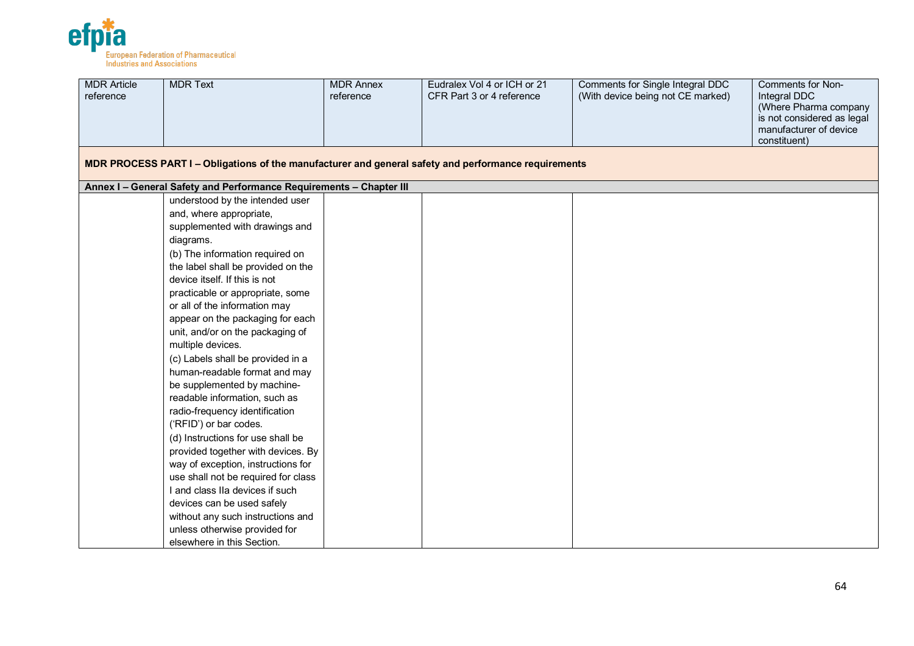| MDR Article reference | MDR Text | MDR Annex reference | Eudralex Vol 4 or ICH or 21 CFR Part 3 or 4 reference | Comments for Single Integral DDC (With device being not CE marked) | Comments for Non-Integral DDC (Where Pharma company is not considered as legal manufacturer of device constituent) |
|---|---|---|---|---|---|
| **MDR PROCESS PART I – Obligations of the manufacturer and general safety and performance requirements** | | | | | |
| **Annex I – General Safety and Performance Requirements – Chapter III** | | | | | |
| | understood by the intended user and, where appropriate, supplemented with drawings and diagrams.<br>(b) The information required on the label shall be provided on the device itself. If this is not practicable or appropriate, some or all of the information may appear on the packaging for each unit, and/or on the packaging of multiple devices.<br>(c) Labels shall be provided in a human-readable format and may be supplemented by machine-readable information, such as radio-frequency identification ('RFID') or bar codes.<br>(d) Instructions for use shall be provided together with devices. By way of exception, instructions for use shall not be required for class I and class IIa devices if such devices can be used safely without any such instructions and unless otherwise provided for elsewhere in this Section. | | | | |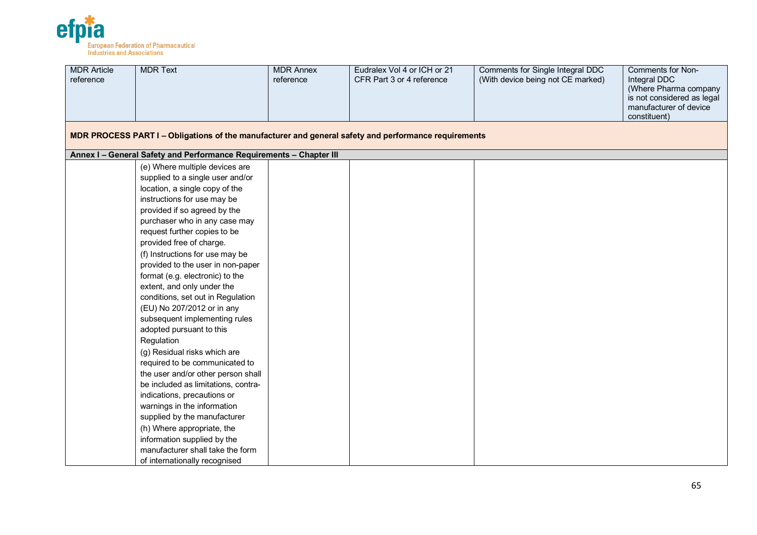| MDR Article reference | MDR Text | MDR Annex reference | Eudralex Vol 4 or ICH or 21 CFR Part 3 or 4 reference | Comments for Single Integral DDC (With device being not CE marked) | Comments for Non-Integral DDC (Where Pharma company is not considered as legal manufacturer of device constituent) |
|---|---|---|---|---|---|
| **MDR PROCESS PART I – Obligations of the manufacturer and general safety and performance requirements** | | | | | |
| **Annex I – General Safety and Performance Requirements – Chapter III** | | | | | |
| | (e) Where multiple devices are supplied to a single user and/or location, a single copy of the instructions for use may be provided if so agreed by the purchaser who in any case may request further copies to be provided free of charge.<br>(f) Instructions for use may be provided to the user in non-paper format (e.g. electronic) to the extent, and only under the conditions, set out in Regulation (EU) No 207/2012 or in any subsequent implementing rules adopted pursuant to this Regulation<br>(g) Residual risks which are required to be communicated to the user and/or other person shall be included as limitations, contra-indications, precautions or warnings in the information supplied by the manufacturer<br>(h) Where appropriate, the information supplied by the manufacturer shall take the form of internationally recognised | | | | |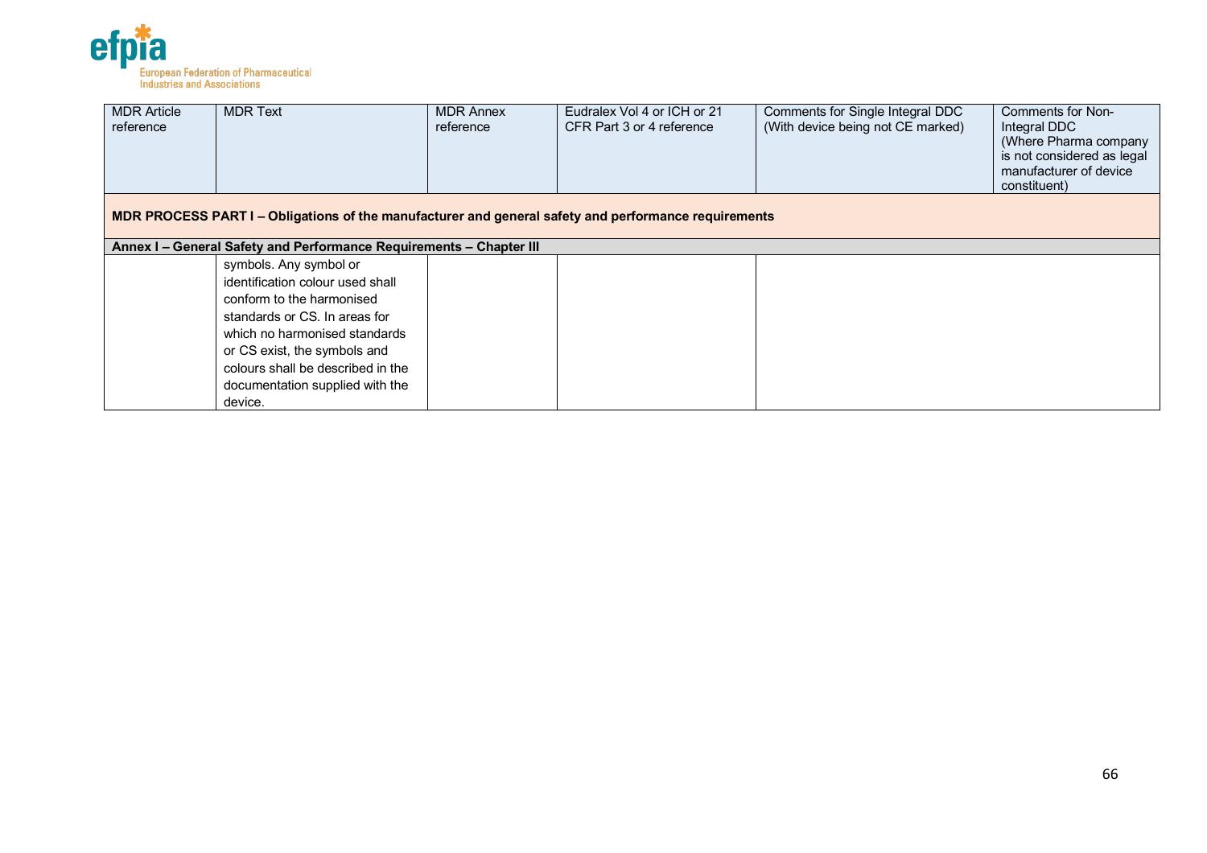| MDR Article reference | MDR Text | MDR Annex reference | Eudralex Vol 4 or ICH or 21 CFR Part 3 or 4 reference | Comments for Single Integral DDC (With device being not CE marked) | Comments for Non-Integral DDC (Where Pharma company is not considered as legal manufacturer of device constituent) |
|---|---|---|---|---|---|
| **MDR PROCESS PART I – Obligations of the manufacturer and general safety and performance requirements** | | | | | |
| **Annex I – General Safety and Performance Requirements – Chapter III** | | | | | |
| | symbols. Any symbol or identification colour used shall conform to the harmonised standards or CS. In areas for which no harmonised standards or CS exist, the symbols and colours shall be described in the documentation supplied with the device. | | | | |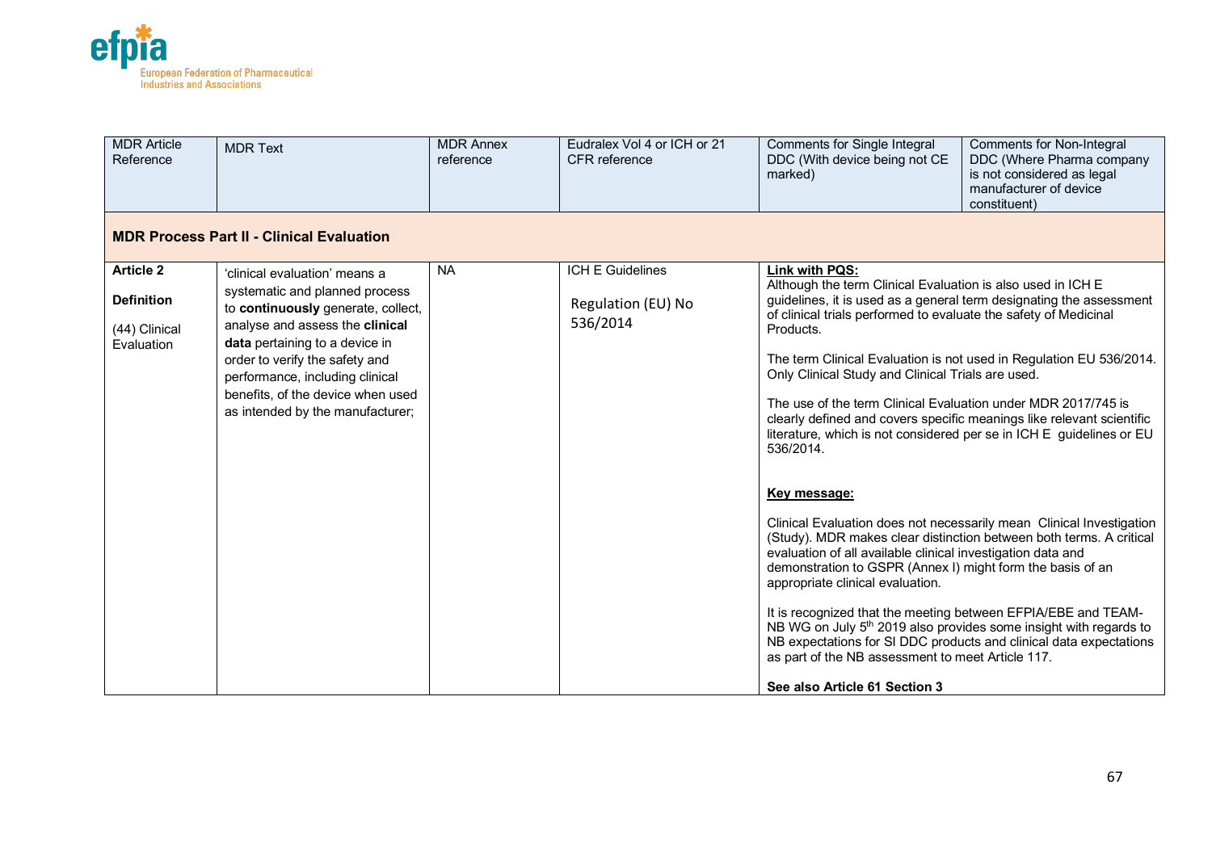| MDR Article Reference | MDR Text | MDR Annex reference | Eudralex Vol 4 or ICH or 21 CFR reference | Comments for Single Integral DDC (With device being not CE marked) | Comments for Non-Integral DDC (Where Pharma company is not considered as legal manufacturer of device constituent) |
|---|---|---|---|---|---|
| **MDR Process Part II - Clinical Evaluation** | | | | | |
| **Article 2**<br><br>**Definition**<br><br>(44) Clinical Evaluation | 'clinical evaluation' means a systematic and planned process to **continuously** generate, collect, analyse and assess the **clinical data** pertaining to a device in order to verify the safety and performance, including clinical benefits, of the device when used as intended by the manufacturer; | NA | ICH E Guidelines<br><br>Regulation (EU) No 536/2014 | **Link with PQS:**<br>Although the term Clinical Evaluation is also used in ICH E guidelines, it is used as a general term designating the assessment of clinical trials performed to evaluate the safety of Medicinal Products.<br><br>The term Clinical Evaluation is not used in Regulation EU 536/2014. Only Clinical Study and Clinical Trials are used.<br><br>The use of the term Clinical Evaluation under MDR 2017/745 is clearly defined and covers specific meanings like relevant scientific literature, which is not considered per se in ICH E guidelines or EU 536/2014.<br><br>**Key message:**<br><br>Clinical Evaluation does not necessarily mean Clinical Investigation (Study). MDR makes clear distinction between both terms. A critical evaluation of all available clinical investigation data and demonstration to GSPR (Annex I) might form the basis of an appropriate clinical evaluation.<br><br>It is recognized that the meeting between EFPIA/EBE and TEAM-NB WG on July 5th 2019 also provides some insight with regards to NB expectations for SI DDC products and clinical data expectations as part of the NB assessment to meet Article 117.<br><br>**See also Article 61 Section 3** | |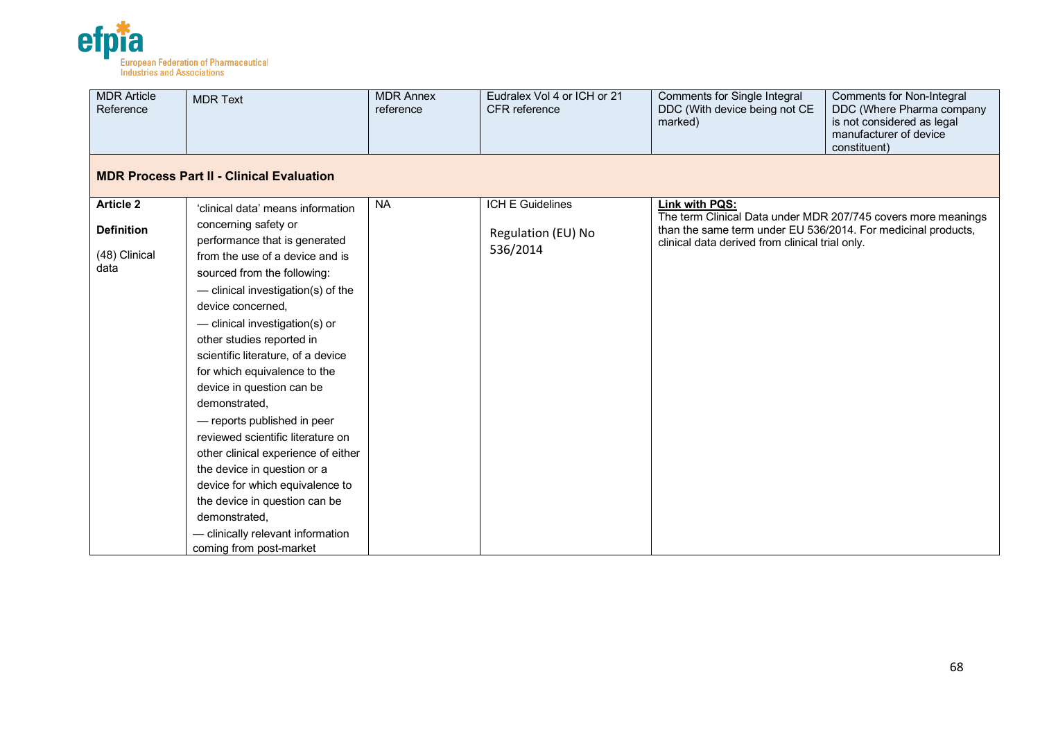| MDR Article Reference | MDR Text | MDR Annex reference | Eudralex Vol 4 or ICH or 21 CFR reference | Comments for Single Integral DDC (With device being not CE marked) | Comments for Non-Integral DDC (Where Pharma company is not considered as legal manufacturer of device constituent) |
|---|---|---|---|---|---|
| **MDR Process Part II - Clinical Evaluation** | | | | | |
| **Article 2**<br><br>**Definition**<br><br>(48) Clinical data | 'clinical data' means information concerning safety or performance that is generated from the use of a device and is sourced from the following:<br>— clinical investigation(s) of the device concerned,<br>— clinical investigation(s) or other studies reported in scientific literature, of a device for which equivalence to the device in question can be demonstrated,<br>— reports published in peer reviewed scientific literature on other clinical experience of either the device in question or a device for which equivalence to the device in question can be demonstrated,<br>— clinically relevant information coming from post-market | NA | ICH E Guidelines<br><br>Regulation (EU) No 536/2014 | **Link with PQS:**<br>The term Clinical Data under MDR 207/745 covers more meanings than the same term under EU 536/2014. For medicinal products, clinical data derived from clinical trial only. | |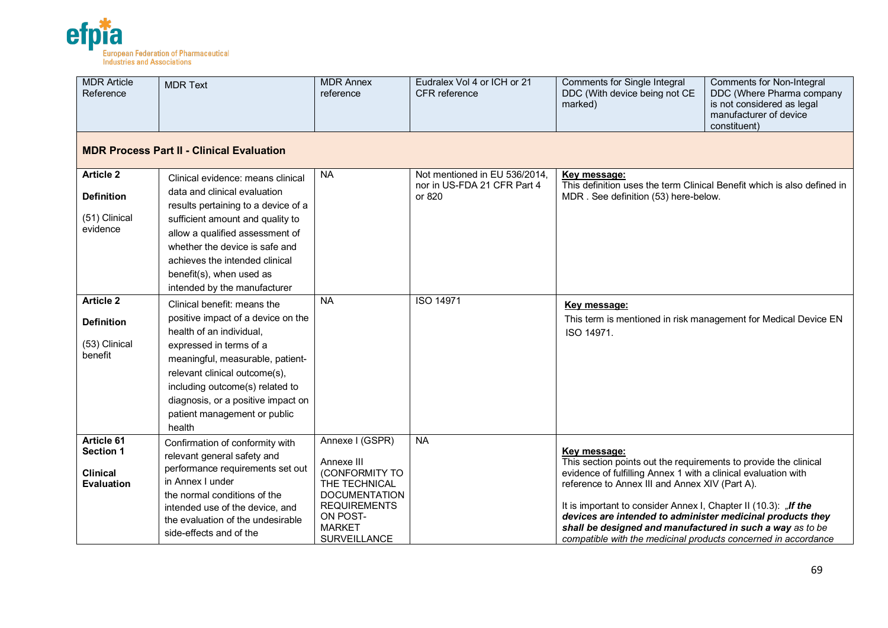| MDR Article Reference | MDR Text | MDR Annex reference | Eudralex Vol 4 or ICH or 21 CFR reference | Comments for Single Integral DDC (With device being not CE marked) | Comments for Non-Integral DDC (Where Pharma company is not considered as legal manufacturer of device constituent) |
|---|---|---|---|---|---|
| **MDR Process Part II - Clinical Evaluation** | | | | | |
| **Article 2** <br> **Definition** <br> (51) Clinical evidence | Clinical evidence: means clinical data and clinical evaluation results pertaining to a device of a sufficient amount and quality to allow a qualified assessment of whether the device is safe and achieves the intended clinical benefit(s), when used as intended by the manufacturer | NA | Not mentioned in EU 536/2014, nor in US-FDA 21 CFR Part 4 or 820 | **Key message:** <br> This definition uses the term Clinical Benefit which is also defined in MDR . See definition (53) here-below. | |
| **Article 2** <br> **Definition** <br> (53) Clinical benefit | Clinical benefit: means the positive impact of a device on the health of an individual, expressed in terms of a meaningful, measurable, patient-relevant clinical outcome(s), including outcome(s) related to diagnosis, or a positive impact on patient management or public health | NA | ISO 14971 | **Key message:** <br> This term is mentioned in risk management for Medical Device EN ISO 14971. | |
| **Article 61 Section 1** <br> **Clinical Evaluation** | Confirmation of conformity with relevant general safety and performance requirements set out in Annex I under the normal conditions of the intended use of the device, and the evaluation of the undesirable side-effects and of the | Annexe I (GSPR) <br> Annexe III (CONFORMITY TO THE TECHNICAL DOCUMENTATION REQUIREMENTS ON POST-MARKET SURVEILLANCE | NA | **Key message:** <br> This section points out the requirements to provide the clinical evidence of fulfilling Annex 1 with a clinical evaluation with reference to Annex III and Annex XIV (Part A). <br> It is important to consider Annex I, Chapter II (10.3): „***If the devices are intended to administer medicinal products they shall be designed and manufactured in such a way*** *as to be compatible with the medicinal products concerned in accordance* | |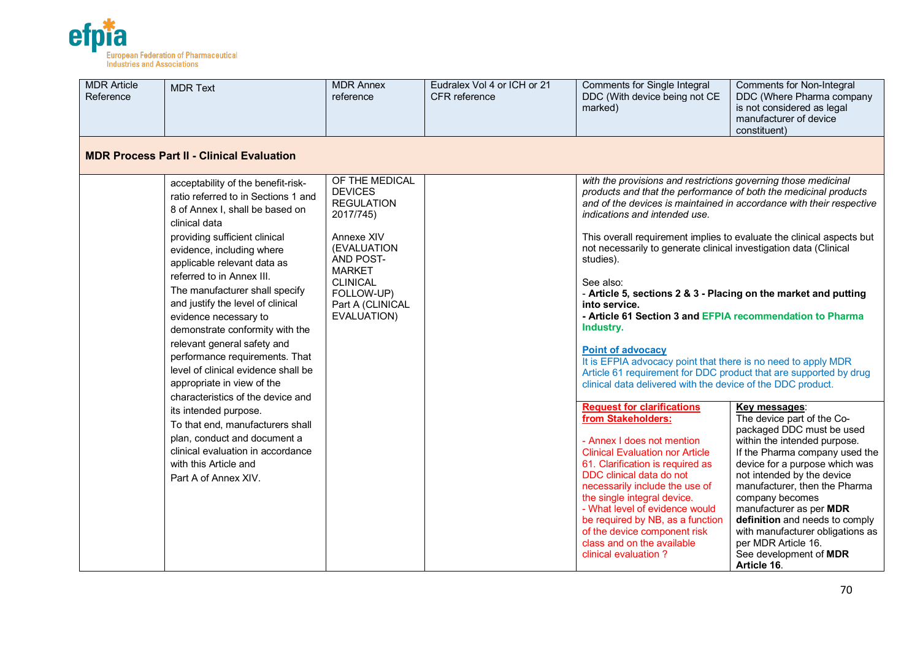| MDR Article Reference | MDR Text | MDR Annex reference | Eudralex Vol 4 or ICH or 21 CFR reference | Comments for Single Integral DDC (With device being not CE marked) | Comments for Non-Integral DDC (Where Pharma company is not considered as legal manufacturer of device constituent) |
|---|---|---|---|---|---|
| **MDR Process Part II - Clinical Evaluation** | | | | | |
| | acceptability of the benefit-risk-ratio referred to in Sections 1 and 8 of Annex I, shall be based on clinical data providing sufficient clinical evidence, including where applicable relevant data as referred to in Annex III. The manufacturer shall specify and justify the level of clinical evidence necessary to demonstrate conformity with the relevant general safety and performance requirements. That level of clinical evidence shall be appropriate in view of the characteristics of the device and its intended purpose. To that end, manufacturers shall plan, conduct and document a clinical evaluation in accordance with this Article and Part A of Annex XIV. | OF THE MEDICAL DEVICES REGULATION 2017/745)<br><br>Annexe XIV (EVALUATION AND POST-MARKET CLINICAL FOLLOW-UP) Part A (CLINICAL EVALUATION) | | *with the provisions and restrictions governing those medicinal products and that the performance of both the medicinal products and of the devices is maintained in accordance with their respective indications and intended use.*<br><br>This overall requirement implies to evaluate the clinical aspects but not necessarily to generate clinical investigation data (Clinical studies).<br><br>See also:<br>- **Article 5, sections 2 & 3 - Placing on the market and putting into service.**<br>**- Article 61 Section 3 and EFPIA recommendation to Pharma Industry.**<br><br>**Point of advocacy**<br>It is EFPIA advocacy point that there is no need to apply MDR Article 61 requirement for DDC product that are supported by drug clinical data delivered with the device of the DDC product.<br><br>**Request for clarifications from Stakeholders:**<br><br>- Annex I does not mention Clinical Evaluation nor Article 61. Clarification is required as DDC clinical data do not necessarily include the use of the single integral device.<br>- What level of evidence would be required by NB, as a function of the device component risk class and on the available clinical evaluation ? | **Key messages**:<br>The device part of the Co-packaged DDC must be used within the intended purpose.<br>If the Pharma company used the device for a purpose which was not intended by the device manufacturer, then the Pharma company becomes manufacturer as per **MDR definition** and needs to comply with manufacturer obligations as per MDR Article 16.<br>See development of **MDR Article 16**. |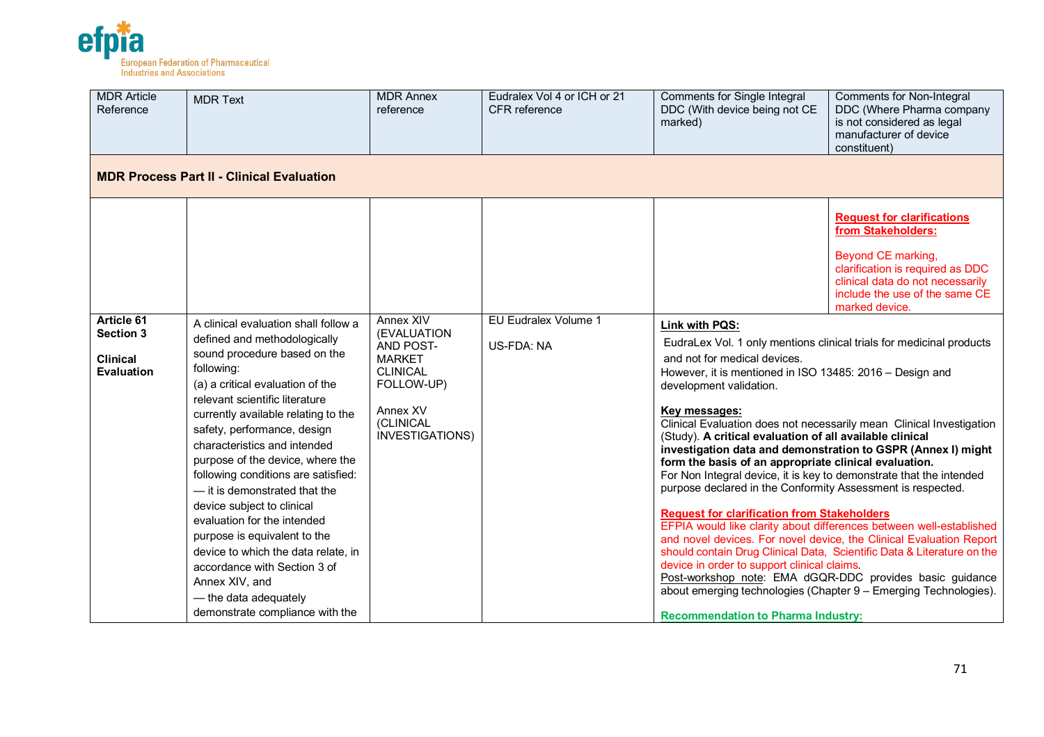| MDR Article Reference | MDR Text | MDR Annex reference | Eudralex Vol 4 or ICH or 21 CFR reference | Comments for Single Integral DDC (With device being not CE marked) | Comments for Non-Integral DDC (Where Pharma company is not considered as legal manufacturer of device constituent) |
|---|---|---|---|---|---|
| **MDR Process Part II - Clinical Evaluation** | | | | | |
| | | | | | **Request for clarifications from Stakeholders:**<br><br>Beyond CE marking, clarification is required as DDC clinical data do not necessarily include the use of the same CE marked device. |
| **Article 61 Section 3**<br><br>**Clinical Evaluation** | A clinical evaluation shall follow a defined and methodologically sound procedure based on the following:<br>(a) a critical evaluation of the relevant scientific literature currently available relating to the safety, performance, design characteristics and intended purpose of the device, where the following conditions are satisfied:<br>— it is demonstrated that the device subject to clinical evaluation for the intended purpose is equivalent to the device to which the data relate, in accordance with Section 3 of Annex XIV, and<br>— the data adequately demonstrate compliance with the | Annex XIV (EVALUATION AND POST-MARKET CLINICAL FOLLOW-UP)<br><br>Annex XV (CLINICAL INVESTIGATIONS) | EU Eudralex Volume 1<br><br>US-FDA: NA | **Link with PQS:**<br>EudraLex Vol. 1 only mentions clinical trials for medicinal products and not for medical devices.<br>However, it is mentioned in ISO 13485: 2016 – Design and development validation.<br><br>**Key messages:**<br>Clinical Evaluation does not necessarily mean Clinical Investigation (Study). **A critical evaluation of all available clinical investigation data and demonstration to GSPR (Annex I) might form the basis of an appropriate clinical evaluation.**<br>For Non Integral device, it is key to demonstrate that the intended purpose declared in the Conformity Assessment is respected.<br><br>**Request for clarification from Stakeholders**<br>EFPIA would like clarity about differences between well-established and novel devices. For novel device, the Clinical Evaluation Report should contain Drug Clinical Data, Scientific Data & Literature on the device in order to support clinical claims.<br>Post-workshop note: EMA dGQR-DDC provides basic guidance about emerging technologies (Chapter 9 – Emerging Technologies).<br><br>**Recommendation to Pharma Industry:** | |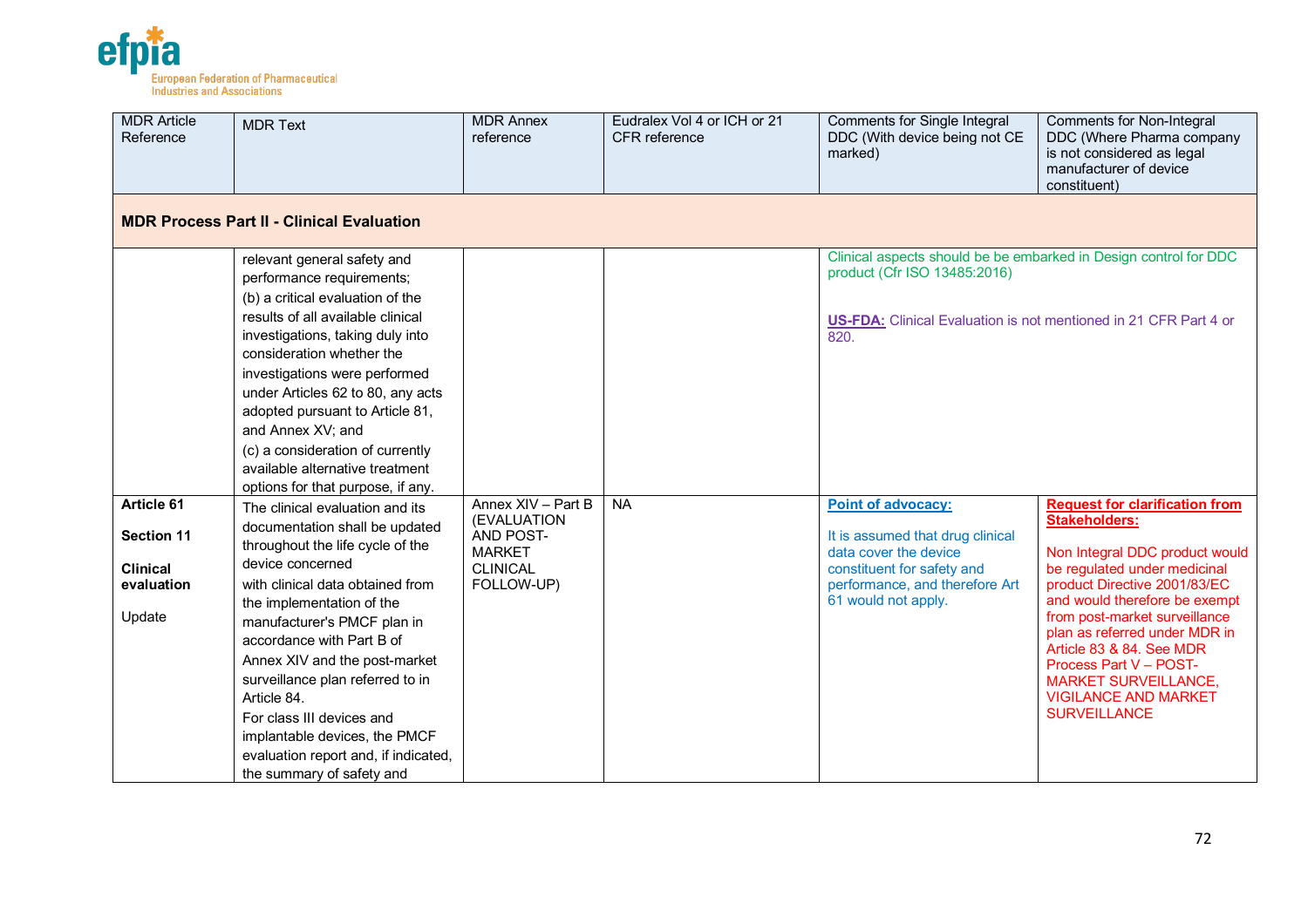| MDR Article Reference | MDR Text | MDR Annex reference | Eudralex Vol 4 or ICH or 21 CFR reference | Comments for Single Integral DDC (With device being not CE marked) | Comments for Non-Integral DDC (Where Pharma company is not considered as legal manufacturer of device constituent) |
|---|---|---|---|---|---|
| **MDR Process Part II - Clinical Evaluation** | | | | | |
| | relevant general safety and performance requirements; (b) a critical evaluation of the results of all available clinical investigations, taking duly into consideration whether the investigations were performed under Articles 62 to 80, any acts adopted pursuant to Article 81, and Annex XV; and (c) a consideration of currently available alternative treatment options for that purpose, if any. | | | Clinical aspects should be be embarked in Design control for DDC product (Cfr ISO 13485:2016)<br><br>**US-FDA:** Clinical Evaluation is not mentioned in 21 CFR Part 4 or 820. | |
| **Article 61**<br><br>**Section 11**<br><br>**Clinical evaluation**<br><br>Update | The clinical evaluation and its documentation shall be updated throughout the life cycle of the device concerned with clinical data obtained from the implementation of the manufacturer's PMCF plan in accordance with Part B of Annex XIV and the post-market surveillance plan referred to in Article 84. For class III devices and implantable devices, the PMCF evaluation report and, if indicated, the summary of safety and | Annex XIV – Part B (EVALUATION AND POST-MARKET CLINICAL FOLLOW-UP) | NA | **Point of advocacy:**<br><br>It is assumed that drug clinical data cover the device constituent for safety and performance, and therefore Art 61 would not apply. | **Request for clarification from Stakeholders:**<br><br>Non Integral DDC product would be regulated under medicinal product Directive 2001/83/EC and would therefore be exempt from post-market surveillance plan as referred under MDR in Article 83 & 84. See MDR Process Part V – POST-MARKET SURVEILLANCE, VIGILANCE AND MARKET SURVEILLANCE |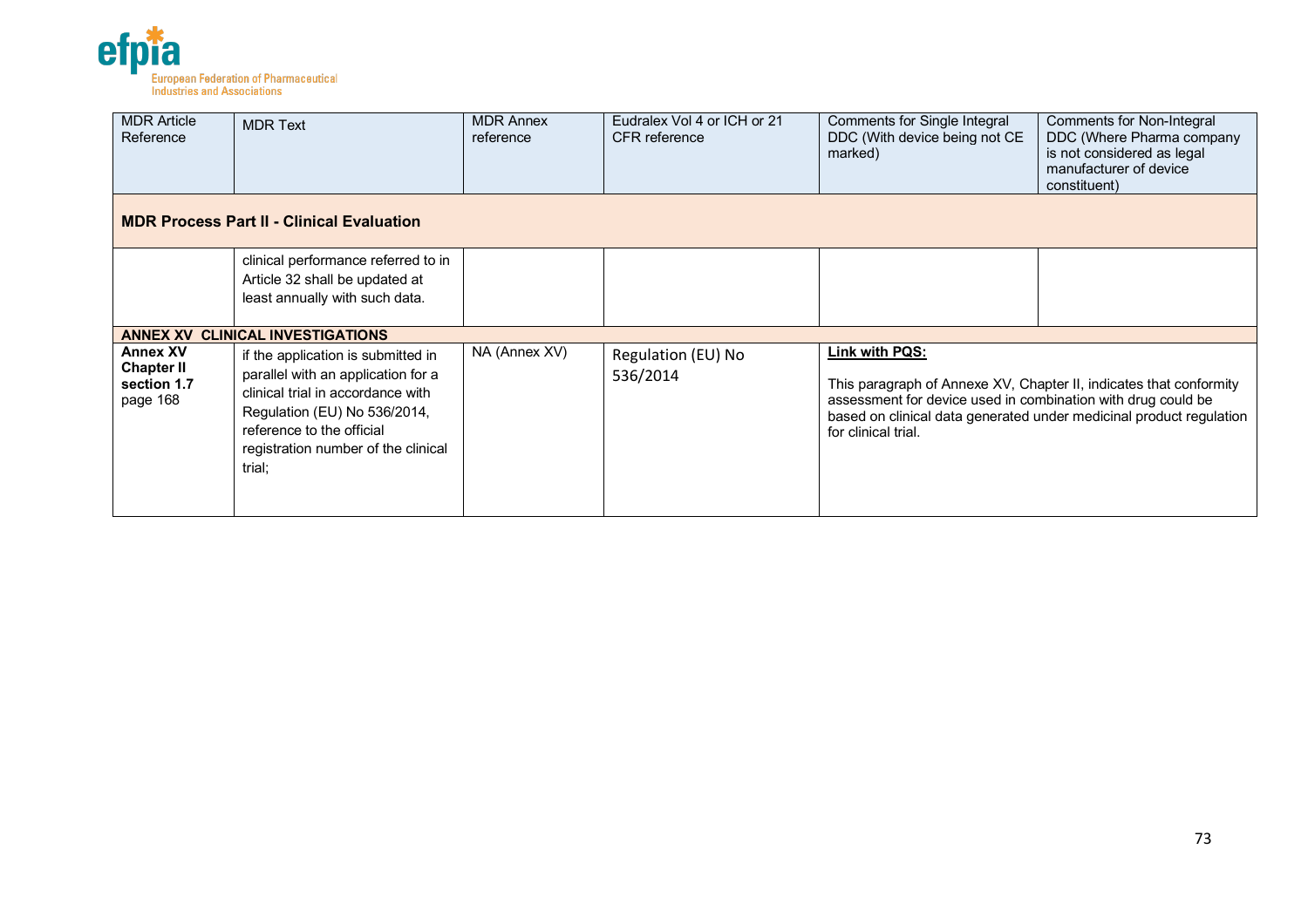| MDR Article Reference | MDR Text | MDR Annex reference | Eudralex Vol 4 or ICH or 21 CFR reference | Comments for Single Integral DDC (With device being not CE marked) | Comments for Non-Integral DDC (Where Pharma company is not considered as legal manufacturer of device constituent) |
|---|---|---|---|---|---|
| **MDR Process Part II - Clinical Evaluation** | | | | | |
| | clinical performance referred to in Article 32 shall be updated at least annually with such data. | | | | |
| **ANNEX XV CLINICAL INVESTIGATIONS** | | | | | |
| **Annex XV Chapter II section 1.7** page 168 | if the application is submitted in parallel with an application for a clinical trial in accordance with Regulation (EU) No 536/2014, reference to the official registration number of the clinical trial; | NA (Annex XV) | Regulation (EU) No 536/2014 | **Link with PQS:** This paragraph of Annexe XV, Chapter II, indicates that conformity assessment for device used in combination with drug could be based on clinical data generated under medicinal product regulation for clinical trial. | |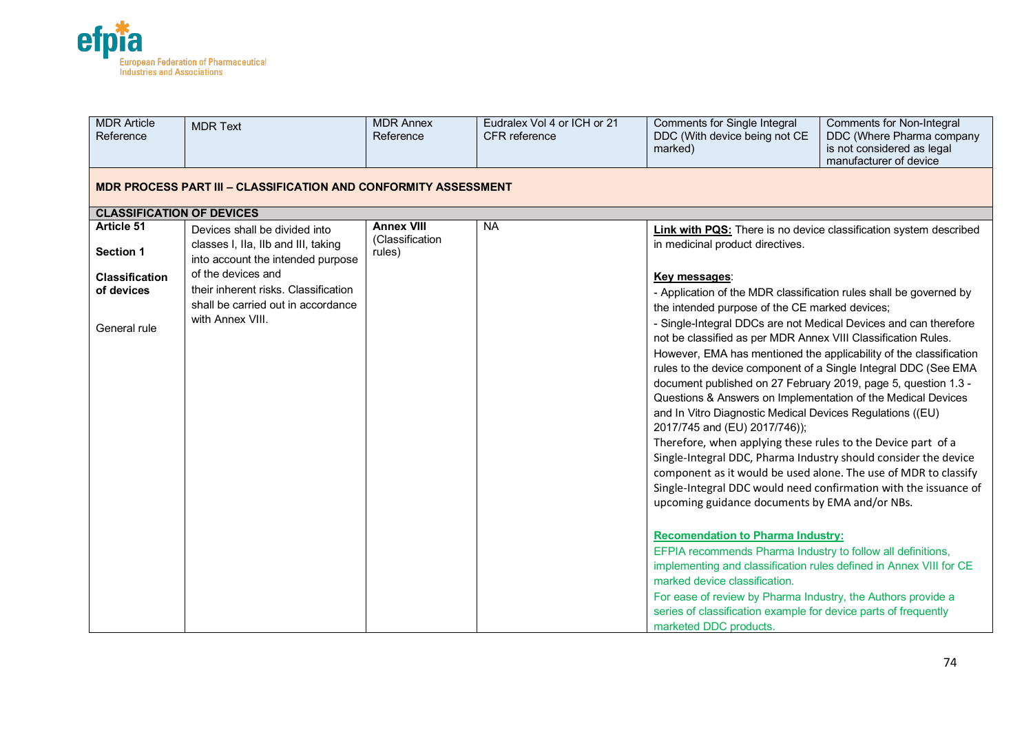| MDR Article Reference | MDR Text | MDR Annex Reference | Eudralex Vol 4 or ICH or 21 CFR reference | Comments for Single Integral DDC (With device being not CE marked) | Comments for Non-Integral DDC (Where Pharma company is not considered as legal manufacturer of device |
|---|---|---|---|---|---|
| **MDR PROCESS PART III – CLASSIFICATION AND CONFORMITY ASSESSMENT** | | | | | |
| **CLASSIFICATION OF DEVICES** | | | | | |
| **Article 51**<br><br>**Section 1**<br><br>**Classification of devices**<br><br>General rule | Devices shall be divided into classes I, IIa, IIb and III, taking into account the intended purpose of the devices and their inherent risks. Classification shall be carried out in accordance with Annex VIII. | **Annex VIII** (Classification rules) | NA | **Link with PQS:** There is no device classification system described in medicinal product directives.<br><br>**Key messages**:<br>- Application of the MDR classification rules shall be governed by the intended purpose of the CE marked devices;<br>- Single-Integral DDCs are not Medical Devices and can therefore not be classified as per MDR Annex VIII Classification Rules. However, EMA has mentioned the applicability of the classification rules to the device component of a Single Integral DDC (See EMA document published on 27 February 2019, page 5, question 1.3 - Questions & Answers on Implementation of the Medical Devices and In Vitro Diagnostic Medical Devices Regulations ((EU) 2017/745 and (EU) 2017/746));<br>Therefore, when applying these rules to the Device part of a Single-Integral DDC, Pharma Industry should consider the device component as it would be used alone. The use of MDR to classify Single-Integral DDC would need confirmation with the issuance of upcoming guidance documents by EMA and/or NBs.<br><br>**Recomendation to Pharma Industry:**<br>EFPIA recommends Pharma Industry to follow all definitions, implementing and classification rules defined in Annex VIII for CE marked device classification.<br>For ease of review by Pharma Industry, the Authors provide a series of classification example for device parts of frequently marketed DDC products. | |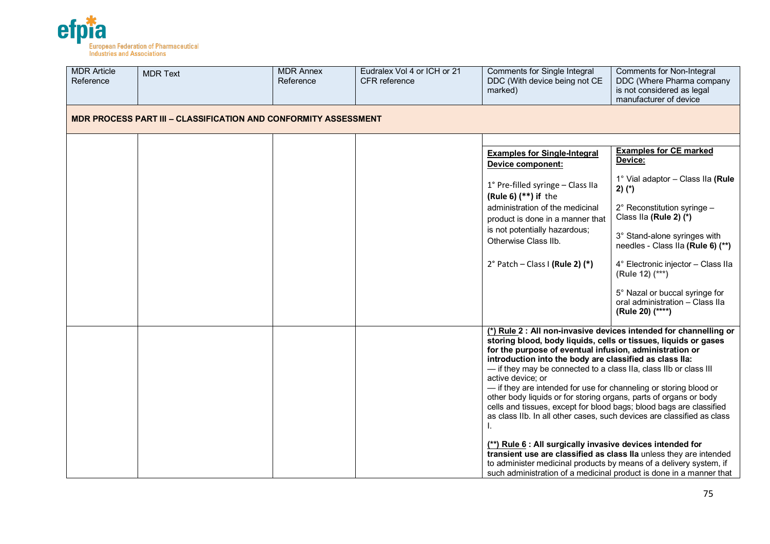| MDR Article Reference | MDR Text | MDR Annex Reference | Eudralex Vol 4 or ICH or 21 CFR reference | Comments for Single Integral DDC (With device being not CE marked) | Comments for Non-Integral DDC (Where Pharma company is not considered as legal manufacturer of device |
|---|---|---|---|---|---|
| **MDR PROCESS PART III – CLASSIFICATION AND CONFORMITY ASSESSMENT** | | | | | |
| | | | | **Examples for Single-Integral Device component:**<br><br>1° Pre-filled syringe – Class IIa **(Rule 6) (**) if** the administration of the medicinal product is done in a manner that is not potentially hazardous; Otherwise Class IIb.<br><br>2° Patch – Class I **(Rule 2) (*)** | **Examples for CE marked Device:**<br><br>1° Vial adaptor – Class IIa **(Rule 2) (*)**<br><br>2° Reconstitution syringe – Class IIa **(Rule 2) (*)**<br><br>3° Stand-alone syringes with needles - Class IIa **(Rule 6) (**)**<br><br>4° Electronic injector – Class IIa **(Rule 12) (***)**<br><br>5° Nazal or buccal syringe for oral administration – Class IIa **(Rule 20) (****)** |
| | | | | **(*) Rule 2 : All non-invasive devices intended for channelling or storing blood, body liquids, cells or tissues, liquids or gases for the purpose of eventual infusion, administration or introduction into the body are classified as class IIa:**<br>— if they may be connected to a class IIa, class IIb or class III active device; or<br>— if they are intended for use for channeling or storing blood or other body liquids or for storing organs, parts of organs or body cells and tissues, except for blood bags; blood bags are classified as class IIb. In all other cases, such devices are classified as class I.<br><br>**(**) Rule 6 : All surgically invasive devices intended for transient use are classified as class IIa** unless they are intended to administer medicinal products by means of a delivery system, if such administration of a medicinal product is done in a manner that | |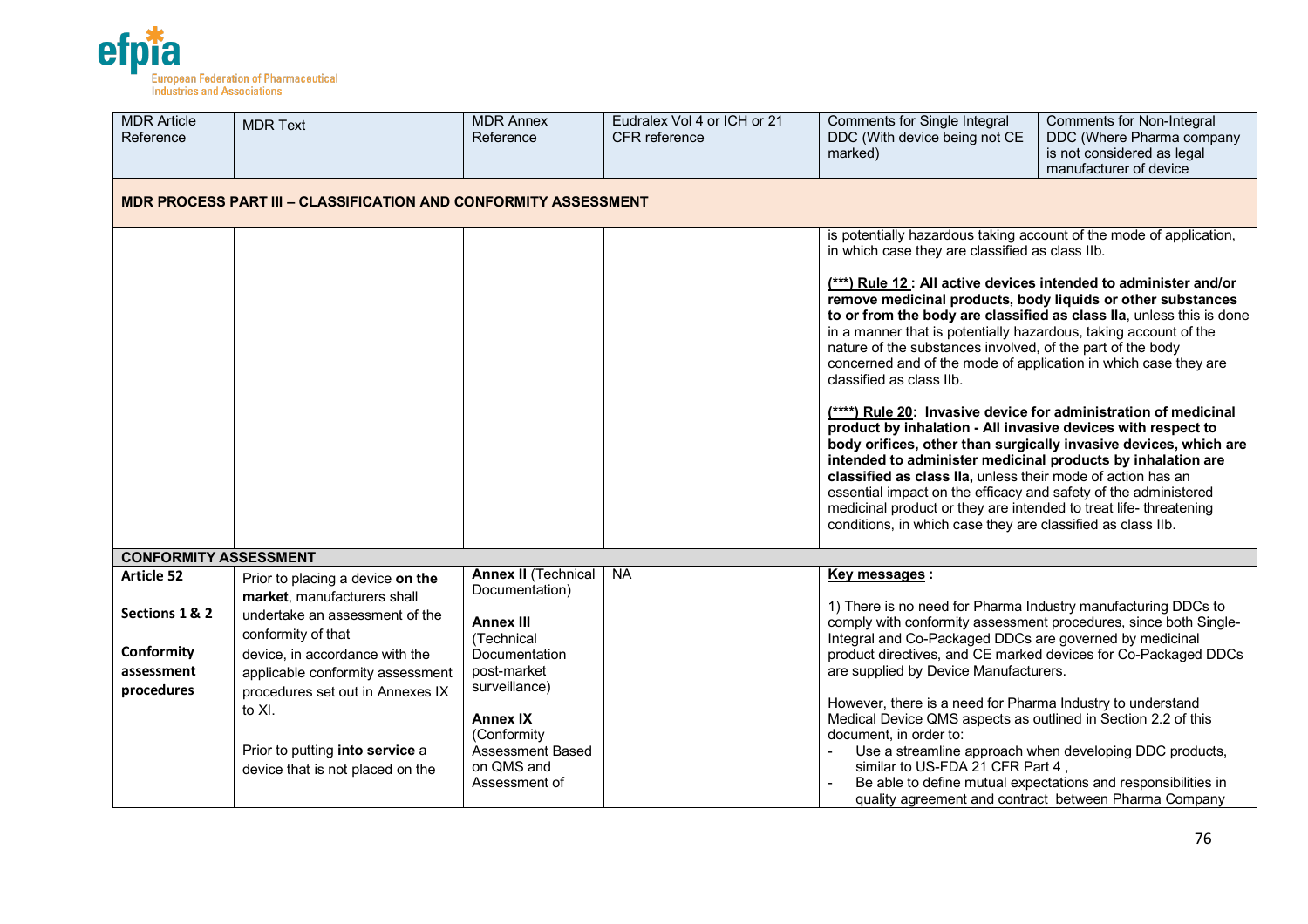| MDR Article Reference | MDR Text | MDR Annex Reference | Eudralex Vol 4 or ICH or 21 CFR reference | Comments for Single Integral DDC (With device being not CE marked) | Comments for Non-Integral DDC (Where Pharma company is not considered as legal manufacturer of device |
|---|---|---|---|---|---|
| **MDR PROCESS PART III – CLASSIFICATION AND CONFORMITY ASSESSMENT** | | | | | |
| | | | | is potentially hazardous taking account of the mode of application, in which case they are classified as class IIb.<br><br>**(\*\*\*) Rule 12 : All active devices intended to administer and/or remove medicinal products, body liquids or other substances to or from the body are classified as class IIa**, unless this is done in a manner that is potentially hazardous, taking account of the nature of the substances involved, of the part of the body concerned and of the mode of application in which case they are classified as class IIb.<br><br>**(\*\*\*\*) Rule 20: Invasive device for administration of medicinal product by inhalation - All invasive devices with respect to body orifices, other than surgically invasive devices, which are intended to administer medicinal products by inhalation are classified as class IIa,** unless their mode of action has an essential impact on the efficacy and safety of the administered medicinal product or they are intended to treat life- threatening conditions, in which case they are classified as class IIb. | |
| **CONFORMITY ASSESSMENT** | | | | | |
| **Article 52**<br><br>**Sections 1 & 2**<br><br>**Conformity assessment procedures** | Prior to placing a device **on the market**, manufacturers shall undertake an assessment of the conformity of that device, in accordance with the applicable conformity assessment procedures set out in Annexes IX to XI.<br><br>Prior to putting **into service** a device that is not placed on the | **Annex II** (Technical Documentation)<br><br>**Annex III** (Technical Documentation post-market surveillance)<br><br>**Annex IX** (Conformity Assessment Based on QMS and Assessment of | NA | **Key messages :**<br><br>1) There is no need for Pharma Industry manufacturing DDCs to comply with conformity assessment procedures, since both Single-Integral and Co-Packaged DDCs are governed by medicinal product directives, and CE marked devices for Co-Packaged DDCs are supplied by Device Manufacturers.<br><br>However, there is a need for Pharma Industry to understand Medical Device QMS aspects as outlined in Section 2.2 of this document, in order to:<br>- Use a streamline approach when developing DDC products, similar to US-FDA 21 CFR Part 4 ,<br>- Be able to define mutual expectations and responsibilities in quality agreement and contract between Pharma Company | |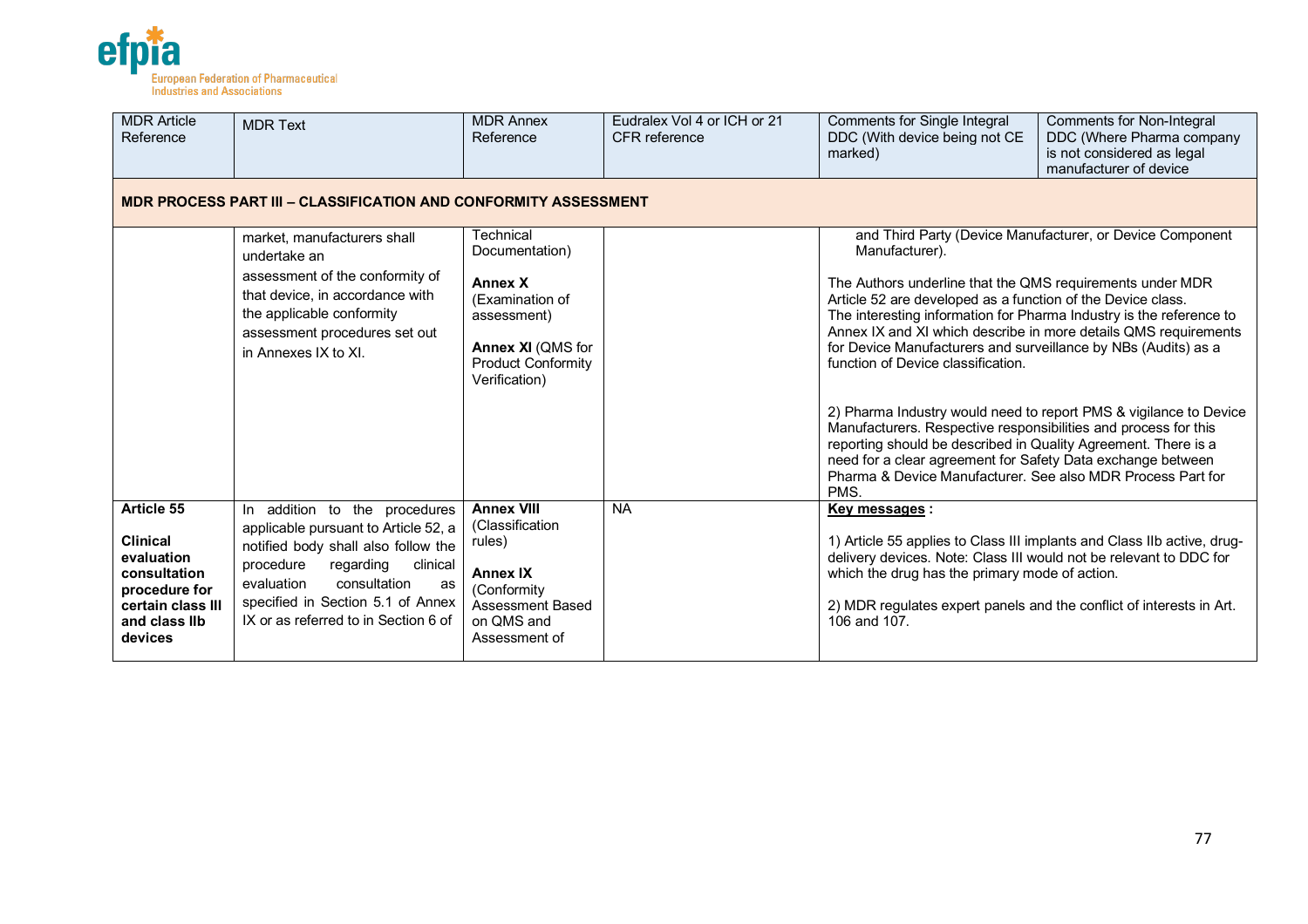| MDR Article Reference | MDR Text | MDR Annex Reference | Eudralex Vol 4 or ICH or 21 CFR reference | Comments for Single Integral DDC (With device being not CE marked) | Comments for Non-Integral DDC (Where Pharma company is not considered as legal manufacturer of device |
|---|---|---|---|---|---|
| **MDR PROCESS PART III – CLASSIFICATION AND CONFORMITY ASSESSMENT** | | | | | |
| | market, manufacturers shall undertake an assessment of the conformity of that device, in accordance with the applicable conformity assessment procedures set out in Annexes IX to XI. | Technical Documentation)<br><br>**Annex X** (Examination of assessment)<br><br>**Annex XI** (QMS for Product Conformity Verification) | | and Third Party (Device Manufacturer, or Device Component Manufacturer).<br><br>The Authors underline that the QMS requirements under MDR Article 52 are developed as a function of the Device class. The interesting information for Pharma Industry is the reference to Annex IX and XI which describe in more details QMS requirements for Device Manufacturers and surveillance by NBs (Audits) as a function of Device classification.<br><br>2) Pharma Industry would need to report PMS & vigilance to Device Manufacturers. Respective responsibilities and process for this reporting should be described in Quality Agreement. There is a need for a clear agreement for Safety Data exchange between Pharma & Device Manufacturer. See also MDR Process Part for PMS. | |
| **Article 55**<br><br>**Clinical evaluation consultation procedure for certain class III and class IIb devices** | In addition to the procedures applicable pursuant to Article 52, a notified body shall also follow the procedure regarding clinical evaluation consultation as specified in Section 5.1 of Annex IX or as referred to in Section 6 of | **Annex VIII** (Classification rules)<br><br>**Annex IX** (Conformity Assessment Based on QMS and Assessment of | NA | **Key messages :**<br><br>1) Article 55 applies to Class III implants and Class IIb active, drug-delivery devices. Note: Class III would not be relevant to DDC for which the drug has the primary mode of action.<br><br>2) MDR regulates expert panels and the conflict of interests in Art. 106 and 107. | |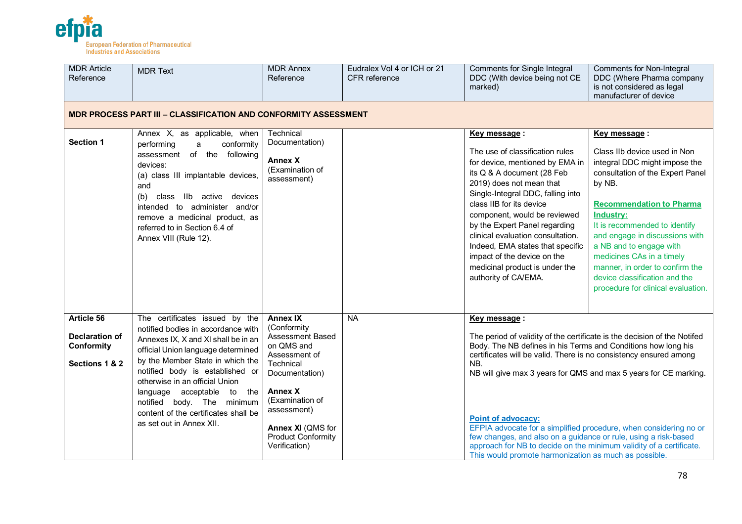| MDR Article Reference | MDR Text | MDR Annex Reference | Eudralex Vol 4 or ICH or 21 CFR reference | Comments for Single Integral DDC (With device being not CE marked) | Comments for Non-Integral DDC (Where Pharma company is not considered as legal manufacturer of device |
|---|---|---|---|---|---|
| **MDR PROCESS PART III – CLASSIFICATION AND CONFORMITY ASSESSMENT** | | | | | |
| **Section 1** | Annex X, as applicable, when performing a conformity assessment of the following devices:<br>(a) class III implantable devices, and<br>(b) class IIb active devices intended to administer and/or remove a medicinal product, as referred to in Section 6.4 of Annex VIII (Rule 12). | Technical Documentation)<br><br>**Annex X** (Examination of assessment) | | **Key message :**<br><br>The use of classification rules for device, mentioned by EMA in its Q & A document (28 Feb 2019) does not mean that Single-Integral DDC, falling into class IIB for its device component, would be reviewed by the Expert Panel regarding clinical evaluation consultation. Indeed, EMA states that specific impact of the device on the medicinal product is under the authority of CA/EMA. | **Key message :**<br><br>Class IIb device used in Non integral DDC might impose the consultation of the Expert Panel by NB.<br><br>**Recommendation to Pharma Industry:**<br>It is recommended to identify and engage in discussions with a NB and to engage with medicines CAs in a timely manner, in order to confirm the device classification and the procedure for clinical evaluation. |
| **Article 56**<br><br>**Declaration of Conformity**<br><br>**Sections 1 & 2** | The certificates issued by the notified bodies in accordance with Annexes IX, X and XI shall be in an official Union language determined by the Member State in which the notified body is established or otherwise in an official Union language acceptable to the notified body. The minimum content of the certificates shall be as set out in Annex XII. | **Annex IX** (Conformity Assessment Based on QMS and Assessment of Technical Documentation)<br><br>**Annex X** (Examination of assessment)<br><br>**Annex XI** (QMS for Product Conformity Verification) | NA | **Key message :**<br><br>The period of validity of the certificate is the decision of the Notifed Body. The NB defines in his Terms and Conditions how long his certificates will be valid. There is no consistency ensured among NB.<br>NB will give max 3 years for QMS and max 5 years for CE marking.<br><br>**Point of advocacy:**<br>EFPIA advocate for a simplified procedure, when considering no or few changes, and also on a guidance or rule, using a risk-based approach for NB to decide on the minimum validity of a certificate. This would promote harmonization as much as possible. | |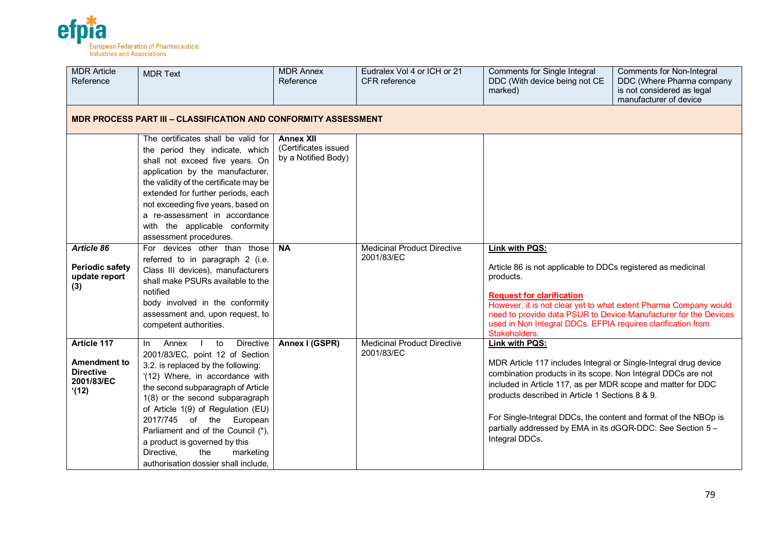| MDR Article Reference | MDR Text | MDR Annex Reference | Eudralex Vol 4 or ICH or 21 CFR reference | Comments for Single Integral DDC (With device being not CE marked) | Comments for Non-Integral DDC (Where Pharma company is not considered as legal manufacturer of device |
|---|---|---|---|---|---|
| **MDR PROCESS PART III – CLASSIFICATION AND CONFORMITY ASSESSMENT** | | | | | |
| | The certificates shall be valid for the period they indicate, which shall not exceed five years. On application by the manufacturer, the validity of the certificate may be extended for further periods, each not exceeding five years, based on a re-assessment in accordance with the applicable conformity assessment procedures. | **Annex XII** (Certificates issued by a Notified Body) | | | |
| ***Article 86*** **Periodic safety update report (3)** | For devices other than those referred to in paragraph 2 (i.e. Class III devices), manufacturers shall make PSURs available to the notified body involved in the conformity assessment and, upon request, to competent authorities. | **NA** | Medicinal Product Directive 2001/83/EC | **Link with PQS:** Article 86 is not applicable to DDCs registered as medicinal products. **Request for clarification** However, it is not clear yet to what extent Pharma Company would need to provide data PSUR to Device Manufacturer for the Devices used in Non Integral DDCs. EFPIA requires clarification from Stakeholders. | |
| **Article 117** **Amendment to Directive 2001/83/EC '(12)** | In Annex I to Directive 2001/83/EC, point 12 of Section 3.2. is replaced by the following: '(12) Where, in accordance with the second subparagraph of Article 1(8) or the second subparagraph of Article 1(9) of Regulation (EU) 2017/745 of the European Parliament and of the Council (*), a product is governed by this Directive, the marketing authorisation dossier shall include, | **Annex I (GSPR)** | Medicinal Product Directive 2001/83/EC | **Link with PQS:** MDR Article 117 includes Integral or Single-Integral drug device combination products in its scope. Non Integral DDCs are not included in Article 117, as per MDR scope and matter for DDC products described in Article 1 Sections 8 & 9. For Single-Integral DDCs, the content and format of the NBOp is partially addressed by EMA in its dGQR-DDC: See Section 5 – Integral DDCs. | |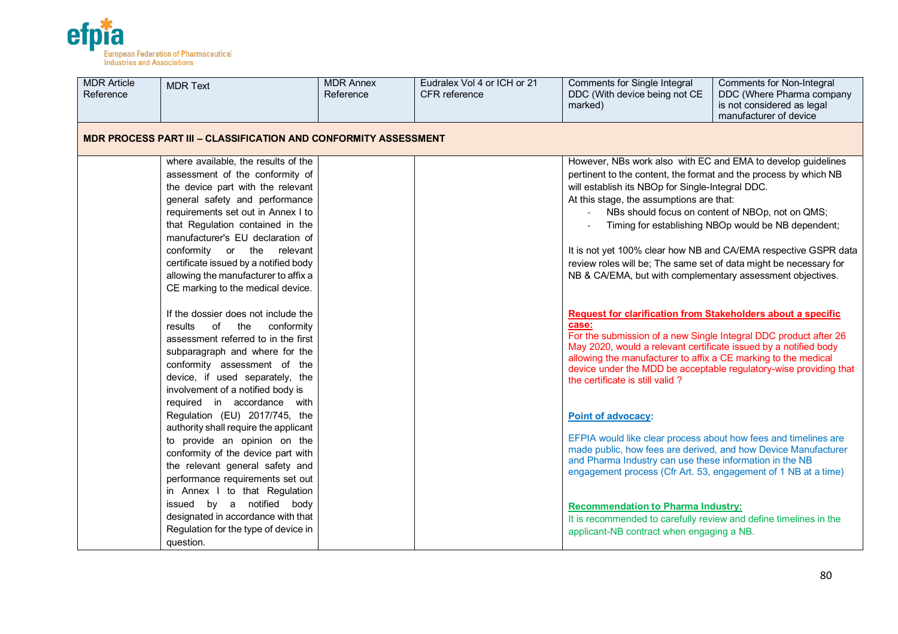| MDR Article Reference | MDR Text | MDR Annex Reference | Eudralex Vol 4 or ICH or 21 CFR reference | Comments for Single Integral DDC (With device being not CE marked) | Comments for Non-Integral DDC (Where Pharma company is not considered as legal manufacturer of device |
|---|---|---|---|---|---|
| **MDR PROCESS PART III – CLASSIFICATION AND CONFORMITY ASSESSMENT** | | | | | |
| | where available, the results of the assessment of the conformity of the device part with the relevant general safety and performance requirements set out in Annex I to that Regulation contained in the manufacturer's EU declaration of conformity or the relevant certificate issued by a notified body allowing the manufacturer to affix a CE marking to the medical device.<br><br>If the dossier does not include the results of the conformity assessment referred to in the first subparagraph and where for the conformity assessment of the device, if used separately, the involvement of a notified body is required in accordance with Regulation (EU) 2017/745, the authority shall require the applicant to provide an opinion on the conformity of the device part with the relevant general safety and performance requirements set out in Annex I to that Regulation issued by a notified body designated in accordance with that Regulation for the type of device in question. | | | However, NBs work also with EC and EMA to develop guidelines pertinent to the content, the format and the process by which NB will establish its NBOp for Single-Integral DDC.<br>At this stage, the assumptions are that:<br>- NBs should focus on content of NBOp, not on QMS;<br>- Timing for establishing NBOp would be NB dependent;<br><br>It is not yet 100% clear how NB and CA/EMA respective GSPR data review roles will be; The same set of data might be necessary for NB & CA/EMA, but with complementary assessment objectives.<br><br>**Request for clarification from Stakeholders about a specific case:**<br>For the submission of a new Single Integral DDC product after 26 May 2020, would a relevant certificate issued by a notified body allowing the manufacturer to affix a CE marking to the medical device under the MDD be acceptable regulatory-wise providing that the certificate is still valid ?<br><br>**Point of advocacy:**<br><br>EFPIA would like clear process about how fees and timelines are made public, how fees are derived, and how Device Manufacturer and Pharma Industry can use these information in the NB engagement process (Cfr Art. 53, engagement of 1 NB at a time)<br><br>**Recommendation to Pharma Industry:**<br>It is recommended to carefully review and define timelines in the applicant-NB contract when engaging a NB. | |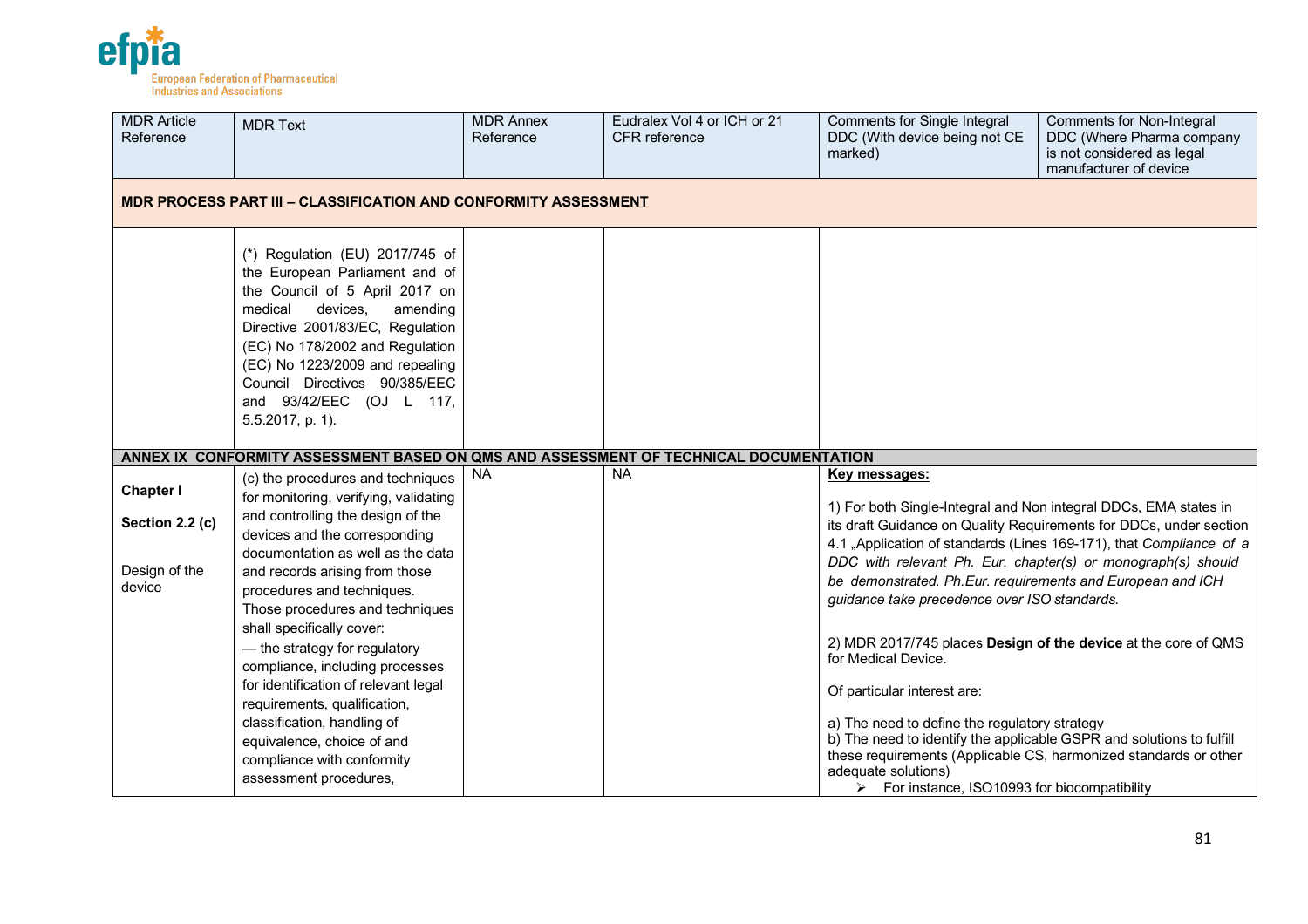| MDR Article Reference | MDR Text | MDR Annex Reference | Eudralex Vol 4 or ICH or 21 CFR reference | Comments for Single Integral DDC (With device being not CE marked) | Comments for Non-Integral DDC (Where Pharma company is not considered as legal manufacturer of device |
|---|---|---|---|---|---|
| **MDR PROCESS PART III – CLASSIFICATION AND CONFORMITY ASSESSMENT** | | | | | |
| | (*) Regulation (EU) 2017/745 of the European Parliament and of the Council of 5 April 2017 on medical devices, amending Directive 2001/83/EC, Regulation (EC) No 178/2002 and Regulation (EC) No 1223/2009 and repealing Council Directives 90/385/EEC and 93/42/EEC (OJ L 117, 5.5.2017, p. 1). | | | | |
| **ANNEX IX CONFORMITY ASSESSMENT BASED ON QMS AND ASSESSMENT OF TECHNICAL DOCUMENTATION** | | | | | |
| **Chapter I**<br><br>**Section 2.2 (c)**<br><br>Design of the device | (c) the procedures and techniques for monitoring, verifying, validating and controlling the design of the devices and the corresponding documentation as well as the data and records arising from those procedures and techniques. Those procedures and techniques shall specifically cover:<br>— the strategy for regulatory compliance, including processes for identification of relevant legal requirements, qualification, classification, handling of equivalence, choice of and compliance with conformity assessment procedures, | NA | NA | **Key messages:**<br><br>1) For both Single-Integral and Non integral DDCs, EMA states in its draft Guidance on Quality Requirements for DDCs, under section 4.1 „Application of standards (Lines 169-171), that *Compliance of a DDC with relevant Ph. Eur. chapter(s) or monograph(s) should be demonstrated. Ph.Eur. requirements and European and ICH guidance take precedence over ISO standards.*<br><br>2) MDR 2017/745 places **Design of the device** at the core of QMS for Medical Device.<br><br>Of particular interest are:<br><br>a) The need to define the regulatory strategy<br>b) The need to identify the applicable GSPR and solutions to fulfill these requirements (Applicable CS, harmonized standards or other adequate solutions)<br>➢ For instance, ISO10993 for biocompatibility | |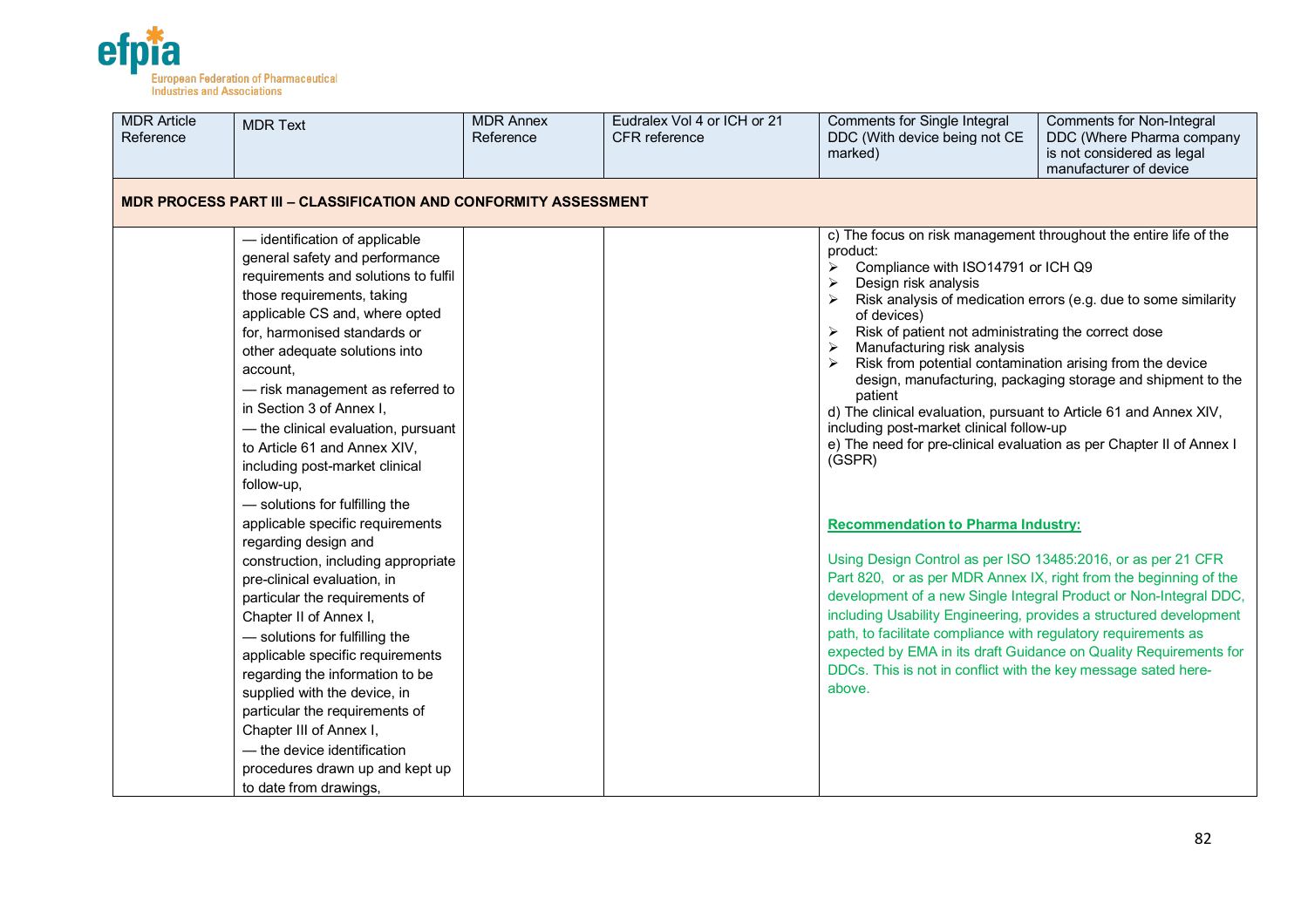| MDR Article Reference | MDR Text | MDR Annex Reference | Eudralex Vol 4 or ICH or 21 CFR reference | Comments for Single Integral DDC (With device being not CE marked) | Comments for Non-Integral DDC (Where Pharma company is not considered as legal manufacturer of device |
|---|---|---|---|---|---|
| **MDR PROCESS PART III – CLASSIFICATION AND CONFORMITY ASSESSMENT** | | | | | |
| | — identification of applicable general safety and performance requirements and solutions to fulfil those requirements, taking applicable CS and, where opted for, harmonised standards or other adequate solutions into account,<br>— risk management as referred to in Section 3 of Annex I,<br>— the clinical evaluation, pursuant to Article 61 and Annex XIV, including post-market clinical follow-up,<br>— solutions for fulfilling the applicable specific requirements regarding design and construction, including appropriate pre-clinical evaluation, in particular the requirements of Chapter II of Annex I,<br>— solutions for fulfilling the applicable specific requirements regarding the information to be supplied with the device, in particular the requirements of Chapter III of Annex I,<br>— the device identification procedures drawn up and kept up to date from drawings, | | | c) The focus on risk management throughout the entire life of the product:<br>➢ Compliance with ISO14791 or ICH Q9<br>➢ Design risk analysis<br>➢ Risk analysis of medication errors (e.g. due to some similarity of devices)<br>➢ Risk of patient not administrating the correct dose<br>➢ Manufacturing risk analysis<br>➢ Risk from potential contamination arising from the device design, manufacturing, packaging storage and shipment to the patient<br>d) The clinical evaluation, pursuant to Article 61 and Annex XIV, including post-market clinical follow-up<br>e) The need for pre-clinical evaluation as per Chapter II of Annex I (GSPR)<br><br>**Recommendation to Pharma Industry:**<br><br>Using Design Control as per ISO 13485:2016, or as per 21 CFR Part 820, or as per MDR Annex IX, right from the beginning of the development of a new Single Integral Product or Non-Integral DDC, including Usability Engineering, provides a structured development path, to facilitate compliance with regulatory requirements as expected by EMA in its draft Guidance on Quality Requirements for DDCs. This is not in conflict with the key message sated here-above. | |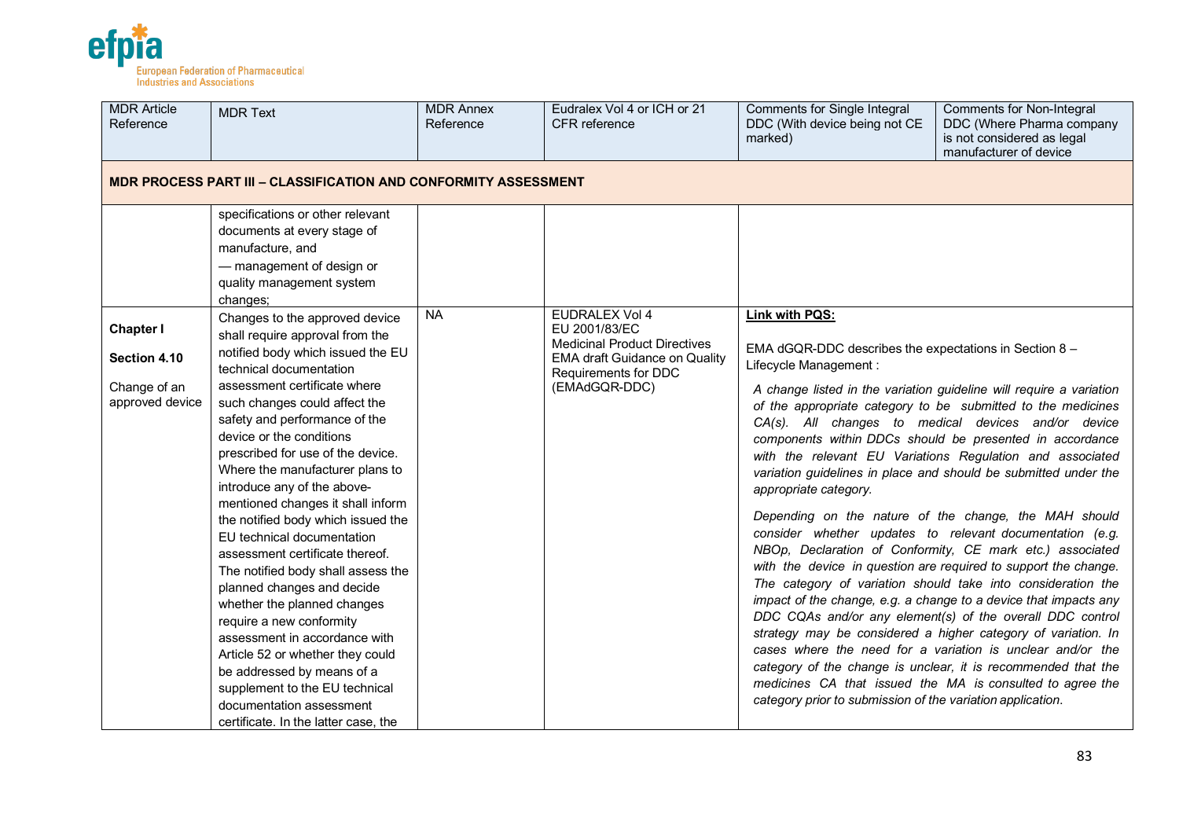| MDR Article Reference | MDR Text | MDR Annex Reference | Eudralex Vol 4 or ICH or 21 CFR reference | Comments for Single Integral DDC (With device being not CE marked) | Comments for Non-Integral DDC (Where Pharma company is not considered as legal manufacturer of device |
|---|---|---|---|---|---|
| **MDR PROCESS PART III – CLASSIFICATION AND CONFORMITY ASSESSMENT** | | | | | |
| | specifications or other relevant documents at every stage of manufacture, and<br>— management of design or quality management system changes; | | | | |
| **Chapter I**<br><br>**Section 4.10**<br><br>Change of an approved device | Changes to the approved device shall require approval from the notified body which issued the EU technical documentation assessment certificate where such changes could affect the safety and performance of the device or the conditions prescribed for use of the device. Where the manufacturer plans to introduce any of the above-mentioned changes it shall inform the notified body which issued the EU technical documentation assessment certificate thereof. The notified body shall assess the planned changes and decide whether the planned changes require a new conformity assessment in accordance with Article 52 or whether they could be addressed by means of a supplement to the EU technical documentation assessment certificate. In the latter case, the | NA | EUDRALEX Vol 4<br>EU 2001/83/EC<br>Medicinal Product Directives<br>EMA draft Guidance on Quality Requirements for DDC (EMAdGQR-DDC) | **Link with PQS:**<br><br>EMA dGQR-DDC describes the expectations in Section 8 – Lifecycle Management :<br><br>*A change listed in the variation guideline will require a variation of the appropriate category to be submitted to the medicines CA(s). All changes to medical devices and/or device components within DDCs should be presented in accordance with the relevant EU Variations Regulation and associated variation guidelines in place and should be submitted under the appropriate category.*<br><br>*Depending on the nature of the change, the MAH should consider whether updates to relevant documentation (e.g. NBOp, Declaration of Conformity, CE mark etc.) associated with the device in question are required to support the change. The category of variation should take into consideration the impact of the change, e.g. a change to a device that impacts any DDC CQAs and/or any element(s) of the overall DDC control strategy may be considered a higher category of variation. In cases where the need for a variation is unclear and/or the category of the change is unclear, it is recommended that the medicines CA that issued the MA is consulted to agree the category prior to submission of the variation application.* | |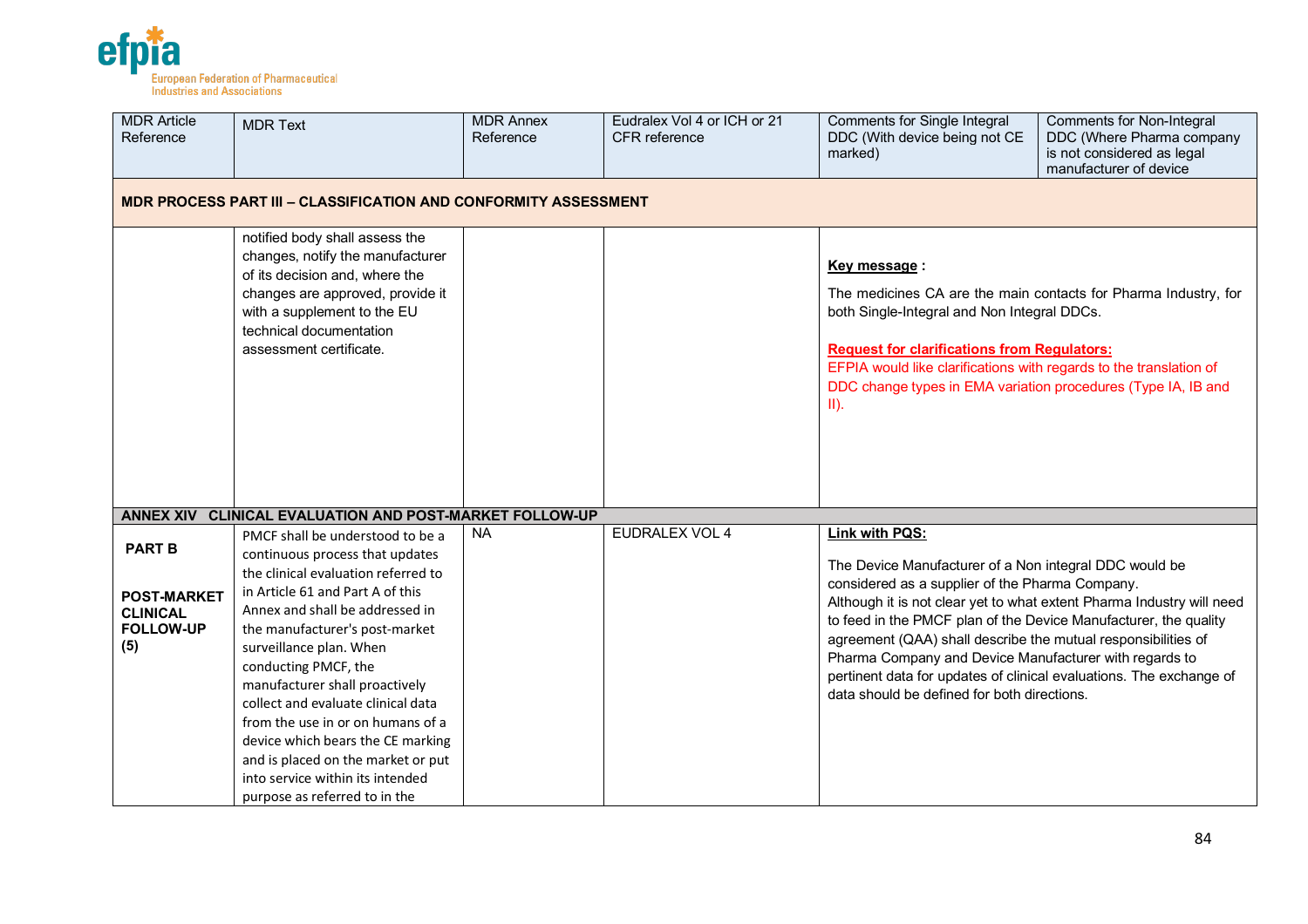| MDR Article Reference | MDR Text | MDR Annex Reference | Eudralex Vol 4 or ICH or 21 CFR reference | Comments for Single Integral DDC (With device being not CE marked) | Comments for Non-Integral DDC (Where Pharma company is not considered as legal manufacturer of device |
|---|---|---|---|---|---|
| **MDR PROCESS PART III – CLASSIFICATION AND CONFORMITY ASSESSMENT** | | | | | |
| | notified body shall assess the changes, notify the manufacturer of its decision and, where the changes are approved, provide it with a supplement to the EU technical documentation assessment certificate. | | | **Key message :**<br><br>The medicines CA are the main contacts for Pharma Industry, for both Single-Integral and Non Integral DDCs.<br><br>**Request for clarifications from Regulators:**<br>EFPIA would like clarifications with regards to the translation of DDC change types in EMA variation procedures (Type IA, IB and II). | |
| **ANNEX XIV CLINICAL EVALUATION AND POST-MARKET FOLLOW-UP** | | | | | |
| **PART B**<br><br>**POST-MARKET CLINICAL FOLLOW-UP (5)** | PMCF shall be understood to be a continuous process that updates the clinical evaluation referred to in Article 61 and Part A of this Annex and shall be addressed in the manufacturer's post-market surveillance plan. When conducting PMCF, the manufacturer shall proactively collect and evaluate clinical data from the use in or on humans of a device which bears the CE marking and is placed on the market or put into service within its intended purpose as referred to in the | NA | EUDRALEX VOL 4 | **Link with PQS:**<br><br>The Device Manufacturer of a Non integral DDC would be considered as a supplier of the Pharma Company.<br>Although it is not clear yet to what extent Pharma Industry will need to feed in the PMCF plan of the Device Manufacturer, the quality agreement (QAA) shall describe the mutual responsibilities of Pharma Company and Device Manufacturer with regards to pertinent data for updates of clinical evaluations. The exchange of data should be defined for both directions. | |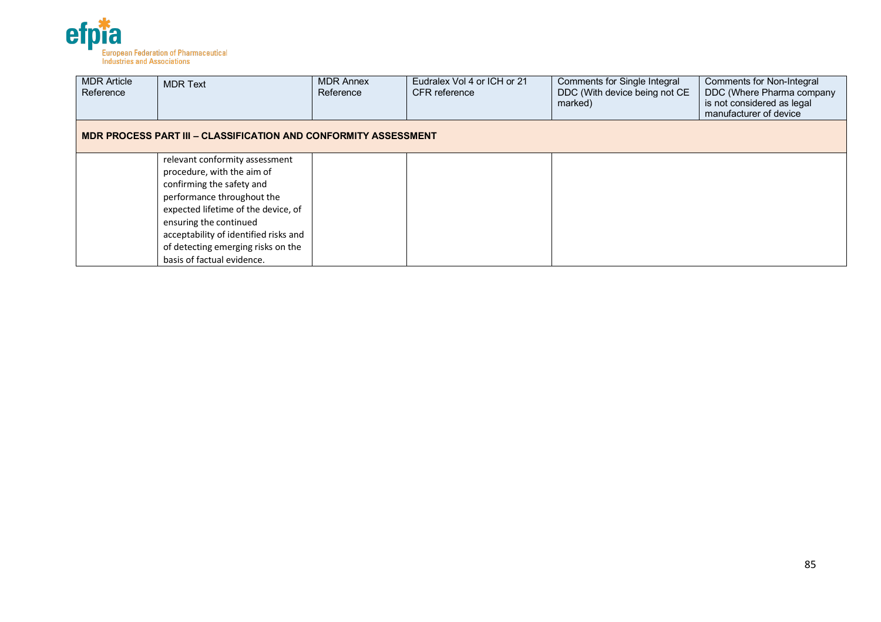| MDR Article Reference | MDR Text | MDR Annex Reference | Eudralex Vol 4 or ICH or 21 CFR reference | Comments for Single Integral DDC (With device being not CE marked) | Comments for Non-Integral DDC (Where Pharma company is not considered as legal manufacturer of device |
|---|---|---|---|---|---|
| **MDR PROCESS PART III – CLASSIFICATION AND CONFORMITY ASSESSMENT** | | | | | |
| | relevant conformity assessment procedure, with the aim of confirming the safety and performance throughout the expected lifetime of the device, of ensuring the continued acceptability of identified risks and of detecting emerging risks on the basis of factual evidence. | | | | |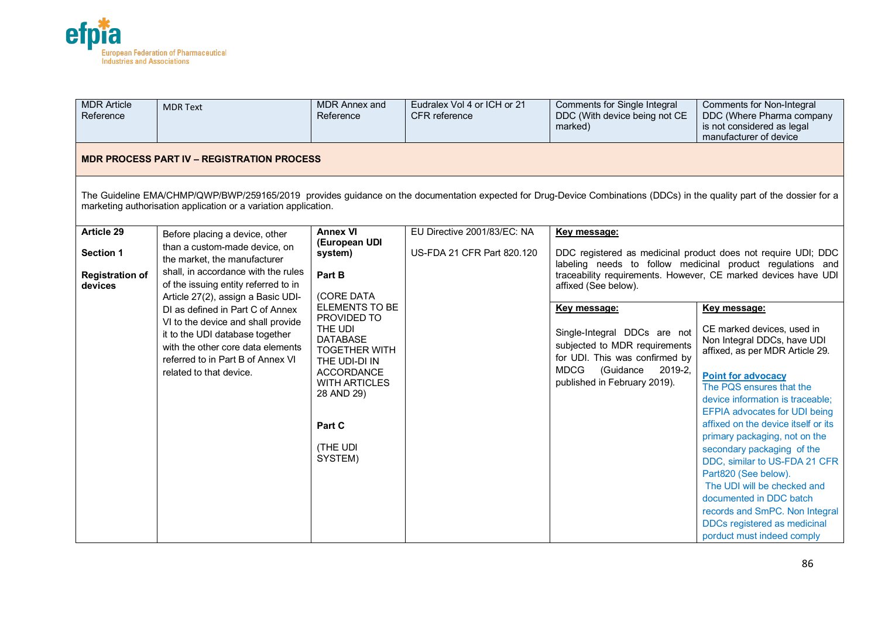| MDR Article Reference | MDR Text | MDR Annex and Reference | Eudralex Vol 4 or ICH or 21 CFR reference | Comments for Single Integral DDC (With device being not CE marked) | Comments for Non-Integral DDC (Where Pharma company is not considered as legal manufacturer of device |
|---|---|---|---|---|---|
| **MDR PROCESS PART IV – REGISTRATION PROCESS** | | | | | |
| The Guideline EMA/CHMP/QWP/BWP/259165/2019 provides guidance on the documentation expected for Drug-Device Combinations (DDCs) in the quality part of the dossier for a marketing authorisation application or a variation application. | | | | | |
| **Article 29**<br><br>**Section 1**<br><br>**Registration of devices** | Before placing a device, other than a custom-made device, on the market, the manufacturer shall, in accordance with the rules of the issuing entity referred to in Article 27(2), assign a Basic UDI-DI as defined in Part C of Annex VI to the device and shall provide it to the UDI database together with the other core data elements referred to in Part B of Annex VI related to that device. | **Annex VI (European UDI system)**<br><br>**Part B**<br><br>(CORE DATA ELEMENTS TO BE PROVIDED TO THE UDI DATABASE TOGETHER WITH THE UDI-DI IN ACCORDANCE WITH ARTICLES 28 AND 29)<br><br>**Part C**<br><br>(THE UDI SYSTEM) | EU Directive 2001/83/EC: NA<br><br>US-FDA 21 CFR Part 820.120 | **Key message:**<br><br>DDC registered as medicinal product does not require UDI; DDC labeling needs to follow medicinal product regulations and traceability requirements. However, CE marked devices have UDI affixed (See below).<br><br>**Key message:**<br><br>Single-Integral DDCs are not subjected to MDR requirements for UDI. This was confirmed by MDCG (Guidance 2019-2, published in February 2019). | **Key message:**<br><br>CE marked devices, used in Non Integral DDCs, have UDI affixed, as per MDR Article 29.<br><br>**Point for advocacy**<br>The PQS ensures that the device information is traceable; EFPIA advocates for UDI being affixed on the device itself or its primary packaging, not on the secondary packaging of the DDC, similar to US-FDA 21 CFR Part820 (See below).<br>The UDI will be checked and documented in DDC batch records and SmPC. Non Integral DDCs registered as medicinal porduct must indeed comply |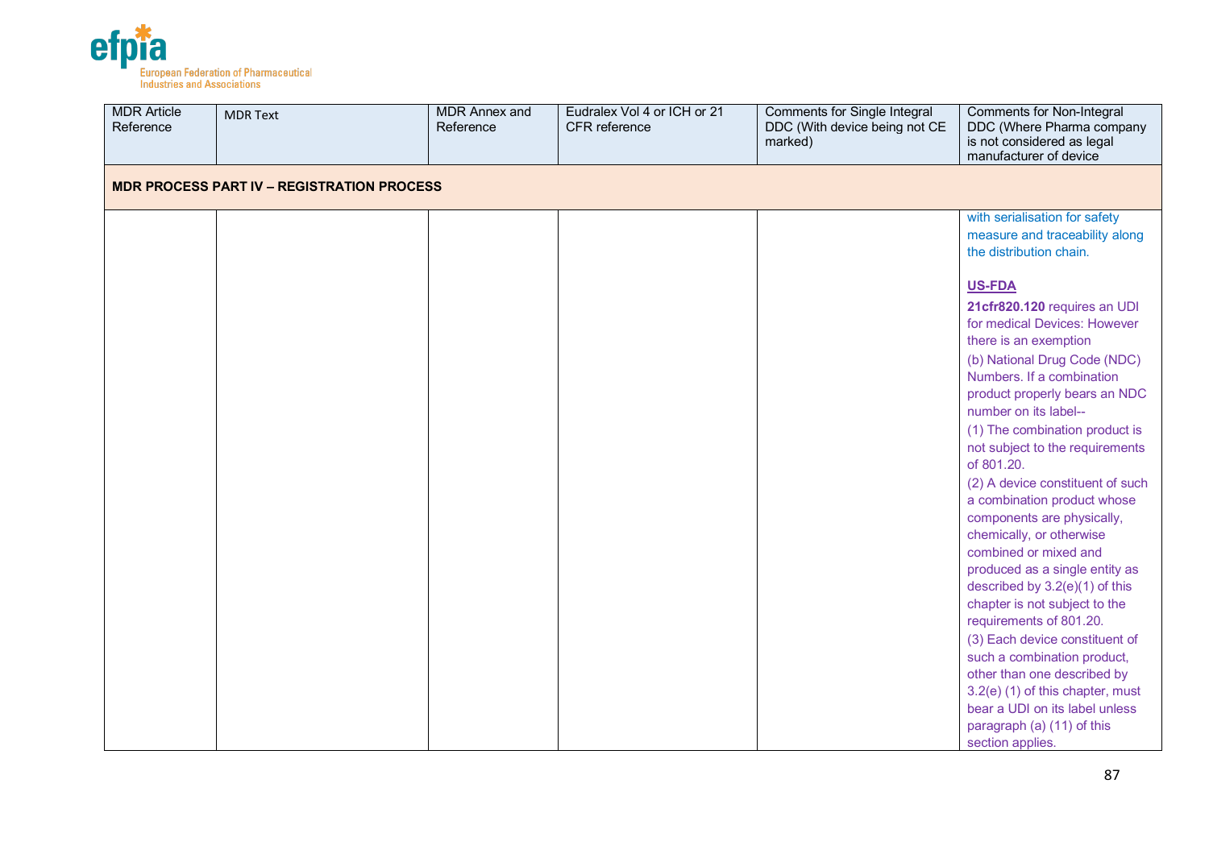| MDR Article Reference | MDR Text | MDR Annex and Reference | Eudralex Vol 4 or ICH or 21 CFR reference | Comments for Single Integral DDC (With device being not CE marked) | Comments for Non-Integral DDC (Where Pharma company is not considered as legal manufacturer of device |
|---|---|---|---|---|---|
| **MDR PROCESS PART IV – REGISTRATION PROCESS** | | | | | |
| | | | | | with serialisation for safety measure and traceability along the distribution chain.<br><br>**US-FDA**<br>**21cfr820.120** requires an UDI for medical Devices: However there is an exemption<br>(b) National Drug Code (NDC) Numbers. If a combination product properly bears an NDC number on its label--<br>(1) The combination product is not subject to the requirements of 801.20.<br>(2) A device constituent of such a combination product whose components are physically, chemically, or otherwise combined or mixed and produced as a single entity as described by 3.2(e)(1) of this chapter is not subject to the requirements of 801.20.<br>(3) Each device constituent of such a combination product, other than one described by 3.2(e) (1) of this chapter, must bear a UDI on its label unless paragraph (a) (11) of this section applies. |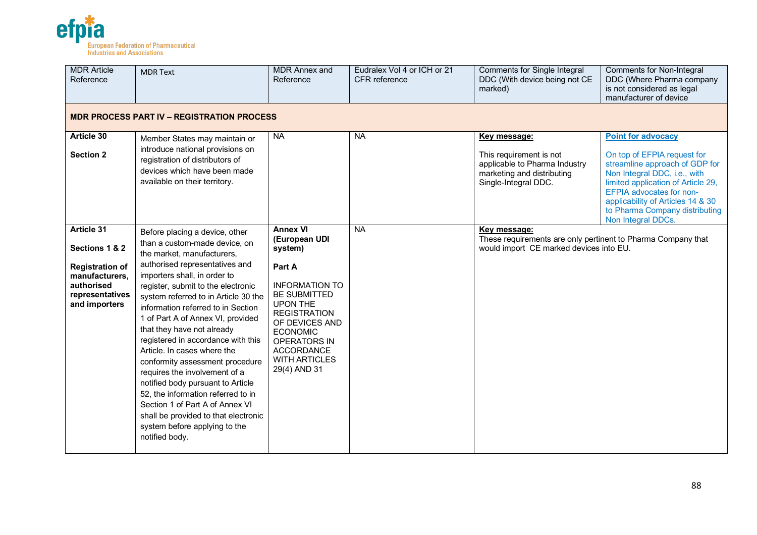| MDR Article Reference | MDR Text | MDR Annex and Reference | Eudralex Vol 4 or ICH or 21 CFR reference | Comments for Single Integral DDC (With device being not CE marked) | Comments for Non-Integral DDC (Where Pharma company is not considered as legal manufacturer of device |
|---|---|---|---|---|---|
| **MDR PROCESS PART IV – REGISTRATION PROCESS** | | | | | |
| **Article 30**<br><br>**Section 2** | Member States may maintain or introduce national provisions on registration of distributors of devices which have been made available on their territory. | NA | NA | **Key message:**<br><br>This requirement is not applicable to Pharma Industry marketing and distributing Single-Integral DDC. | **Point for advocacy**<br><br>On top of EFPIA request for streamline approach of GDP for Non Integral DDC, i.e., with limited application of Article 29, EFPIA advocates for non-applicability of Articles 14 & 30 to Pharma Company distributing Non Integral DDCs. |
| **Article 31**<br><br>**Sections 1 & 2**<br><br>**Registration of manufacturers, authorised representatives and importers** | Before placing a device, other than a custom-made device, on the market, manufacturers, authorised representatives and importers shall, in order to register, submit to the electronic system referred to in Article 30 the information referred to in Section 1 of Part A of Annex VI, provided that they have not already registered in accordance with this Article. In cases where the conformity assessment procedure requires the involvement of a notified body pursuant to Article 52, the information referred to in Section 1 of Part A of Annex VI shall be provided to that electronic system before applying to the notified body. | **Annex VI (European UDI system)**<br><br>**Part A**<br><br>INFORMATION TO BE SUBMITTED UPON THE REGISTRATION OF DEVICES AND ECONOMIC OPERATORS IN ACCORDANCE WITH ARTICLES 29(4) AND 31 | NA | **Key message:**<br>These requirements are only pertinent to Pharma Company that would import CE marked devices into EU. | |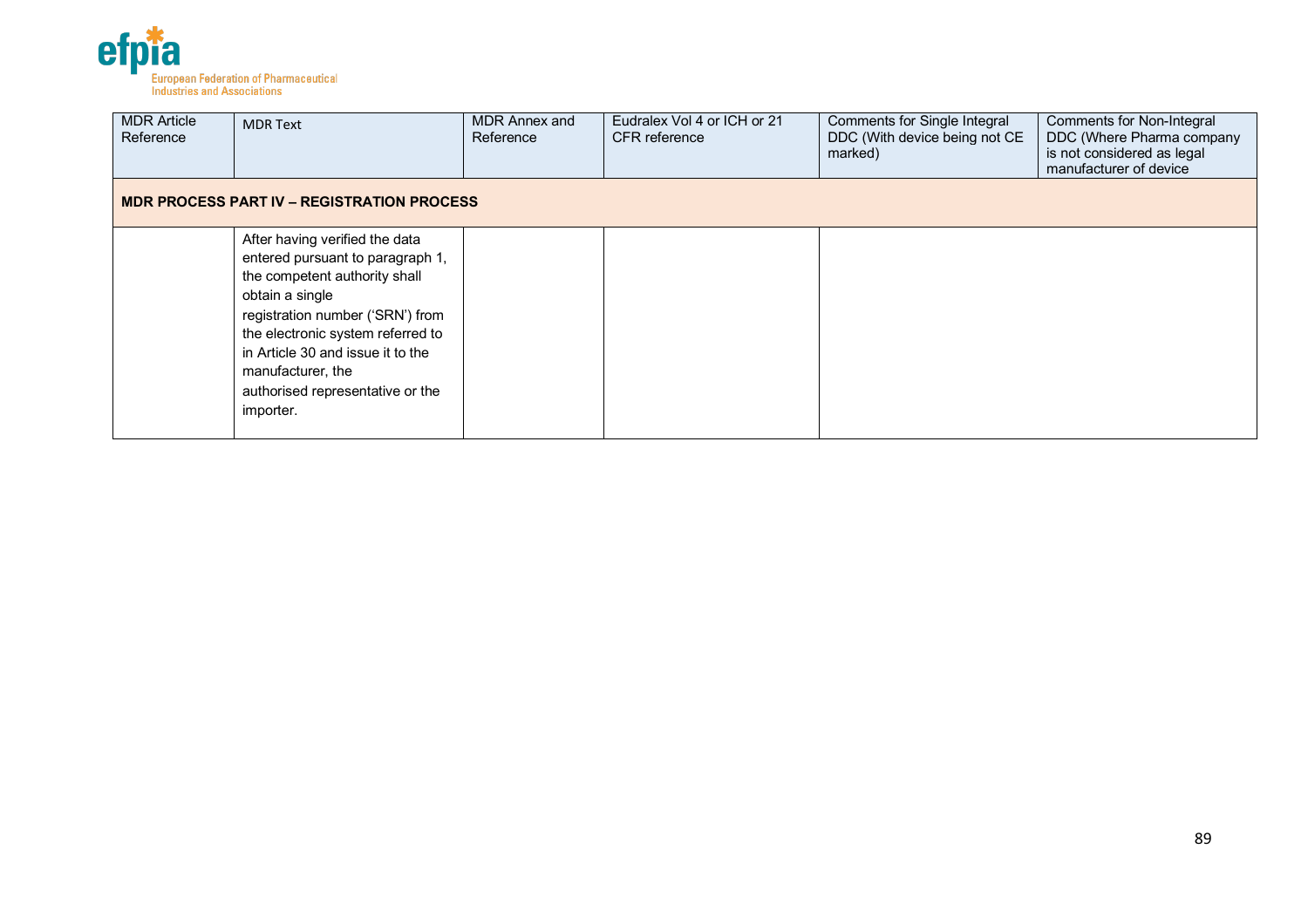| MDR Article Reference | MDR Text | MDR Annex and Reference | Eudralex Vol 4 or ICH or 21 CFR reference | Comments for Single Integral DDC (With device being not CE marked) | Comments for Non-Integral DDC (Where Pharma company is not considered as legal manufacturer of device |
|---|---|---|---|---|---|
| **MDR PROCESS PART IV – REGISTRATION PROCESS** | | | | | |
| | After having verified the data entered pursuant to paragraph 1, the competent authority shall obtain a single registration number ('SRN') from the electronic system referred to in Article 30 and issue it to the manufacturer, the authorised representative or the importer. | | | | |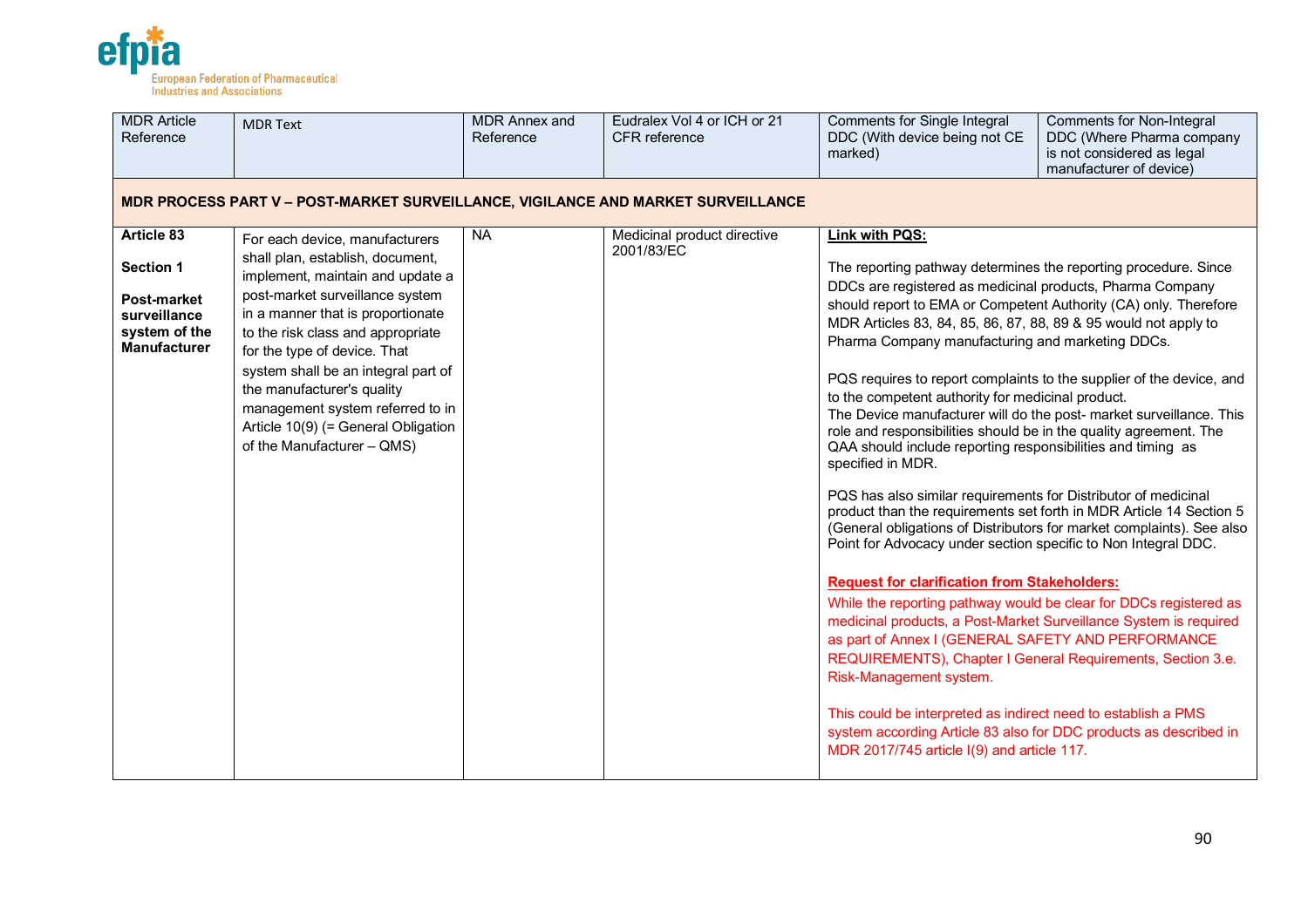| MDR Article Reference | MDR Text | MDR Annex and Reference | Eudralex Vol 4 or ICH or 21 CFR reference | Comments for Single Integral DDC (With device being not CE marked) | Comments for Non-Integral DDC (Where Pharma company is not considered as legal manufacturer of device) |
|---|---|---|---|---|---|
| **MDR PROCESS PART V – POST-MARKET SURVEILLANCE, VIGILANCE AND MARKET SURVEILLANCE** | | | | | |
| **Article 83**<br><br>**Section 1**<br><br>**Post-market surveillance system of the Manufacturer** | For each device, manufacturers shall plan, establish, document, implement, maintain and update a post-market surveillance system in a manner that is proportionate to the risk class and appropriate for the type of device. That system shall be an integral part of the manufacturer's quality management system referred to in Article 10(9) (= General Obligation of the Manufacturer – QMS) | NA | Medicinal product directive 2001/83/EC | **Link with PQS:**<br><br>The reporting pathway determines the reporting procedure. Since DDCs are registered as medicinal products, Pharma Company should report to EMA or Competent Authority (CA) only. Therefore MDR Articles 83, 84, 85, 86, 87, 88, 89 & 95 would not apply to Pharma Company manufacturing and marketing DDCs.<br><br>PQS requires to report complaints to the supplier of the device, and to the competent authority for medicinal product.<br>The Device manufacturer will do the post- market surveillance. This role and responsibilities should be in the quality agreement. The QAA should include reporting responsibilities and timing as specified in MDR.<br><br>PQS has also similar requirements for Distributor of medicinal product than the requirements set forth in MDR Article 14 Section 5 (General obligations of Distributors for market complaints). See also Point for Advocacy under section specific to Non Integral DDC.<br><br>**Request for clarification from Stakeholders:**<br>While the reporting pathway would be clear for DDCs registered as medicinal products, a Post-Market Surveillance System is required as part of Annex I (GENERAL SAFETY AND PERFORMANCE REQUIREMENTS), Chapter I General Requirements, Section 3.e. Risk-Management system.<br><br>This could be interpreted as indirect need to establish a PMS system according Article 83 also for DDC products as described in MDR 2017/745 article I(9) and article 117. | |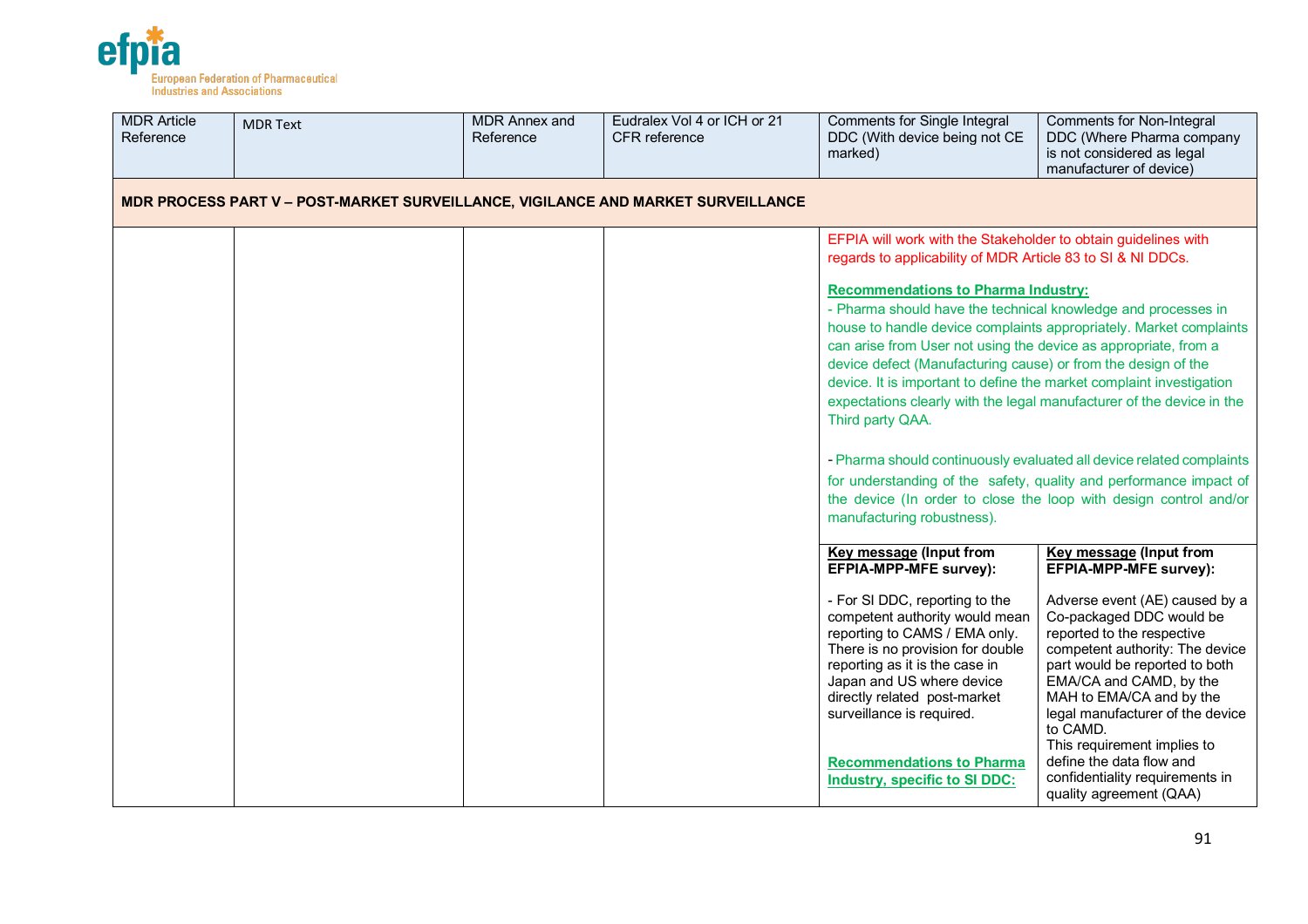| MDR Article Reference | MDR Text | MDR Annex and Reference | Eudralex Vol 4 or ICH or 21 CFR reference | Comments for Single Integral DDC (With device being not CE marked) | Comments for Non-Integral DDC (Where Pharma company is not considered as legal manufacturer of device) |
|---|---|---|---|---|---|
| **MDR PROCESS PART V – POST-MARKET SURVEILLANCE, VIGILANCE AND MARKET SURVEILLANCE** | | | | | |
| | | | | EFPIA will work with the Stakeholder to obtain guidelines with regards to applicability of MDR Article 83 to SI & NI DDCs.<br><br>**Recommendations to Pharma Industry:**<br>- Pharma should have the technical knowledge and processes in house to handle device complaints appropriately. Market complaints can arise from User not using the device as appropriate, from a device defect (Manufacturing cause) or from the design of the device. It is important to define the market complaint investigation expectations clearly with the legal manufacturer of the device in the Third party QAA.<br><br>- Pharma should continuously evaluated all device related complaints for understanding of the safety, quality and performance impact of the device (In order to close the loop with design control and/or manufacturing robustness). | |
| | | | | **Key message (Input from EFPIA-MPP-MFE survey):**<br><br>- For SI DDC, reporting to the competent authority would mean reporting to CAMS / EMA only. There is no provision for double reporting as it is the case in Japan and US where device directly related post-market surveillance is required.<br><br>**Recommendations to Pharma Industry, specific to SI DDC:** | **Key message (Input from EFPIA-MPP-MFE survey):**<br><br>Adverse event (AE) caused by a Co-packaged DDC would be reported to the respective competent authority: The device part would be reported to both EMA/CA and CAMD, by the MAH to EMA/CA and by the legal manufacturer of the device to CAMD.<br>This requirement implies to define the data flow and confidentiality requirements in quality agreement (QAA) |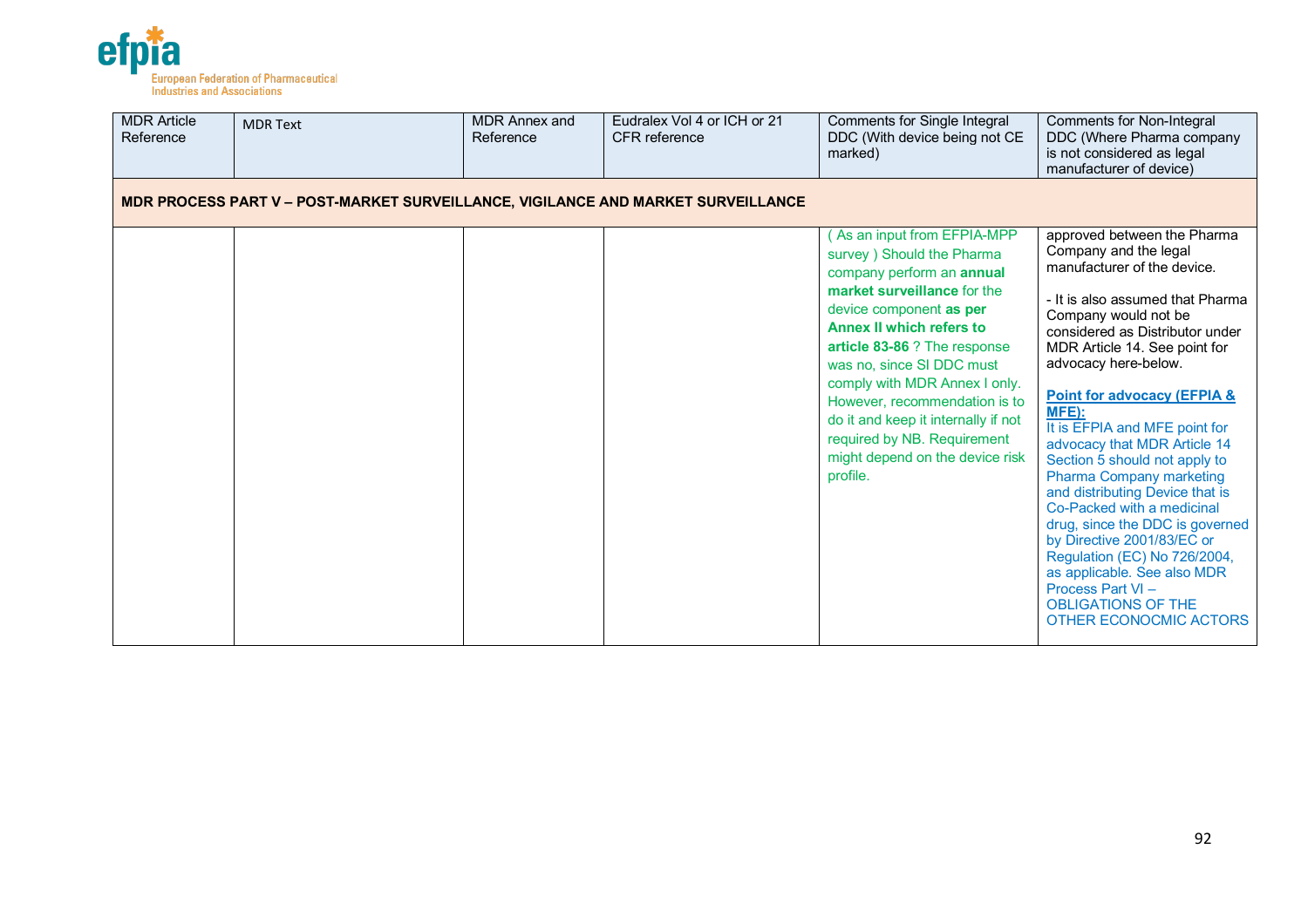| MDR Article Reference | MDR Text | MDR Annex and Reference | Eudralex Vol 4 or ICH or 21 CFR reference | Comments for Single Integral DDC (With device being not CE marked) | Comments for Non-Integral DDC (Where Pharma company is not considered as legal manufacturer of device) |
|---|---|---|---|---|---|
| **MDR PROCESS PART V – POST-MARKET SURVEILLANCE, VIGILANCE AND MARKET SURVEILLANCE** | | | | | |
| | | | | ( As an input from EFPIA-MPP survey ) Should the Pharma company perform an **annual market surveillance** for the device component **as per Annex II which refers to article 83-86** ? The response was no, since SI DDC must comply with MDR Annex I only. However, recommendation is to do it and keep it internally if not required by NB. Requirement might depend on the device risk profile. | approved between the Pharma Company and the legal manufacturer of the device.<br><br>- It is also assumed that Pharma Company would not be considered as Distributor under MDR Article 14. See point for advocacy here-below.<br><br>**Point for advocacy (EFPIA & MFE):**<br>It is EFPIA and MFE point for advocacy that MDR Article 14 Section 5 should not apply to Pharma Company marketing and distributing Device that is Co-Packed with a medicinal drug, since the DDC is governed by Directive 2001/83/EC or Regulation (EC) No 726/2004, as applicable. See also MDR Process Part VI – OBLIGATIONS OF THE OTHER ECONOCMIC ACTORS |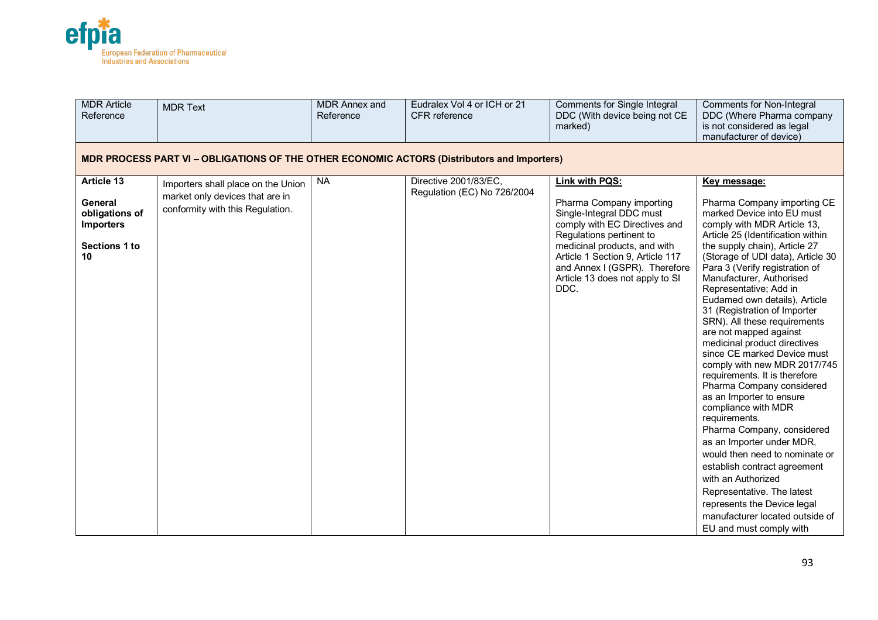| MDR Article Reference | MDR Text | MDR Annex and Reference | Eudralex Vol 4 or ICH or 21 CFR reference | Comments for Single Integral DDC (With device being not CE marked) | Comments for Non-Integral DDC (Where Pharma company is not considered as legal manufacturer of device) |
|---|---|---|---|---|---|
| **MDR PROCESS PART VI – OBLIGATIONS OF THE OTHER ECONOMIC ACTORS (Distributors and Importers)** | | | | | |
| **Article 13**<br><br>**General obligations of Importers**<br><br>**Sections 1 to 10** | Importers shall place on the Union market only devices that are in conformity with this Regulation. | NA | Directive 2001/83/EC, Regulation (EC) No 726/2004 | **Link with PQS:**<br><br>Pharma Company importing Single-Integral DDC must comply with EC Directives and Regulations pertinent to medicinal products, and with Article 1 Section 9, Article 117 and Annex I (GSPR). Therefore Article 13 does not apply to SI DDC. | **Key message:**<br><br>Pharma Company importing CE marked Device into EU must comply with MDR Article 13, Article 25 (Identification within the supply chain), Article 27 (Storage of UDI data), Article 30 Para 3 (Verify registration of Manufacturer, Authorised Representative; Add in Eudamed own details), Article 31 (Registration of Importer SRN). All these requirements are not mapped against medicinal product directives since CE marked Device must comply with new MDR 2017/745 requirements. It is therefore Pharma Company considered as an Importer to ensure compliance with MDR requirements.<br>Pharma Company, considered as an Importer under MDR, would then need to nominate or establish contract agreement with an Authorized Representative. The latest represents the Device legal manufacturer located outside of EU and must comply with |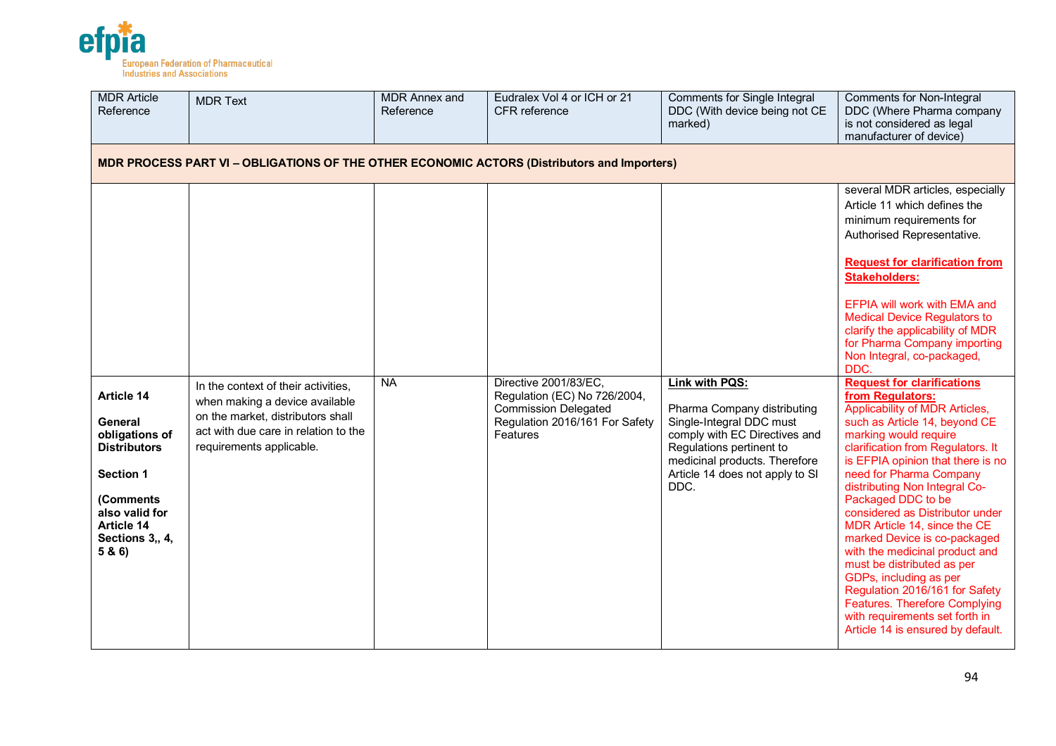| MDR Article Reference | MDR Text | MDR Annex and Reference | Eudralex Vol 4 or ICH or 21 CFR reference | Comments for Single Integral DDC (With device being not CE marked) | Comments for Non-Integral DDC (Where Pharma company is not considered as legal manufacturer of device) |
|---|---|---|---|---|---|
| **MDR PROCESS PART VI – OBLIGATIONS OF THE OTHER ECONOMIC ACTORS (Distributors and Importers)** | | | | | |
| | | | | | several MDR articles, especially Article 11 which defines the minimum requirements for Authorised Representative.<br><br>**Request for clarification from Stakeholders:**<br><br>EFPIA will work with EMA and Medical Device Regulators to clarify the applicability of MDR for Pharma Company importing Non Integral, co-packaged, DDC. |
| **Article 14**<br><br>**General obligations of Distributors**<br><br>**Section 1**<br><br>**(Comments also valid for Article 14 Sections 3,, 4, 5 & 6)** | In the context of their activities, when making a device available on the market, distributors shall act with due care in relation to the requirements applicable. | NA | Directive 2001/83/EC, Regulation (EC) No 726/2004, Commission Delegated Regulation 2016/161 For Safety Features | **Link with PQS:**<br><br>Pharma Company distributing Single-Integral DDC must comply with EC Directives and Regulations pertinent to medicinal products. Therefore Article 14 does not apply to SI DDC. | **Request for clarifications from Regulators:**<br>Applicability of MDR Articles, such as Article 14, beyond CE marking would require clarification from Regulators. It is EFPIA opinion that there is no need for Pharma Company distributing Non Integral Co-Packaged DDC to be considered as Distributor under MDR Article 14, since the CE marked Device is co-packaged with the medicinal product and must be distributed as per GDPs, including as per Regulation 2016/161 for Safety Features. Therefore Complying with requirements set forth in Article 14 is ensured by default. |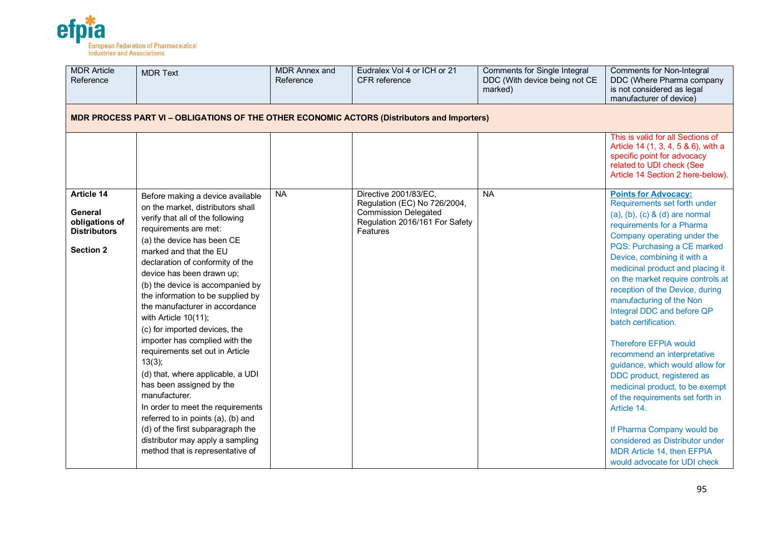| MDR Article Reference | MDR Text | MDR Annex and Reference | Eudralex Vol 4 or ICH or 21 CFR reference | Comments for Single Integral DDC (With device being not CE marked) | Comments for Non-Integral DDC (Where Pharma company is not considered as legal manufacturer of device) |
|---|---|---|---|---|---|
| **MDR PROCESS PART VI – OBLIGATIONS OF THE OTHER ECONOMIC ACTORS (Distributors and Importers)** | | | | | |
| | | | | | This is valid for all Sections of Article 14 (1, 3, 4, 5 & 6), with a specific point for advocacy related to UDI check (See Article 14 Section 2 here-below). |
| **Article 14**<br><br>**General obligations of Distributors**<br><br>**Section 2** | Before making a device available on the market, distributors shall verify that all of the following requirements are met:<br>(a) the device has been CE marked and that the EU declaration of conformity of the device has been drawn up;<br>(b) the device is accompanied by the information to be supplied by the manufacturer in accordance with Article 10(11);<br>(c) for imported devices, the importer has complied with the requirements set out in Article 13(3);<br>(d) that, where applicable, a UDI has been assigned by the manufacturer.<br>In order to meet the requirements referred to in points (a), (b) and (d) of the first subparagraph the distributor may apply a sampling method that is representative of | NA | Directive 2001/83/EC, Regulation (EC) No 726/2004, Commission Delegated Regulation 2016/161 For Safety Features | NA | **Points for Advocacy:**<br>Requirements set forth under (a), (b), (c) & (d) are normal requirements for a Pharma Company operating under the PQS: Purchasing a CE marked Device, combining it with a medicinal product and placing it on the market require controls at reception of the Device, during manufacturing of the Non Integral DDC and before QP batch certification.<br><br>Therefore EFPIA would recommend an interpretative guidance, which would allow for DDC product, registered as medicinal product, to be exempt of the requirements set forth in Article 14.<br><br>If Pharma Company would be considered as Distributor under MDR Article 14, then EFPIA would advocate for UDI check |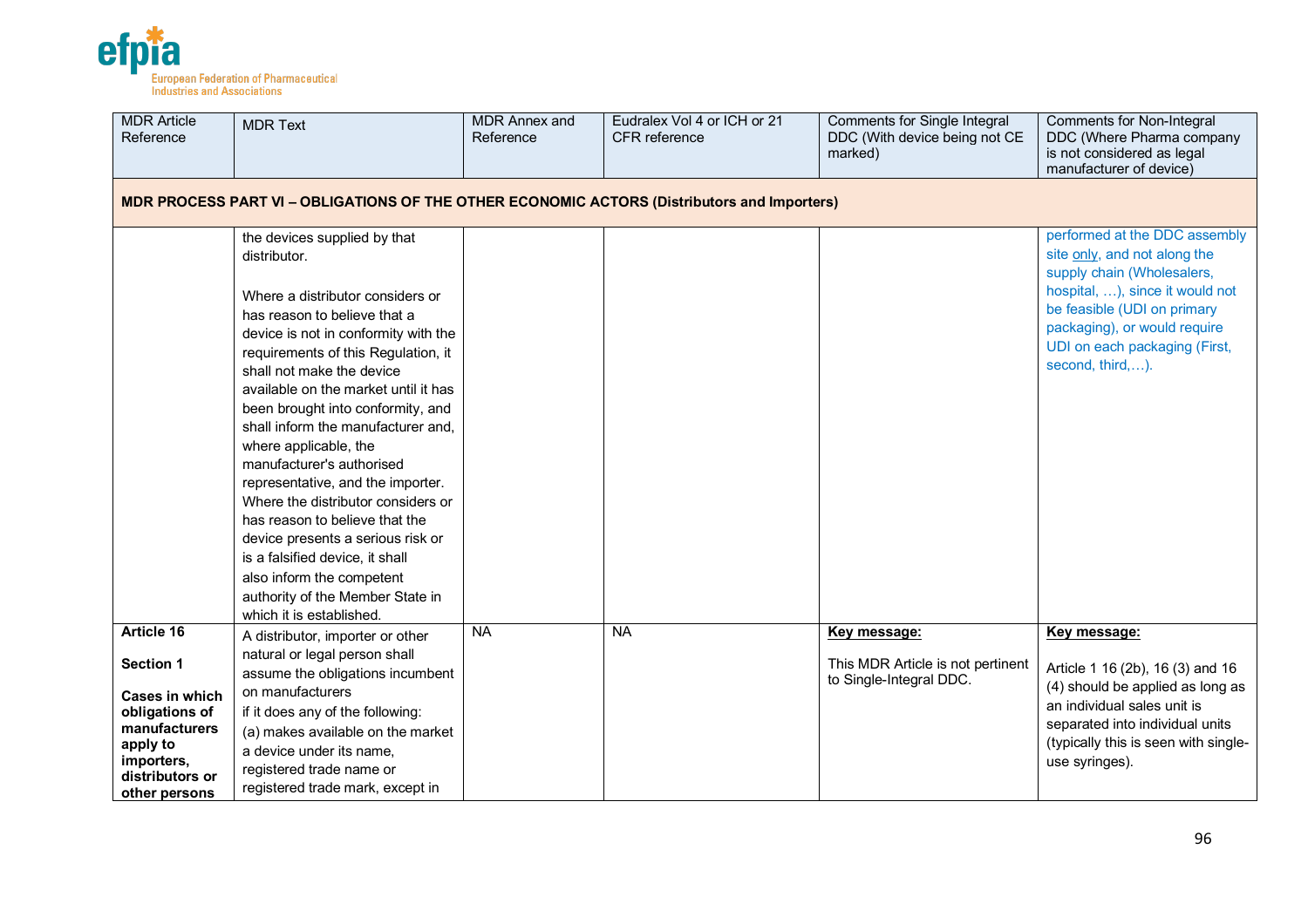| MDR Article Reference | MDR Text | MDR Annex and Reference | Eudralex Vol 4 or ICH or 21 CFR reference | Comments for Single Integral DDC (With device being not CE marked) | Comments for Non-Integral DDC (Where Pharma company is not considered as legal manufacturer of device) |
|---|---|---|---|---|---|
| **MDR PROCESS PART VI – OBLIGATIONS OF THE OTHER ECONOMIC ACTORS (Distributors and Importers)** | | | | | |
| | the devices supplied by that distributor.<br><br>Where a distributor considers or has reason to believe that a device is not in conformity with the requirements of this Regulation, it shall not make the device available on the market until it has been brought into conformity, and shall inform the manufacturer and, where applicable, the manufacturer's authorised representative, and the importer. Where the distributor considers or has reason to believe that the device presents a serious risk or is a falsified device, it shall also inform the competent authority of the Member State in which it is established. | | | | performed at the DDC assembly site only, and not along the supply chain (Wholesalers, hospital, …), since it would not be feasible (UDI on primary packaging), or would require UDI on each packaging (First, second, third,…). |
| **Article 16**<br><br>**Section 1**<br><br>**Cases in which obligations of manufacturers apply to importers, distributors or other persons** | A distributor, importer or other natural or legal person shall assume the obligations incumbent on manufacturers if it does any of the following:<br>(a) makes available on the market a device under its name, registered trade name or registered trade mark, except in | NA | NA | **Key message:**<br><br>This MDR Article is not pertinent to Single-Integral DDC. | **Key message:**<br><br>Article 1 16 (2b), 16 (3) and 16 (4) should be applied as long as an individual sales unit is separated into individual units (typically this is seen with single-use syringes). |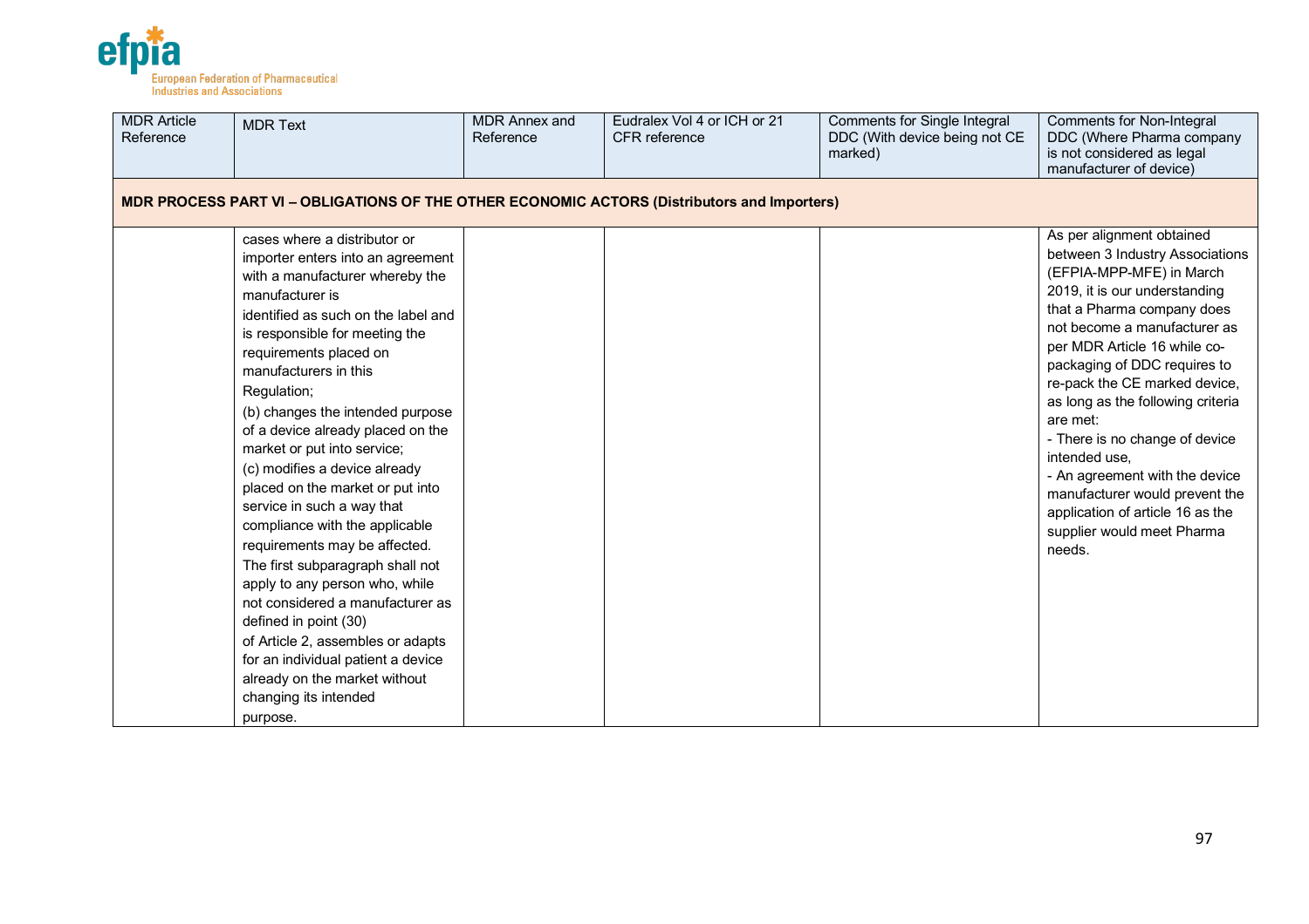| MDR Article Reference | MDR Text | MDR Annex and Reference | Eudralex Vol 4 or ICH or 21 CFR reference | Comments for Single Integral DDC (With device being not CE marked) | Comments for Non-Integral DDC (Where Pharma company is not considered as legal manufacturer of device) |
|---|---|---|---|---|---|
| **MDR PROCESS PART VI – OBLIGATIONS OF THE OTHER ECONOMIC ACTORS (Distributors and Importers)** | | | | | |
| | cases where a distributor or importer enters into an agreement with a manufacturer whereby the manufacturer is identified as such on the label and is responsible for meeting the requirements placed on manufacturers in this Regulation;<br>(b) changes the intended purpose of a device already placed on the market or put into service;<br>(c) modifies a device already placed on the market or put into service in such a way that compliance with the applicable requirements may be affected.<br>The first subparagraph shall not apply to any person who, while not considered a manufacturer as defined in point (30) of Article 2, assembles or adapts for an individual patient a device already on the market without changing its intended purpose. | | | | As per alignment obtained between 3 Industry Associations (EFPIA-MPP-MFE) in March 2019, it is our understanding that a Pharma company does not become a manufacturer as per MDR Article 16 while co-packaging of DDC requires to re-pack the CE marked device, as long as the following criteria are met:<br>- There is no change of device intended use,<br>- An agreement with the device manufacturer would prevent the application of article 16 as the supplier would meet Pharma needs. |